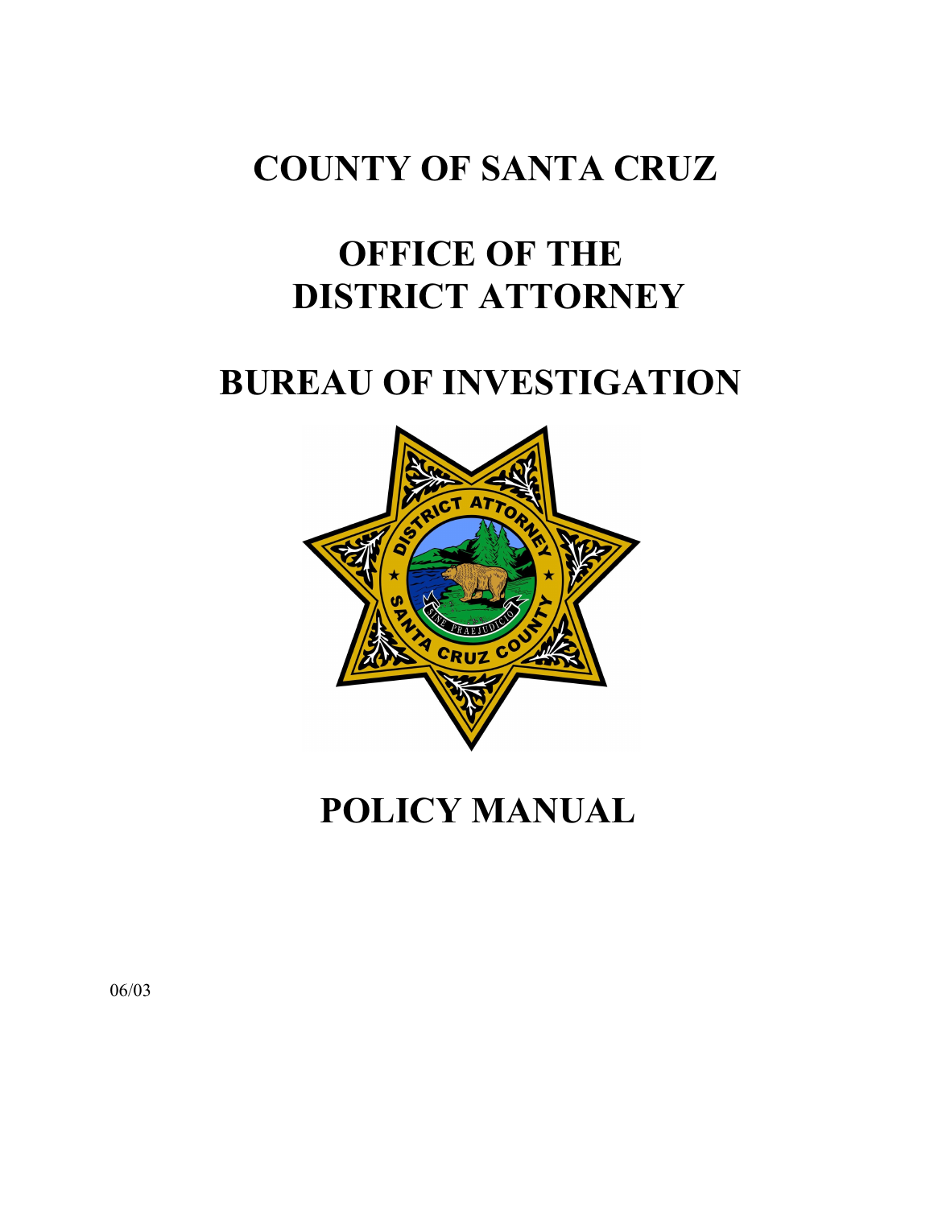# COUNTY OF SANTA CRUZ

# OFFICE OF THE DISTRICT ATTORNEY

# BUREAU OF INVESTIGATION

# POLICY MANUAL

06/03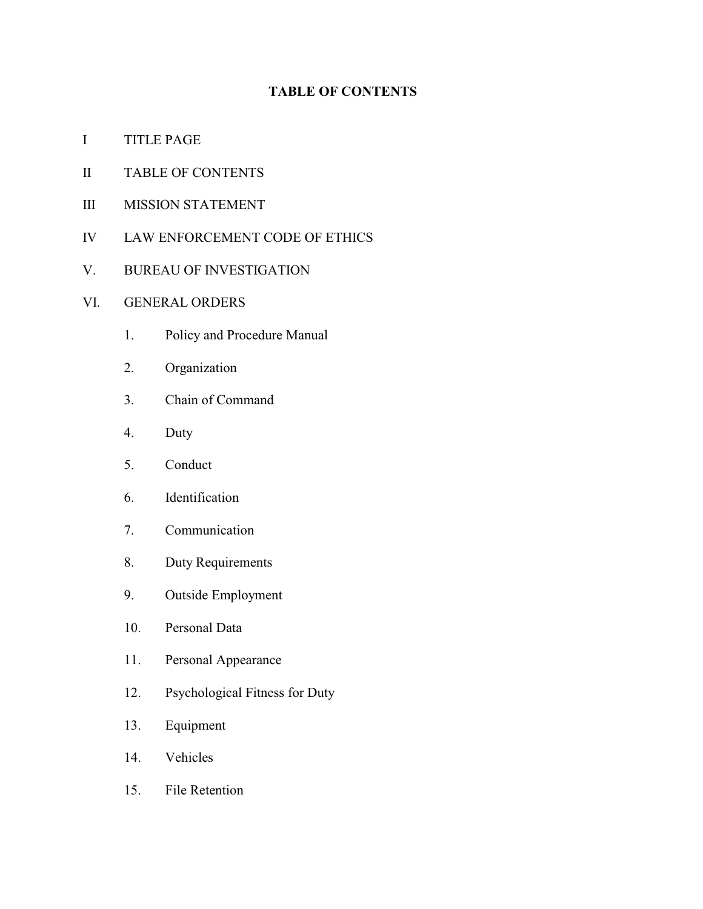# TABLE OF CONTENTS

I TITLE PAGE

II TABLE OF CONTENTS

III MISSION STATEMENT

IV LAW ENFORCEMENT CODE OF ETHICS

V. BUREAU OF INVESTIGATION

VI. GENERAL ORDERS

1. Policy and Procedure Manual
2. Organization
3. Chain of Command
4. Duty
5. Conduct
6. Identification
7. Communication
8. Duty Requirements
9. Outside Employment
10. Personal Data
11. Personal Appearance
12. Psychological Fitness for Duty
13. Equipment
14. Vehicles
15. File Retention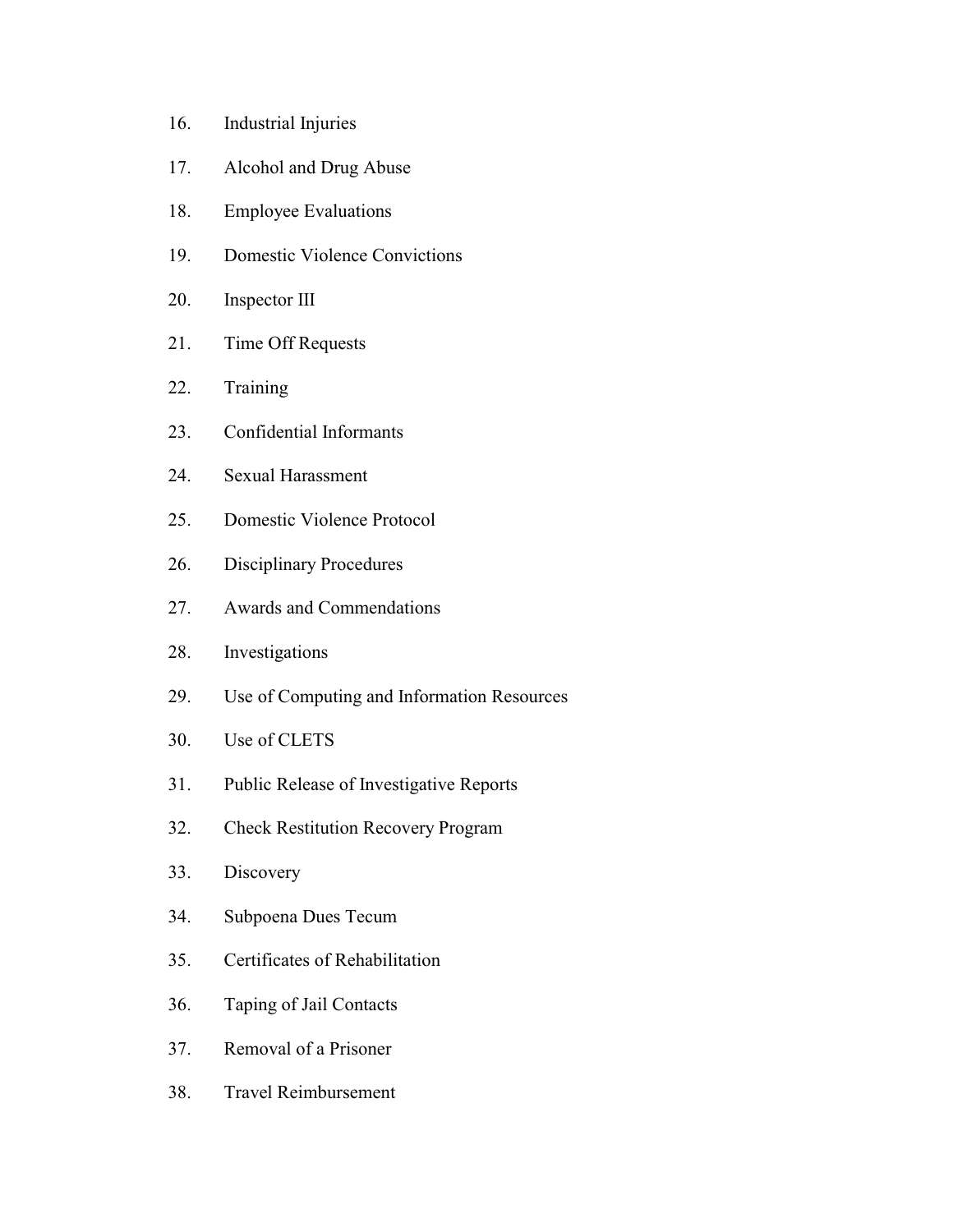16. Industrial Injuries
17. Alcohol and Drug Abuse
18. Employee Evaluations
19. Domestic Violence Convictions
20. Inspector III
21. Time Off Requests
22. Training
23. Confidential Informants
24. Sexual Harassment
25. Domestic Violence Protocol
26. Disciplinary Procedures
27. Awards and Commendations
28. Investigations
29. Use of Computing and Information Resources
30. Use of CLETS
31. Public Release of Investigative Reports
32. Check Restitution Recovery Program
33. Discovery
34. Subpoena Dues Tecum
35. Certificates of Rehabilitation
36. Taping of Jail Contacts
37. Removal of a Prisoner
38. Travel Reimbursement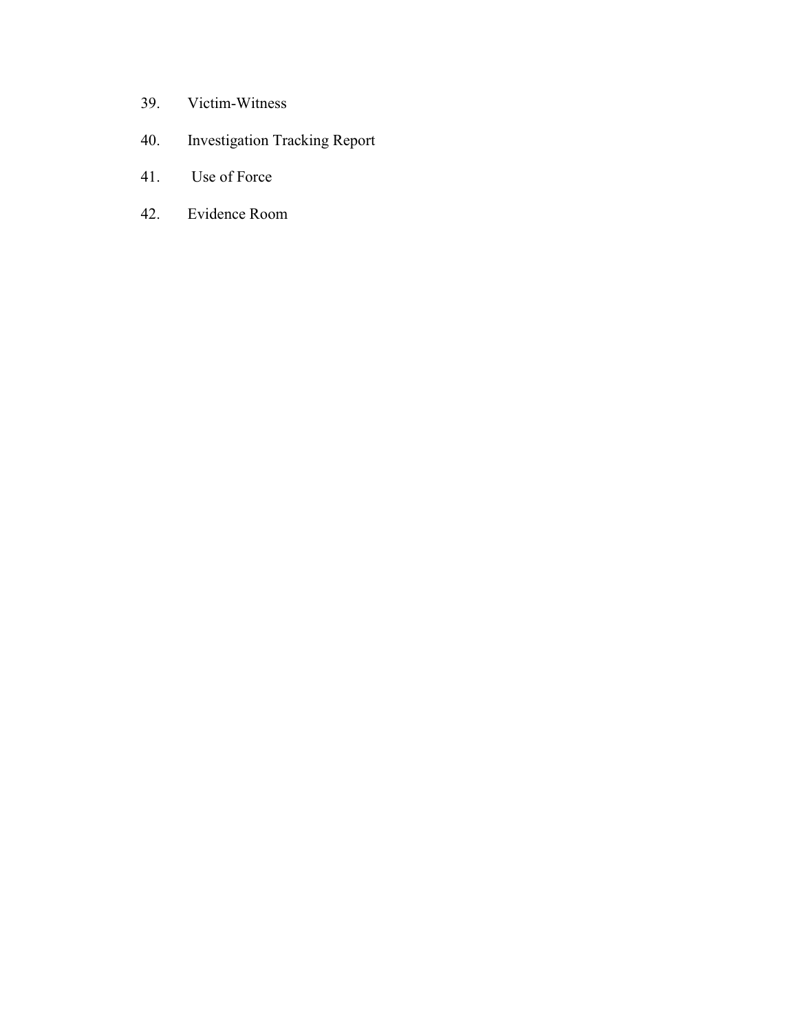39. Victim-Witness

40. Investigation Tracking Report

41. Use of Force

42. Evidence Room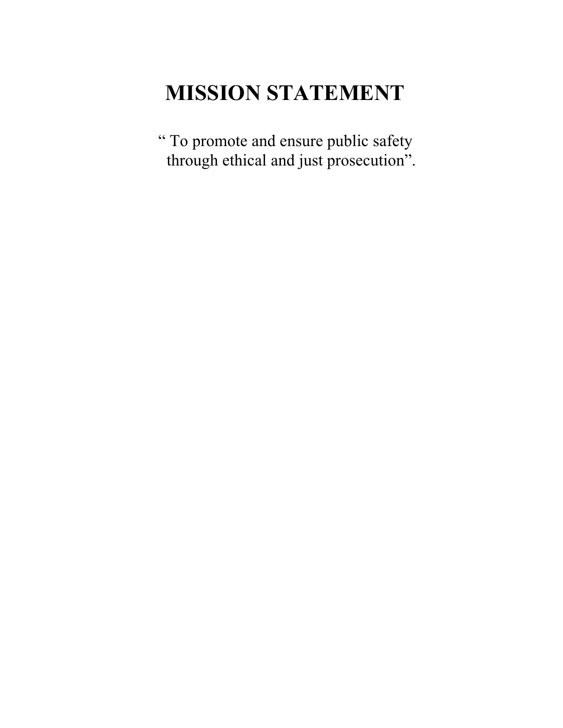# MISSION STATEMENT

" To promote and ensure public safety through ethical and just prosecution".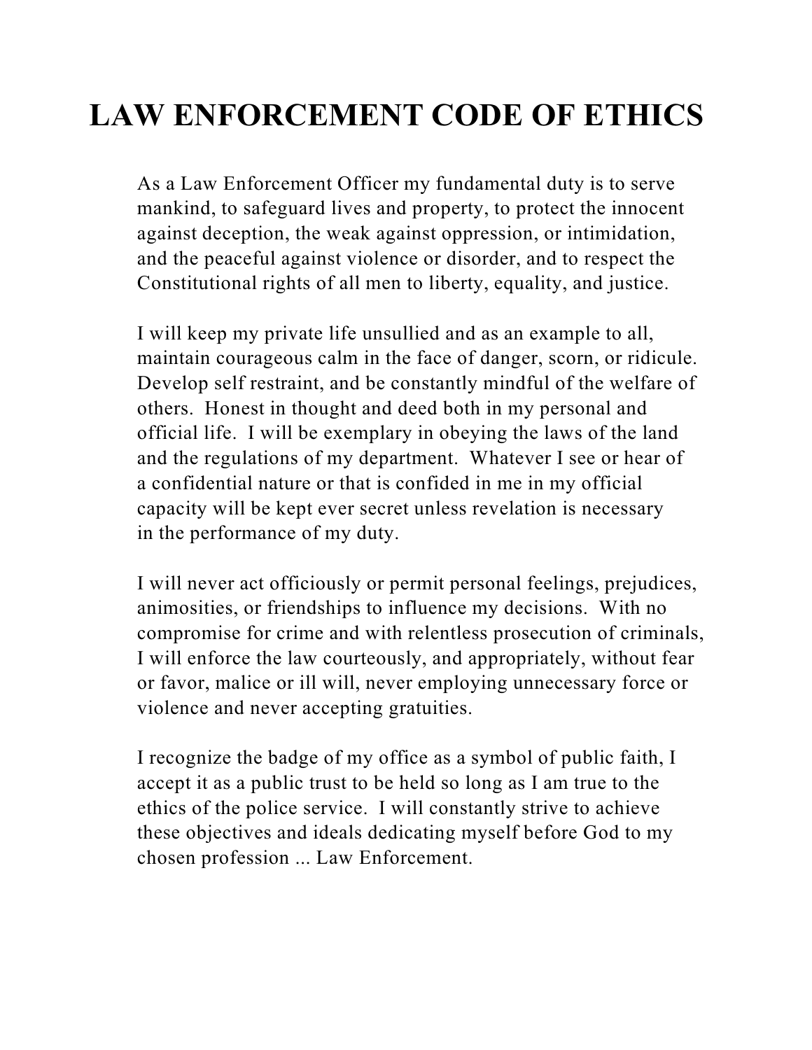# LAW ENFORCEMENT CODE OF ETHICS

As a Law Enforcement Officer my fundamental duty is to serve mankind, to safeguard lives and property, to protect the innocent against deception, the weak against oppression, or intimidation, and the peaceful against violence or disorder, and to respect the Constitutional rights of all men to liberty, equality, and justice.

I will keep my private life unsullied and as an example to all, maintain courageous calm in the face of danger, scorn, or ridicule. Develop self restraint, and be constantly mindful of the welfare of others. Honest in thought and deed both in my personal and official life. I will be exemplary in obeying the laws of the land and the regulations of my department. Whatever I see or hear of a confidential nature or that is confided in me in my official capacity will be kept ever secret unless revelation is necessary in the performance of my duty.

I will never act officiously or permit personal feelings, prejudices, animosities, or friendships to influence my decisions. With no compromise for crime and with relentless prosecution of criminals, I will enforce the law courteously, and appropriately, without fear or favor, malice or ill will, never employing unnecessary force or violence and never accepting gratuities.

I recognize the badge of my office as a symbol of public faith, I accept it as a public trust to be held so long as I am true to the ethics of the police service. I will constantly strive to achieve these objectives and ideals dedicating myself before God to my chosen profession ... Law Enforcement.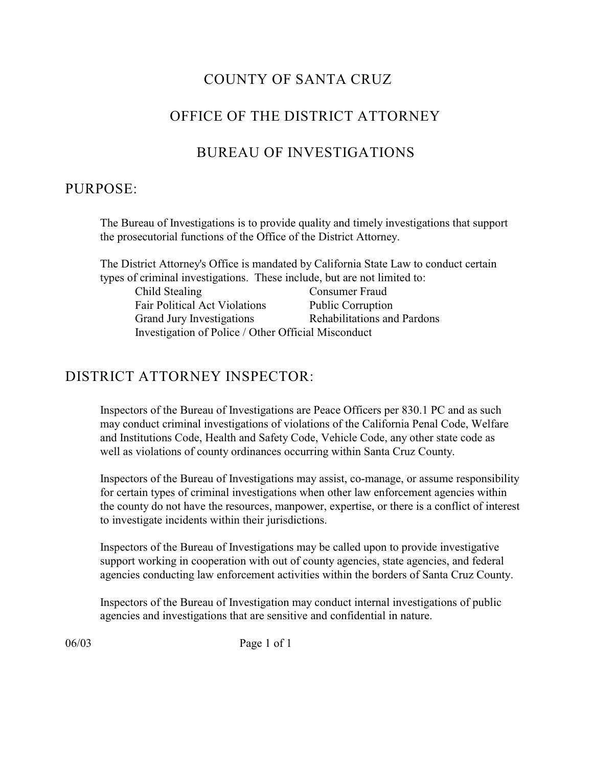# COUNTY OF SANTA CRUZ

# OFFICE OF THE DISTRICT ATTORNEY

# BUREAU OF INVESTIGATIONS

## PURPOSE:

The Bureau of Investigations is to provide quality and timely investigations that support the prosecutorial functions of the Office of the District Attorney.

The District Attorney's Office is mandated by California State Law to conduct certain types of criminal investigations. These include, but are not limited to:

- Child Stealing
- Consumer Fraud
- Fair Political Act Violations
- Public Corruption
- Grand Jury Investigations
- Rehabilitations and Pardons
- Investigation of Police / Other Official Misconduct

## DISTRICT ATTORNEY INSPECTOR:

Inspectors of the Bureau of Investigations are Peace Officers per 830.1 PC and as such may conduct criminal investigations of violations of the California Penal Code, Welfare and Institutions Code, Health and Safety Code, Vehicle Code, any other state code as well as violations of county ordinances occurring within Santa Cruz County.

Inspectors of the Bureau of Investigations may assist, co-manage, or assume responsibility for certain types of criminal investigations when other law enforcement agencies within the county do not have the resources, manpower, expertise, or there is a conflict of interest to investigate incidents within their jurisdictions.

Inspectors of the Bureau of Investigations may be called upon to provide investigative support working in cooperation with out of county agencies, state agencies, and federal agencies conducting law enforcement activities within the borders of Santa Cruz County.

Inspectors of the Bureau of Investigation may conduct internal investigations of public agencies and investigations that are sensitive and confidential in nature.

06/03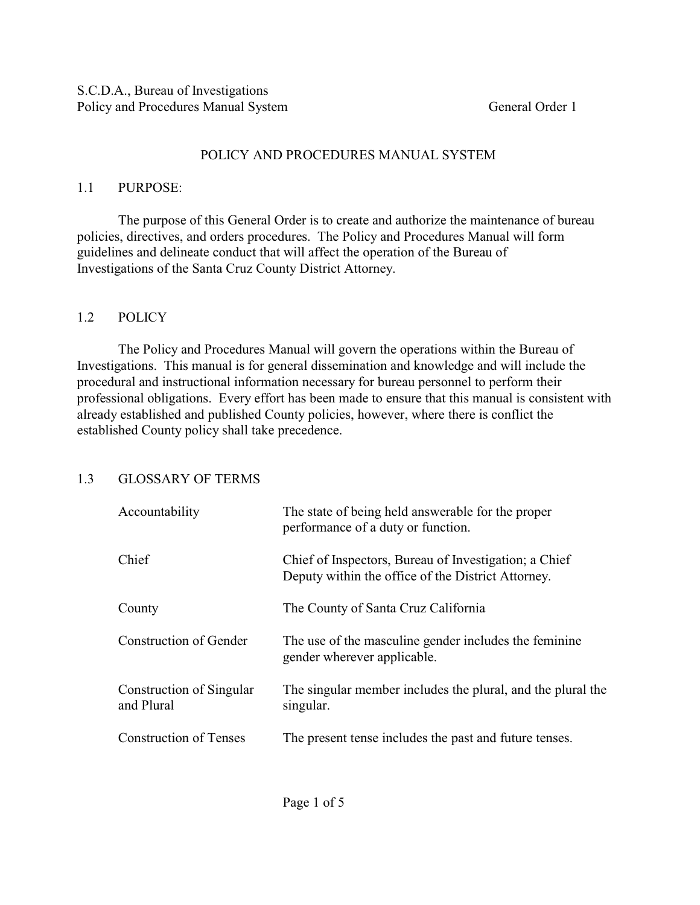S.C.D.A., Bureau of Investigations
Policy and Procedures Manual System General Order 1

## POLICY AND PROCEDURES MANUAL SYSTEM

### 1.1 PURPOSE:

The purpose of this General Order is to create and authorize the maintenance of bureau policies, directives, and orders procedures. The Policy and Procedures Manual will form guidelines and delineate conduct that will affect the operation of the Bureau of Investigations of the Santa Cruz County District Attorney.

### 1.2 POLICY

The Policy and Procedures Manual will govern the operations within the Bureau of Investigations. This manual is for general dissemination and knowledge and will include the procedural and instructional information necessary for bureau personnel to perform their professional obligations. Every effort has been made to ensure that this manual is consistent with already established and published County policies, however, where there is conflict the established County policy shall take precedence.

### 1.3 GLOSSARY OF TERMS

| Term | Definition |
| --- | --- |
| Accountability | The state of being held answerable for the proper performance of a duty or function. |
| Chief | Chief of Inspectors, Bureau of Investigation; a Chief Deputy within the office of the District Attorney. |
| County | The County of Santa Cruz California |
| Construction of Gender | The use of the masculine gender includes the feminine gender wherever applicable. |
| Construction of Singular and Plural | The singular member includes the plural, and the plural the singular. |
| Construction of Tenses | The present tense includes the past and future tenses. |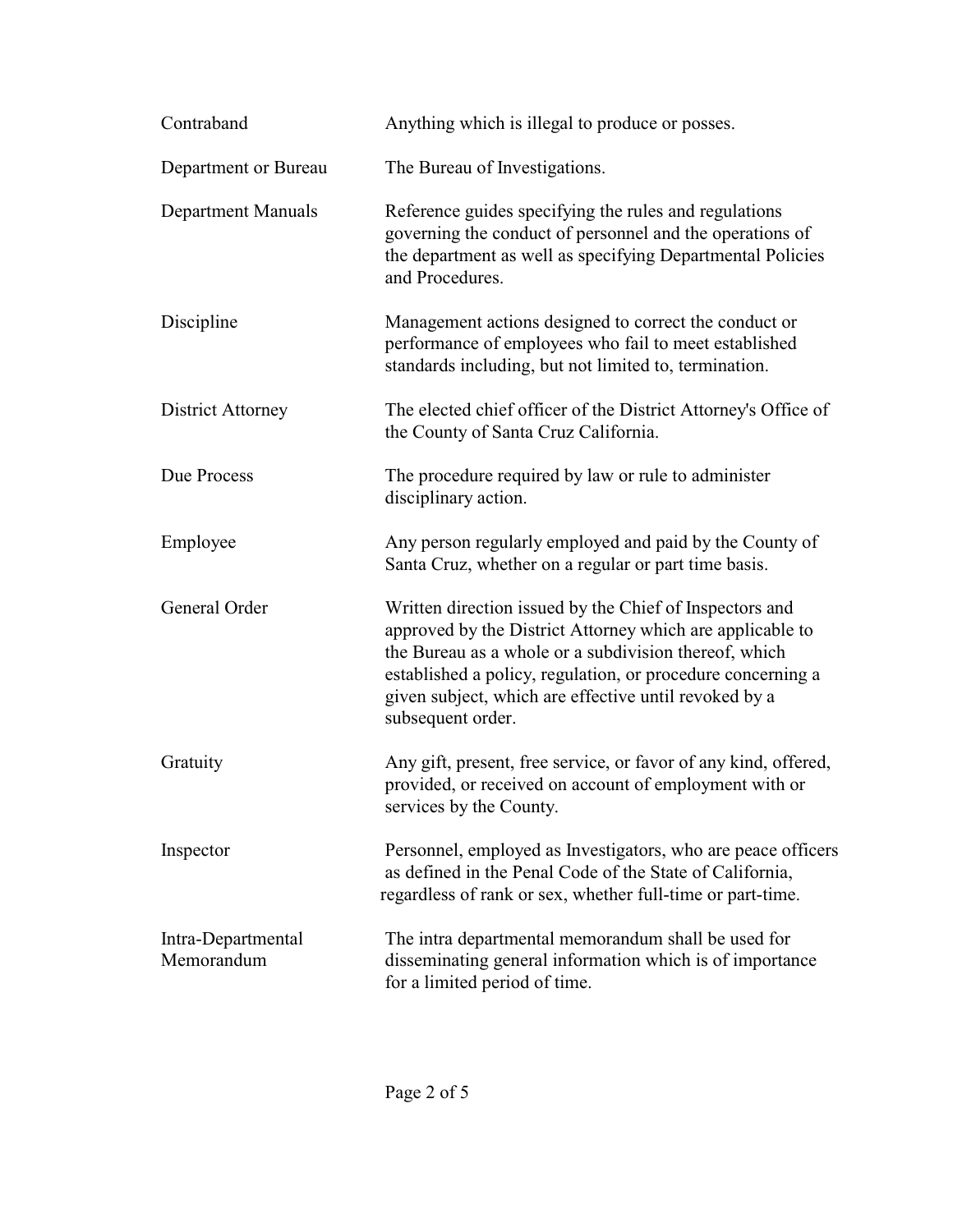| | |
|---|---|
| Contraband | Anything which is illegal to produce or posses. |
| Department or Bureau | The Bureau of Investigations. |
| Department Manuals | Reference guides specifying the rules and regulations governing the conduct of personnel and the operations of the department as well as specifying Departmental Policies and Procedures. |
| Discipline | Management actions designed to correct the conduct or performance of employees who fail to meet established standards including, but not limited to, termination. |
| District Attorney | The elected chief officer of the District Attorney's Office of the County of Santa Cruz California. |
| Due Process | The procedure required by law or rule to administer disciplinary action. |
| Employee | Any person regularly employed and paid by the County of Santa Cruz, whether on a regular or part time basis. |
| General Order | Written direction issued by the Chief of Inspectors and approved by the District Attorney which are applicable to the Bureau as a whole or a subdivision thereof, which established a policy, regulation, or procedure concerning a given subject, which are effective until revoked by a subsequent order. |
| Gratuity | Any gift, present, free service, or favor of any kind, offered, provided, or received on account of employment with or services by the County. |
| Inspector | Personnel, employed as Investigators, who are peace officers as defined in the Penal Code of the State of California, regardless of rank or sex, whether full-time or part-time. |
| Intra-Departmental Memorandum | The intra departmental memorandum shall be used for disseminating general information which is of importance for a limited period of time. |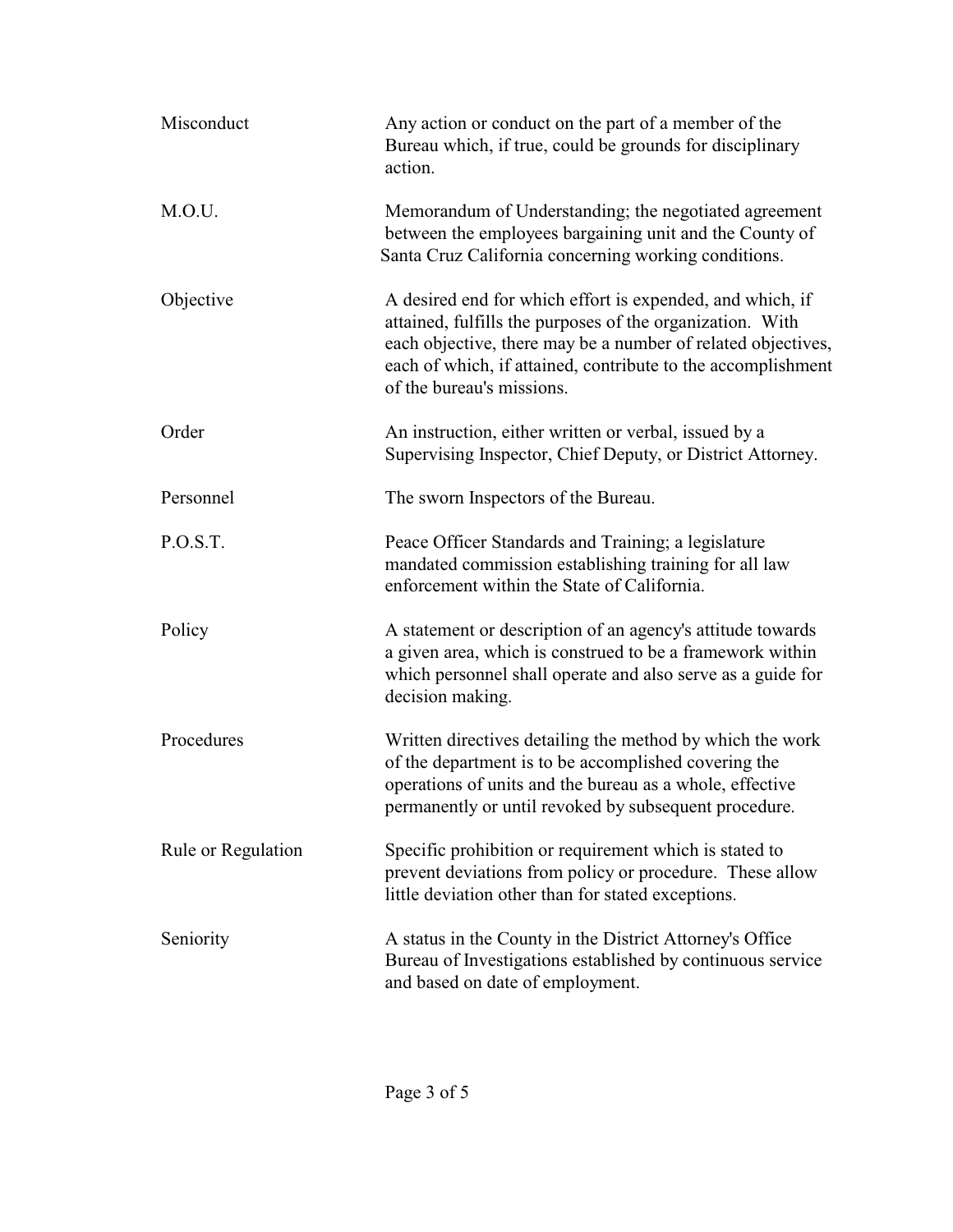| | |
|---|---|
| Misconduct | Any action or conduct on the part of a member of the Bureau which, if true, could be grounds for disciplinary action. |
| M.O.U. | Memorandum of Understanding; the negotiated agreement between the employees bargaining unit and the County of Santa Cruz California concerning working conditions. |
| Objective | A desired end for which effort is expended, and which, if attained, fulfills the purposes of the organization. With each objective, there may be a number of related objectives, each of which, if attained, contribute to the accomplishment of the bureau's missions. |
| Order | An instruction, either written or verbal, issued by a Supervising Inspector, Chief Deputy, or District Attorney. |
| Personnel | The sworn Inspectors of the Bureau. |
| P.O.S.T. | Peace Officer Standards and Training; a legislature mandated commission establishing training for all law enforcement within the State of California. |
| Policy | A statement or description of an agency's attitude towards a given area, which is construed to be a framework within which personnel shall operate and also serve as a guide for decision making. |
| Procedures | Written directives detailing the method by which the work of the department is to be accomplished covering the operations of units and the bureau as a whole, effective permanently or until revoked by subsequent procedure. |
| Rule or Regulation | Specific prohibition or requirement which is stated to prevent deviations from policy or procedure. These allow little deviation other than for stated exceptions. |
| Seniority | A status in the County in the District Attorney's Office Bureau of Investigations established by continuous service and based on date of employment. |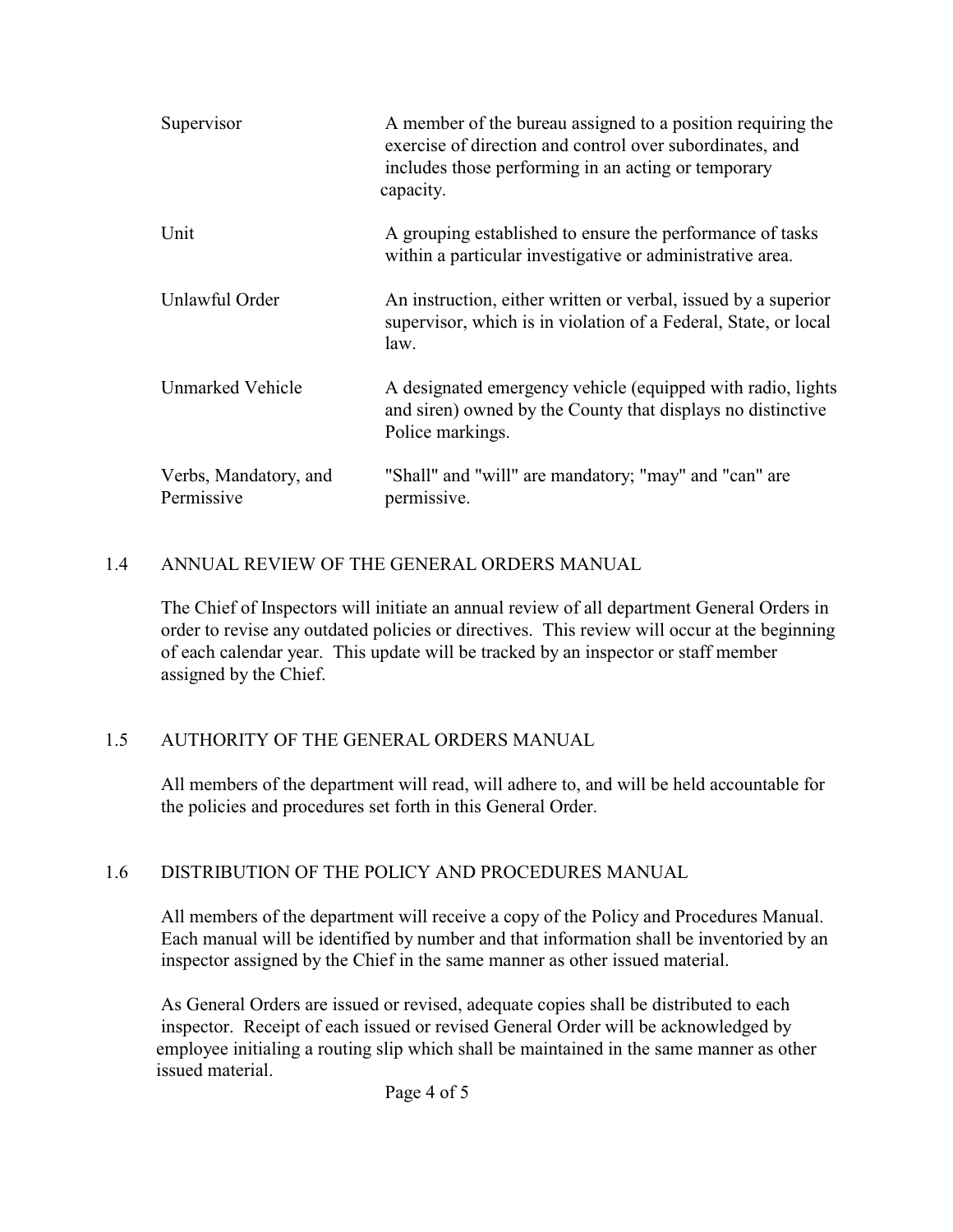| | |
|---|---|
| Supervisor | A member of the bureau assigned to a position requiring the exercise of direction and control over subordinates, and includes those performing in an acting or temporary capacity. |
| Unit | A grouping established to ensure the performance of tasks within a particular investigative or administrative area. |
| Unlawful Order | An instruction, either written or verbal, issued by a superior supervisor, which is in violation of a Federal, State, or local law. |
| Unmarked Vehicle | A designated emergency vehicle (equipped with radio, lights and siren) owned by the County that displays no distinctive Police markings. |
| Verbs, Mandatory, and Permissive | "Shall" and "will" are mandatory; "may" and "can" are permissive. |

## 1.4 ANNUAL REVIEW OF THE GENERAL ORDERS MANUAL

The Chief of Inspectors will initiate an annual review of all department General Orders in order to revise any outdated policies or directives. This review will occur at the beginning of each calendar year. This update will be tracked by an inspector or staff member assigned by the Chief.

## 1.5 AUTHORITY OF THE GENERAL ORDERS MANUAL

All members of the department will read, will adhere to, and will be held accountable for the policies and procedures set forth in this General Order.

## 1.6 DISTRIBUTION OF THE POLICY AND PROCEDURES MANUAL

All members of the department will receive a copy of the Policy and Procedures Manual. Each manual will be identified by number and that information shall be inventoried by an inspector assigned by the Chief in the same manner as other issued material.

As General Orders are issued or revised, adequate copies shall be distributed to each inspector. Receipt of each issued or revised General Order will be acknowledged by employee initialing a routing slip which shall be maintained in the same manner as other issued material.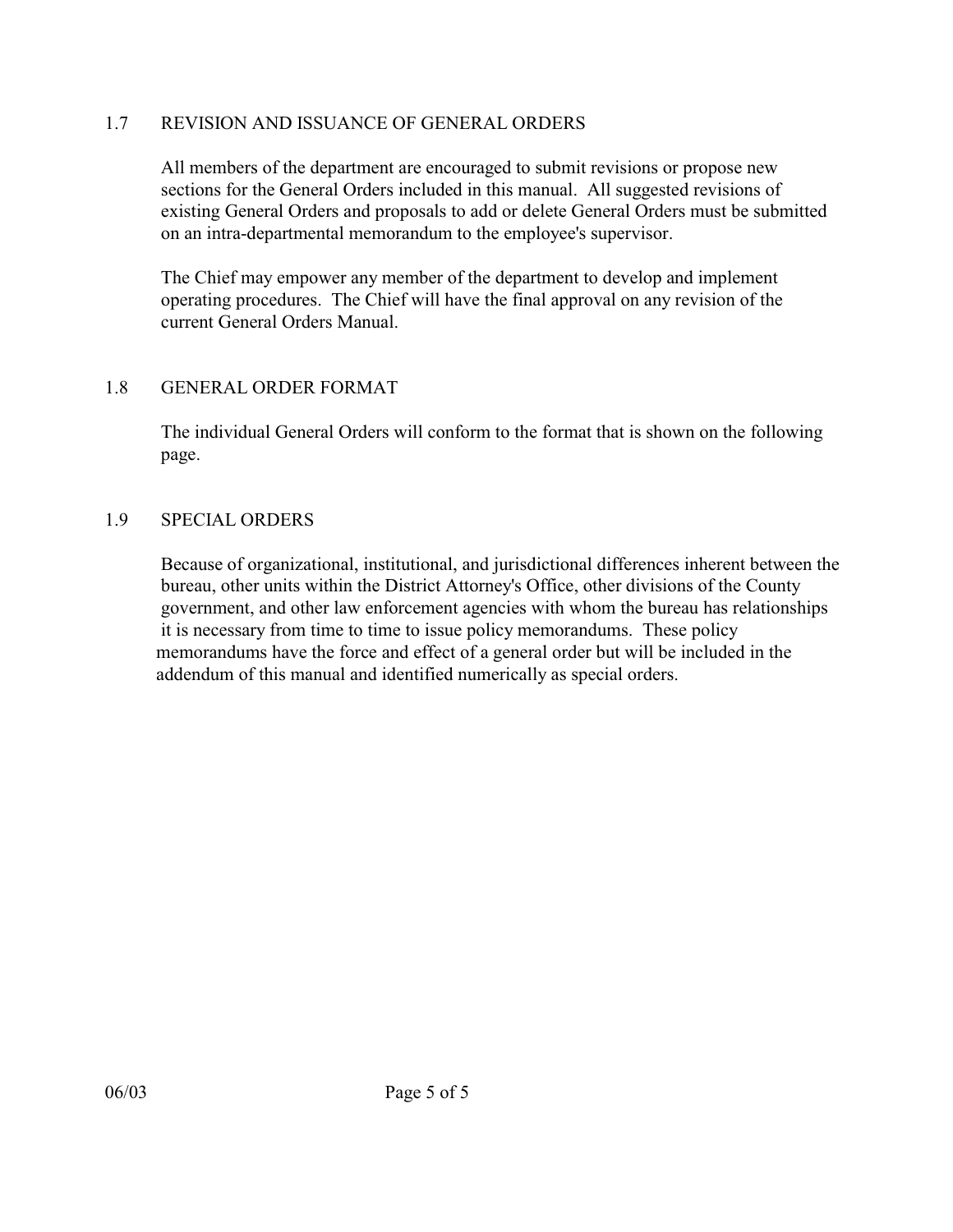## 1.7 REVISION AND ISSUANCE OF GENERAL ORDERS

All members of the department are encouraged to submit revisions or propose new sections for the General Orders included in this manual. All suggested revisions of existing General Orders and proposals to add or delete General Orders must be submitted on an intra-departmental memorandum to the employee's supervisor.

The Chief may empower any member of the department to develop and implement operating procedures. The Chief will have the final approval on any revision of the current General Orders Manual.

## 1.8 GENERAL ORDER FORMAT

The individual General Orders will conform to the format that is shown on the following page.

## 1.9 SPECIAL ORDERS

Because of organizational, institutional, and jurisdictional differences inherent between the bureau, other units within the District Attorney's Office, other divisions of the County government, and other law enforcement agencies with whom the bureau has relationships it is necessary from time to time to issue policy memorandums. These policy memorandums have the force and effect of a general order but will be included in the addendum of this manual and identified numerically as special orders.

06/03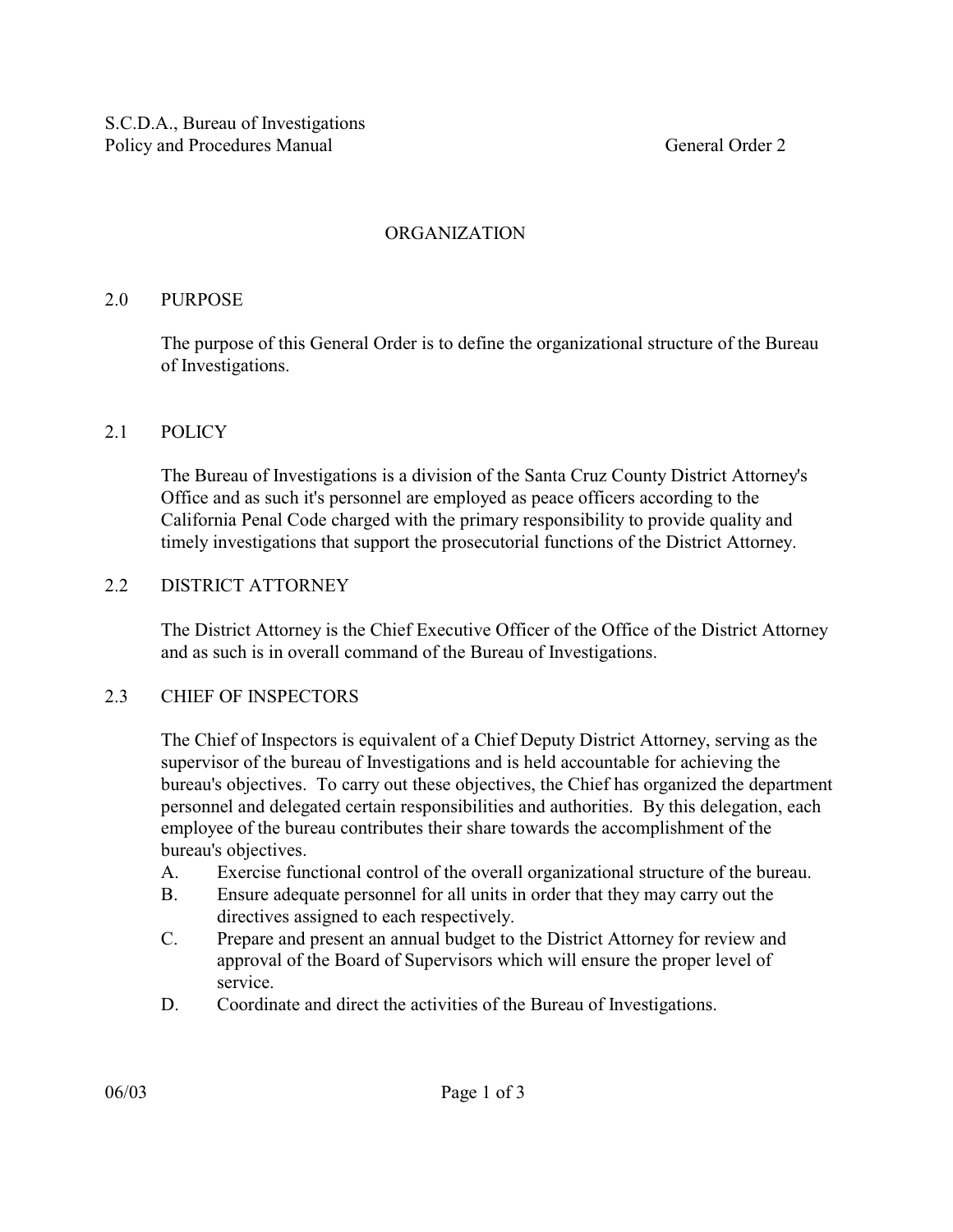S.C.D.A., Bureau of Investigations
Policy and Procedures Manual — General Order 2

# ORGANIZATION

## 2.0 PURPOSE

The purpose of this General Order is to define the organizational structure of the Bureau of Investigations.

## 2.1 POLICY

The Bureau of Investigations is a division of the Santa Cruz County District Attorney's Office and as such it's personnel are employed as peace officers according to the California Penal Code charged with the primary responsibility to provide quality and timely investigations that support the prosecutorial functions of the District Attorney.

## 2.2 DISTRICT ATTORNEY

The District Attorney is the Chief Executive Officer of the Office of the District Attorney and as such is in overall command of the Bureau of Investigations.

## 2.3 CHIEF OF INSPECTORS

The Chief of Inspectors is equivalent of a Chief Deputy District Attorney, serving as the supervisor of the bureau of Investigations and is held accountable for achieving the bureau's objectives. To carry out these objectives, the Chief has organized the department personnel and delegated certain responsibilities and authorities. By this delegation, each employee of the bureau contributes their share towards the accomplishment of the bureau's objectives.

A. Exercise functional control of the overall organizational structure of the bureau.
B. Ensure adequate personnel for all units in order that they may carry out the directives assigned to each respectively.
C. Prepare and present an annual budget to the District Attorney for review and approval of the Board of Supervisors which will ensure the proper level of service.
D. Coordinate and direct the activities of the Bureau of Investigations.

06/03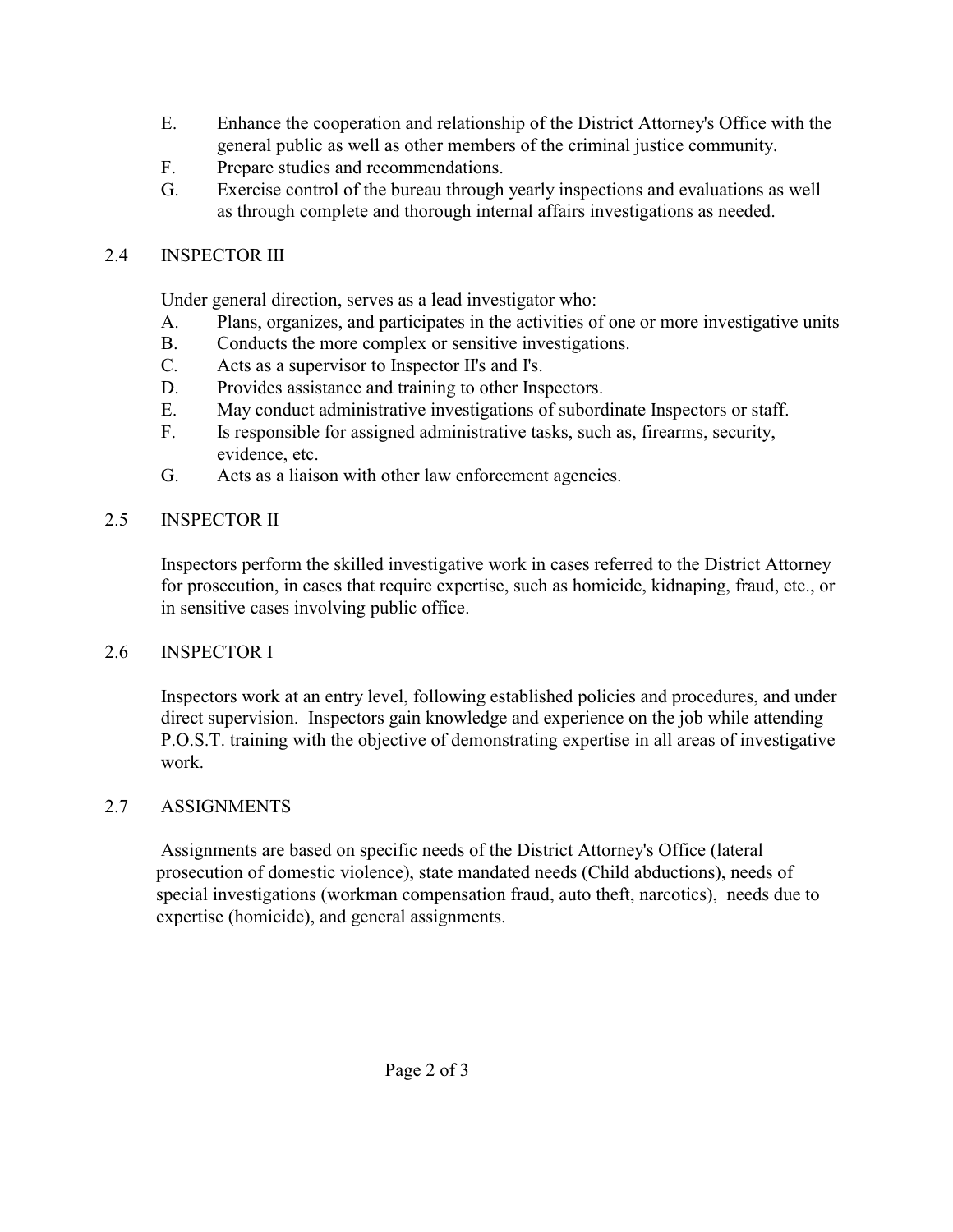E. Enhance the cooperation and relationship of the District Attorney's Office with the general public as well as other members of the criminal justice community.

F. Prepare studies and recommendations.

G. Exercise control of the bureau through yearly inspections and evaluations as well as through complete and thorough internal affairs investigations as needed.

## 2.4 INSPECTOR III

Under general direction, serves as a lead investigator who:

A. Plans, organizes, and participates in the activities of one or more investigative units

B. Conducts the more complex or sensitive investigations.

C. Acts as a supervisor to Inspector II's and I's.

D. Provides assistance and training to other Inspectors.

E. May conduct administrative investigations of subordinate Inspectors or staff.

F. Is responsible for assigned administrative tasks, such as, firearms, security, evidence, etc.

G. Acts as a liaison with other law enforcement agencies.

## 2.5 INSPECTOR II

Inspectors perform the skilled investigative work in cases referred to the District Attorney for prosecution, in cases that require expertise, such as homicide, kidnaping, fraud, etc., or in sensitive cases involving public office.

## 2.6 INSPECTOR I

Inspectors work at an entry level, following established policies and procedures, and under direct supervision. Inspectors gain knowledge and experience on the job while attending P.O.S.T. training with the objective of demonstrating expertise in all areas of investigative work.

## 2.7 ASSIGNMENTS

Assignments are based on specific needs of the District Attorney's Office (lateral prosecution of domestic violence), state mandated needs (Child abductions), needs of special investigations (workman compensation fraud, auto theft, narcotics), needs due to expertise (homicide), and general assignments.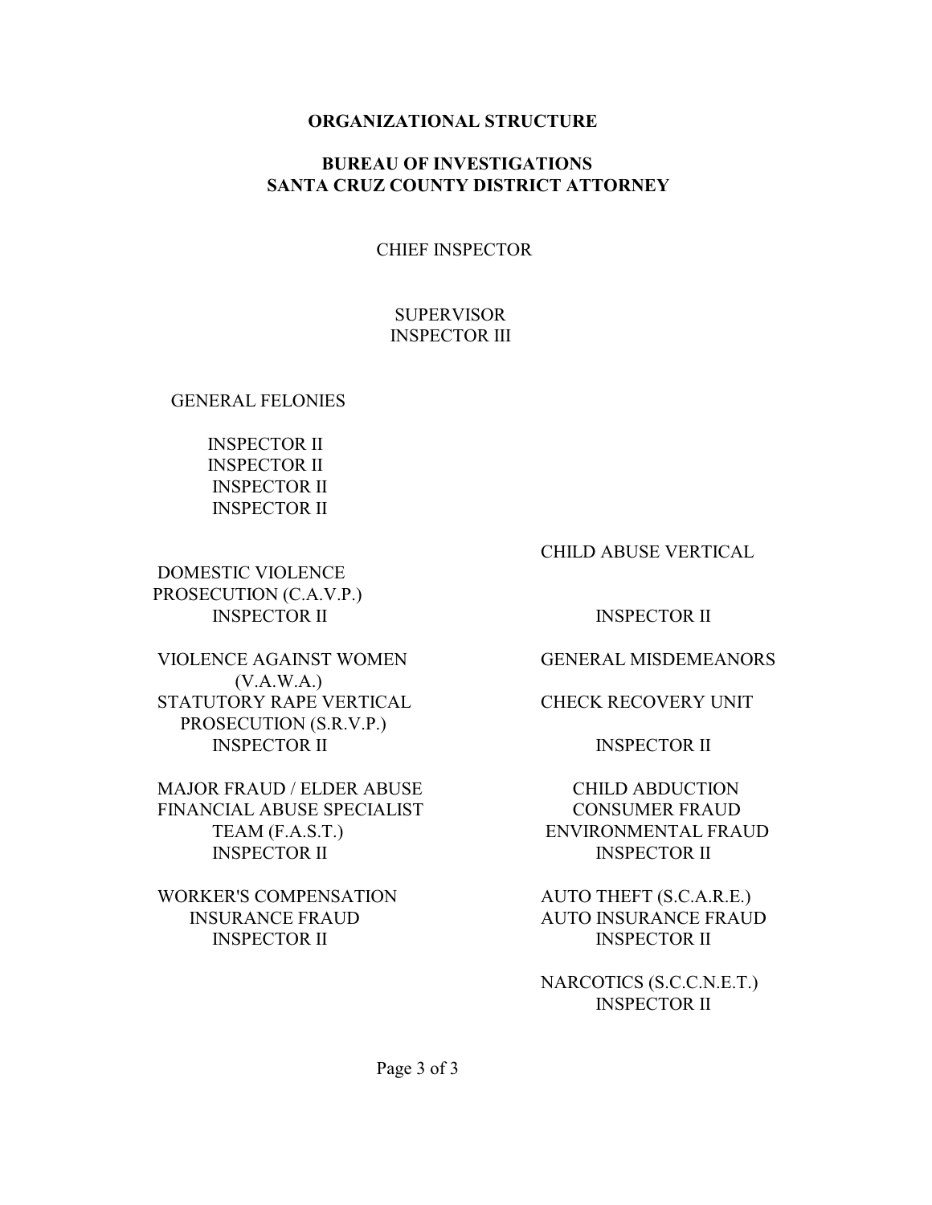## ORGANIZATIONAL STRUCTURE

## BUREAU OF INVESTIGATIONS
## SANTA CRUZ COUNTY DISTRICT ATTORNEY

CHIEF INSPECTOR

SUPERVISOR
INSPECTOR III

GENERAL FELONIES

INSPECTOR II
INSPECTOR II
INSPECTOR II
INSPECTOR II

DOMESTIC VIOLENCE
PROSECUTION (C.A.V.P.)
INSPECTOR II

VIOLENCE AGAINST WOMEN
(V.A.W.A.)
STATUTORY RAPE VERTICAL
PROSECUTION (S.R.V.P.)
INSPECTOR II

MAJOR FRAUD / ELDER ABUSE
FINANCIAL ABUSE SPECIALIST
TEAM (F.A.S.T.)
INSPECTOR II

WORKER'S COMPENSATION
INSURANCE FRAUD
INSPECTOR II

CHILD ABUSE VERTICAL

INSPECTOR II

GENERAL MISDEMEANORS

CHECK RECOVERY UNIT

INSPECTOR II

CHILD ABDUCTION
CONSUMER FRAUD
ENVIRONMENTAL FRAUD
INSPECTOR II

AUTO THEFT (S.C.A.R.E.)
AUTO INSURANCE FRAUD
INSPECTOR II

NARCOTICS (S.C.C.N.E.T.)
INSPECTOR II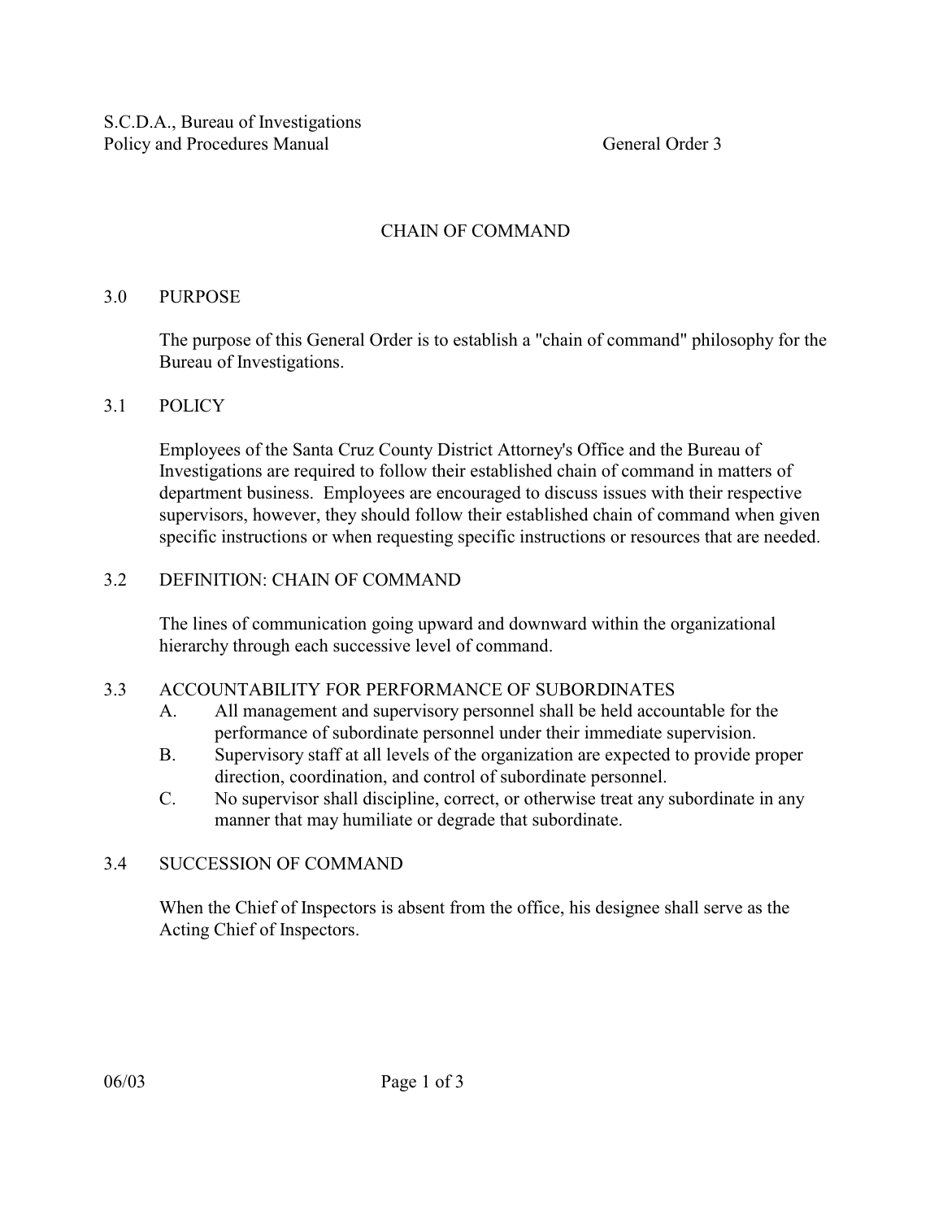S.C.D.A., Bureau of Investigations
Policy and Procedures Manual General Order 3

# CHAIN OF COMMAND

## 3.0 PURPOSE

The purpose of this General Order is to establish a "chain of command" philosophy for the Bureau of Investigations.

## 3.1 POLICY

Employees of the Santa Cruz County District Attorney's Office and the Bureau of Investigations are required to follow their established chain of command in matters of department business. Employees are encouraged to discuss issues with their respective supervisors, however, they should follow their established chain of command when given specific instructions or when requesting specific instructions or resources that are needed.

## 3.2 DEFINITION: CHAIN OF COMMAND

The lines of communication going upward and downward within the organizational hierarchy through each successive level of command.

## 3.3 ACCOUNTABILITY FOR PERFORMANCE OF SUBORDINATES

A. All management and supervisory personnel shall be held accountable for the performance of subordinate personnel under their immediate supervision.

B. Supervisory staff at all levels of the organization are expected to provide proper direction, coordination, and control of subordinate personnel.

C. No supervisor shall discipline, correct, or otherwise treat any subordinate in any manner that may humiliate or degrade that subordinate.

## 3.4 SUCCESSION OF COMMAND

When the Chief of Inspectors is absent from the office, his designee shall serve as the Acting Chief of Inspectors.

06/03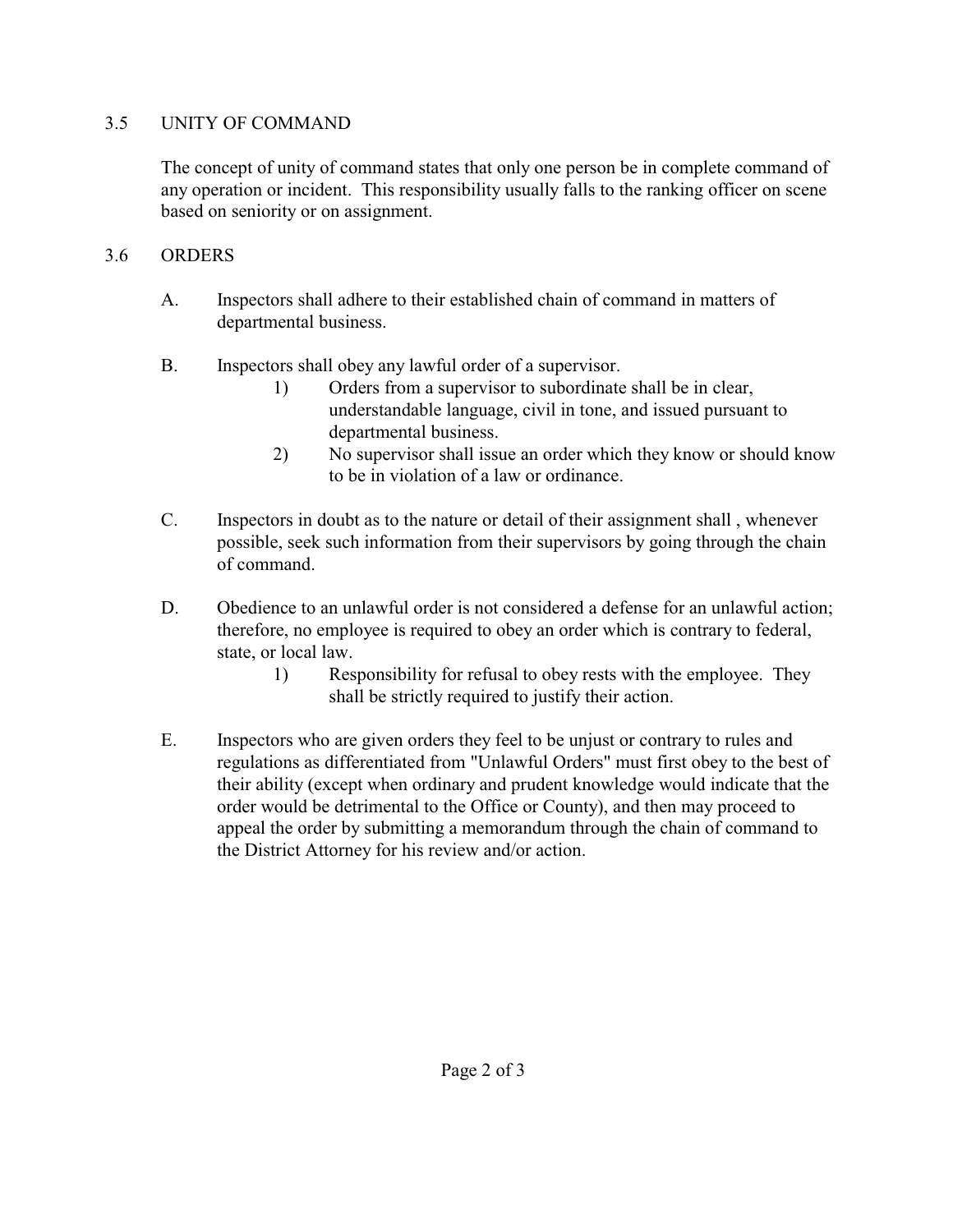## 3.5 UNITY OF COMMAND

The concept of unity of command states that only one person be in complete command of any operation or incident. This responsibility usually falls to the ranking officer on scene based on seniority or on assignment.

## 3.6 ORDERS

A. Inspectors shall adhere to their established chain of command in matters of departmental business.

B. Inspectors shall obey any lawful order of a supervisor.

   1) Orders from a supervisor to subordinate shall be in clear, understandable language, civil in tone, and issued pursuant to departmental business.

   2) No supervisor shall issue an order which they know or should know to be in violation of a law or ordinance.

C. Inspectors in doubt as to the nature or detail of their assignment shall , whenever possible, seek such information from their supervisors by going through the chain of command.

D. Obedience to an unlawful order is not considered a defense for an unlawful action; therefore, no employee is required to obey an order which is contrary to federal, state, or local law.

   1) Responsibility for refusal to obey rests with the employee. They shall be strictly required to justify their action.

E. Inspectors who are given orders they feel to be unjust or contrary to rules and regulations as differentiated from "Unlawful Orders" must first obey to the best of their ability (except when ordinary and prudent knowledge would indicate that the order would be detrimental to the Office or County), and then may proceed to appeal the order by submitting a memorandum through the chain of command to the District Attorney for his review and/or action.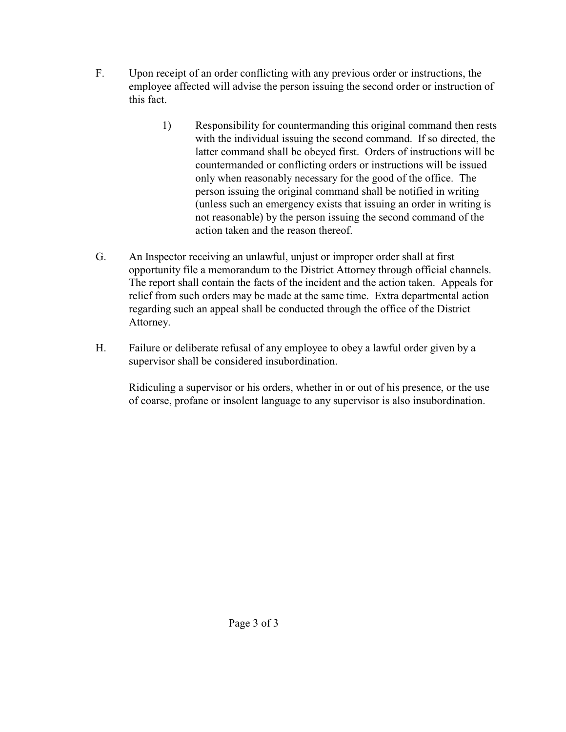F. Upon receipt of an order conflicting with any previous order or instructions, the employee affected will advise the person issuing the second order or instruction of this fact.

   1) Responsibility for countermanding this original command then rests with the individual issuing the second command. If so directed, the latter command shall be obeyed first. Orders of instructions will be countermanded or conflicting orders or instructions will be issued only when reasonably necessary for the good of the office. The person issuing the original command shall be notified in writing (unless such an emergency exists that issuing an order in writing is not reasonable) by the person issuing the second command of the action taken and the reason thereof.

G. An Inspector receiving an unlawful, unjust or improper order shall at first opportunity file a memorandum to the District Attorney through official channels. The report shall contain the facts of the incident and the action taken. Appeals for relief from such orders may be made at the same time. Extra departmental action regarding such an appeal shall be conducted through the office of the District Attorney.

H. Failure or deliberate refusal of any employee to obey a lawful order given by a supervisor shall be considered insubordination.

   Ridiculing a supervisor or his orders, whether in or out of his presence, or the use of coarse, profane or insolent language to any supervisor is also insubordination.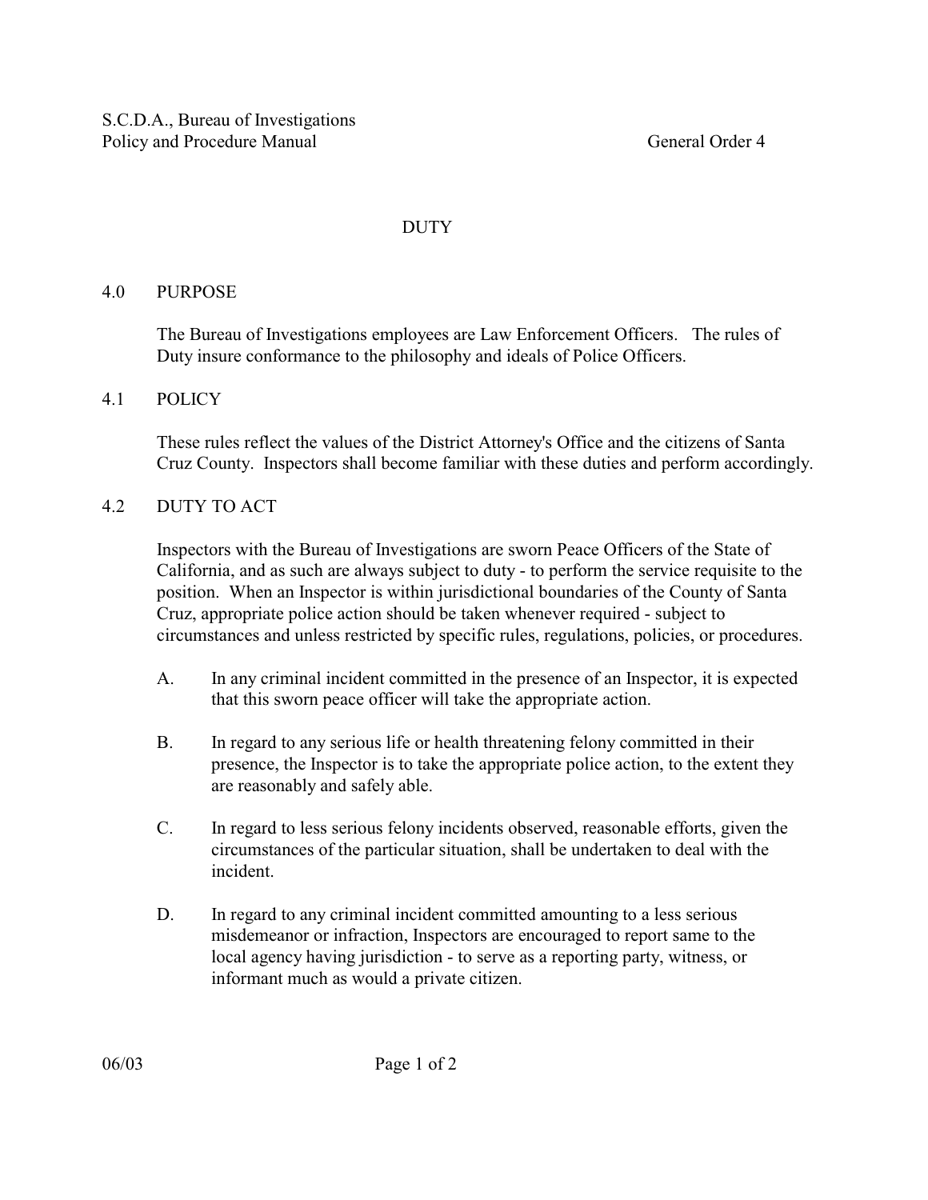S.C.D.A., Bureau of Investigations
Policy and Procedure Manual General Order 4

# DUTY

## 4.0 PURPOSE

The Bureau of Investigations employees are Law Enforcement Officers. The rules of Duty insure conformance to the philosophy and ideals of Police Officers.

## 4.1 POLICY

These rules reflect the values of the District Attorney's Office and the citizens of Santa Cruz County. Inspectors shall become familiar with these duties and perform accordingly.

## 4.2 DUTY TO ACT

Inspectors with the Bureau of Investigations are sworn Peace Officers of the State of California, and as such are always subject to duty - to perform the service requisite to the position. When an Inspector is within jurisdictional boundaries of the County of Santa Cruz, appropriate police action should be taken whenever required - subject to circumstances and unless restricted by specific rules, regulations, policies, or procedures.

A. In any criminal incident committed in the presence of an Inspector, it is expected that this sworn peace officer will take the appropriate action.

B. In regard to any serious life or health threatening felony committed in their presence, the Inspector is to take the appropriate police action, to the extent they are reasonably and safely able.

C. In regard to less serious felony incidents observed, reasonable efforts, given the circumstances of the particular situation, shall be undertaken to deal with the incident.

D. In regard to any criminal incident committed amounting to a less serious misdemeanor or infraction, Inspectors are encouraged to report same to the local agency having jurisdiction - to serve as a reporting party, witness, or informant much as would a private citizen.

06/03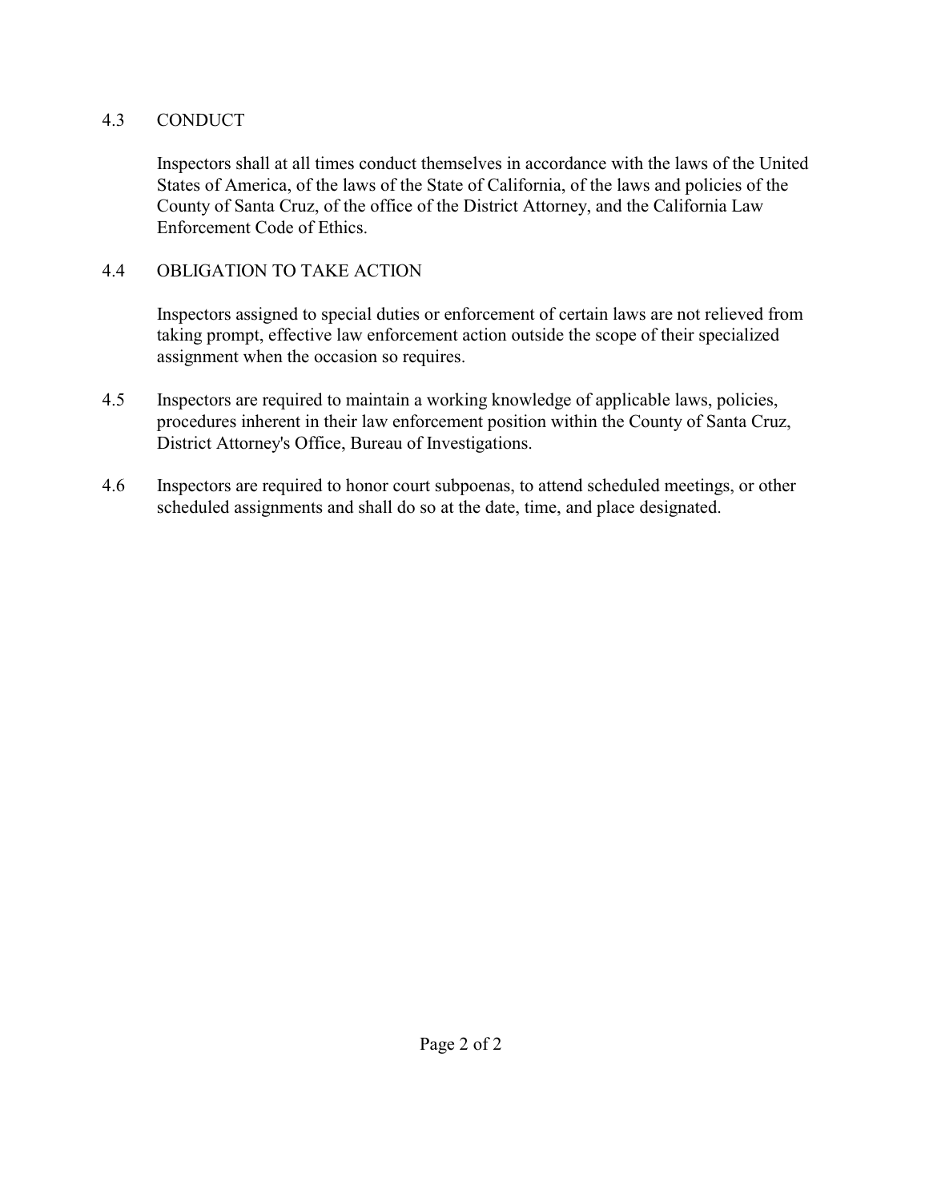### 4.3 CONDUCT

Inspectors shall at all times conduct themselves in accordance with the laws of the United States of America, of the laws of the State of California, of the laws and policies of the County of Santa Cruz, of the office of the District Attorney, and the California Law Enforcement Code of Ethics.

### 4.4 OBLIGATION TO TAKE ACTION

Inspectors assigned to special duties or enforcement of certain laws are not relieved from taking prompt, effective law enforcement action outside the scope of their specialized assignment when the occasion so requires.

4.5 Inspectors are required to maintain a working knowledge of applicable laws, policies, procedures inherent in their law enforcement position within the County of Santa Cruz, District Attorney's Office, Bureau of Investigations.

4.6 Inspectors are required to honor court subpoenas, to attend scheduled meetings, or other scheduled assignments and shall do so at the date, time, and place designated.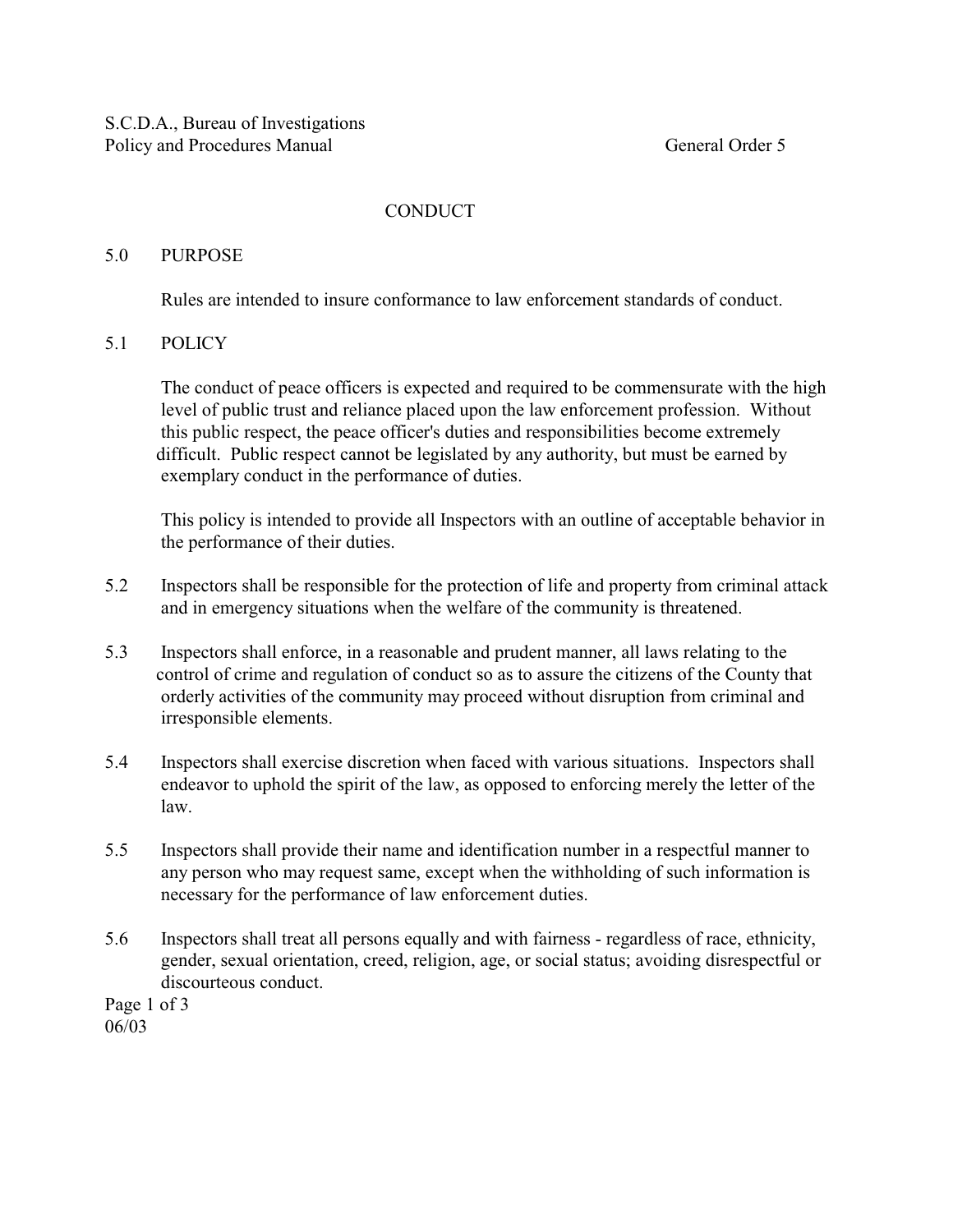S.C.D.A., Bureau of Investigations
Policy and Procedures Manual General Order 5

# CONDUCT

## 5.0 PURPOSE

Rules are intended to insure conformance to law enforcement standards of conduct.

## 5.1 POLICY

The conduct of peace officers is expected and required to be commensurate with the high level of public trust and reliance placed upon the law enforcement profession. Without this public respect, the peace officer's duties and responsibilities become extremely difficult. Public respect cannot be legislated by any authority, but must be earned by exemplary conduct in the performance of duties.

This policy is intended to provide all Inspectors with an outline of acceptable behavior in the performance of their duties.

5.2 Inspectors shall be responsible for the protection of life and property from criminal attack and in emergency situations when the welfare of the community is threatened.

5.3 Inspectors shall enforce, in a reasonable and prudent manner, all laws relating to the control of crime and regulation of conduct so as to assure the citizens of the County that orderly activities of the community may proceed without disruption from criminal and irresponsible elements.

5.4 Inspectors shall exercise discretion when faced with various situations. Inspectors shall endeavor to uphold the spirit of the law, as opposed to enforcing merely the letter of the law.

5.5 Inspectors shall provide their name and identification number in a respectful manner to any person who may request same, except when the withholding of such information is necessary for the performance of law enforcement duties.

5.6 Inspectors shall treat all persons equally and with fairness - regardless of race, ethnicity, gender, sexual orientation, creed, religion, age, or social status; avoiding disrespectful or discourteous conduct.

06/03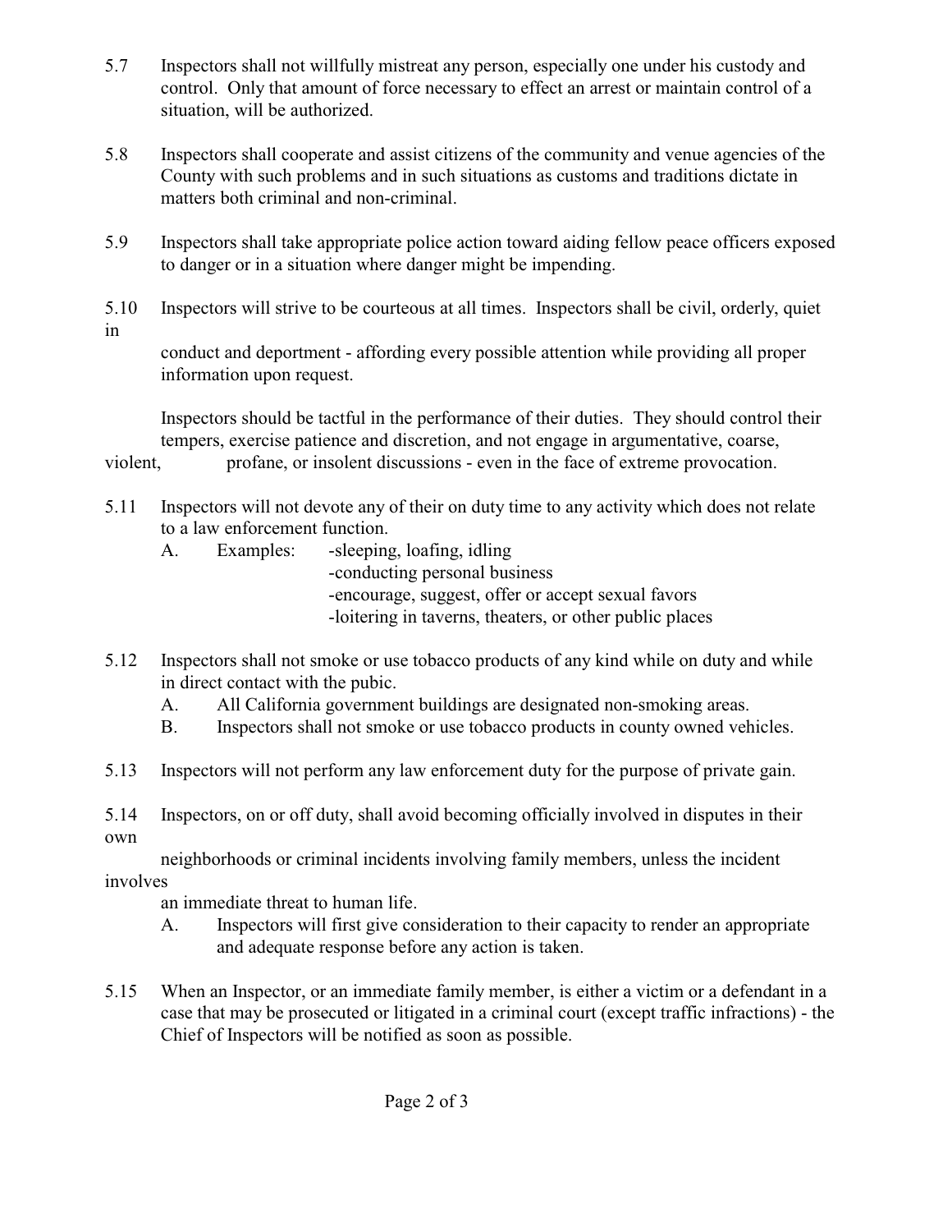5.7 Inspectors shall not willfully mistreat any person, especially one under his custody and control. Only that amount of force necessary to effect an arrest or maintain control of a situation, will be authorized.

5.8 Inspectors shall cooperate and assist citizens of the community and venue agencies of the County with such problems and in such situations as customs and traditions dictate in matters both criminal and non-criminal.

5.9 Inspectors shall take appropriate police action toward aiding fellow peace officers exposed to danger or in a situation where danger might be impending.

5.10 Inspectors will strive to be courteous at all times. Inspectors shall be civil, orderly, quiet in conduct and deportment - affording every possible attention while providing all proper information upon request.

Inspectors should be tactful in the performance of their duties. They should control their tempers, exercise patience and discretion, and not engage in argumentative, coarse, violent, profane, or insolent discussions - even in the face of extreme provocation.

5.11 Inspectors will not devote any of their on duty time to any activity which does not relate to a law enforcement function.

A. Examples:
- sleeping, loafing, idling
- conducting personal business
- encourage, suggest, offer or accept sexual favors
- loitering in taverns, theaters, or other public places

5.12 Inspectors shall not smoke or use tobacco products of any kind while on duty and while in direct contact with the pubic.

A. All California government buildings are designated non-smoking areas.

B. Inspectors shall not smoke or use tobacco products in county owned vehicles.

5.13 Inspectors will not perform any law enforcement duty for the purpose of private gain.

5.14 Inspectors, on or off duty, shall avoid becoming officially involved in disputes in their own neighborhoods or criminal incidents involving family members, unless the incident involves an immediate threat to human life.

A. Inspectors will first give consideration to their capacity to render an appropriate and adequate response before any action is taken.

5.15 When an Inspector, or an immediate family member, is either a victim or a defendant in a case that may be prosecuted or litigated in a criminal court (except traffic infractions) - the Chief of Inspectors will be notified as soon as possible.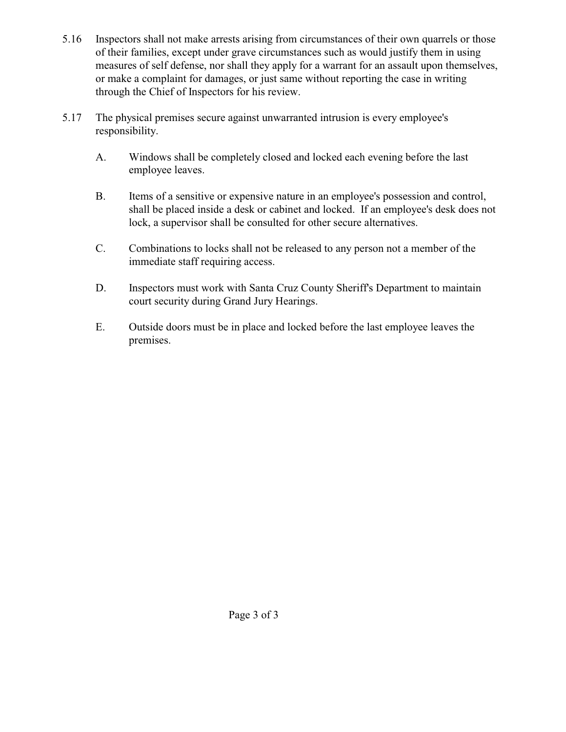5.16 Inspectors shall not make arrests arising from circumstances of their own quarrels or those of their families, except under grave circumstances such as would justify them in using measures of self defense, nor shall they apply for a warrant for an assault upon themselves, or make a complaint for damages, or just same without reporting the case in writing through the Chief of Inspectors for his review.

5.17 The physical premises secure against unwarranted intrusion is every employee's responsibility.

  A. Windows shall be completely closed and locked each evening before the last employee leaves.

  B. Items of a sensitive or expensive nature in an employee's possession and control, shall be placed inside a desk or cabinet and locked. If an employee's desk does not lock, a supervisor shall be consulted for other secure alternatives.

  C. Combinations to locks shall not be released to any person not a member of the immediate staff requiring access.

  D. Inspectors must work with Santa Cruz County Sheriff's Department to maintain court security during Grand Jury Hearings.

  E. Outside doors must be in place and locked before the last employee leaves the premises.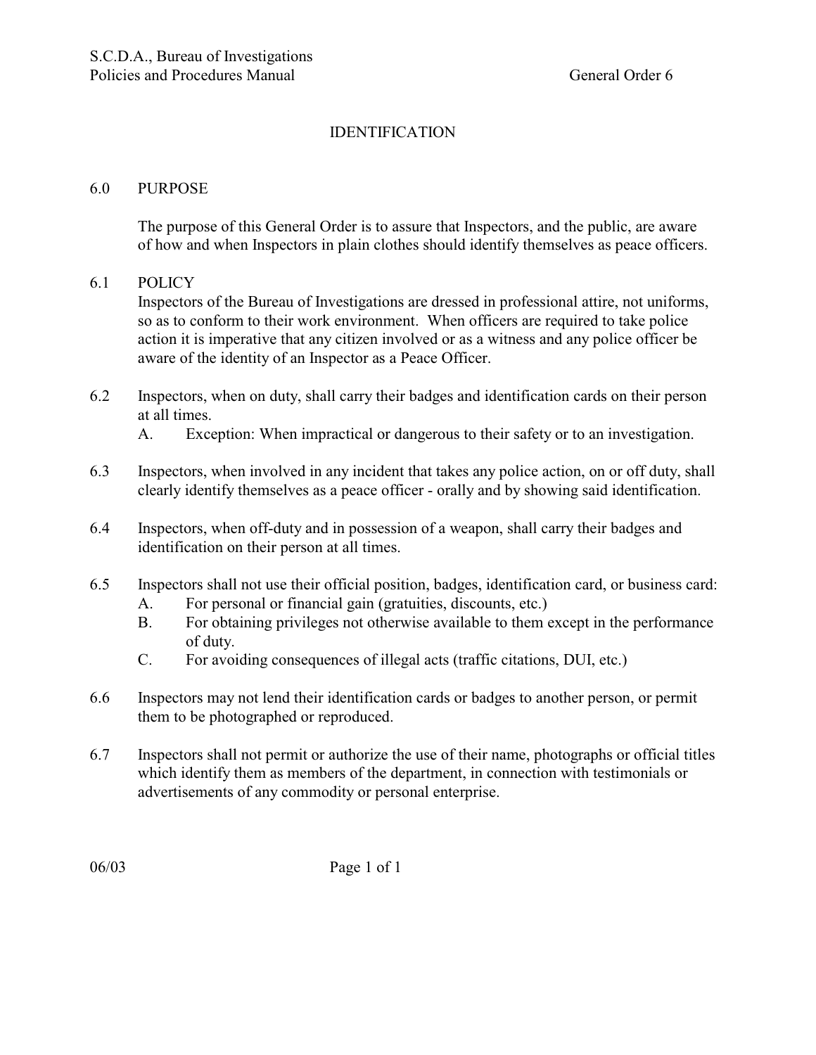# IDENTIFICATION

## 6.0 PURPOSE

The purpose of this General Order is to assure that Inspectors, and the public, are aware of how and when Inspectors in plain clothes should identify themselves as peace officers.

## 6.1 POLICY

Inspectors of the Bureau of Investigations are dressed in professional attire, not uniforms, so as to conform to their work environment. When officers are required to take police action it is imperative that any citizen involved or as a witness and any police officer be aware of the identity of an Inspector as a Peace Officer.

6.2 Inspectors, when on duty, shall carry their badges and identification cards on their person at all times.

- A. Exception: When impractical or dangerous to their safety or to an investigation.

6.3 Inspectors, when involved in any incident that takes any police action, on or off duty, shall clearly identify themselves as a peace officer - orally and by showing said identification.

6.4 Inspectors, when off-duty and in possession of a weapon, shall carry their badges and identification on their person at all times.

6.5 Inspectors shall not use their official position, badges, identification card, or business card:

- A. For personal or financial gain (gratuities, discounts, etc.)
- B. For obtaining privileges not otherwise available to them except in the performance of duty.
- C. For avoiding consequences of illegal acts (traffic citations, DUI, etc.)

6.6 Inspectors may not lend their identification cards or badges to another person, or permit them to be photographed or reproduced.

6.7 Inspectors shall not permit or authorize the use of their name, photographs or official titles which identify them as members of the department, in connection with testimonials or advertisements of any commodity or personal enterprise.

06/03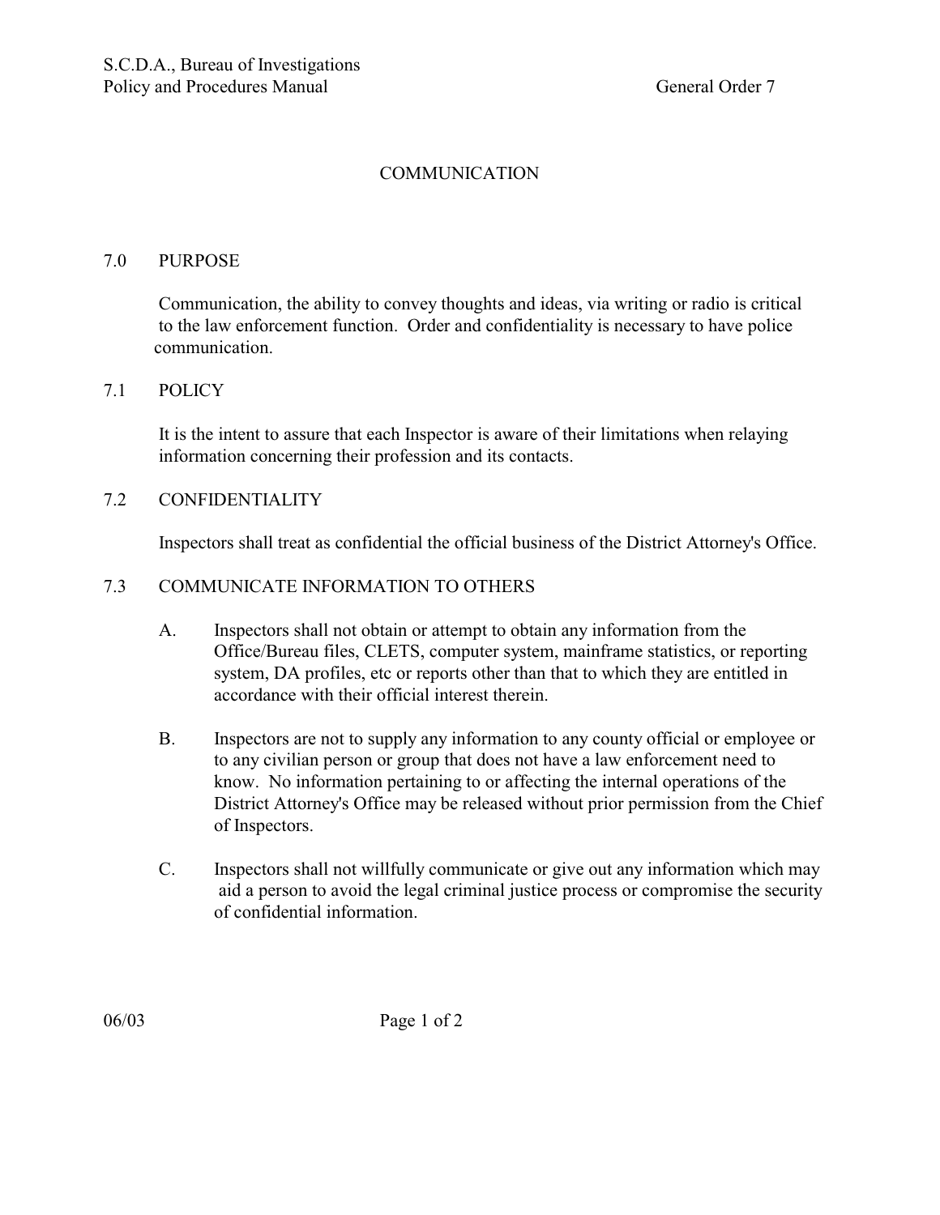# COMMUNICATION

## 7.0 PURPOSE

Communication, the ability to convey thoughts and ideas, via writing or radio is critical to the law enforcement function. Order and confidentiality is necessary to have police communication.

## 7.1 POLICY

It is the intent to assure that each Inspector is aware of their limitations when relaying information concerning their profession and its contacts.

## 7.2 CONFIDENTIALITY

Inspectors shall treat as confidential the official business of the District Attorney's Office.

## 7.3 COMMUNICATE INFORMATION TO OTHERS

A. Inspectors shall not obtain or attempt to obtain any information from the Office/Bureau files, CLETS, computer system, mainframe statistics, or reporting system, DA profiles, etc or reports other than that to which they are entitled in accordance with their official interest therein.

B. Inspectors are not to supply any information to any county official or employee or to any civilian person or group that does not have a law enforcement need to know. No information pertaining to or affecting the internal operations of the District Attorney's Office may be released without prior permission from the Chief of Inspectors.

C. Inspectors shall not willfully communicate or give out any information which may aid a person to avoid the legal criminal justice process or compromise the security of confidential information.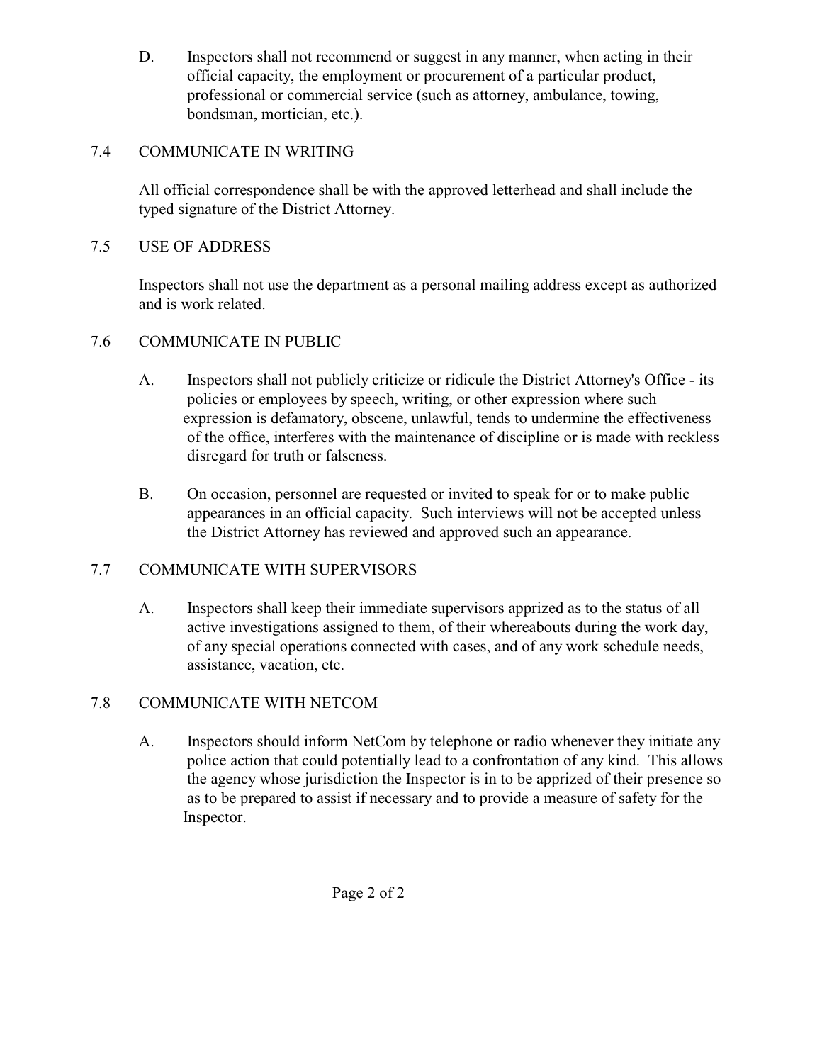D. Inspectors shall not recommend or suggest in any manner, when acting in their official capacity, the employment or procurement of a particular product, professional or commercial service (such as attorney, ambulance, towing, bondsman, mortician, etc.).

## 7.4 COMMUNICATE IN WRITING

All official correspondence shall be with the approved letterhead and shall include the typed signature of the District Attorney.

## 7.5 USE OF ADDRESS

Inspectors shall not use the department as a personal mailing address except as authorized and is work related.

## 7.6 COMMUNICATE IN PUBLIC

A. Inspectors shall not publicly criticize or ridicule the District Attorney's Office - its policies or employees by speech, writing, or other expression where such expression is defamatory, obscene, unlawful, tends to undermine the effectiveness of the office, interferes with the maintenance of discipline or is made with reckless disregard for truth or falseness.

B. On occasion, personnel are requested or invited to speak for or to make public appearances in an official capacity. Such interviews will not be accepted unless the District Attorney has reviewed and approved such an appearance.

## 7.7 COMMUNICATE WITH SUPERVISORS

A. Inspectors shall keep their immediate supervisors apprized as to the status of all active investigations assigned to them, of their whereabouts during the work day, of any special operations connected with cases, and of any work schedule needs, assistance, vacation, etc.

## 7.8 COMMUNICATE WITH NETCOM

A. Inspectors should inform NetCom by telephone or radio whenever they initiate any police action that could potentially lead to a confrontation of any kind. This allows the agency whose jurisdiction the Inspector is in to be apprized of their presence so as to be prepared to assist if necessary and to provide a measure of safety for the Inspector.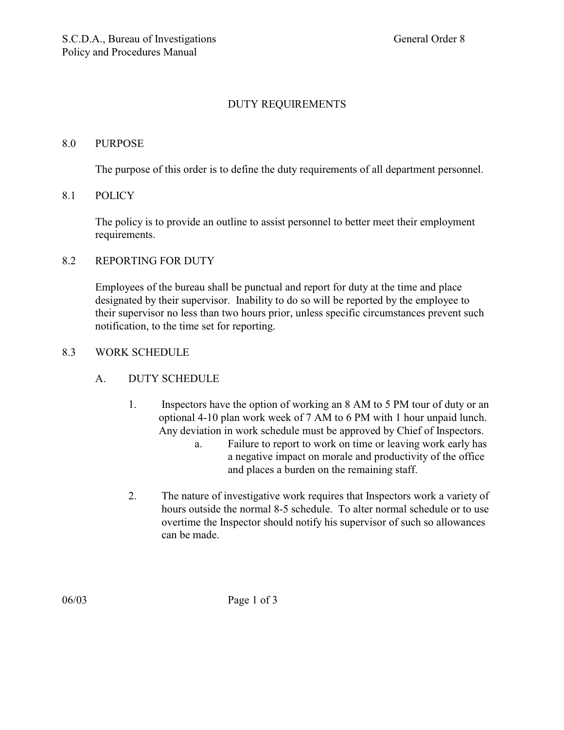# DUTY REQUIREMENTS

## 8.0 PURPOSE

The purpose of this order is to define the duty requirements of all department personnel.

## 8.1 POLICY

The policy is to provide an outline to assist personnel to better meet their employment requirements.

## 8.2 REPORTING FOR DUTY

Employees of the bureau shall be punctual and report for duty at the time and place designated by their supervisor. Inability to do so will be reported by the employee to their supervisor no less than two hours prior, unless specific circumstances prevent such notification, to the time set for reporting.

## 8.3 WORK SCHEDULE

### A. DUTY SCHEDULE

1. Inspectors have the option of working an 8 AM to 5 PM tour of duty or an optional 4-10 plan work week of 7 AM to 6 PM with 1 hour unpaid lunch. Any deviation in work schedule must be approved by Chief of Inspectors.
   a. Failure to report to work on time or leaving work early has a negative impact on morale and productivity of the office and places a burden on the remaining staff.

2. The nature of investigative work requires that Inspectors work a variety of hours outside the normal 8-5 schedule. To alter normal schedule or to use overtime the Inspector should notify his supervisor of such so allowances can be made.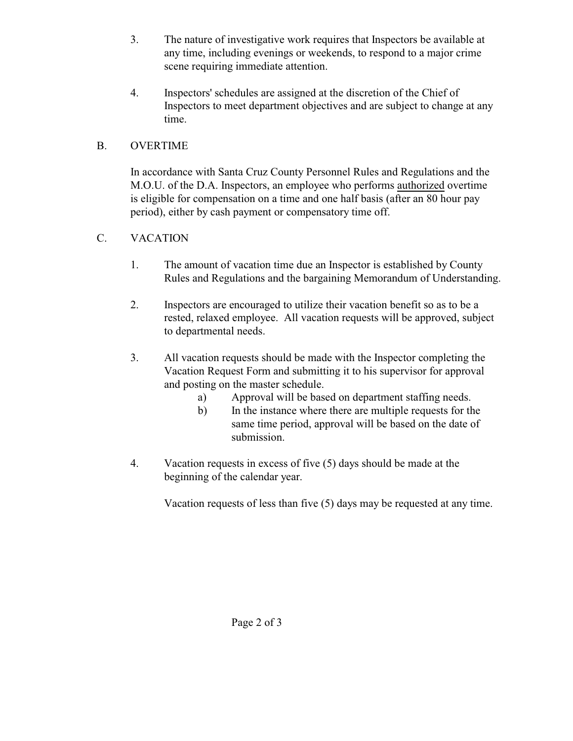3. The nature of investigative work requires that Inspectors be available at any time, including evenings or weekends, to respond to a major crime scene requiring immediate attention.

4. Inspectors' schedules are assigned at the discretion of the Chief of Inspectors to meet department objectives and are subject to change at any time.

## B. OVERTIME

In accordance with Santa Cruz County Personnel Rules and Regulations and the M.O.U. of the D.A. Inspectors, an employee who performs <u>authorized</u> overtime is eligible for compensation on a time and one half basis (after an 80 hour pay period), either by cash payment or compensatory time off.

## C. VACATION

1. The amount of vacation time due an Inspector is established by County Rules and Regulations and the bargaining Memorandum of Understanding.

2. Inspectors are encouraged to utilize their vacation benefit so as to be a rested, relaxed employee. All vacation requests will be approved, subject to departmental needs.

3. All vacation requests should be made with the Inspector completing the Vacation Request Form and submitting it to his supervisor for approval and posting on the master schedule.
   a) Approval will be based on department staffing needs.
   b) In the instance where there are multiple requests for the same time period, approval will be based on the date of submission.

4. Vacation requests in excess of five (5) days should be made at the beginning of the calendar year.

   Vacation requests of less than five (5) days may be requested at any time.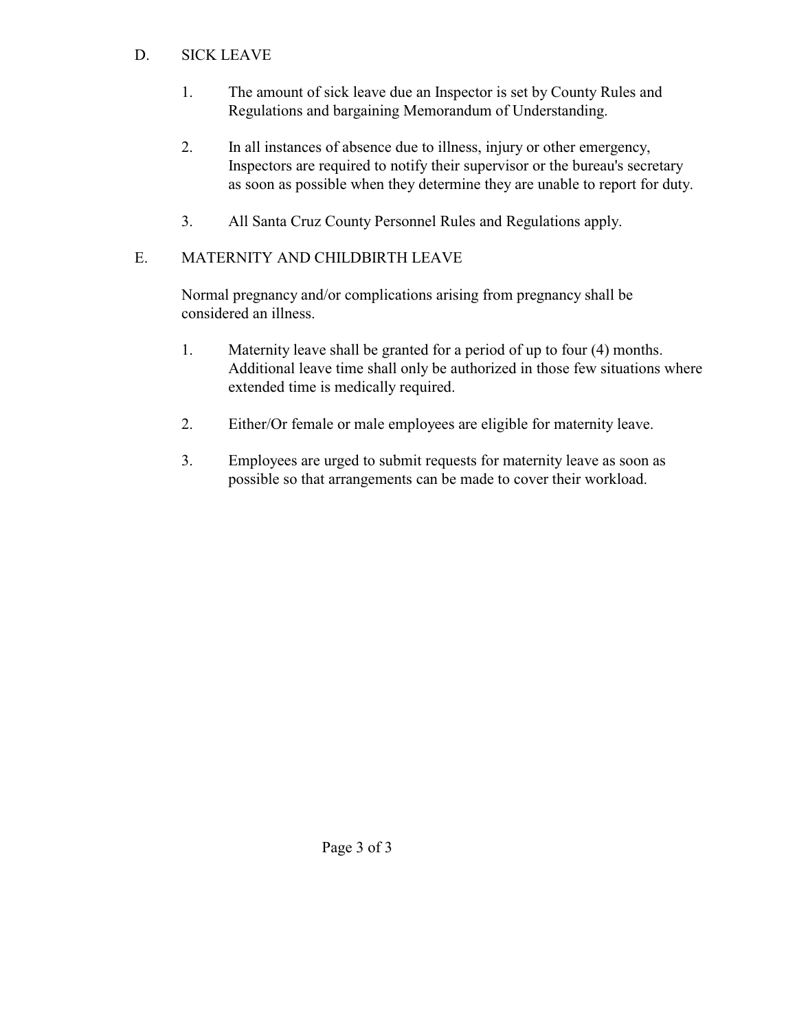## D. SICK LEAVE

1. The amount of sick leave due an Inspector is set by County Rules and Regulations and bargaining Memorandum of Understanding.

2. In all instances of absence due to illness, injury or other emergency, Inspectors are required to notify their supervisor or the bureau's secretary as soon as possible when they determine they are unable to report for duty.

3. All Santa Cruz County Personnel Rules and Regulations apply.

## E. MATERNITY AND CHILDBIRTH LEAVE

Normal pregnancy and/or complications arising from pregnancy shall be considered an illness.

1. Maternity leave shall be granted for a period of up to four (4) months. Additional leave time shall only be authorized in those few situations where extended time is medically required.

2. Either/Or female or male employees are eligible for maternity leave.

3. Employees are urged to submit requests for maternity leave as soon as possible so that arrangements can be made to cover their workload.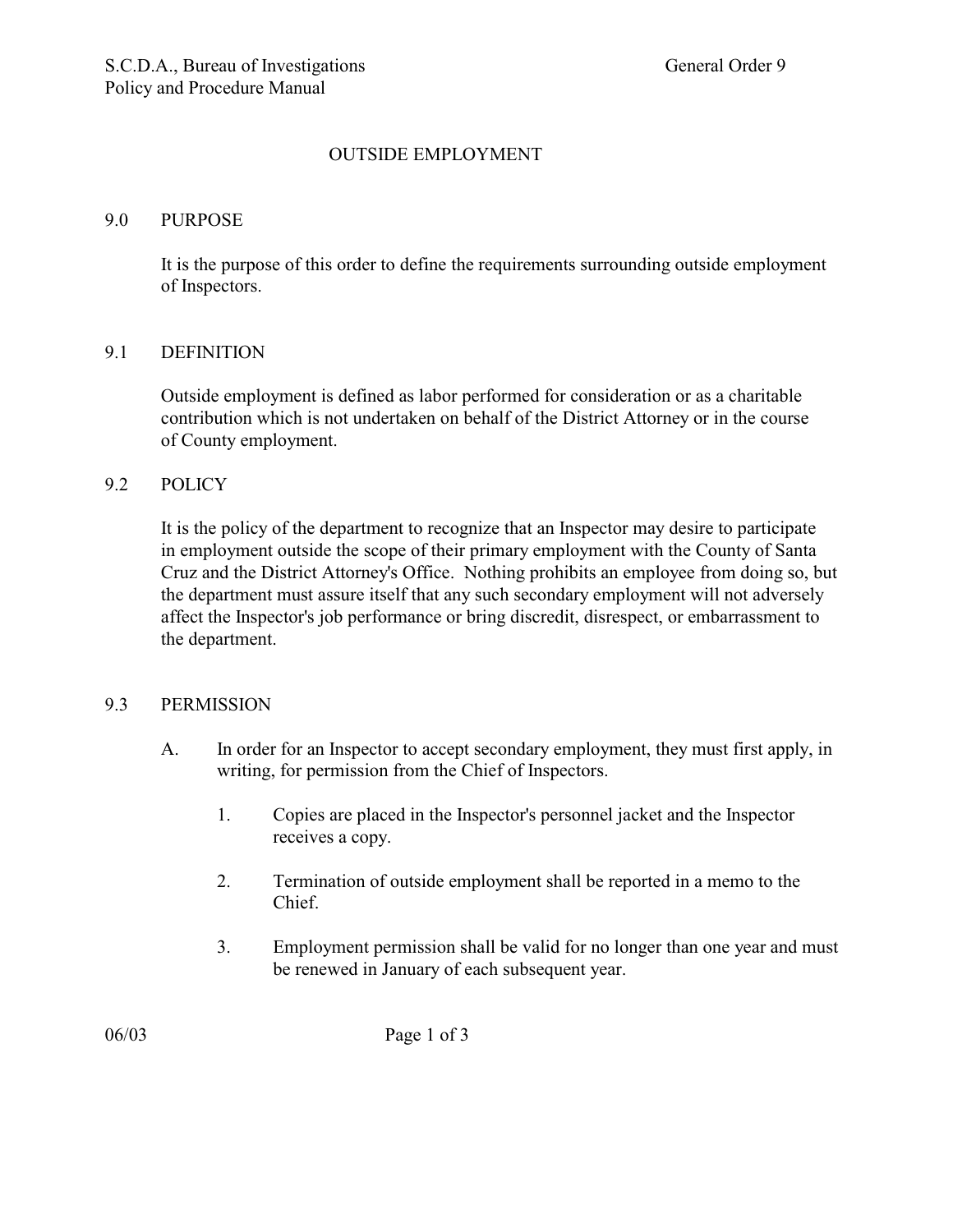# OUTSIDE EMPLOYMENT

## 9.0 PURPOSE

It is the purpose of this order to define the requirements surrounding outside employment of Inspectors.

## 9.1 DEFINITION

Outside employment is defined as labor performed for consideration or as a charitable contribution which is not undertaken on behalf of the District Attorney or in the course of County employment.

## 9.2 POLICY

It is the policy of the department to recognize that an Inspector may desire to participate in employment outside the scope of their primary employment with the County of Santa Cruz and the District Attorney's Office. Nothing prohibits an employee from doing so, but the department must assure itself that any such secondary employment will not adversely affect the Inspector's job performance or bring discredit, disrespect, or embarrassment to the department.

## 9.3 PERMISSION

A. In order for an Inspector to accept secondary employment, they must first apply, in writing, for permission from the Chief of Inspectors.

   1. Copies are placed in the Inspector's personnel jacket and the Inspector receives a copy.

   2. Termination of outside employment shall be reported in a memo to the Chief.

   3. Employment permission shall be valid for no longer than one year and must be renewed in January of each subsequent year.

06/03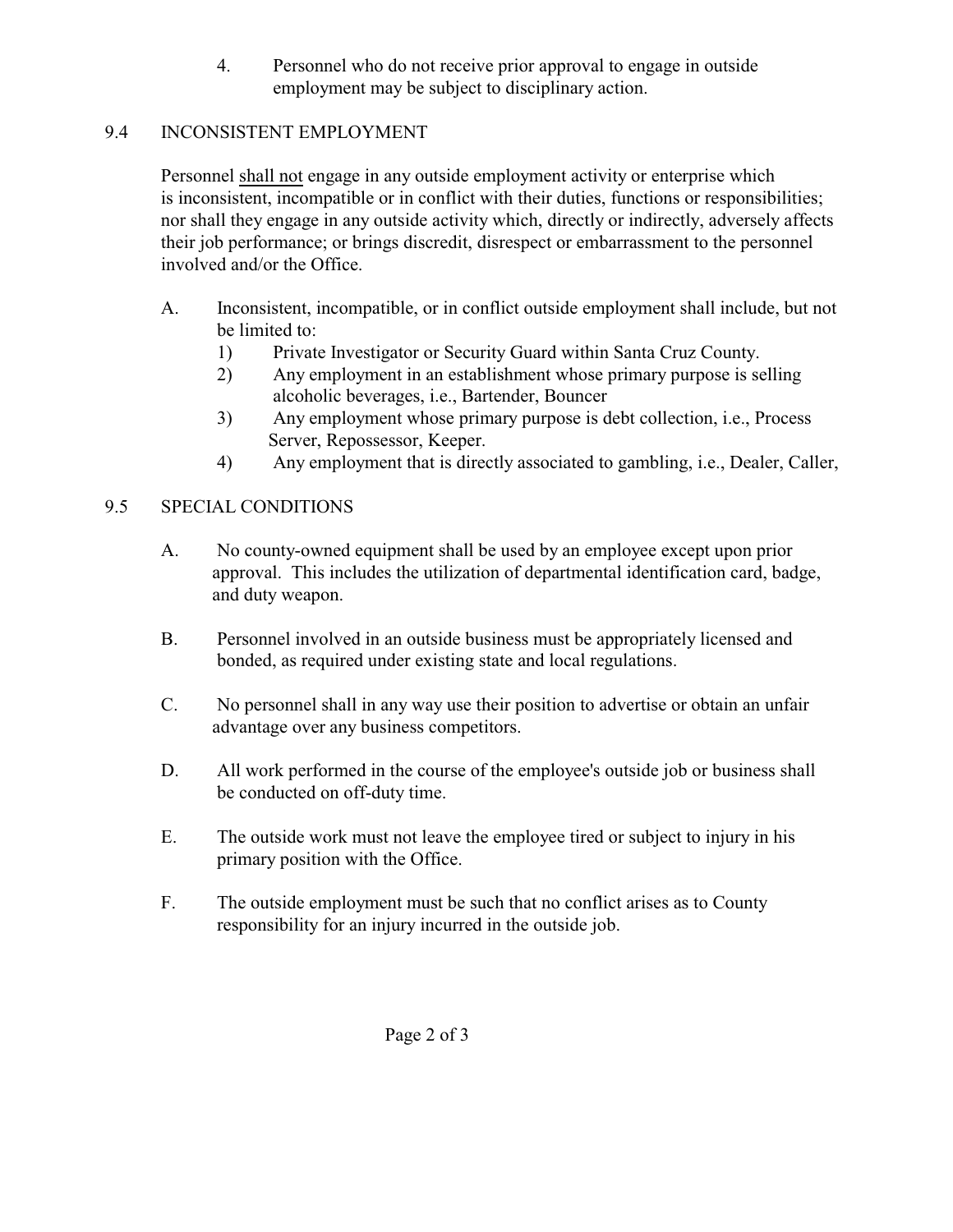4. Personnel who do not receive prior approval to engage in outside employment may be subject to disciplinary action.

## 9.4 INCONSISTENT EMPLOYMENT

Personnel <u>shall not</u> engage in any outside employment activity or enterprise which is inconsistent, incompatible or in conflict with their duties, functions or responsibilities; nor shall they engage in any outside activity which, directly or indirectly, adversely affects their job performance; or brings discredit, disrespect or embarrassment to the personnel involved and/or the Office.

A. Inconsistent, incompatible, or in conflict outside employment shall include, but not be limited to:
   1) Private Investigator or Security Guard within Santa Cruz County.
   2) Any employment in an establishment whose primary purpose is selling alcoholic beverages, i.e., Bartender, Bouncer
   3) Any employment whose primary purpose is debt collection, i.e., Process Server, Repossessor, Keeper.
   4) Any employment that is directly associated to gambling, i.e., Dealer, Caller,

## 9.5 SPECIAL CONDITIONS

A. No county-owned equipment shall be used by an employee except upon prior approval. This includes the utilization of departmental identification card, badge, and duty weapon.

B. Personnel involved in an outside business must be appropriately licensed and bonded, as required under existing state and local regulations.

C. No personnel shall in any way use their position to advertise or obtain an unfair advantage over any business competitors.

D. All work performed in the course of the employee's outside job or business shall be conducted on off-duty time.

E. The outside work must not leave the employee tired or subject to injury in his primary position with the Office.

F. The outside employment must be such that no conflict arises as to County responsibility for an injury incurred in the outside job.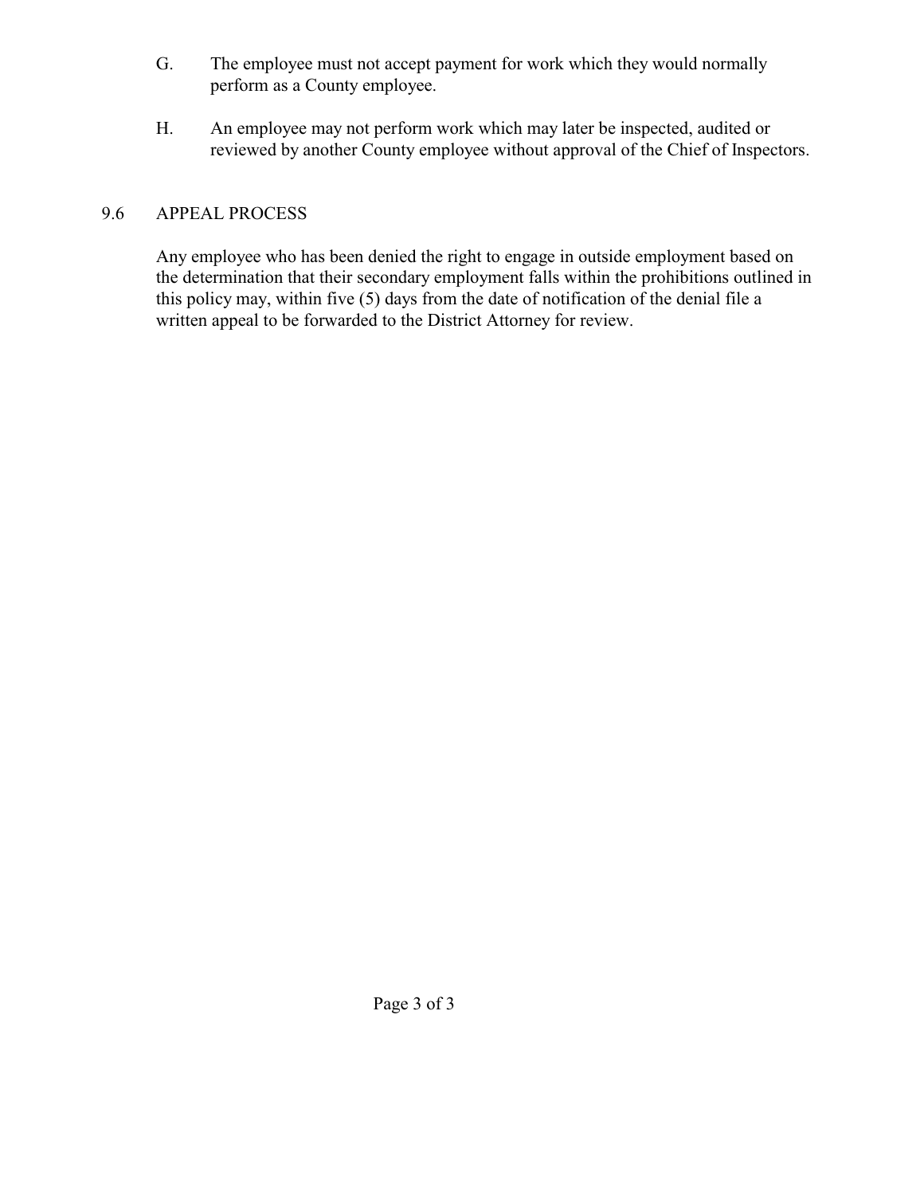G. The employee must not accept payment for work which they would normally perform as a County employee.

H. An employee may not perform work which may later be inspected, audited or reviewed by another County employee without approval of the Chief of Inspectors.

## 9.6 APPEAL PROCESS

Any employee who has been denied the right to engage in outside employment based on the determination that their secondary employment falls within the prohibitions outlined in this policy may, within five (5) days from the date of notification of the denial file a written appeal to be forwarded to the District Attorney for review.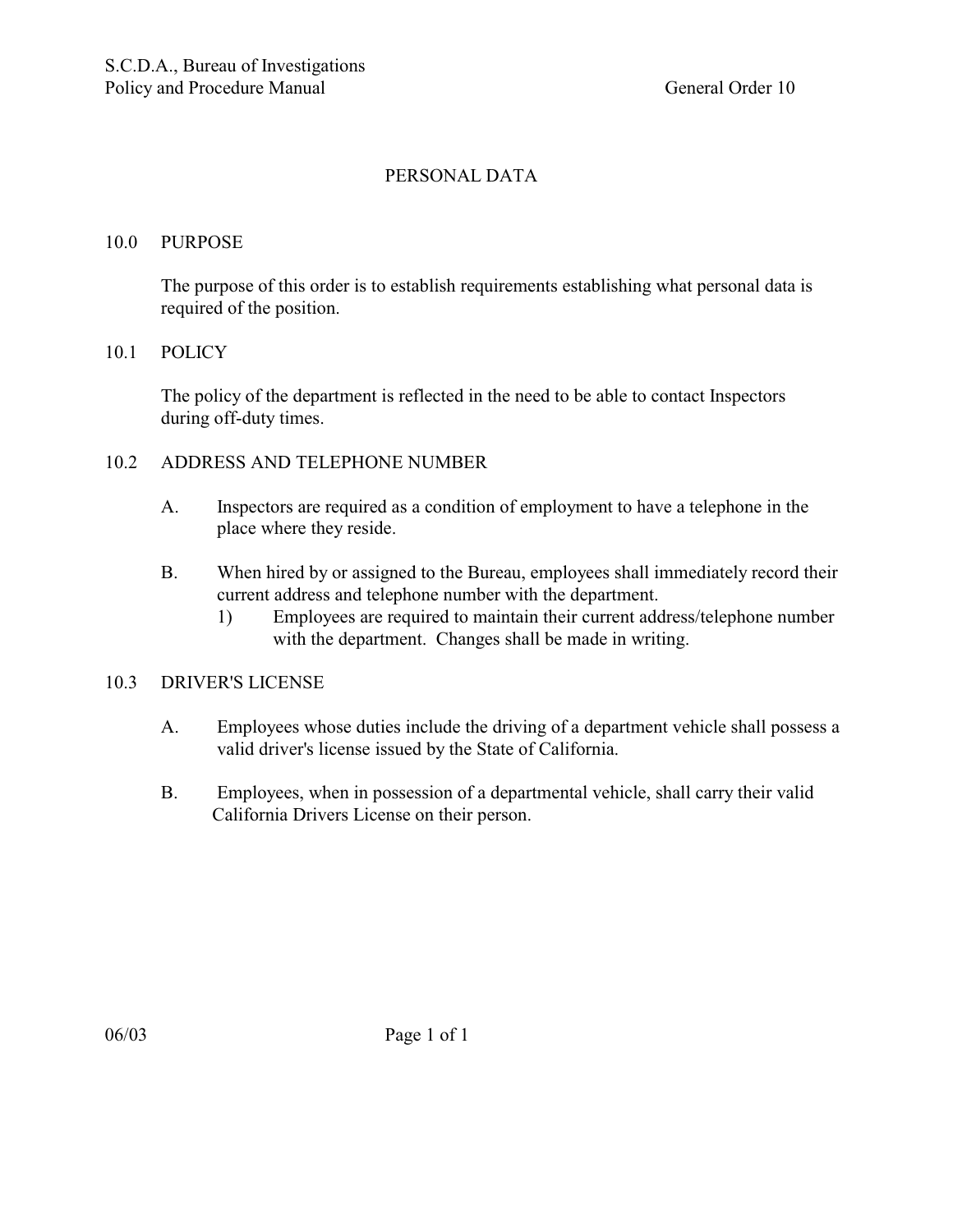# PERSONAL DATA

## 10.0 PURPOSE

The purpose of this order is to establish requirements establishing what personal data is required of the position.

## 10.1 POLICY

The policy of the department is reflected in the need to be able to contact Inspectors during off-duty times.

## 10.2 ADDRESS AND TELEPHONE NUMBER

A. Inspectors are required as a condition of employment to have a telephone in the place where they reside.

B. When hired by or assigned to the Bureau, employees shall immediately record their current address and telephone number with the department.

   1) Employees are required to maintain their current address/telephone number with the department. Changes shall be made in writing.

## 10.3 DRIVER'S LICENSE

A. Employees whose duties include the driving of a department vehicle shall possess a valid driver's license issued by the State of California.

B. Employees, when in possession of a departmental vehicle, shall carry their valid California Drivers License on their person.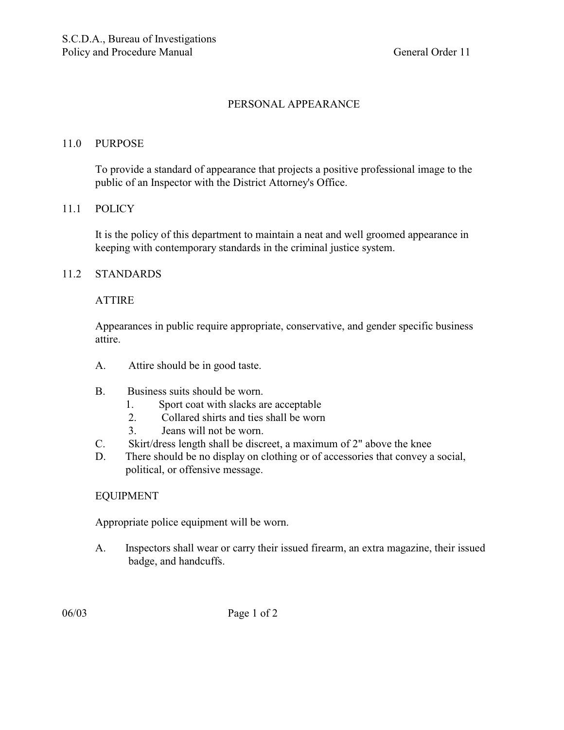# PERSONAL APPEARANCE

## 11.0 PURPOSE

To provide a standard of appearance that projects a positive professional image to the public of an Inspector with the District Attorney's Office.

## 11.1 POLICY

It is the policy of this department to maintain a neat and well groomed appearance in keeping with contemporary standards in the criminal justice system.

## 11.2 STANDARDS

### ATTIRE

Appearances in public require appropriate, conservative, and gender specific business attire.

A. Attire should be in good taste.

B. Business suits should be worn.
   1. Sport coat with slacks are acceptable
   2. Collared shirts and ties shall be worn
   3. Jeans will not be worn.

C. Skirt/dress length shall be discreet, a maximum of 2" above the knee

D. There should be no display on clothing or of accessories that convey a social, political, or offensive message.

### EQUIPMENT

Appropriate police equipment will be worn.

A. Inspectors shall wear or carry their issued firearm, an extra magazine, their issued badge, and handcuffs.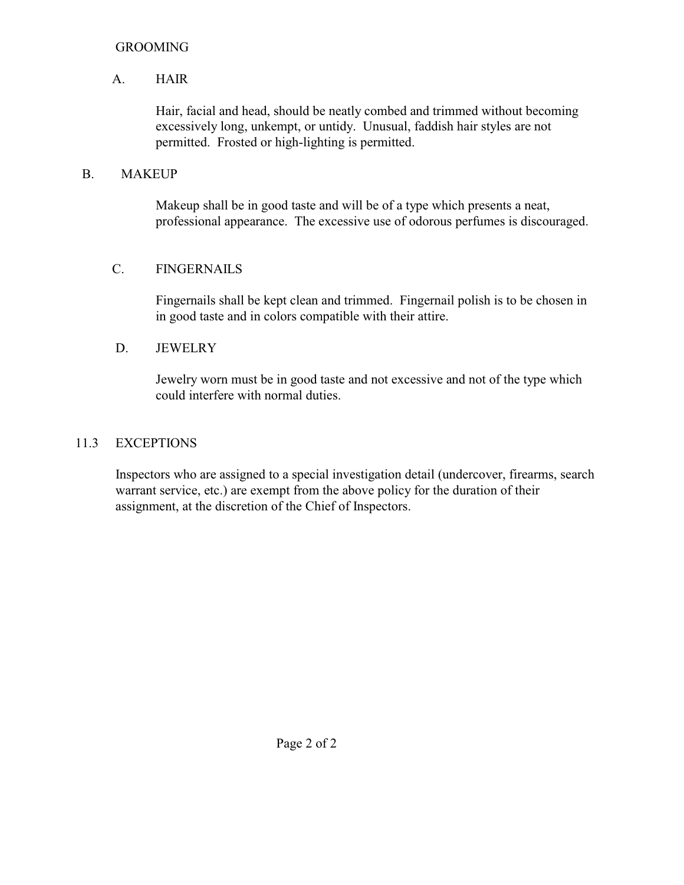GROOMING

A. HAIR

Hair, facial and head, should be neatly combed and trimmed without becoming excessively long, unkempt, or untidy. Unusual, faddish hair styles are not permitted. Frosted or high-lighting is permitted.

B. MAKEUP

Makeup shall be in good taste and will be of a type which presents a neat, professional appearance. The excessive use of odorous perfumes is discouraged.

C. FINGERNAILS

Fingernails shall be kept clean and trimmed. Fingernail polish is to be chosen in in good taste and in colors compatible with their attire.

D. JEWELRY

Jewelry worn must be in good taste and not excessive and not of the type which could interfere with normal duties.

## 11.3 EXCEPTIONS

Inspectors who are assigned to a special investigation detail (undercover, firearms, search warrant service, etc.) are exempt from the above policy for the duration of their assignment, at the discretion of the Chief of Inspectors.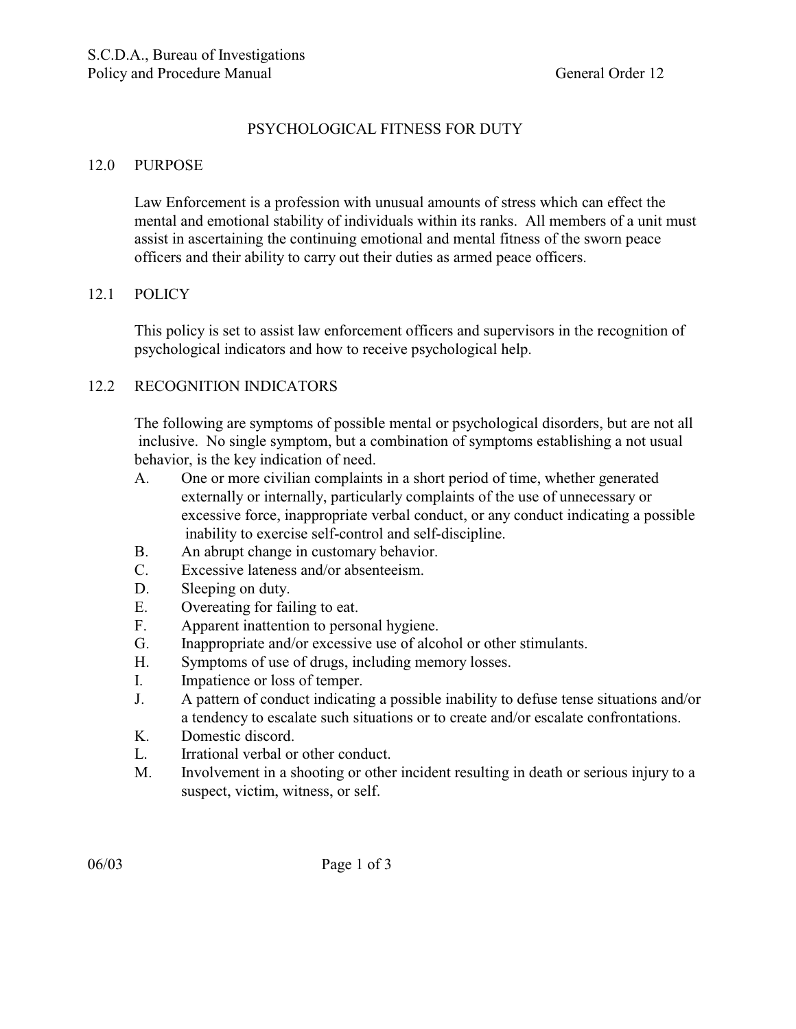# PSYCHOLOGICAL FITNESS FOR DUTY

## 12.0 PURPOSE

Law Enforcement is a profession with unusual amounts of stress which can effect the mental and emotional stability of individuals within its ranks. All members of a unit must assist in ascertaining the continuing emotional and mental fitness of the sworn peace officers and their ability to carry out their duties as armed peace officers.

## 12.1 POLICY

This policy is set to assist law enforcement officers and supervisors in the recognition of psychological indicators and how to receive psychological help.

## 12.2 RECOGNITION INDICATORS

The following are symptoms of possible mental or psychological disorders, but are not all inclusive. No single symptom, but a combination of symptoms establishing a not usual behavior, is the key indication of need.

A. One or more civilian complaints in a short period of time, whether generated externally or internally, particularly complaints of the use of unnecessary or excessive force, inappropriate verbal conduct, or any conduct indicating a possible inability to exercise self-control and self-discipline.

B. An abrupt change in customary behavior.

C. Excessive lateness and/or absenteeism.

D. Sleeping on duty.

E. Overeating for failing to eat.

F. Apparent inattention to personal hygiene.

G. Inappropriate and/or excessive use of alcohol or other stimulants.

H. Symptoms of use of drugs, including memory losses.

I. Impatience or loss of temper.

J. A pattern of conduct indicating a possible inability to defuse tense situations and/or a tendency to escalate such situations or to create and/or escalate confrontations.

K. Domestic discord.

L. Irrational verbal or other conduct.

M. Involvement in a shooting or other incident resulting in death or serious injury to a suspect, victim, witness, or self.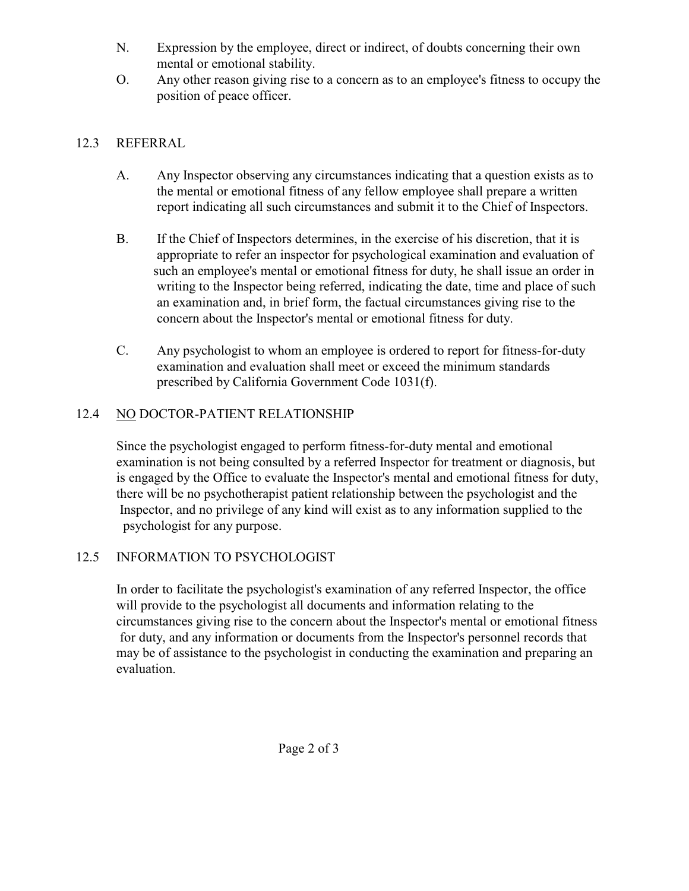N. Expression by the employee, direct or indirect, of doubts concerning their own mental or emotional stability.

O. Any other reason giving rise to a concern as to an employee's fitness to occupy the position of peace officer.

## 12.3 REFERRAL

A. Any Inspector observing any circumstances indicating that a question exists as to the mental or emotional fitness of any fellow employee shall prepare a written report indicating all such circumstances and submit it to the Chief of Inspectors.

B. If the Chief of Inspectors determines, in the exercise of his discretion, that it is appropriate to refer an inspector for psychological examination and evaluation of such an employee's mental or emotional fitness for duty, he shall issue an order in writing to the Inspector being referred, indicating the date, time and place of such an examination and, in brief form, the factual circumstances giving rise to the concern about the Inspector's mental or emotional fitness for duty.

C. Any psychologist to whom an employee is ordered to report for fitness-for-duty examination and evaluation shall meet or exceed the minimum standards prescribed by California Government Code 1031(f).

## 12.4 NO DOCTOR-PATIENT RELATIONSHIP

Since the psychologist engaged to perform fitness-for-duty mental and emotional examination is not being consulted by a referred Inspector for treatment or diagnosis, but is engaged by the Office to evaluate the Inspector's mental and emotional fitness for duty, there will be no psychotherapist patient relationship between the psychologist and the Inspector, and no privilege of any kind will exist as to any information supplied to the psychologist for any purpose.

## 12.5 INFORMATION TO PSYCHOLOGIST

In order to facilitate the psychologist's examination of any referred Inspector, the office will provide to the psychologist all documents and information relating to the circumstances giving rise to the concern about the Inspector's mental or emotional fitness for duty, and any information or documents from the Inspector's personnel records that may be of assistance to the psychologist in conducting the examination and preparing an evaluation.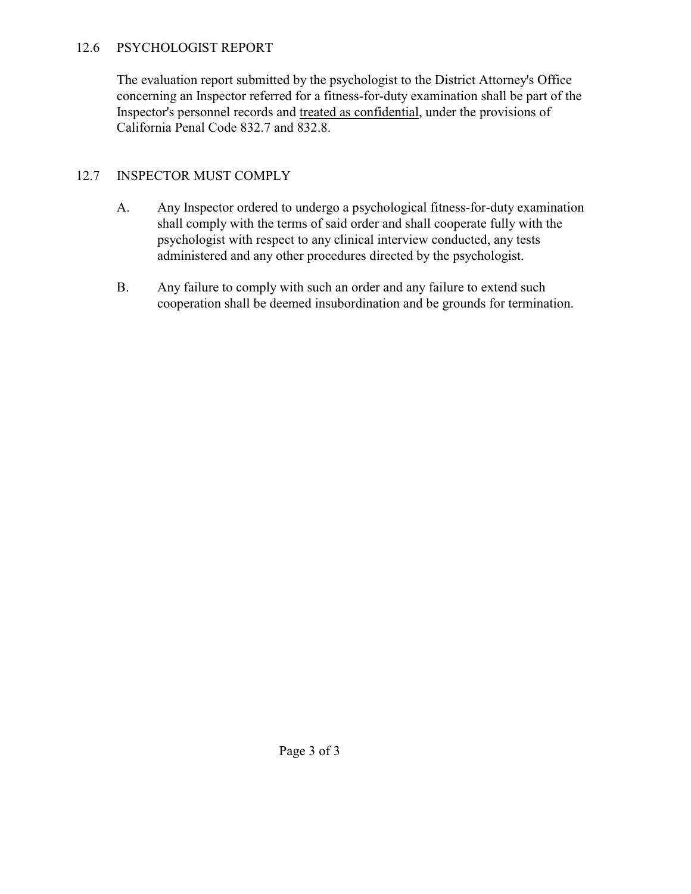## 12.6 PSYCHOLOGIST REPORT

The evaluation report submitted by the psychologist to the District Attorney's Office concerning an Inspector referred for a fitness-for-duty examination shall be part of the Inspector's personnel records and <u>treated as confidential</u>, under the provisions of California Penal Code 832.7 and 832.8.

## 12.7 INSPECTOR MUST COMPLY

A. Any Inspector ordered to undergo a psychological fitness-for-duty examination shall comply with the terms of said order and shall cooperate fully with the psychologist with respect to any clinical interview conducted, any tests administered and any other procedures directed by the psychologist.

B. Any failure to comply with such an order and any failure to extend such cooperation shall be deemed insubordination and be grounds for termination.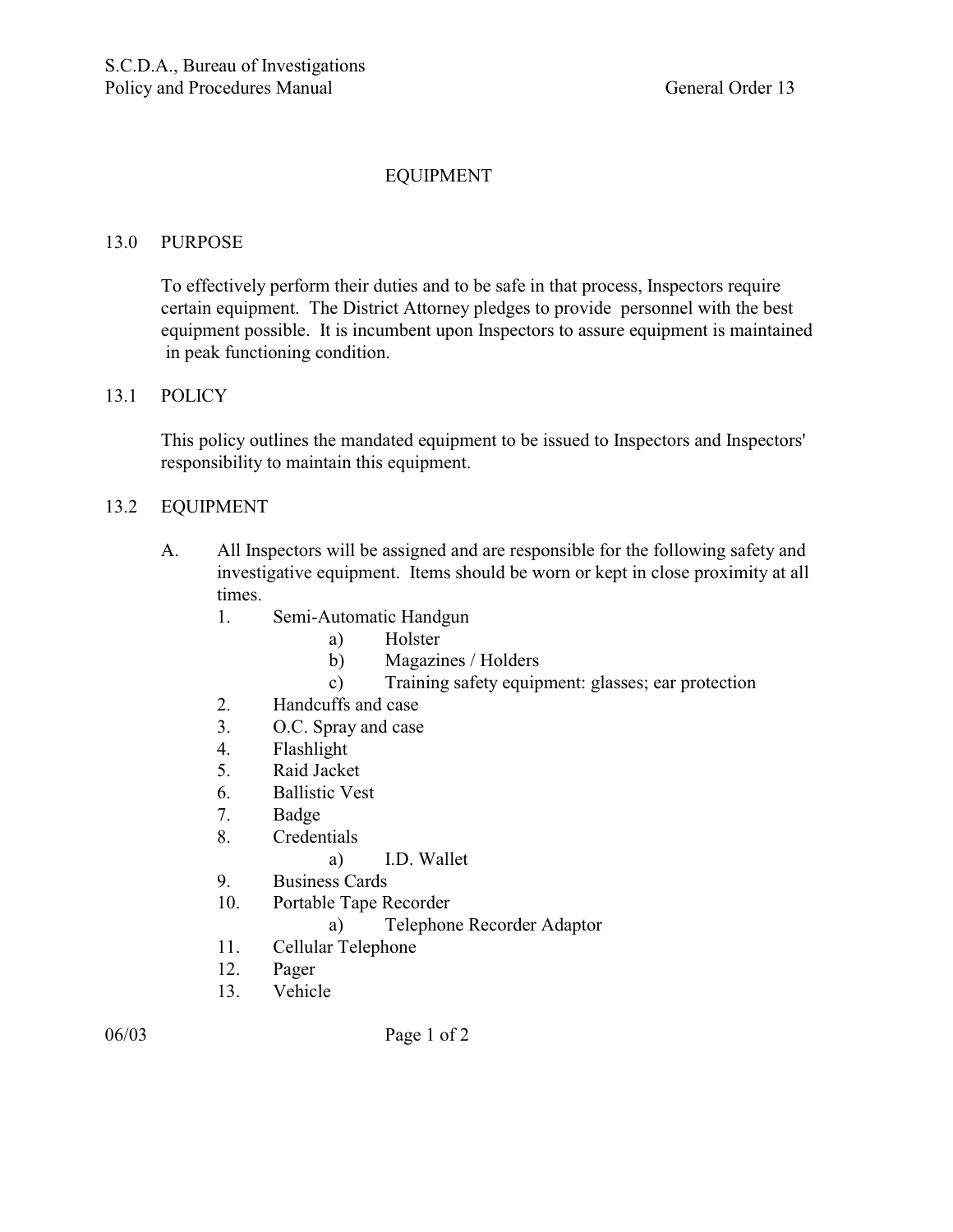# EQUIPMENT

## 13.0 PURPOSE

To effectively perform their duties and to be safe in that process, Inspectors require certain equipment. The District Attorney pledges to provide personnel with the best equipment possible. It is incumbent upon Inspectors to assure equipment is maintained in peak functioning condition.

## 13.1 POLICY

This policy outlines the mandated equipment to be issued to Inspectors and Inspectors' responsibility to maintain this equipment.

## 13.2 EQUIPMENT

A. All Inspectors will be assigned and are responsible for the following safety and investigative equipment. Items should be worn or kept in close proximity at all times.

1. Semi-Automatic Handgun
   a) Holster
   b) Magazines / Holders
   c) Training safety equipment: glasses; ear protection
2. Handcuffs and case
3. O.C. Spray and case
4. Flashlight
5. Raid Jacket
6. Ballistic Vest
7. Badge
8. Credentials
   a) I.D. Wallet
9. Business Cards
10. Portable Tape Recorder
    a) Telephone Recorder Adaptor
11. Cellular Telephone
12. Pager
13. Vehicle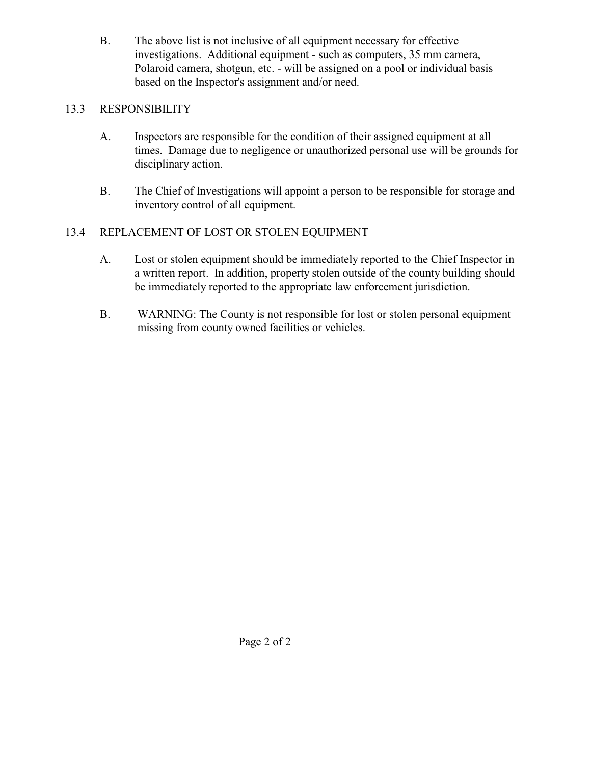B. The above list is not inclusive of all equipment necessary for effective investigations. Additional equipment - such as computers, 35 mm camera, Polaroid camera, shotgun, etc. - will be assigned on a pool or individual basis based on the Inspector's assignment and/or need.

## 13.3 RESPONSIBILITY

A. Inspectors are responsible for the condition of their assigned equipment at all times. Damage due to negligence or unauthorized personal use will be grounds for disciplinary action.

B. The Chief of Investigations will appoint a person to be responsible for storage and inventory control of all equipment.

## 13.4 REPLACEMENT OF LOST OR STOLEN EQUIPMENT

A. Lost or stolen equipment should be immediately reported to the Chief Inspector in a written report. In addition, property stolen outside of the county building should be immediately reported to the appropriate law enforcement jurisdiction.

B. WARNING: The County is not responsible for lost or stolen personal equipment missing from county owned facilities or vehicles.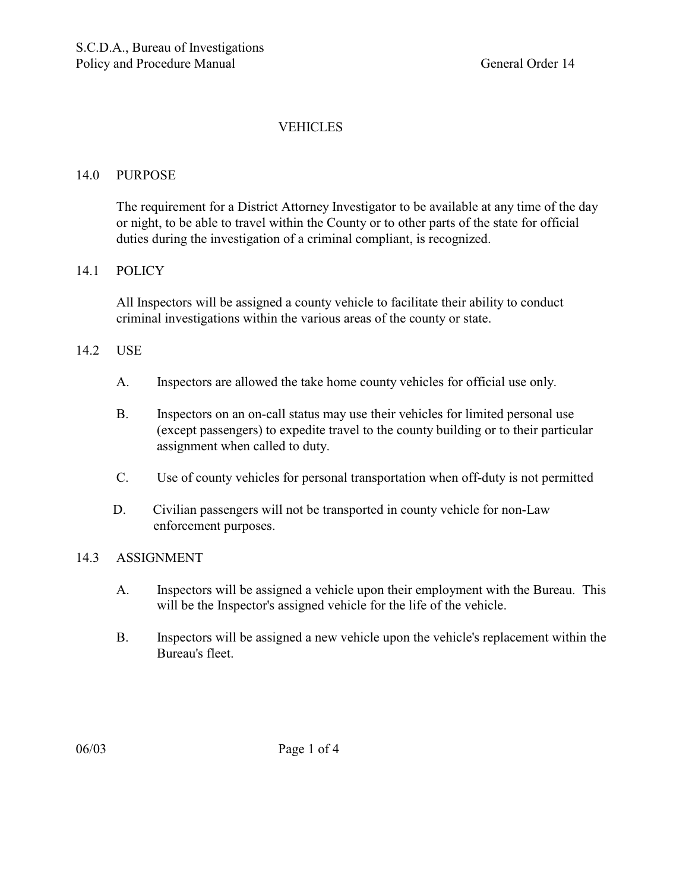# VEHICLES

## 14.0 PURPOSE

The requirement for a District Attorney Investigator to be available at any time of the day or night, to be able to travel within the County or to other parts of the state for official duties during the investigation of a criminal compliant, is recognized.

## 14.1 POLICY

All Inspectors will be assigned a county vehicle to facilitate their ability to conduct criminal investigations within the various areas of the county or state.

## 14.2 USE

A. Inspectors are allowed the take home county vehicles for official use only.

B. Inspectors on an on-call status may use their vehicles for limited personal use (except passengers) to expedite travel to the county building or to their particular assignment when called to duty.

C. Use of county vehicles for personal transportation when off-duty is not permitted

D. Civilian passengers will not be transported in county vehicle for non-Law enforcement purposes.

## 14.3 ASSIGNMENT

A. Inspectors will be assigned a vehicle upon their employment with the Bureau. This will be the Inspector's assigned vehicle for the life of the vehicle.

B. Inspectors will be assigned a new vehicle upon the vehicle's replacement within the Bureau's fleet.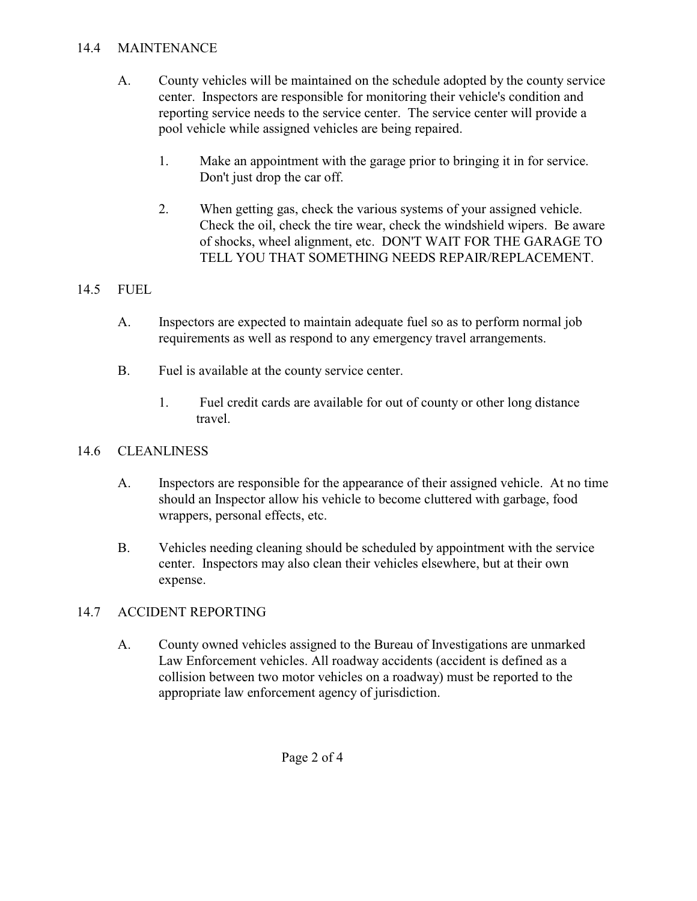## 14.4 MAINTENANCE

A. County vehicles will be maintained on the schedule adopted by the county service center. Inspectors are responsible for monitoring their vehicle's condition and reporting service needs to the service center. The service center will provide a pool vehicle while assigned vehicles are being repaired.

   1. Make an appointment with the garage prior to bringing it in for service. Don't just drop the car off.

   2. When getting gas, check the various systems of your assigned vehicle. Check the oil, check the tire wear, check the windshield wipers. Be aware of shocks, wheel alignment, etc. DON'T WAIT FOR THE GARAGE TO TELL YOU THAT SOMETHING NEEDS REPAIR/REPLACEMENT.

## 14.5 FUEL

A. Inspectors are expected to maintain adequate fuel so as to perform normal job requirements as well as respond to any emergency travel arrangements.

B. Fuel is available at the county service center.

   1. Fuel credit cards are available for out of county or other long distance travel.

## 14.6 CLEANLINESS

A. Inspectors are responsible for the appearance of their assigned vehicle. At no time should an Inspector allow his vehicle to become cluttered with garbage, food wrappers, personal effects, etc.

B. Vehicles needing cleaning should be scheduled by appointment with the service center. Inspectors may also clean their vehicles elsewhere, but at their own expense.

## 14.7 ACCIDENT REPORTING

A. County owned vehicles assigned to the Bureau of Investigations are unmarked Law Enforcement vehicles. All roadway accidents (accident is defined as a collision between two motor vehicles on a roadway) must be reported to the appropriate law enforcement agency of jurisdiction.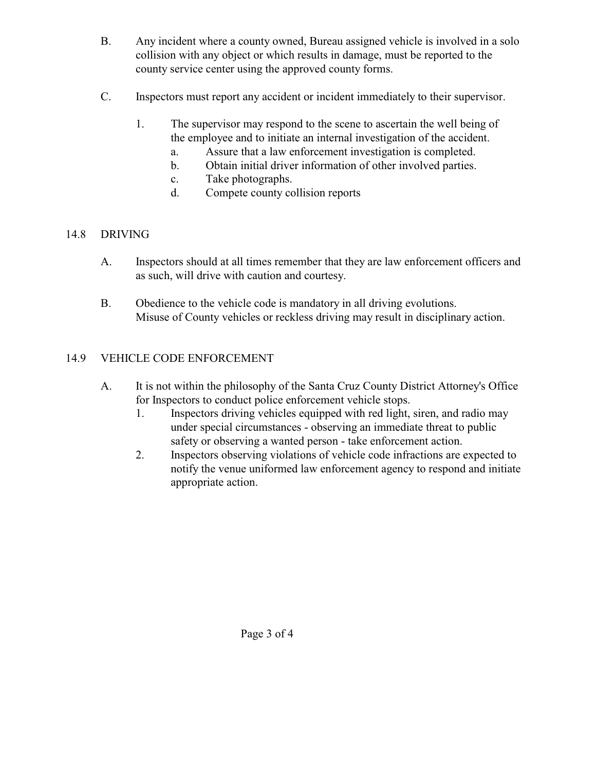B. Any incident where a county owned, Bureau assigned vehicle is involved in a solo collision with any object or which results in damage, must be reported to the county service center using the approved county forms.

C. Inspectors must report any accident or incident immediately to their supervisor.

1. The supervisor may respond to the scene to ascertain the well being of the employee and to initiate an internal investigation of the accident.
   a. Assure that a law enforcement investigation is completed.
   b. Obtain initial driver information of other involved parties.
   c. Take photographs.
   d. Compete county collision reports

## 14.8 DRIVING

A. Inspectors should at all times remember that they are law enforcement officers and as such, will drive with caution and courtesy.

B. Obedience to the vehicle code is mandatory in all driving evolutions. Misuse of County vehicles or reckless driving may result in disciplinary action.

## 14.9 VEHICLE CODE ENFORCEMENT

A. It is not within the philosophy of the Santa Cruz County District Attorney's Office for Inspectors to conduct police enforcement vehicle stops.
   1. Inspectors driving vehicles equipped with red light, siren, and radio may under special circumstances - observing an immediate threat to public safety or observing a wanted person - take enforcement action.
   2. Inspectors observing violations of vehicle code infractions are expected to notify the venue uniformed law enforcement agency to respond and initiate appropriate action.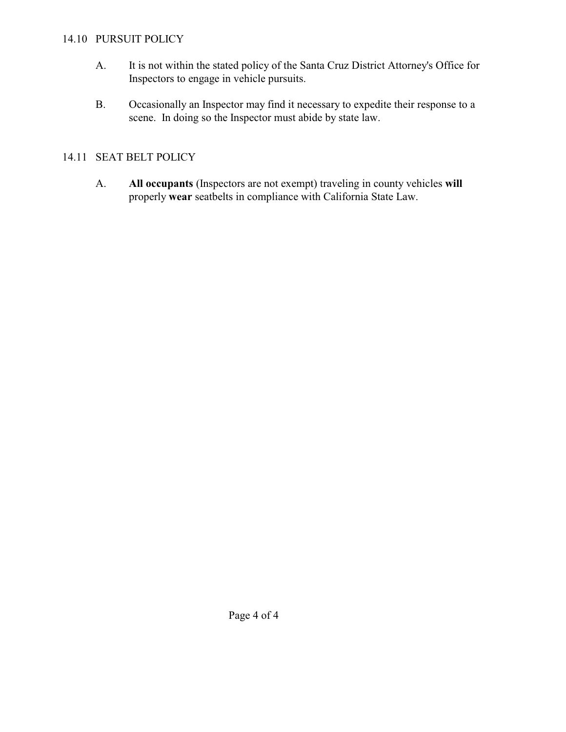## 14.10 PURSUIT POLICY

A. It is not within the stated policy of the Santa Cruz District Attorney's Office for Inspectors to engage in vehicle pursuits.

B. Occasionally an Inspector may find it necessary to expedite their response to a scene. In doing so the Inspector must abide by state law.

## 14.11 SEAT BELT POLICY

A. **All occupants** (Inspectors are not exempt) traveling in county vehicles **will** properly **wear** seatbelts in compliance with California State Law.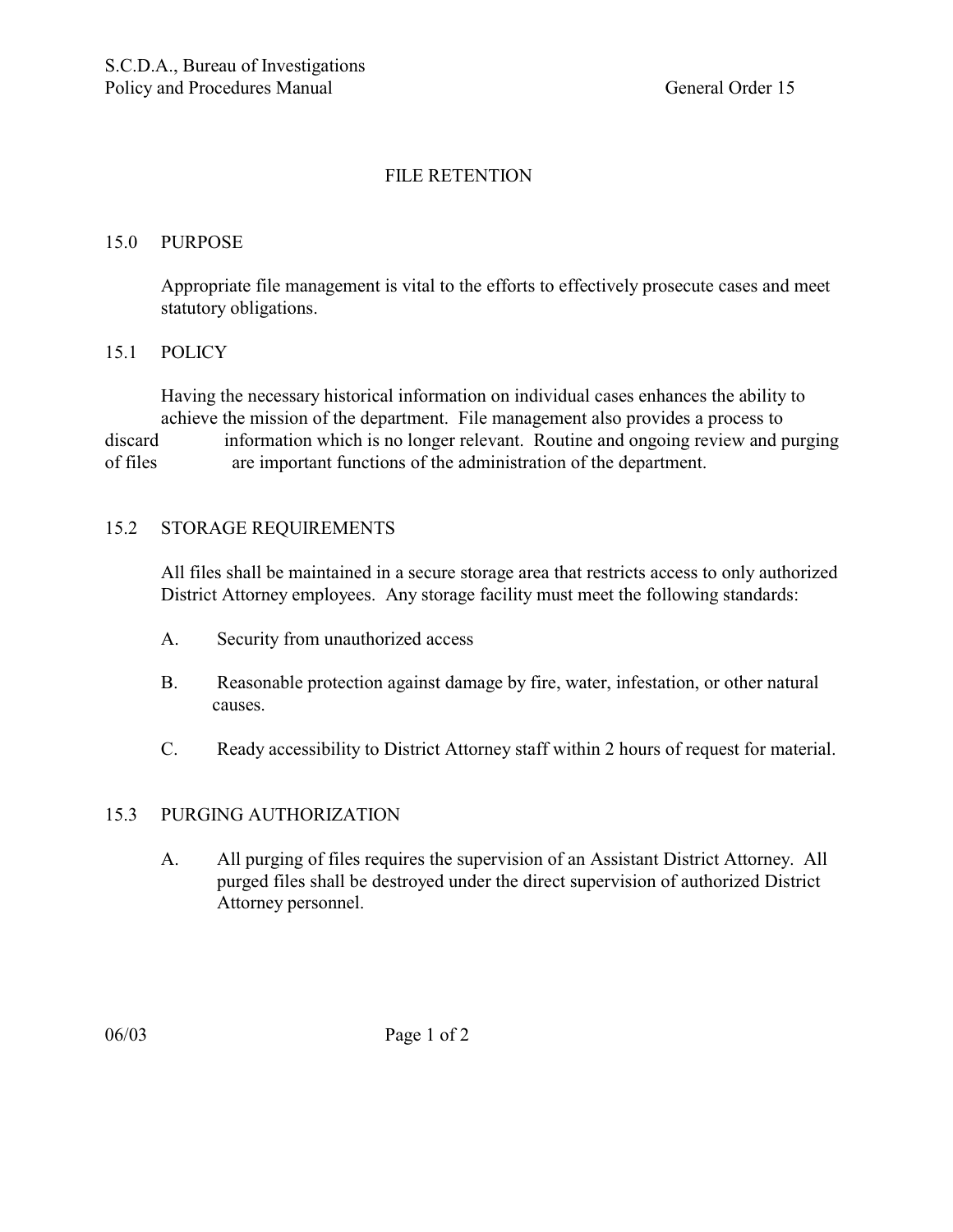# FILE RETENTION

## 15.0 PURPOSE

Appropriate file management is vital to the efforts to effectively prosecute cases and meet statutory obligations.

## 15.1 POLICY

Having the necessary historical information on individual cases enhances the ability to achieve the mission of the department. File management also provides a process to discard information which is no longer relevant. Routine and ongoing review and purging of files are important functions of the administration of the department.

## 15.2 STORAGE REQUIREMENTS

All files shall be maintained in a secure storage area that restricts access to only authorized District Attorney employees. Any storage facility must meet the following standards:

A. Security from unauthorized access

B. Reasonable protection against damage by fire, water, infestation, or other natural causes.

C. Ready accessibility to District Attorney staff within 2 hours of request for material.

## 15.3 PURGING AUTHORIZATION

A. All purging of files requires the supervision of an Assistant District Attorney. All purged files shall be destroyed under the direct supervision of authorized District Attorney personnel.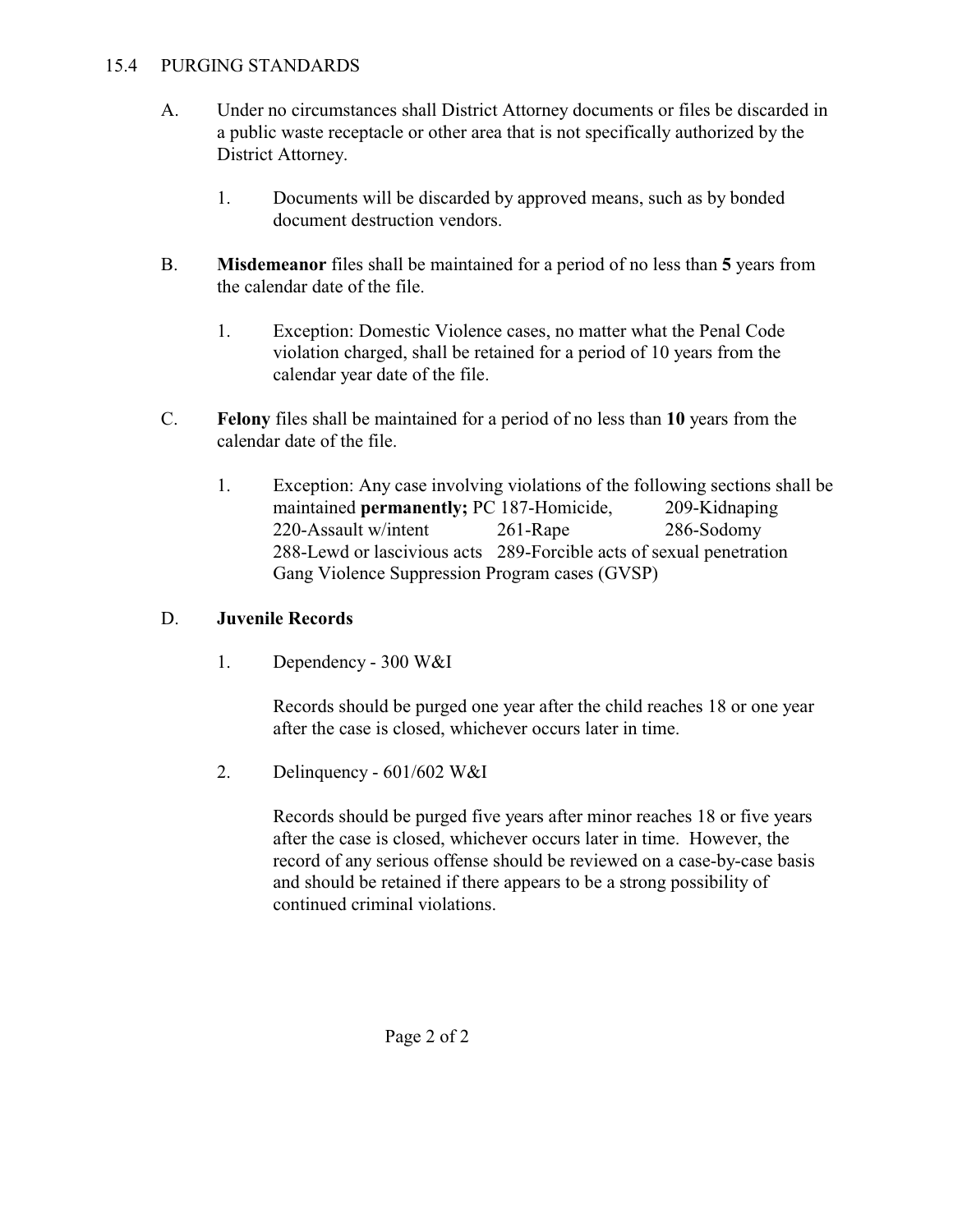## 15.4 PURGING STANDARDS

A. Under no circumstances shall District Attorney documents or files be discarded in a public waste receptacle or other area that is not specifically authorized by the District Attorney.

   1. Documents will be discarded by approved means, such as by bonded document destruction vendors.

B. **Misdemeanor** files shall be maintained for a period of no less than **5** years from the calendar date of the file.

   1. Exception: Domestic Violence cases, no matter what the Penal Code violation charged, shall be retained for a period of 10 years from the calendar year date of the file.

C. **Felony** files shall be maintained for a period of no less than **10** years from the calendar date of the file.

   1. Exception: Any case involving violations of the following sections shall be maintained **permanently;** PC 187-Homicide, 209-Kidnaping, 220-Assault w/intent, 261-Rape, 286-Sodomy, 288-Lewd or lascivious acts, 289-Forcible acts of sexual penetration, Gang Violence Suppression Program cases (GVSP)

D. **Juvenile Records**

   1. Dependency - 300 W&I

      Records should be purged one year after the child reaches 18 or one year after the case is closed, whichever occurs later in time.

   2. Delinquency - 601/602 W&I

      Records should be purged five years after minor reaches 18 or five years after the case is closed, whichever occurs later in time. However, the record of any serious offense should be reviewed on a case-by-case basis and should be retained if there appears to be a strong possibility of continued criminal violations.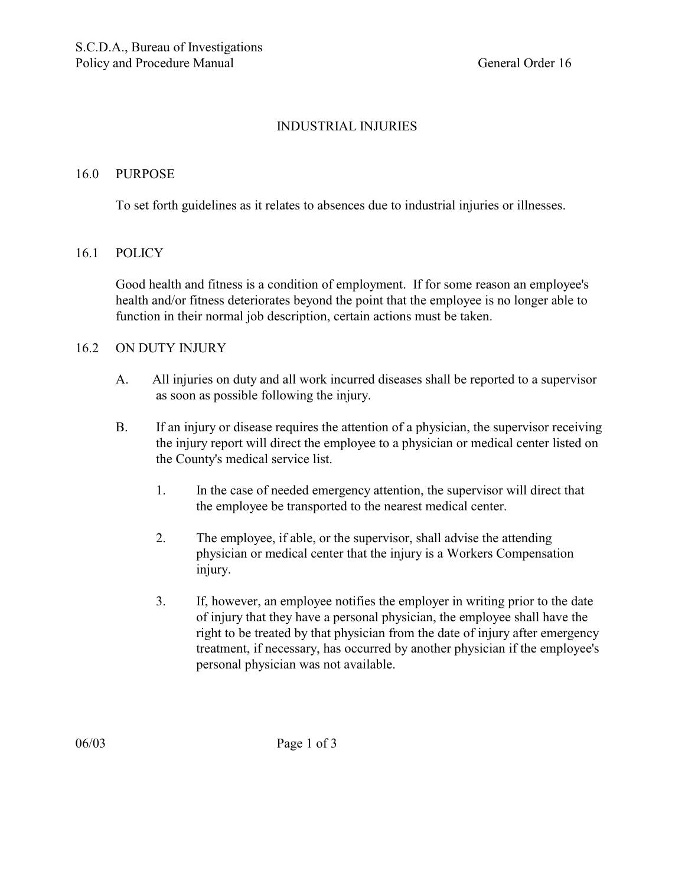# INDUSTRIAL INJURIES

## 16.0 PURPOSE

To set forth guidelines as it relates to absences due to industrial injuries or illnesses.

## 16.1 POLICY

Good health and fitness is a condition of employment. If for some reason an employee's health and/or fitness deteriorates beyond the point that the employee is no longer able to function in their normal job description, certain actions must be taken.

## 16.2 ON DUTY INJURY

A. All injuries on duty and all work incurred diseases shall be reported to a supervisor as soon as possible following the injury.

B. If an injury or disease requires the attention of a physician, the supervisor receiving the injury report will direct the employee to a physician or medical center listed on the County's medical service list.

1. In the case of needed emergency attention, the supervisor will direct that the employee be transported to the nearest medical center.

2. The employee, if able, or the supervisor, shall advise the attending physician or medical center that the injury is a Workers Compensation injury.

3. If, however, an employee notifies the employer in writing prior to the date of injury that they have a personal physician, the employee shall have the right to be treated by that physician from the date of injury after emergency treatment, if necessary, has occurred by another physician if the employee's personal physician was not available.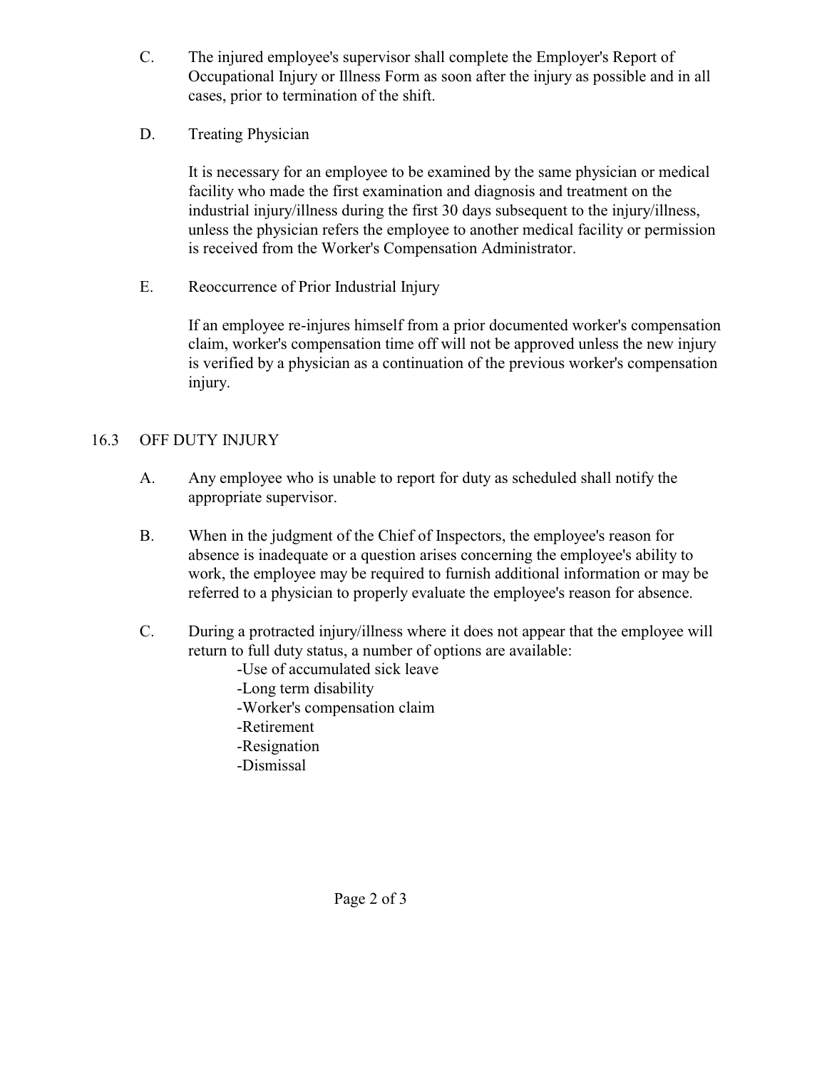C. The injured employee's supervisor shall complete the Employer's Report of Occupational Injury or Illness Form as soon after the injury as possible and in all cases, prior to termination of the shift.

D. Treating Physician

It is necessary for an employee to be examined by the same physician or medical facility who made the first examination and diagnosis and treatment on the industrial injury/illness during the first 30 days subsequent to the injury/illness, unless the physician refers the employee to another medical facility or permission is received from the Worker's Compensation Administrator.

E. Reoccurrence of Prior Industrial Injury

If an employee re-injures himself from a prior documented worker's compensation claim, worker's compensation time off will not be approved unless the new injury is verified by a physician as a continuation of the previous worker's compensation injury.

## 16.3 OFF DUTY INJURY

A. Any employee who is unable to report for duty as scheduled shall notify the appropriate supervisor.

B. When in the judgment of the Chief of Inspectors, the employee's reason for absence is inadequate or a question arises concerning the employee's ability to work, the employee may be required to furnish additional information or may be referred to a physician to properly evaluate the employee's reason for absence.

C. During a protracted injury/illness where it does not appear that the employee will return to full duty status, a number of options are available:

- Use of accumulated sick leave
- Long term disability
- Worker's compensation claim
- Retirement
- Resignation
- Dismissal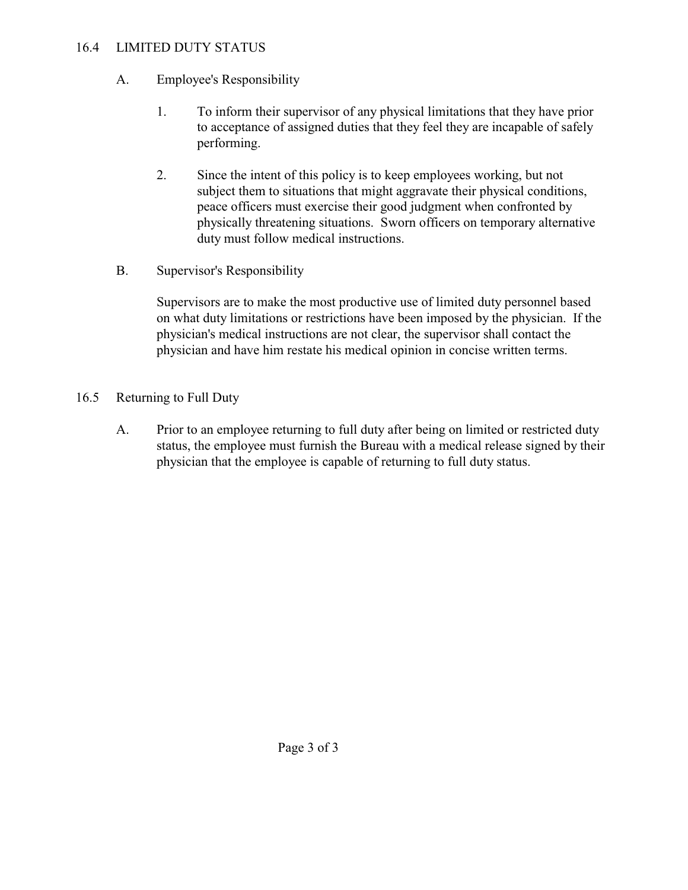## 16.4 LIMITED DUTY STATUS

A. Employee's Responsibility

1. To inform their supervisor of any physical limitations that they have prior to acceptance of assigned duties that they feel they are incapable of safely performing.

2. Since the intent of this policy is to keep employees working, but not subject them to situations that might aggravate their physical conditions, peace officers must exercise their good judgment when confronted by physically threatening situations. Sworn officers on temporary alternative duty must follow medical instructions.

B. Supervisor's Responsibility

Supervisors are to make the most productive use of limited duty personnel based on what duty limitations or restrictions have been imposed by the physician. If the physician's medical instructions are not clear, the supervisor shall contact the physician and have him restate his medical opinion in concise written terms.

## 16.5 Returning to Full Duty

A. Prior to an employee returning to full duty after being on limited or restricted duty status, the employee must furnish the Bureau with a medical release signed by their physician that the employee is capable of returning to full duty status.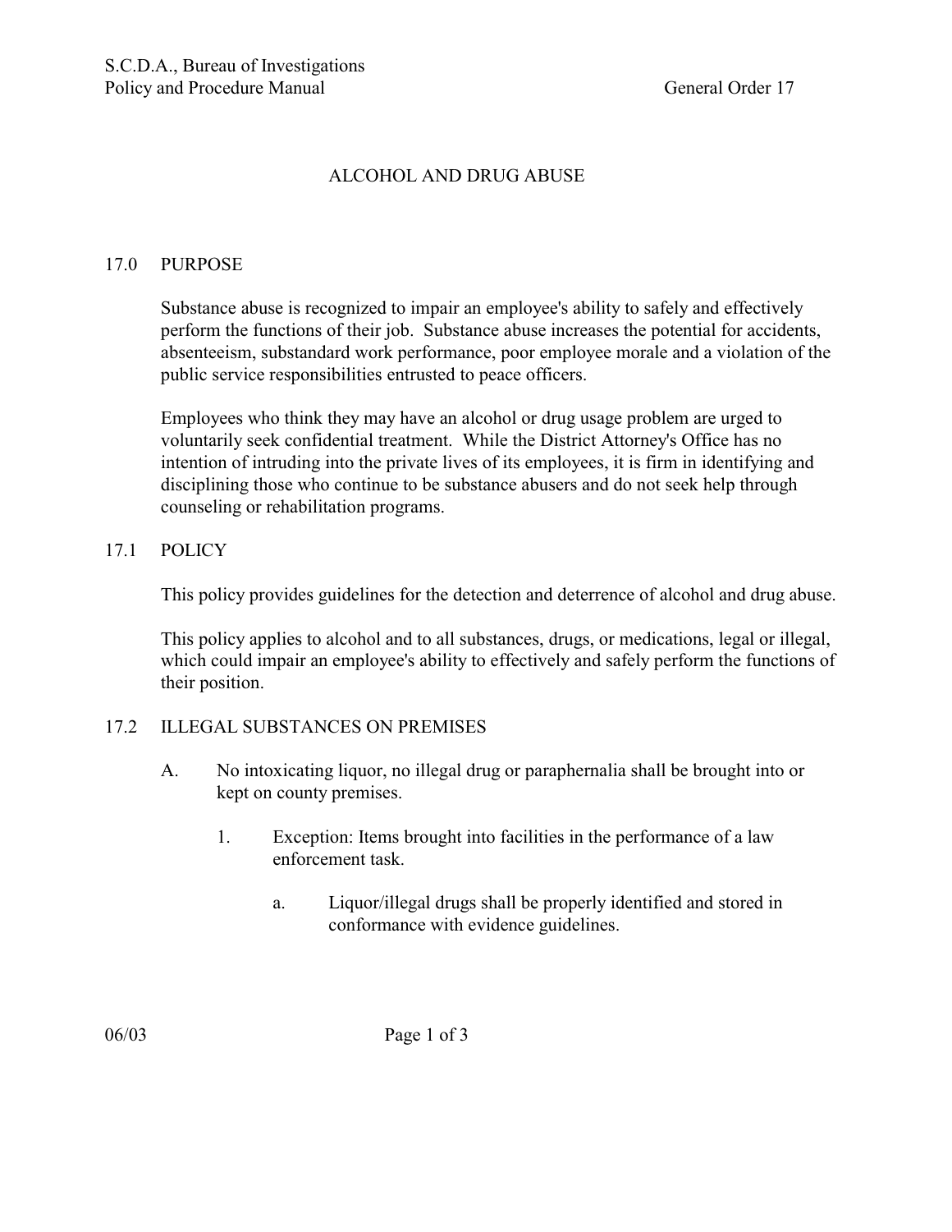# ALCOHOL AND DRUG ABUSE

## 17.0 PURPOSE

Substance abuse is recognized to impair an employee's ability to safely and effectively perform the functions of their job. Substance abuse increases the potential for accidents, absenteeism, substandard work performance, poor employee morale and a violation of the public service responsibilities entrusted to peace officers.

Employees who think they may have an alcohol or drug usage problem are urged to voluntarily seek confidential treatment. While the District Attorney's Office has no intention of intruding into the private lives of its employees, it is firm in identifying and disciplining those who continue to be substance abusers and do not seek help through counseling or rehabilitation programs.

## 17.1 POLICY

This policy provides guidelines for the detection and deterrence of alcohol and drug abuse.

This policy applies to alcohol and to all substances, drugs, or medications, legal or illegal, which could impair an employee's ability to effectively and safely perform the functions of their position.

## 17.2 ILLEGAL SUBSTANCES ON PREMISES

A. No intoxicating liquor, no illegal drug or paraphernalia shall be brought into or kept on county premises.

   1. Exception: Items brought into facilities in the performance of a law enforcement task.

      a. Liquor/illegal drugs shall be properly identified and stored in conformance with evidence guidelines.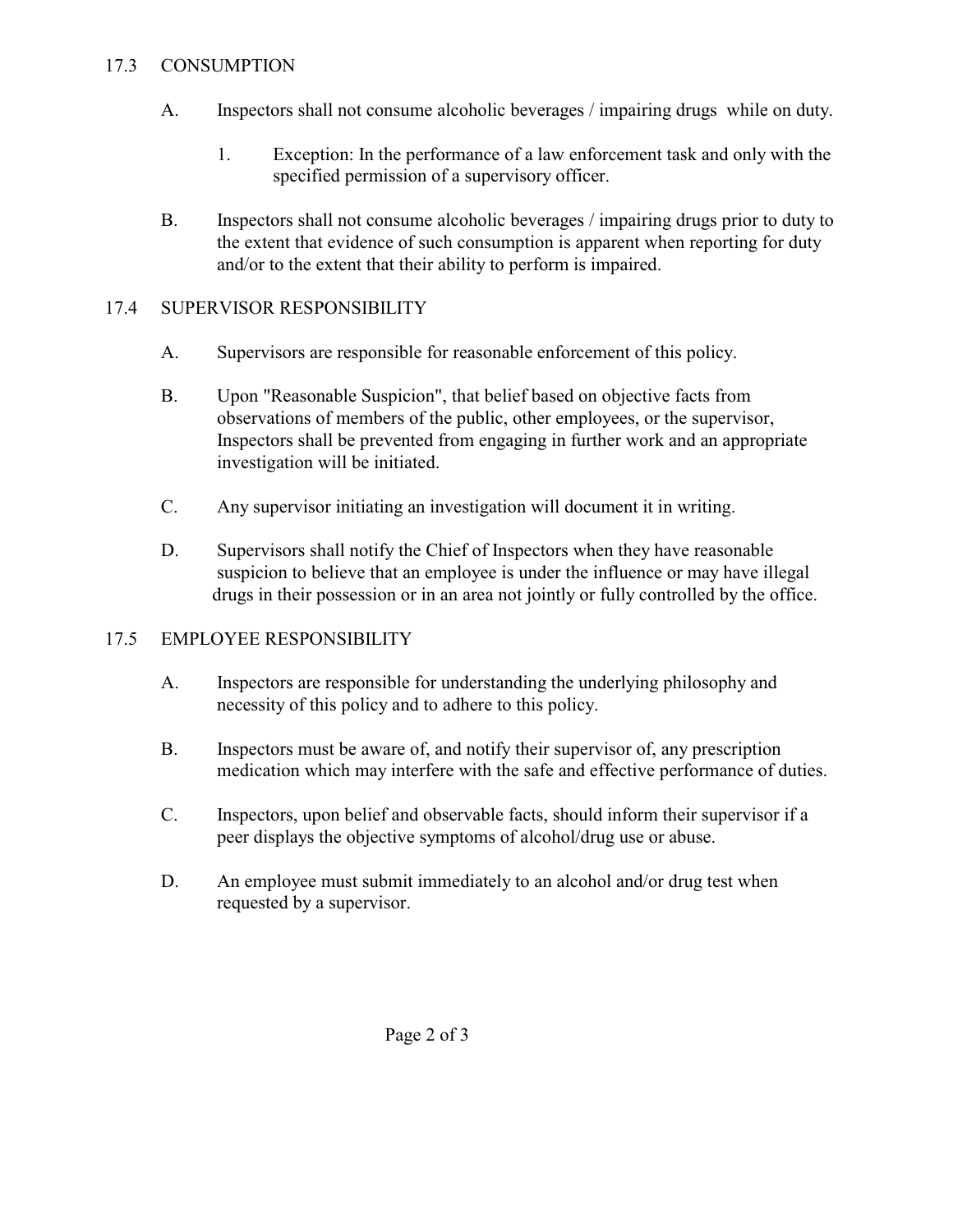## 17.3 CONSUMPTION

A. Inspectors shall not consume alcoholic beverages / impairing drugs while on duty.

   1. Exception: In the performance of a law enforcement task and only with the specified permission of a supervisory officer.

B. Inspectors shall not consume alcoholic beverages / impairing drugs prior to duty to the extent that evidence of such consumption is apparent when reporting for duty and/or to the extent that their ability to perform is impaired.

## 17.4 SUPERVISOR RESPONSIBILITY

A. Supervisors are responsible for reasonable enforcement of this policy.

B. Upon "Reasonable Suspicion", that belief based on objective facts from observations of members of the public, other employees, or the supervisor, Inspectors shall be prevented from engaging in further work and an appropriate investigation will be initiated.

C. Any supervisor initiating an investigation will document it in writing.

D. Supervisors shall notify the Chief of Inspectors when they have reasonable suspicion to believe that an employee is under the influence or may have illegal drugs in their possession or in an area not jointly or fully controlled by the office.

## 17.5 EMPLOYEE RESPONSIBILITY

A. Inspectors are responsible for understanding the underlying philosophy and necessity of this policy and to adhere to this policy.

B. Inspectors must be aware of, and notify their supervisor of, any prescription medication which may interfere with the safe and effective performance of duties.

C. Inspectors, upon belief and observable facts, should inform their supervisor if a peer displays the objective symptoms of alcohol/drug use or abuse.

D. An employee must submit immediately to an alcohol and/or drug test when requested by a supervisor.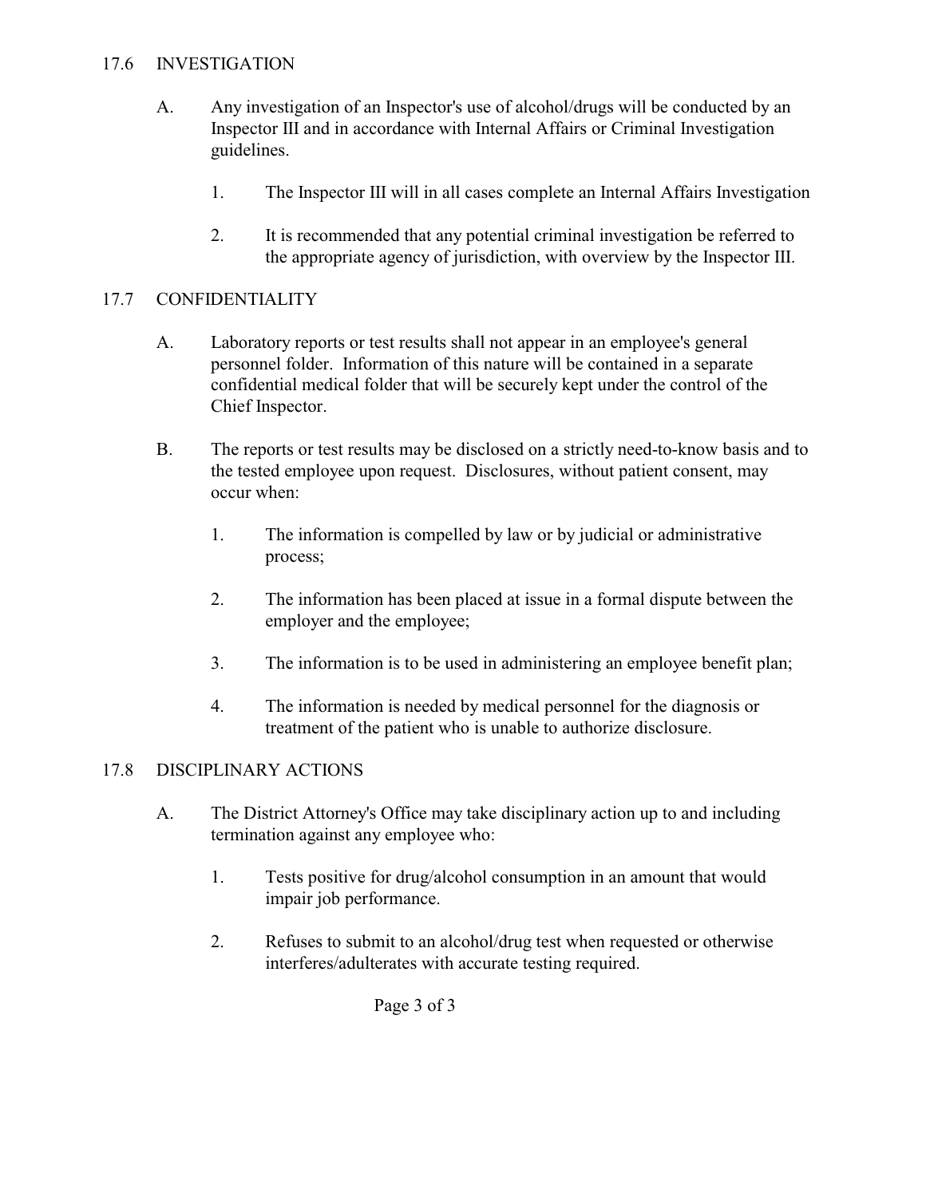## 17.6 INVESTIGATION

A. Any investigation of an Inspector's use of alcohol/drugs will be conducted by an Inspector III and in accordance with Internal Affairs or Criminal Investigation guidelines.

   1. The Inspector III will in all cases complete an Internal Affairs Investigation

   2. It is recommended that any potential criminal investigation be referred to the appropriate agency of jurisdiction, with overview by the Inspector III.

## 17.7 CONFIDENTIALITY

A. Laboratory reports or test results shall not appear in an employee's general personnel folder. Information of this nature will be contained in a separate confidential medical folder that will be securely kept under the control of the Chief Inspector.

B. The reports or test results may be disclosed on a strictly need-to-know basis and to the tested employee upon request. Disclosures, without patient consent, may occur when:

   1. The information is compelled by law or by judicial or administrative process;

   2. The information has been placed at issue in a formal dispute between the employer and the employee;

   3. The information is to be used in administering an employee benefit plan;

   4. The information is needed by medical personnel for the diagnosis or treatment of the patient who is unable to authorize disclosure.

## 17.8 DISCIPLINARY ACTIONS

A. The District Attorney's Office may take disciplinary action up to and including termination against any employee who:

   1. Tests positive for drug/alcohol consumption in an amount that would impair job performance.

   2. Refuses to submit to an alcohol/drug test when requested or otherwise interferes/adulterates with accurate testing required.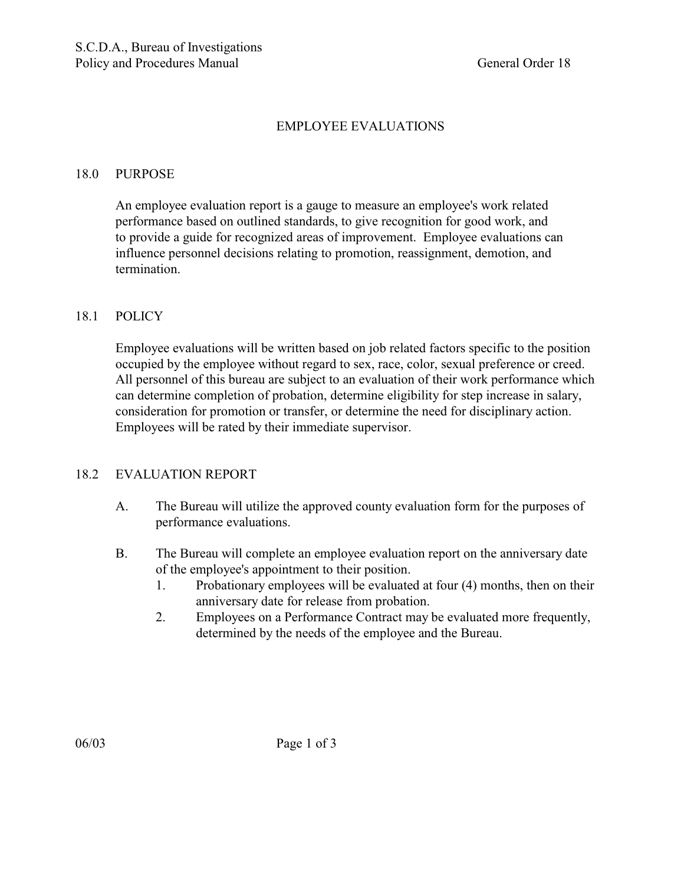# EMPLOYEE EVALUATIONS

## 18.0 PURPOSE

An employee evaluation report is a gauge to measure an employee's work related performance based on outlined standards, to give recognition for good work, and to provide a guide for recognized areas of improvement. Employee evaluations can influence personnel decisions relating to promotion, reassignment, demotion, and termination.

## 18.1 POLICY

Employee evaluations will be written based on job related factors specific to the position occupied by the employee without regard to sex, race, color, sexual preference or creed. All personnel of this bureau are subject to an evaluation of their work performance which can determine completion of probation, determine eligibility for step increase in salary, consideration for promotion or transfer, or determine the need for disciplinary action. Employees will be rated by their immediate supervisor.

## 18.2 EVALUATION REPORT

A. The Bureau will utilize the approved county evaluation form for the purposes of performance evaluations.

B. The Bureau will complete an employee evaluation report on the anniversary date of the employee's appointment to their position.

1. Probationary employees will be evaluated at four (4) months, then on their anniversary date for release from probation.
2. Employees on a Performance Contract may be evaluated more frequently, determined by the needs of the employee and the Bureau.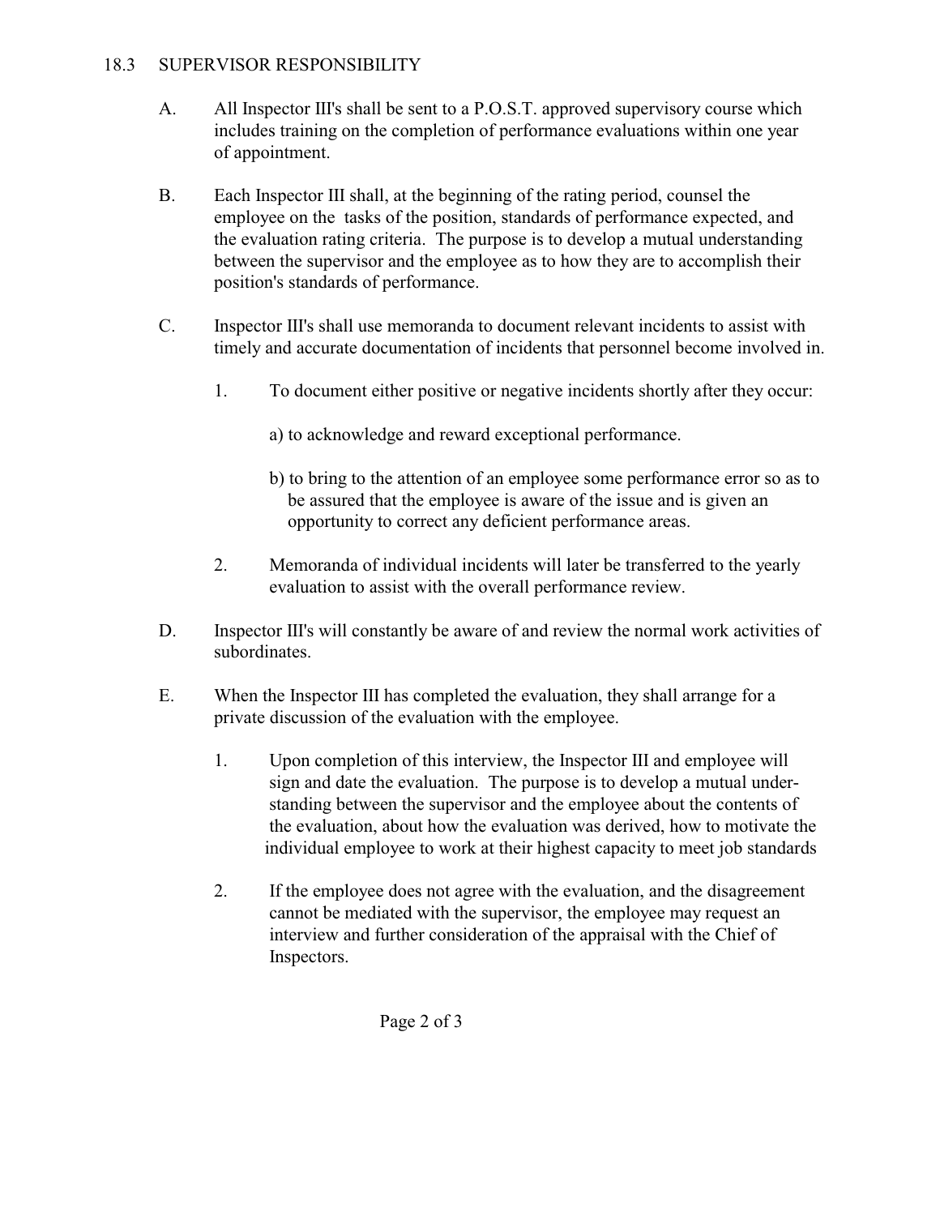## 18.3 SUPERVISOR RESPONSIBILITY

A. All Inspector III's shall be sent to a P.O.S.T. approved supervisory course which includes training on the completion of performance evaluations within one year of appointment.

B. Each Inspector III shall, at the beginning of the rating period, counsel the employee on the tasks of the position, standards of performance expected, and the evaluation rating criteria. The purpose is to develop a mutual understanding between the supervisor and the employee as to how they are to accomplish their position's standards of performance.

C. Inspector III's shall use memoranda to document relevant incidents to assist with timely and accurate documentation of incidents that personnel become involved in.

   1. To document either positive or negative incidents shortly after they occur:

      a) to acknowledge and reward exceptional performance.

      b) to bring to the attention of an employee some performance error so as to be assured that the employee is aware of the issue and is given an opportunity to correct any deficient performance areas.

   2. Memoranda of individual incidents will later be transferred to the yearly evaluation to assist with the overall performance review.

D. Inspector III's will constantly be aware of and review the normal work activities of subordinates.

E. When the Inspector III has completed the evaluation, they shall arrange for a private discussion of the evaluation with the employee.

   1. Upon completion of this interview, the Inspector III and employee will sign and date the evaluation. The purpose is to develop a mutual understanding between the supervisor and the employee about the contents of the evaluation, about how the evaluation was derived, how to motivate the individual employee to work at their highest capacity to meet job standards

   2. If the employee does not agree with the evaluation, and the disagreement cannot be mediated with the supervisor, the employee may request an interview and further consideration of the appraisal with the Chief of Inspectors.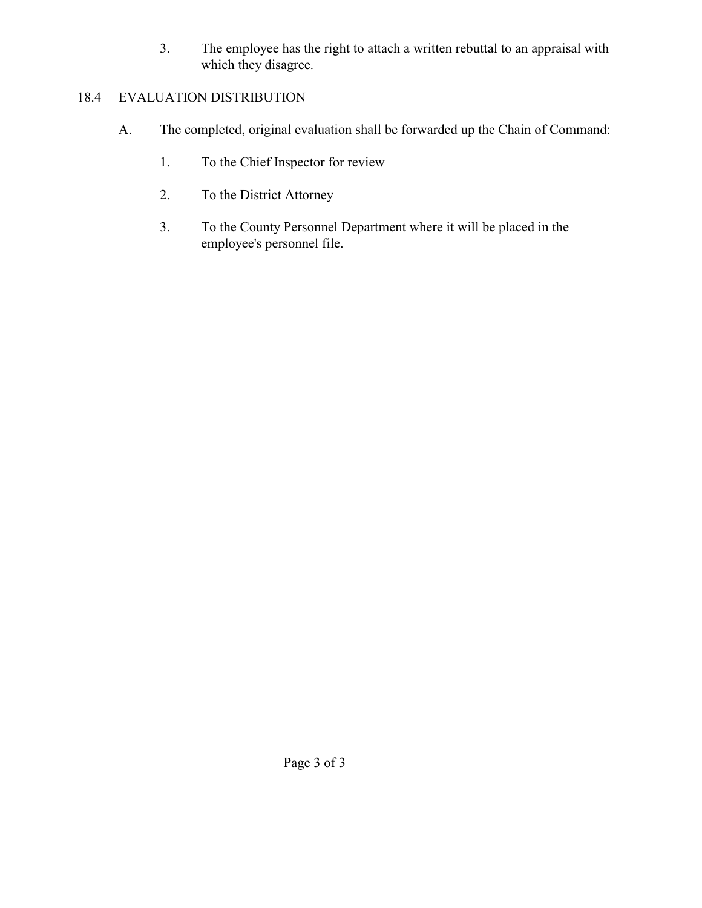3. The employee has the right to attach a written rebuttal to an appraisal with which they disagree.

## 18.4 EVALUATION DISTRIBUTION

A. The completed, original evaluation shall be forwarded up the Chain of Command:

1. To the Chief Inspector for review

2. To the District Attorney

3. To the County Personnel Department where it will be placed in the employee's personnel file.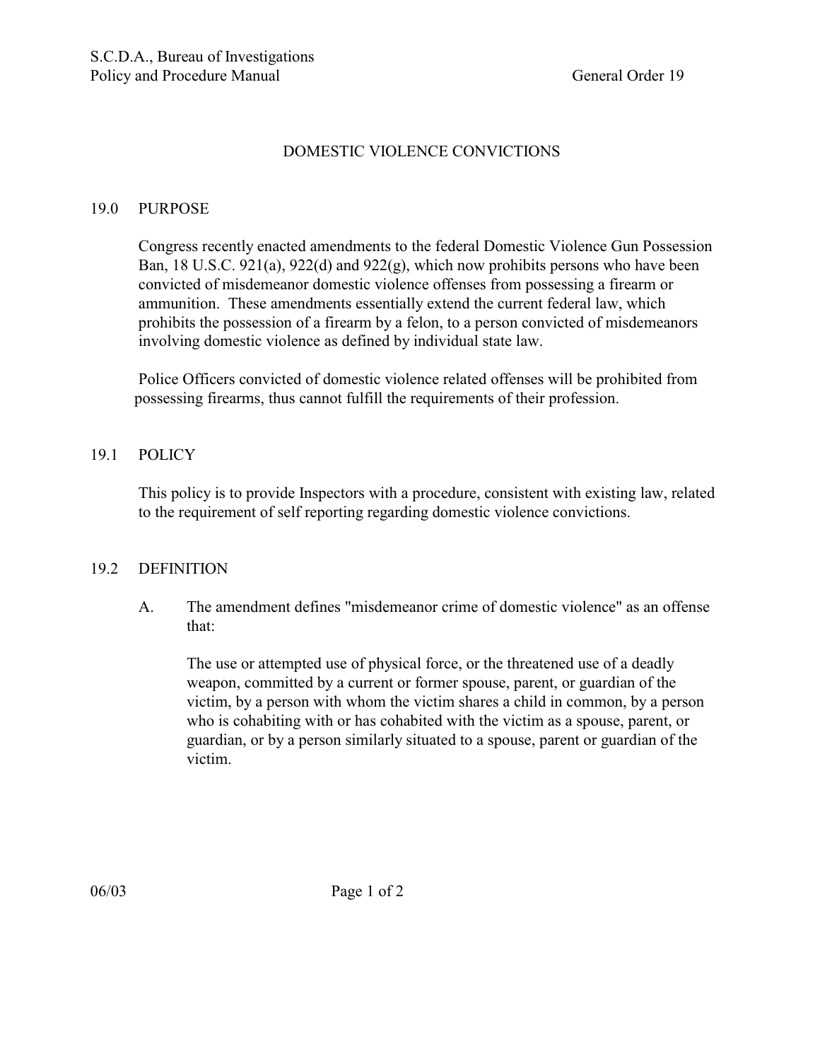# DOMESTIC VIOLENCE CONVICTIONS

## 19.0 PURPOSE

Congress recently enacted amendments to the federal Domestic Violence Gun Possession Ban, 18 U.S.C. 921(a), 922(d) and 922(g), which now prohibits persons who have been convicted of misdemeanor domestic violence offenses from possessing a firearm or ammunition. These amendments essentially extend the current federal law, which prohibits the possession of a firearm by a felon, to a person convicted of misdemeanors involving domestic violence as defined by individual state law.

Police Officers convicted of domestic violence related offenses will be prohibited from possessing firearms, thus cannot fulfill the requirements of their profession.

## 19.1 POLICY

This policy is to provide Inspectors with a procedure, consistent with existing law, related to the requirement of self reporting regarding domestic violence convictions.

## 19.2 DEFINITION

A. The amendment defines "misdemeanor crime of domestic violence" as an offense that:

> The use or attempted use of physical force, or the threatened use of a deadly weapon, committed by a current or former spouse, parent, or guardian of the victim, by a person with whom the victim shares a child in common, by a person who is cohabiting with or has cohabited with the victim as a spouse, parent, or guardian, or by a person similarly situated to a spouse, parent or guardian of the victim.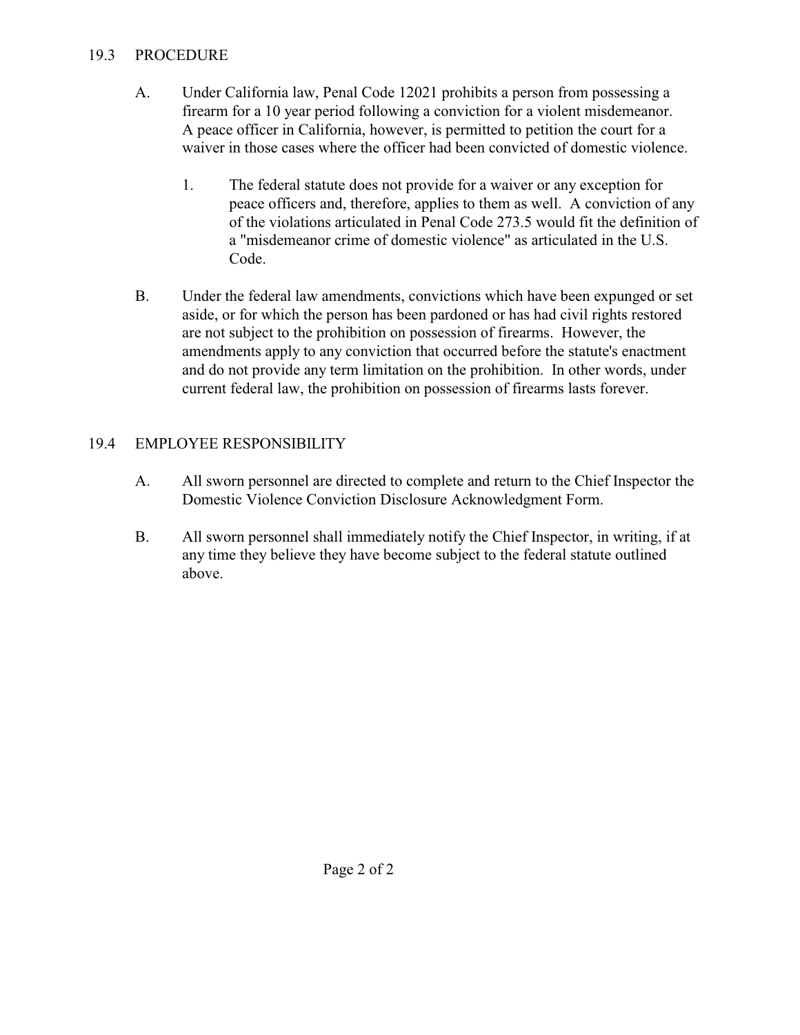## 19.3 PROCEDURE

A. Under California law, Penal Code 12021 prohibits a person from possessing a firearm for a 10 year period following a conviction for a violent misdemeanor. A peace officer in California, however, is permitted to petition the court for a waiver in those cases where the officer had been convicted of domestic violence.

   1. The federal statute does not provide for a waiver or any exception for peace officers and, therefore, applies to them as well. A conviction of any of the violations articulated in Penal Code 273.5 would fit the definition of a "misdemeanor crime of domestic violence" as articulated in the U.S. Code.

B. Under the federal law amendments, convictions which have been expunged or set aside, or for which the person has been pardoned or has had civil rights restored are not subject to the prohibition on possession of firearms. However, the amendments apply to any conviction that occurred before the statute's enactment and do not provide any term limitation on the prohibition. In other words, under current federal law, the prohibition on possession of firearms lasts forever.

## 19.4 EMPLOYEE RESPONSIBILITY

A. All sworn personnel are directed to complete and return to the Chief Inspector the Domestic Violence Conviction Disclosure Acknowledgment Form.

B. All sworn personnel shall immediately notify the Chief Inspector, in writing, if at any time they believe they have become subject to the federal statute outlined above.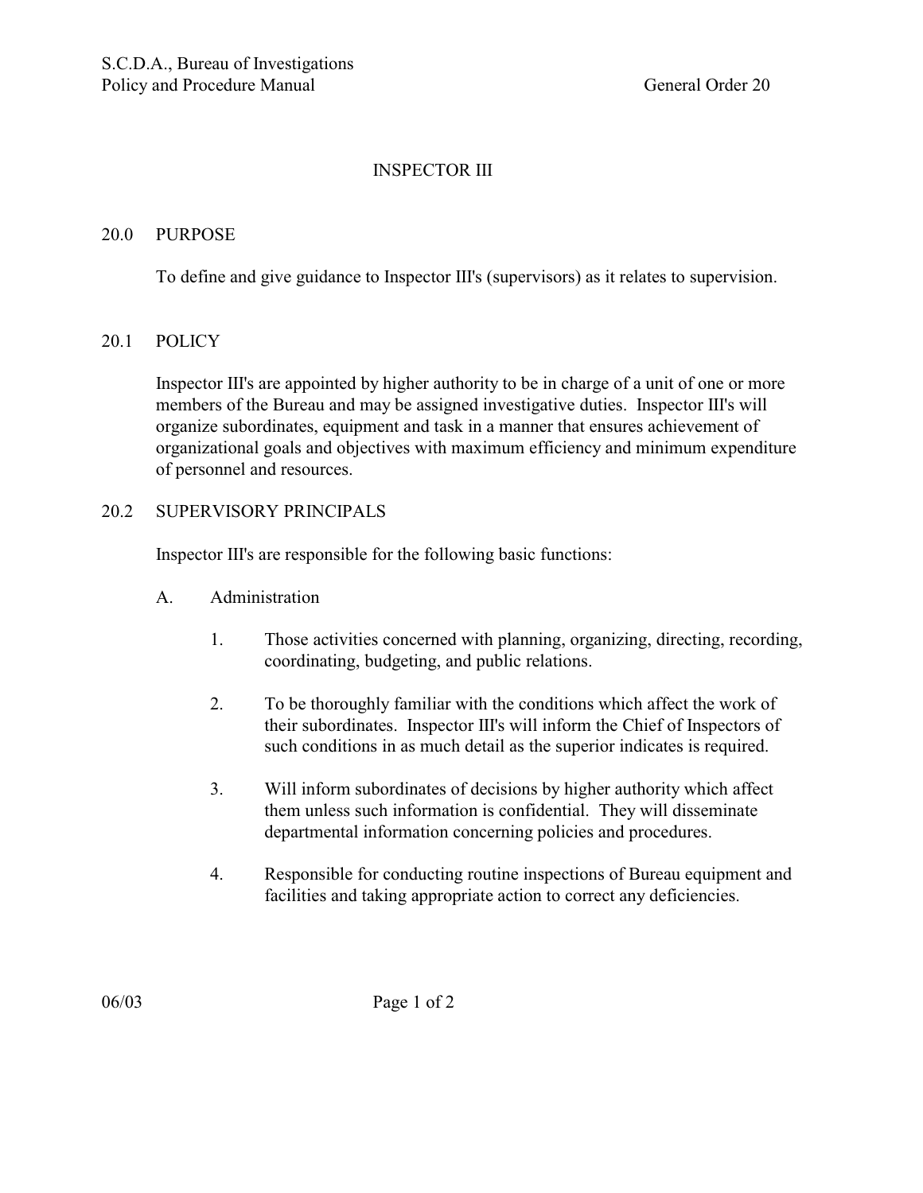# INSPECTOR III

## 20.0 PURPOSE

To define and give guidance to Inspector III's (supervisors) as it relates to supervision.

## 20.1 POLICY

Inspector III's are appointed by higher authority to be in charge of a unit of one or more members of the Bureau and may be assigned investigative duties. Inspector III's will organize subordinates, equipment and task in a manner that ensures achievement of organizational goals and objectives with maximum efficiency and minimum expenditure of personnel and resources.

## 20.2 SUPERVISORY PRINCIPALS

Inspector III's are responsible for the following basic functions:

A. Administration

1. Those activities concerned with planning, organizing, directing, recording, coordinating, budgeting, and public relations.

2. To be thoroughly familiar with the conditions which affect the work of their subordinates. Inspector III's will inform the Chief of Inspectors of such conditions in as much detail as the superior indicates is required.

3. Will inform subordinates of decisions by higher authority which affect them unless such information is confidential. They will disseminate departmental information concerning policies and procedures.

4. Responsible for conducting routine inspections of Bureau equipment and facilities and taking appropriate action to correct any deficiencies.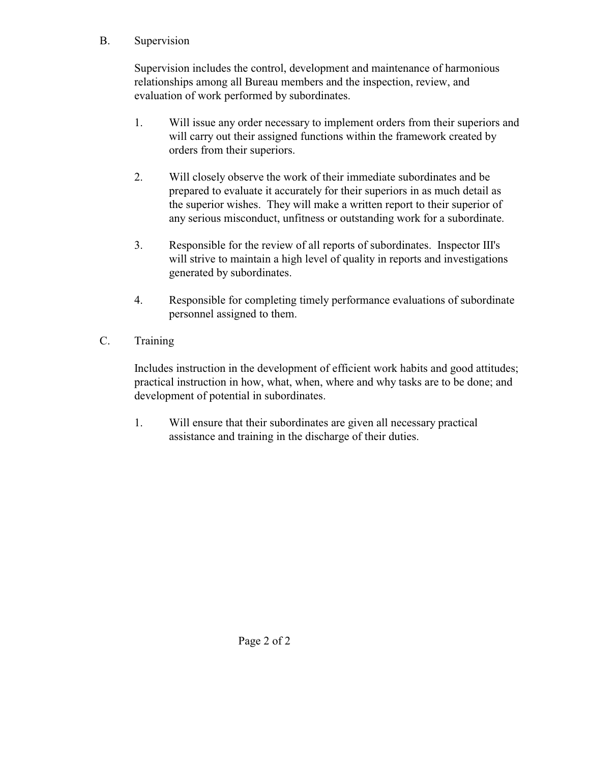B. Supervision

Supervision includes the control, development and maintenance of harmonious relationships among all Bureau members and the inspection, review, and evaluation of work performed by subordinates.

1. Will issue any order necessary to implement orders from their superiors and will carry out their assigned functions within the framework created by orders from their superiors.

2. Will closely observe the work of their immediate subordinates and be prepared to evaluate it accurately for their superiors in as much detail as the superior wishes. They will make a written report to their superior of any serious misconduct, unfitness or outstanding work for a subordinate.

3. Responsible for the review of all reports of subordinates. Inspector III's will strive to maintain a high level of quality in reports and investigations generated by subordinates.

4. Responsible for completing timely performance evaluations of subordinate personnel assigned to them.

C. Training

Includes instruction in the development of efficient work habits and good attitudes; practical instruction in how, what, when, where and why tasks are to be done; and development of potential in subordinates.

1. Will ensure that their subordinates are given all necessary practical assistance and training in the discharge of their duties.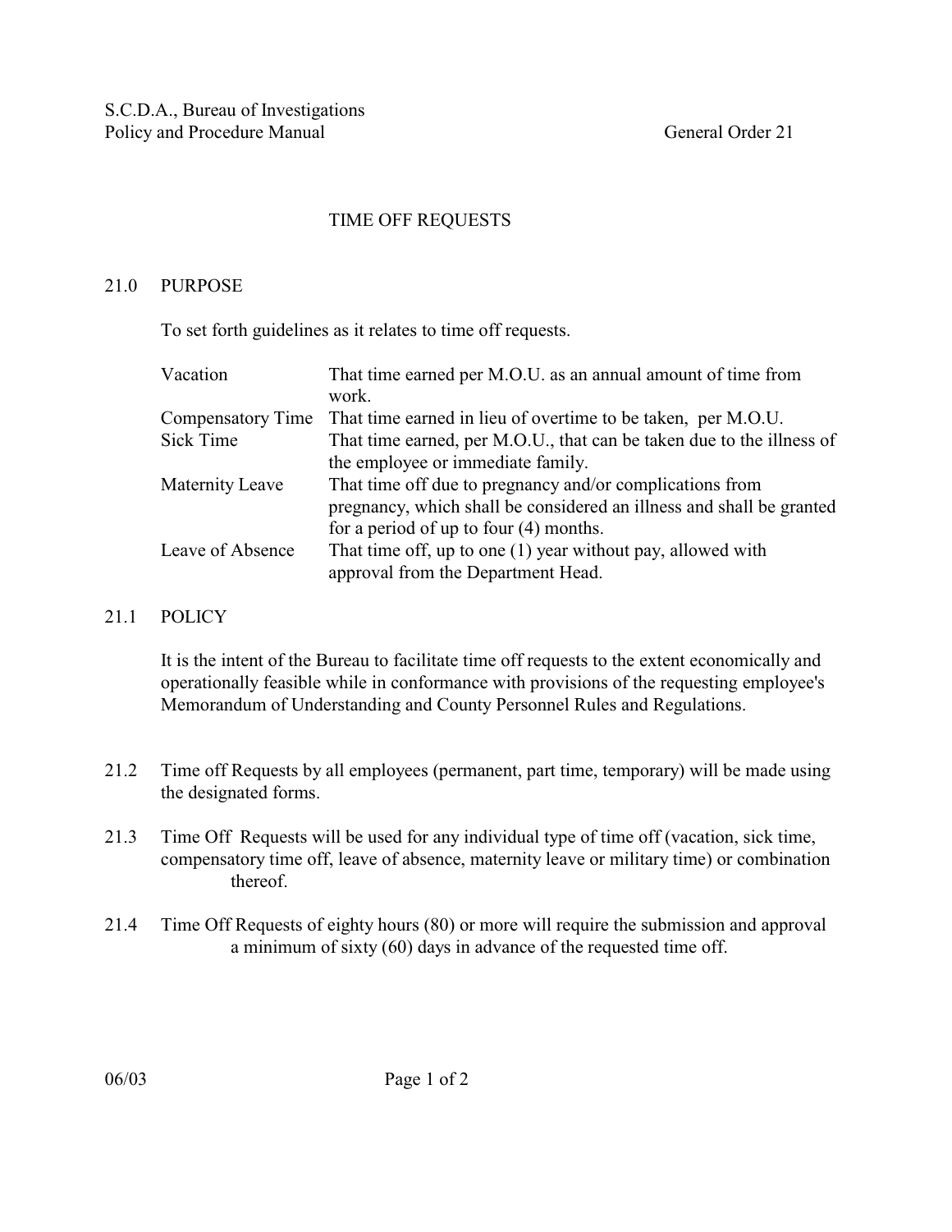S.C.D.A., Bureau of Investigations
Policy and Procedure Manual General Order 21

## TIME OFF REQUESTS

### 21.0 PURPOSE

To set forth guidelines as it relates to time off requests.

| | |
|---|---|
| Vacation | That time earned per M.O.U. as an annual amount of time from work. |
| Compensatory Time | That time earned in lieu of overtime to be taken, per M.O.U. |
| Sick Time | That time earned, per M.O.U., that can be taken due to the illness of the employee or immediate family. |
| Maternity Leave | That time off due to pregnancy and/or complications from pregnancy, which shall be considered an illness and shall be granted for a period of up to four (4) months. |
| Leave of Absence | That time off, up to one (1) year without pay, allowed with approval from the Department Head. |

### 21.1 POLICY

It is the intent of the Bureau to facilitate time off requests to the extent economically and operationally feasible while in conformance with provisions of the requesting employee's Memorandum of Understanding and County Personnel Rules and Regulations.

21.2 Time off Requests by all employees (permanent, part time, temporary) will be made using the designated forms.

21.3 Time Off Requests will be used for any individual type of time off (vacation, sick time, compensatory time off, leave of absence, maternity leave or military time) or combination thereof.

21.4 Time Off Requests of eighty hours (80) or more will require the submission and approval a minimum of sixty (60) days in advance of the requested time off.

06/03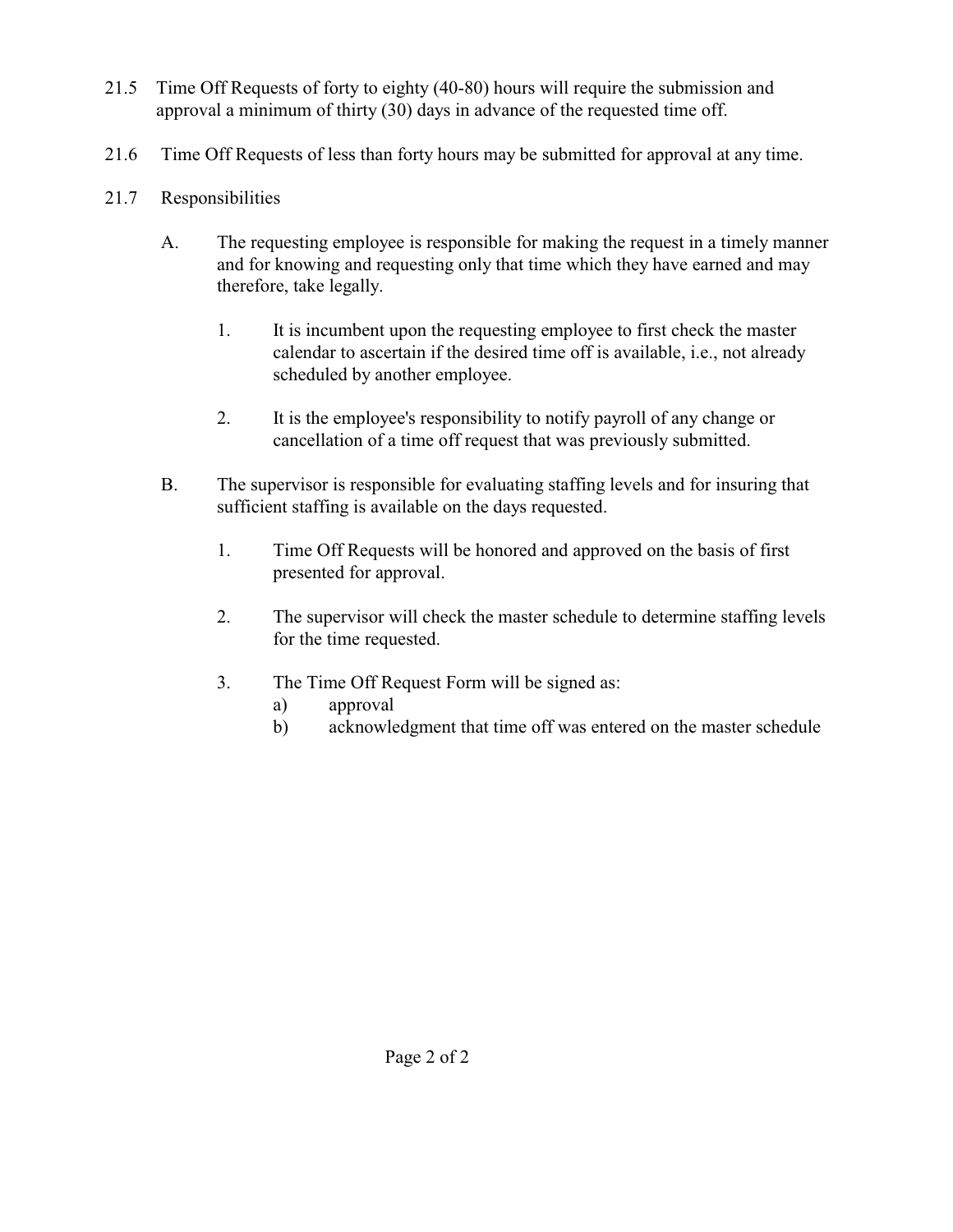21.5 Time Off Requests of forty to eighty (40-80) hours will require the submission and approval a minimum of thirty (30) days in advance of the requested time off.

21.6 Time Off Requests of less than forty hours may be submitted for approval at any time.

21.7 Responsibilities

A. The requesting employee is responsible for making the request in a timely manner and for knowing and requesting only that time which they have earned and may therefore, take legally.

   1. It is incumbent upon the requesting employee to first check the master calendar to ascertain if the desired time off is available, i.e., not already scheduled by another employee.

   2. It is the employee's responsibility to notify payroll of any change or cancellation of a time off request that was previously submitted.

B. The supervisor is responsible for evaluating staffing levels and for insuring that sufficient staffing is available on the days requested.

   1. Time Off Requests will be honored and approved on the basis of first presented for approval.

   2. The supervisor will check the master schedule to determine staffing levels for the time requested.

   3. The Time Off Request Form will be signed as:
      a) approval
      b) acknowledgment that time off was entered on the master schedule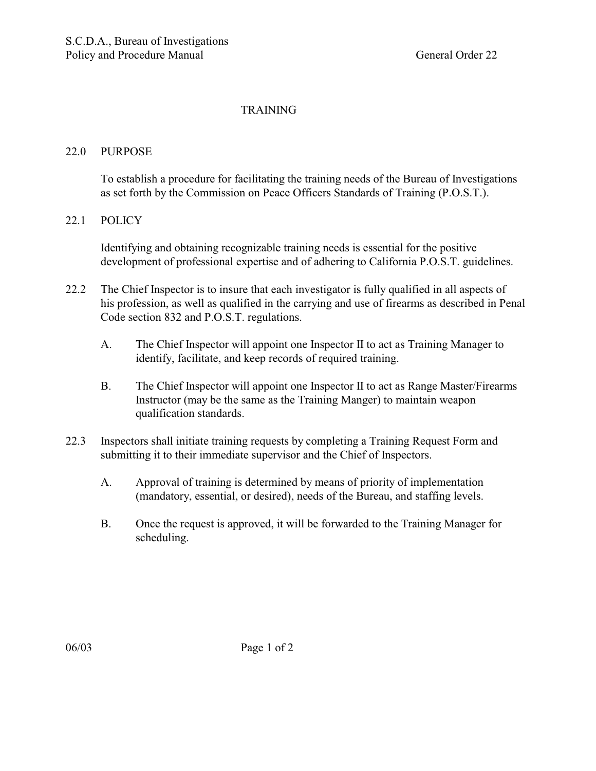# TRAINING

## 22.0 PURPOSE

To establish a procedure for facilitating the training needs of the Bureau of Investigations as set forth by the Commission on Peace Officers Standards of Training (P.O.S.T.).

## 22.1 POLICY

Identifying and obtaining recognizable training needs is essential for the positive development of professional expertise and of adhering to California P.O.S.T. guidelines.

22.2 The Chief Inspector is to insure that each investigator is fully qualified in all aspects of his profession, as well as qualified in the carrying and use of firearms as described in Penal Code section 832 and P.O.S.T. regulations.

A. The Chief Inspector will appoint one Inspector II to act as Training Manager to identify, facilitate, and keep records of required training.

B. The Chief Inspector will appoint one Inspector II to act as Range Master/Firearms Instructor (may be the same as the Training Manger) to maintain weapon qualification standards.

22.3 Inspectors shall initiate training requests by completing a Training Request Form and submitting it to their immediate supervisor and the Chief of Inspectors.

A. Approval of training is determined by means of priority of implementation (mandatory, essential, or desired), needs of the Bureau, and staffing levels.

B. Once the request is approved, it will be forwarded to the Training Manager for scheduling.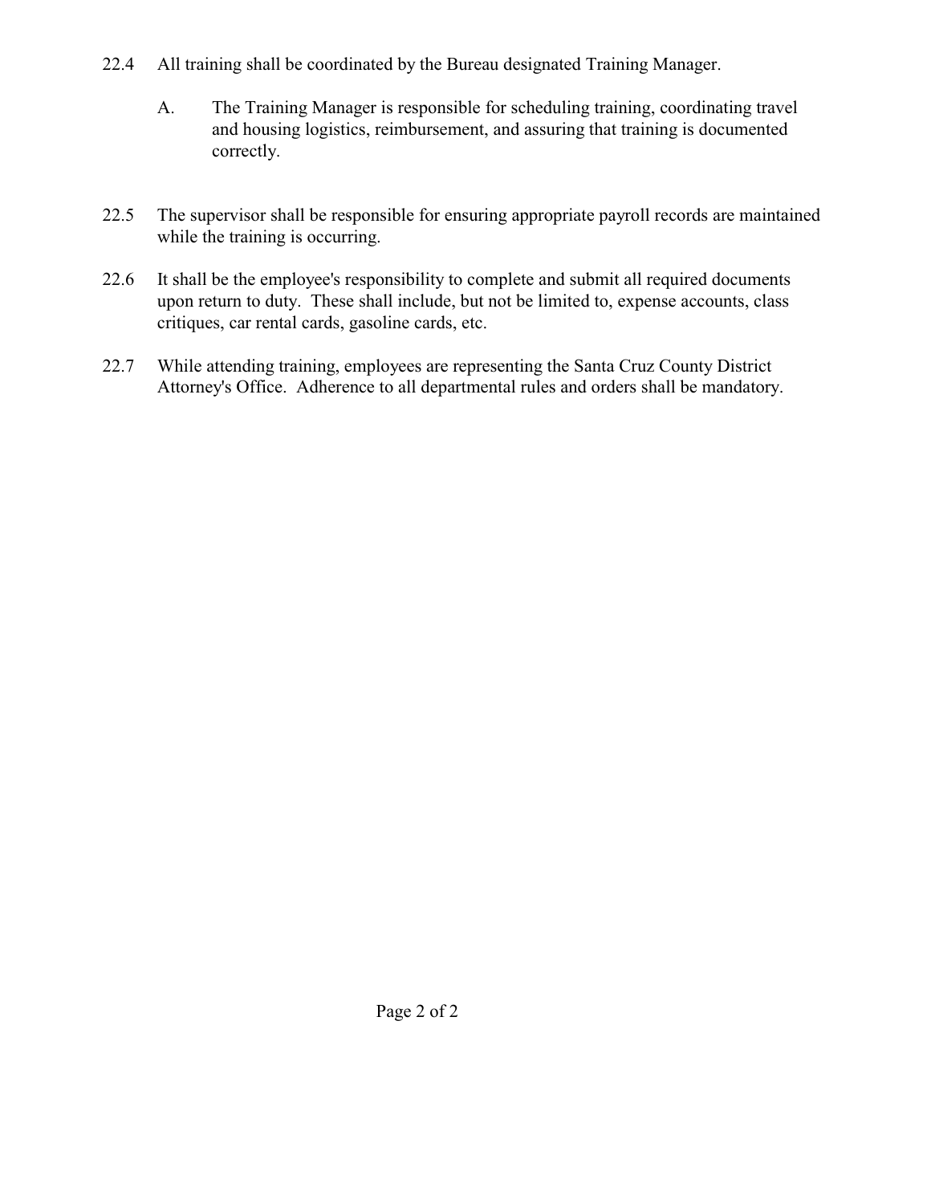22.4 All training shall be coordinated by the Bureau designated Training Manager.

   A. The Training Manager is responsible for scheduling training, coordinating travel and housing logistics, reimbursement, and assuring that training is documented correctly.

22.5 The supervisor shall be responsible for ensuring appropriate payroll records are maintained while the training is occurring.

22.6 It shall be the employee's responsibility to complete and submit all required documents upon return to duty. These shall include, but not be limited to, expense accounts, class critiques, car rental cards, gasoline cards, etc.

22.7 While attending training, employees are representing the Santa Cruz County District Attorney's Office. Adherence to all departmental rules and orders shall be mandatory.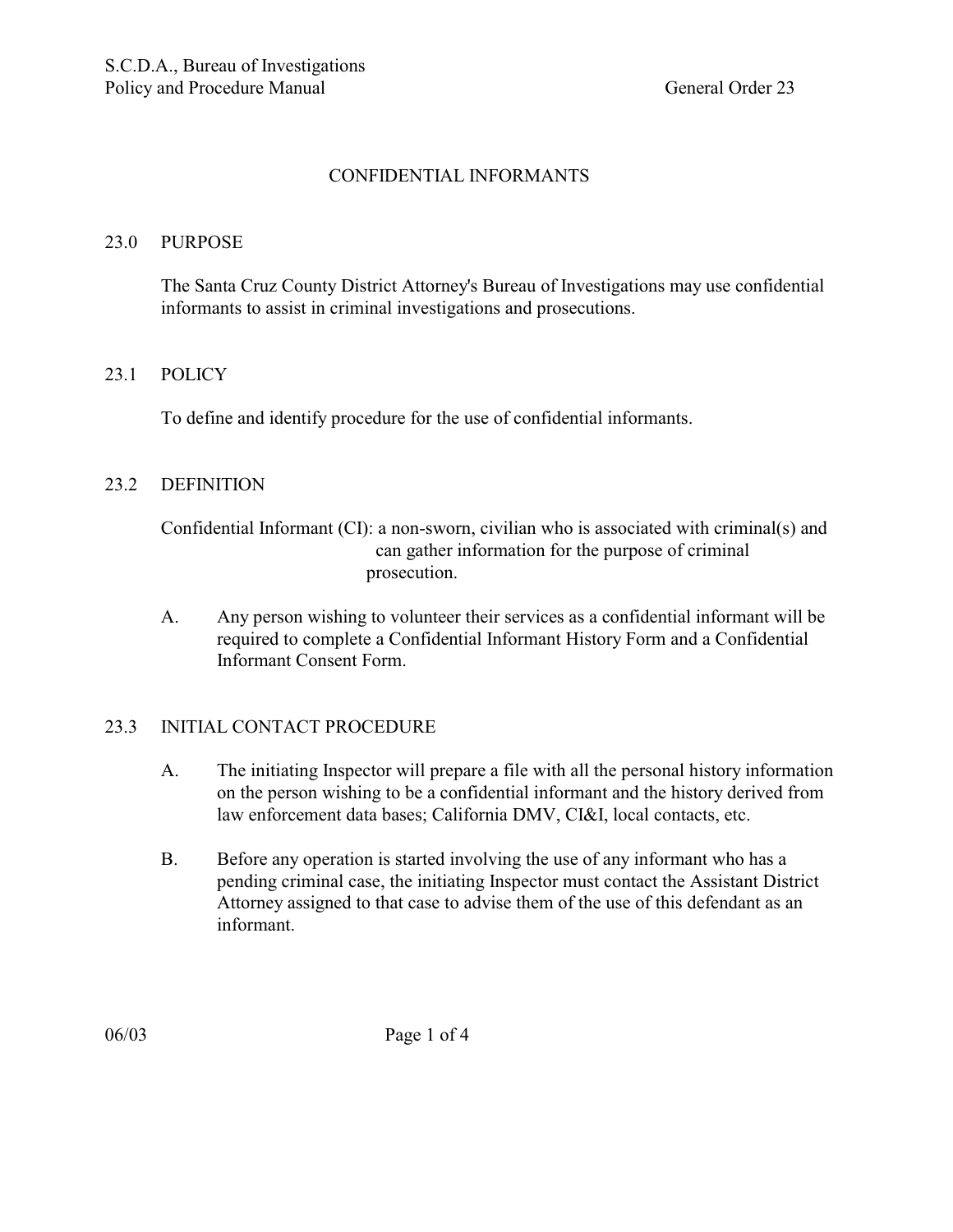# CONFIDENTIAL INFORMANTS

## 23.0 PURPOSE

The Santa Cruz County District Attorney's Bureau of Investigations may use confidential informants to assist in criminal investigations and prosecutions.

## 23.1 POLICY

To define and identify procedure for the use of confidential informants.

## 23.2 DEFINITION

Confidential Informant (CI): a non-sworn, civilian who is associated with criminal(s) and can gather information for the purpose of criminal prosecution.

A. Any person wishing to volunteer their services as a confidential informant will be required to complete a Confidential Informant History Form and a Confidential Informant Consent Form.

## 23.3 INITIAL CONTACT PROCEDURE

A. The initiating Inspector will prepare a file with all the personal history information on the person wishing to be a confidential informant and the history derived from law enforcement data bases; California DMV, CI&I, local contacts, etc.

B. Before any operation is started involving the use of any informant who has a pending criminal case, the initiating Inspector must contact the Assistant District Attorney assigned to that case to advise them of the use of this defendant as an informant.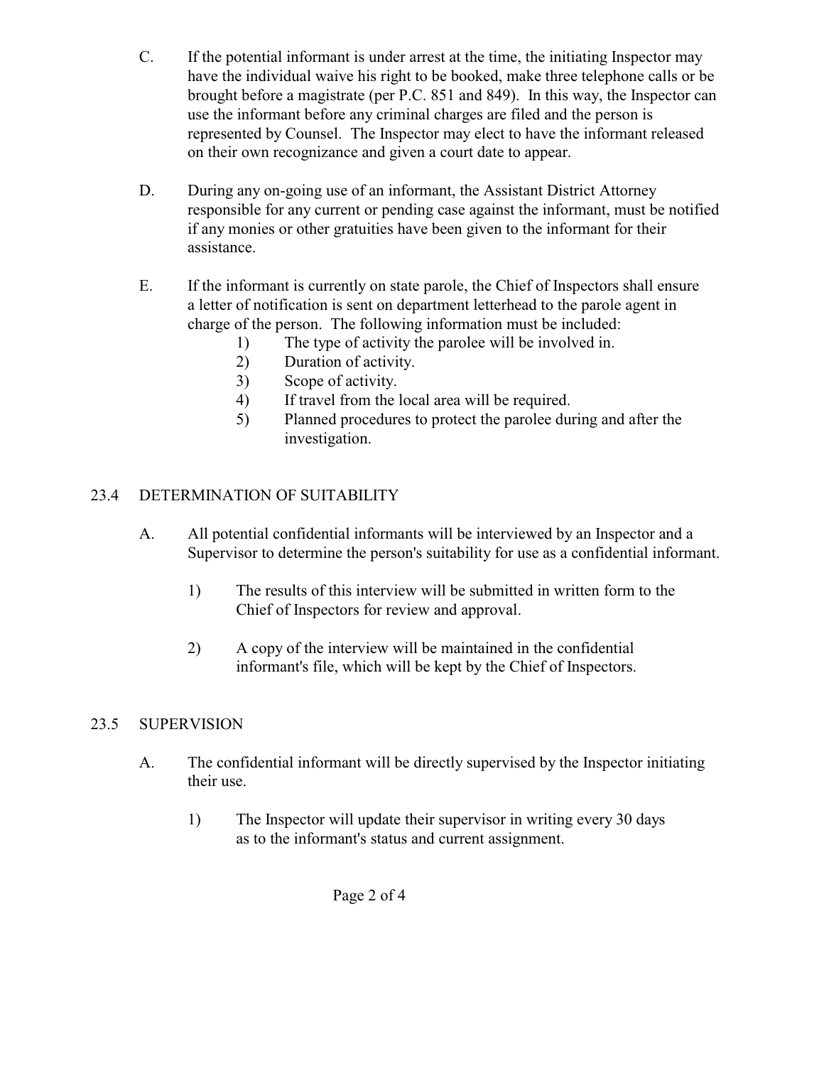C. If the potential informant is under arrest at the time, the initiating Inspector may have the individual waive his right to be booked, make three telephone calls or be brought before a magistrate (per P.C. 851 and 849). In this way, the Inspector can use the informant before any criminal charges are filed and the person is represented by Counsel. The Inspector may elect to have the informant released on their own recognizance and given a court date to appear.

D. During any on-going use of an informant, the Assistant District Attorney responsible for any current or pending case against the informant, must be notified if any monies or other gratuities have been given to the informant for their assistance.

E. If the informant is currently on state parole, the Chief of Inspectors shall ensure a letter of notification is sent on department letterhead to the parole agent in charge of the person. The following information must be included:

1) The type of activity the parolee will be involved in.
2) Duration of activity.
3) Scope of activity.
4) If travel from the local area will be required.
5) Planned procedures to protect the parolee during and after the investigation.

## 23.4 DETERMINATION OF SUITABILITY

A. All potential confidential informants will be interviewed by an Inspector and a Supervisor to determine the person's suitability for use as a confidential informant.

1) The results of this interview will be submitted in written form to the Chief of Inspectors for review and approval.

2) A copy of the interview will be maintained in the confidential informant's file, which will be kept by the Chief of Inspectors.

## 23.5 SUPERVISION

A. The confidential informant will be directly supervised by the Inspector initiating their use.

1) The Inspector will update their supervisor in writing every 30 days as to the informant's status and current assignment.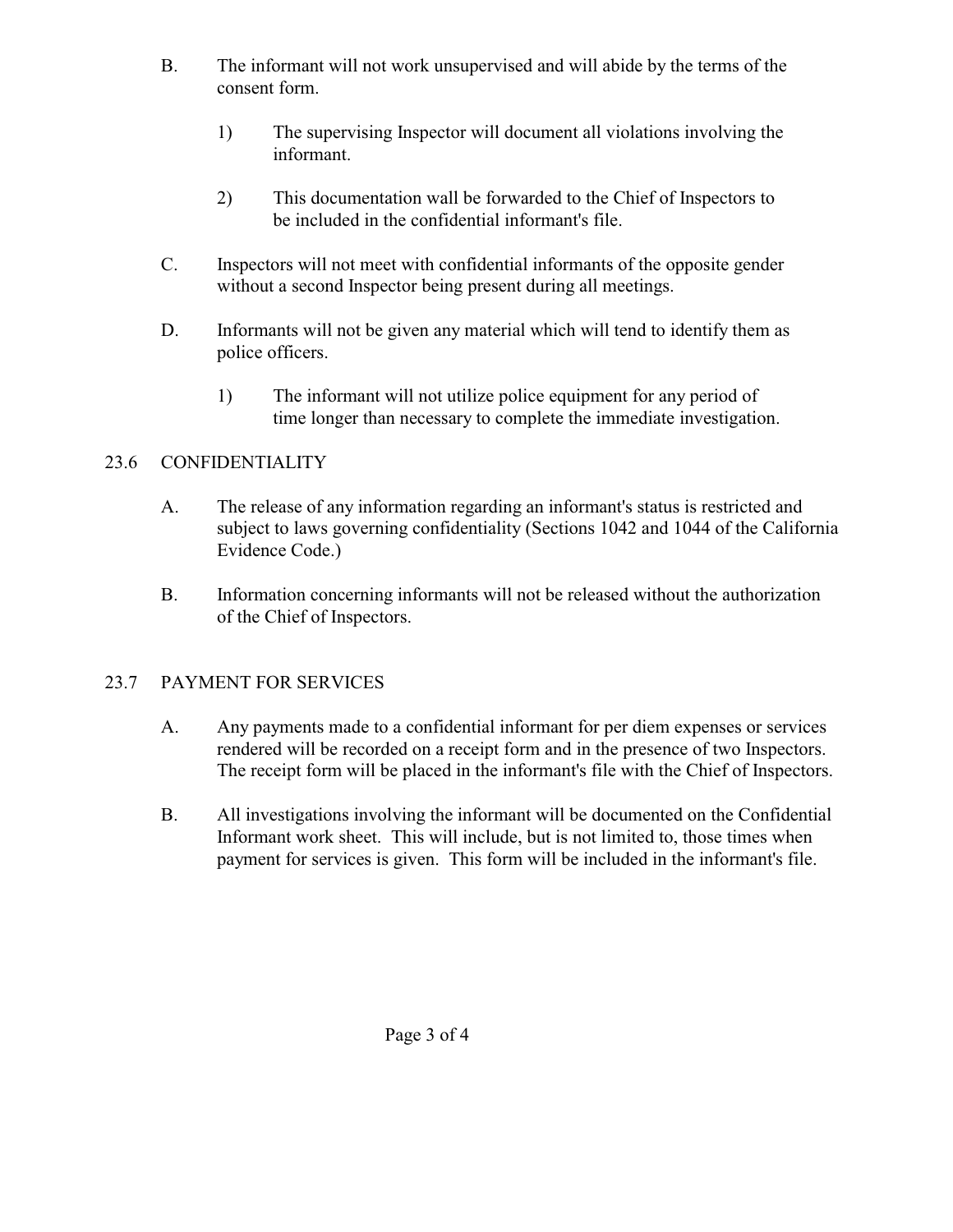B. The informant will not work unsupervised and will abide by the terms of the consent form.

   1) The supervising Inspector will document all violations involving the informant.

   2) This documentation wall be forwarded to the Chief of Inspectors to be included in the confidential informant's file.

C. Inspectors will not meet with confidential informants of the opposite gender without a second Inspector being present during all meetings.

D. Informants will not be given any material which will tend to identify them as police officers.

   1) The informant will not utilize police equipment for any period of time longer than necessary to complete the immediate investigation.

## 23.6 CONFIDENTIALITY

A. The release of any information regarding an informant's status is restricted and subject to laws governing confidentiality (Sections 1042 and 1044 of the California Evidence Code.)

B. Information concerning informants will not be released without the authorization of the Chief of Inspectors.

## 23.7 PAYMENT FOR SERVICES

A. Any payments made to a confidential informant for per diem expenses or services rendered will be recorded on a receipt form and in the presence of two Inspectors. The receipt form will be placed in the informant's file with the Chief of Inspectors.

B. All investigations involving the informant will be documented on the Confidential Informant work sheet. This will include, but is not limited to, those times when payment for services is given. This form will be included in the informant's file.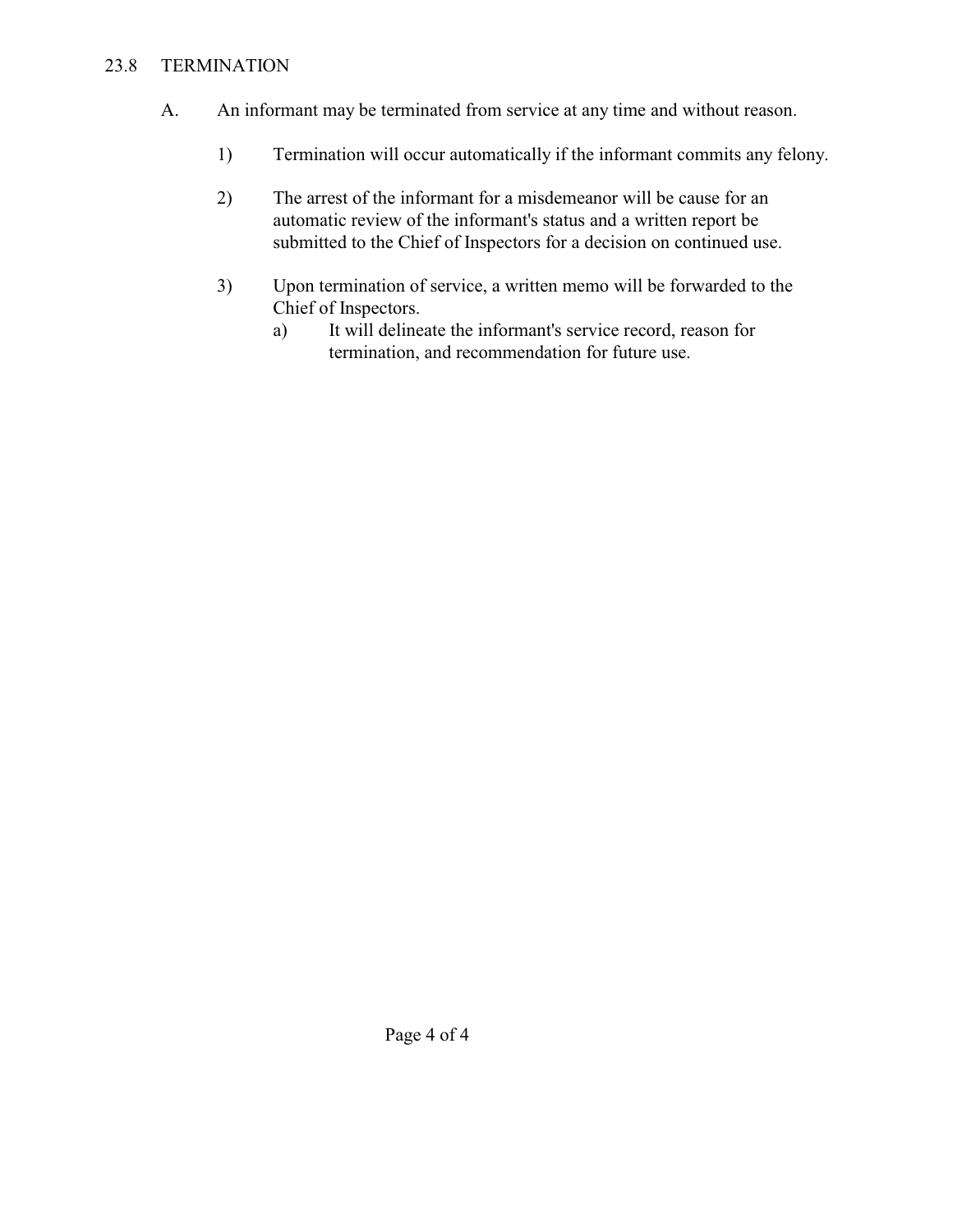## 23.8 TERMINATION

A. An informant may be terminated from service at any time and without reason.

   1) Termination will occur automatically if the informant commits any felony.

   2) The arrest of the informant for a misdemeanor will be cause for an automatic review of the informant's status and a written report be submitted to the Chief of Inspectors for a decision on continued use.

   3) Upon termination of service, a written memo will be forwarded to the Chief of Inspectors.
      a) It will delineate the informant's service record, reason for termination, and recommendation for future use.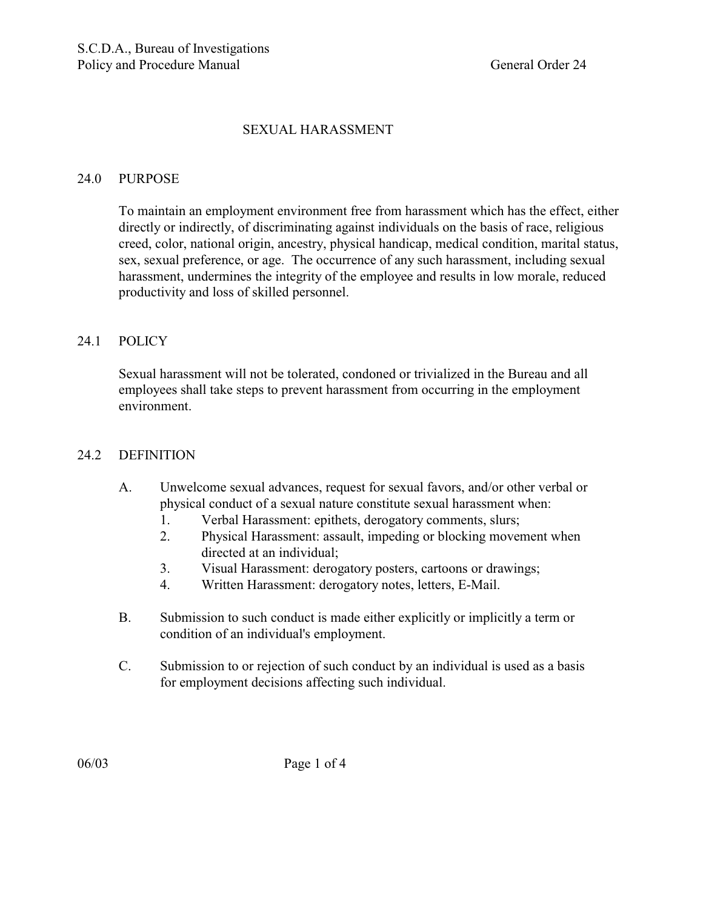## SEXUAL HARASSMENT

### 24.0 PURPOSE

To maintain an employment environment free from harassment which has the effect, either directly or indirectly, of discriminating against individuals on the basis of race, religious creed, color, national origin, ancestry, physical handicap, medical condition, marital status, sex, sexual preference, or age. The occurrence of any such harassment, including sexual harassment, undermines the integrity of the employee and results in low morale, reduced productivity and loss of skilled personnel.

### 24.1 POLICY

Sexual harassment will not be tolerated, condoned or trivialized in the Bureau and all employees shall take steps to prevent harassment from occurring in the employment environment.

### 24.2 DEFINITION

A. Unwelcome sexual advances, request for sexual favors, and/or other verbal or physical conduct of a sexual nature constitute sexual harassment when:
   1. Verbal Harassment: epithets, derogatory comments, slurs;
   2. Physical Harassment: assault, impeding or blocking movement when directed at an individual;
   3. Visual Harassment: derogatory posters, cartoons or drawings;
   4. Written Harassment: derogatory notes, letters, E-Mail.

B. Submission to such conduct is made either explicitly or implicitly a term or condition of an individual's employment.

C. Submission to or rejection of such conduct by an individual is used as a basis for employment decisions affecting such individual.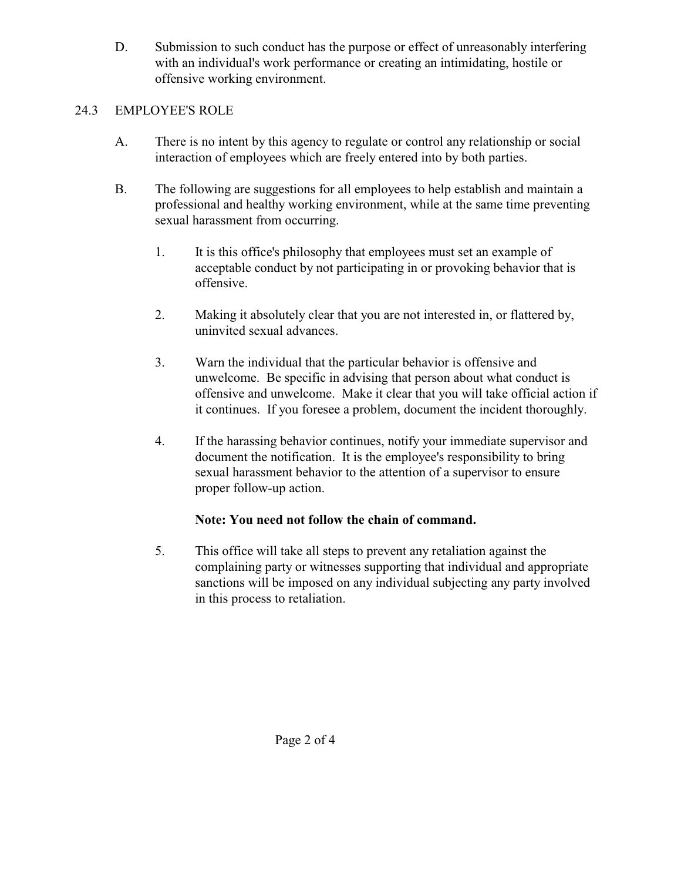D. Submission to such conduct has the purpose or effect of unreasonably interfering with an individual's work performance or creating an intimidating, hostile or offensive working environment.

## 24.3 EMPLOYEE'S ROLE

A. There is no intent by this agency to regulate or control any relationship or social interaction of employees which are freely entered into by both parties.

B. The following are suggestions for all employees to help establish and maintain a professional and healthy working environment, while at the same time preventing sexual harassment from occurring.

1. It is this office's philosophy that employees must set an example of acceptable conduct by not participating in or provoking behavior that is offensive.

2. Making it absolutely clear that you are not interested in, or flattered by, uninvited sexual advances.

3. Warn the individual that the particular behavior is offensive and unwelcome. Be specific in advising that person about what conduct is offensive and unwelcome. Make it clear that you will take official action if it continues. If you foresee a problem, document the incident thoroughly.

4. If the harassing behavior continues, notify your immediate supervisor and document the notification. It is the employee's responsibility to bring sexual harassment behavior to the attention of a supervisor to ensure proper follow-up action.

   **Note: You need not follow the chain of command.**

5. This office will take all steps to prevent any retaliation against the complaining party or witnesses supporting that individual and appropriate sanctions will be imposed on any individual subjecting any party involved in this process to retaliation.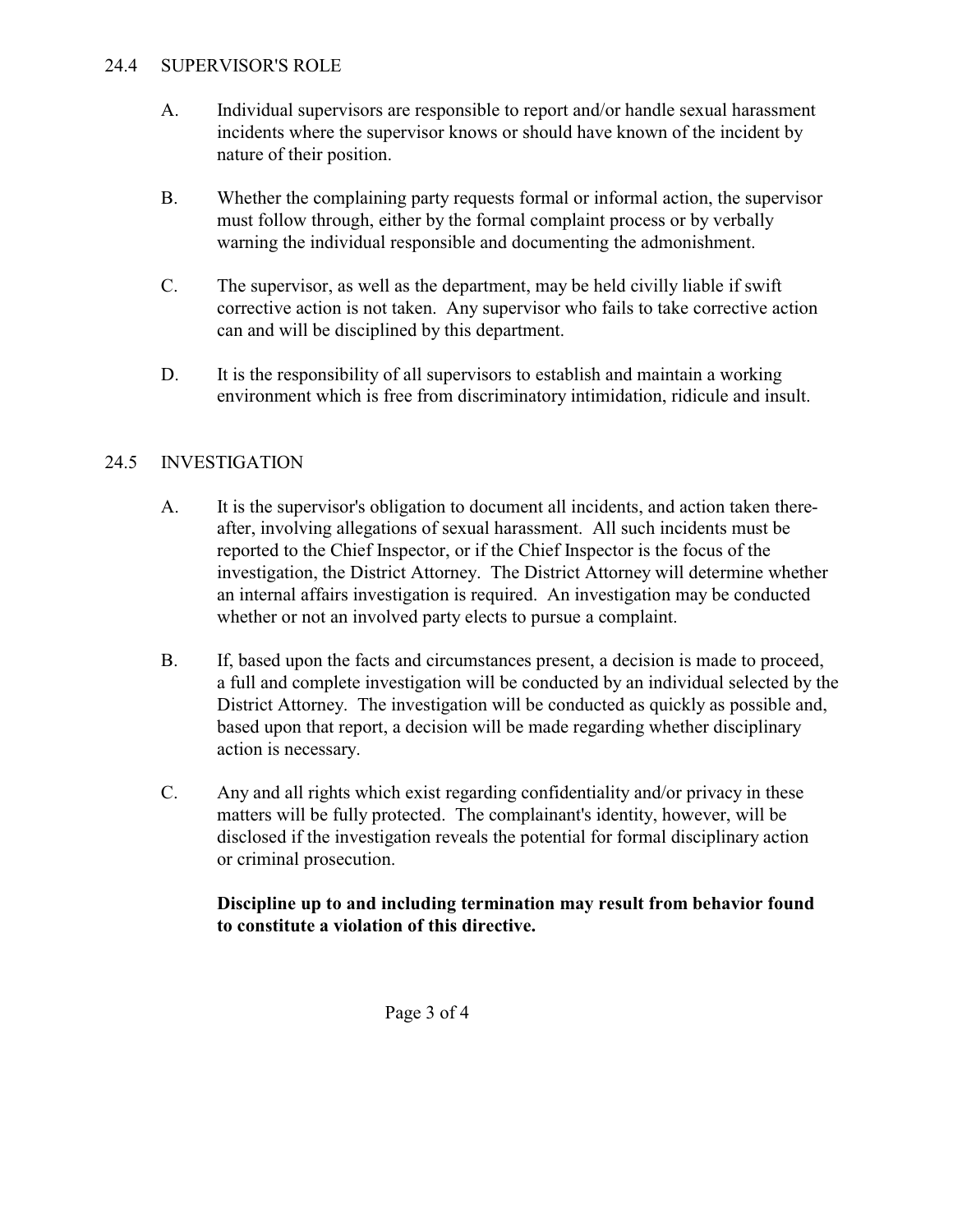## 24.4 SUPERVISOR'S ROLE

A. Individual supervisors are responsible to report and/or handle sexual harassment incidents where the supervisor knows or should have known of the incident by nature of their position.

B. Whether the complaining party requests formal or informal action, the supervisor must follow through, either by the formal complaint process or by verbally warning the individual responsible and documenting the admonishment.

C. The supervisor, as well as the department, may be held civilly liable if swift corrective action is not taken. Any supervisor who fails to take corrective action can and will be disciplined by this department.

D. It is the responsibility of all supervisors to establish and maintain a working environment which is free from discriminatory intimidation, ridicule and insult.

## 24.5 INVESTIGATION

A. It is the supervisor's obligation to document all incidents, and action taken thereafter, involving allegations of sexual harassment. All such incidents must be reported to the Chief Inspector, or if the Chief Inspector is the focus of the investigation, the District Attorney. The District Attorney will determine whether an internal affairs investigation is required. An investigation may be conducted whether or not an involved party elects to pursue a complaint.

B. If, based upon the facts and circumstances present, a decision is made to proceed, a full and complete investigation will be conducted by an individual selected by the District Attorney. The investigation will be conducted as quickly as possible and, based upon that report, a decision will be made regarding whether disciplinary action is necessary.

C. Any and all rights which exist regarding confidentiality and/or privacy in these matters will be fully protected. The complainant's identity, however, will be disclosed if the investigation reveals the potential for formal disciplinary action or criminal prosecution.

**Discipline up to and including termination may result from behavior found to constitute a violation of this directive.**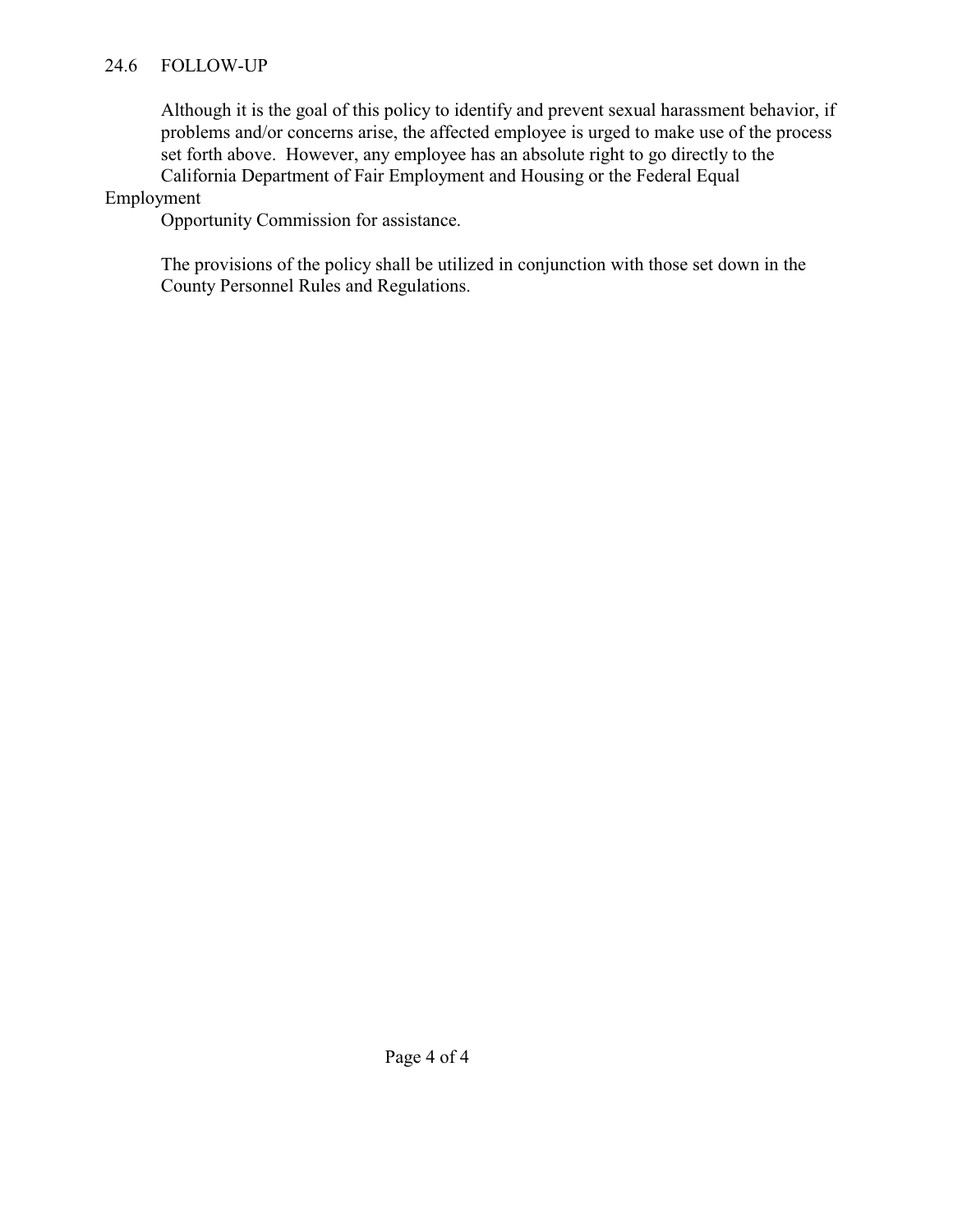### 24.6 FOLLOW-UP

Although it is the goal of this policy to identify and prevent sexual harassment behavior, if problems and/or concerns arise, the affected employee is urged to make use of the process set forth above. However, any employee has an absolute right to go directly to the California Department of Fair Employment and Housing or the Federal Equal Employment Opportunity Commission for assistance.

The provisions of the policy shall be utilized in conjunction with those set down in the County Personnel Rules and Regulations.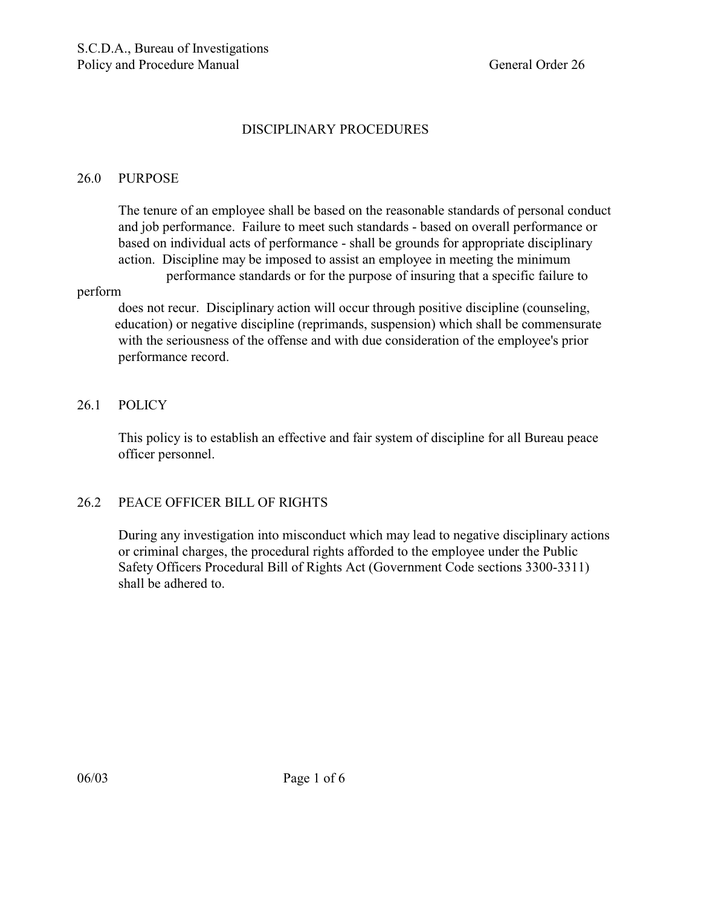# DISCIPLINARY PROCEDURES

## 26.0 PURPOSE

The tenure of an employee shall be based on the reasonable standards of personal conduct and job performance. Failure to meet such standards - based on overall performance or based on individual acts of performance - shall be grounds for appropriate disciplinary action. Discipline may be imposed to assist an employee in meeting the minimum performance standards or for the purpose of insuring that a specific failure to perform does not recur. Disciplinary action will occur through positive discipline (counseling, education) or negative discipline (reprimands, suspension) which shall be commensurate with the seriousness of the offense and with due consideration of the employee's prior performance record.

## 26.1 POLICY

This policy is to establish an effective and fair system of discipline for all Bureau peace officer personnel.

## 26.2 PEACE OFFICER BILL OF RIGHTS

During any investigation into misconduct which may lead to negative disciplinary actions or criminal charges, the procedural rights afforded to the employee under the Public Safety Officers Procedural Bill of Rights Act (Government Code sections 3300-3311) shall be adhered to.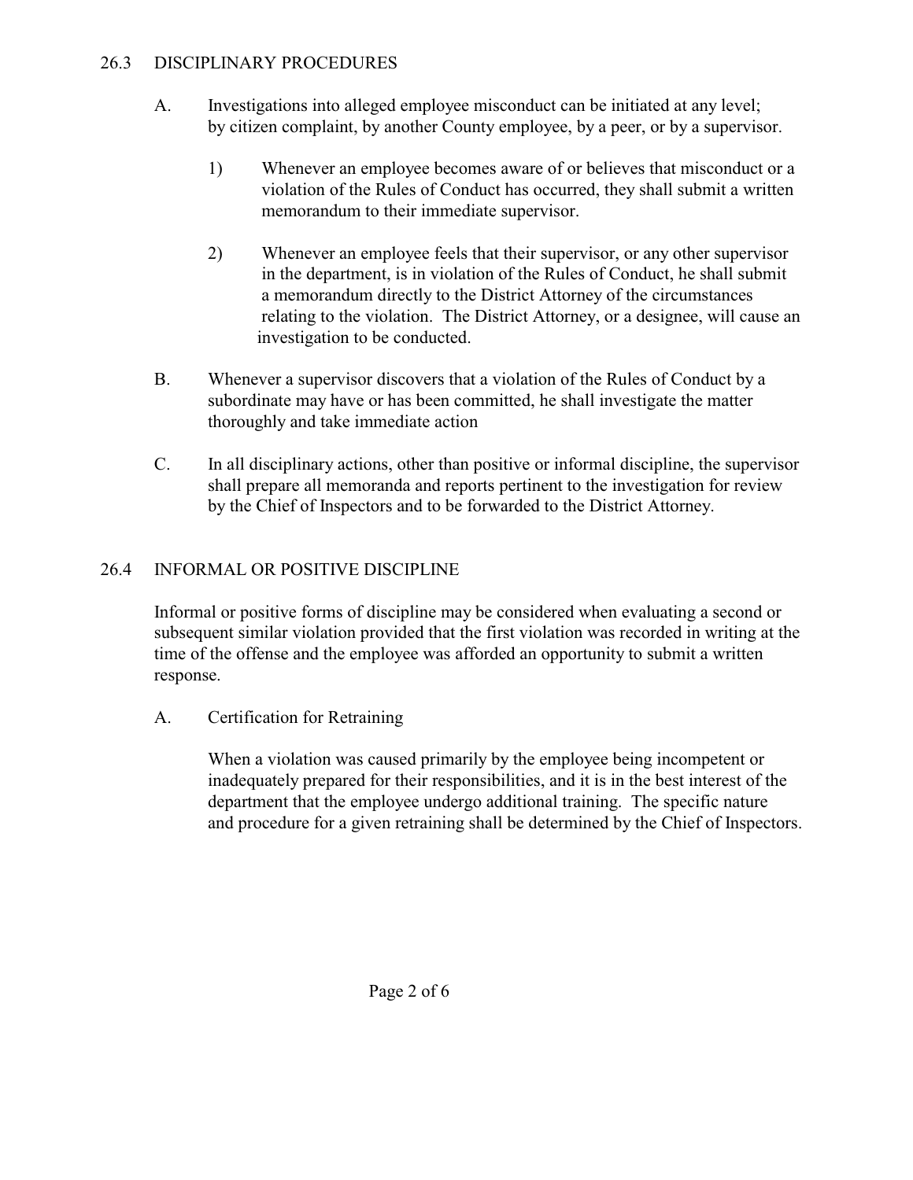## 26.3 DISCIPLINARY PROCEDURES

A. Investigations into alleged employee misconduct can be initiated at any level; by citizen complaint, by another County employee, by a peer, or by a supervisor.

1) Whenever an employee becomes aware of or believes that misconduct or a violation of the Rules of Conduct has occurred, they shall submit a written memorandum to their immediate supervisor.

2) Whenever an employee feels that their supervisor, or any other supervisor in the department, is in violation of the Rules of Conduct, he shall submit a memorandum directly to the District Attorney of the circumstances relating to the violation. The District Attorney, or a designee, will cause an investigation to be conducted.

B. Whenever a supervisor discovers that a violation of the Rules of Conduct by a subordinate may have or has been committed, he shall investigate the matter thoroughly and take immediate action

C. In all disciplinary actions, other than positive or informal discipline, the supervisor shall prepare all memoranda and reports pertinent to the investigation for review by the Chief of Inspectors and to be forwarded to the District Attorney.

## 26.4 INFORMAL OR POSITIVE DISCIPLINE

Informal or positive forms of discipline may be considered when evaluating a second or subsequent similar violation provided that the first violation was recorded in writing at the time of the offense and the employee was afforded an opportunity to submit a written response.

A. Certification for Retraining

When a violation was caused primarily by the employee being incompetent or inadequately prepared for their responsibilities, and it is in the best interest of the department that the employee undergo additional training. The specific nature and procedure for a given retraining shall be determined by the Chief of Inspectors.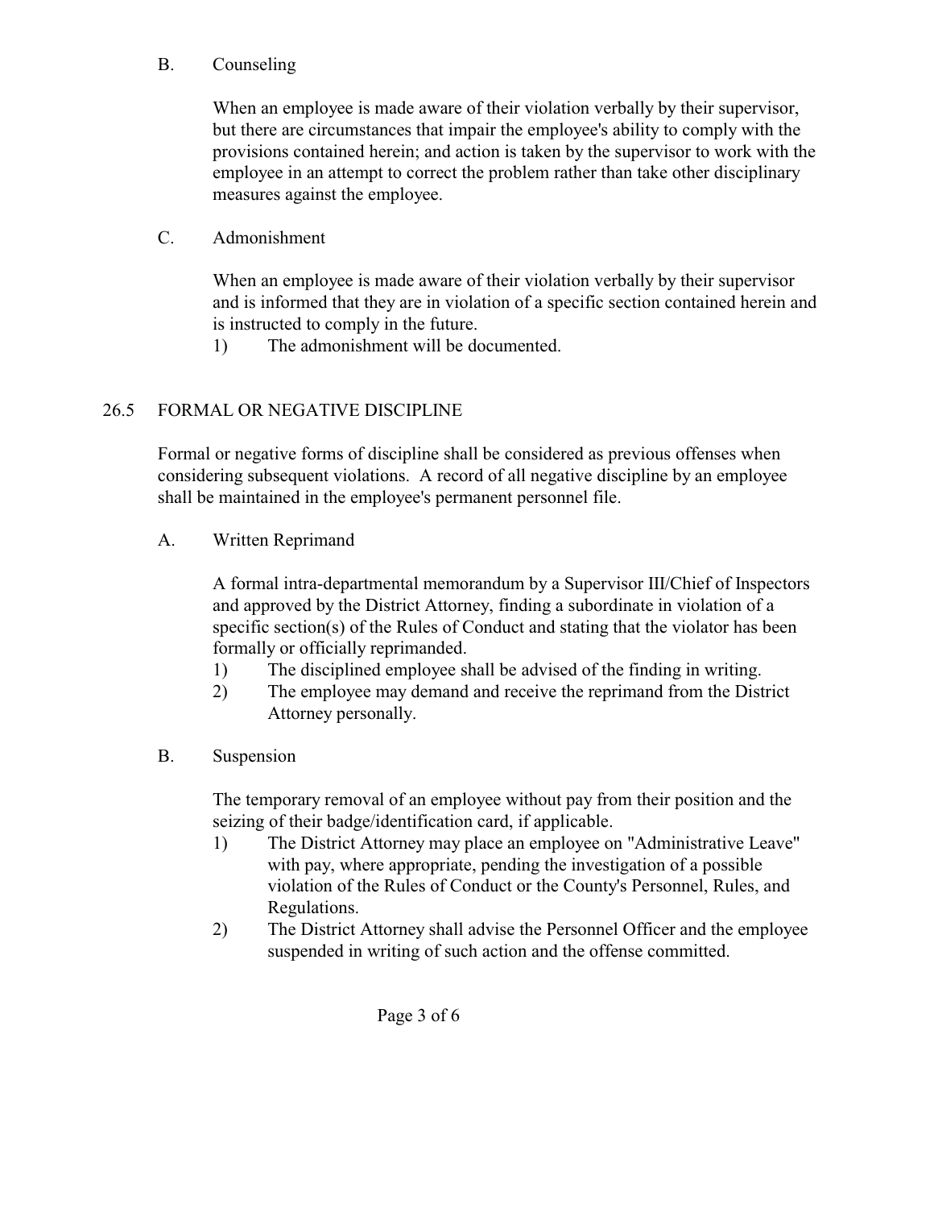B. Counseling

When an employee is made aware of their violation verbally by their supervisor, but there are circumstances that impair the employee's ability to comply with the provisions contained herein; and action is taken by the supervisor to work with the employee in an attempt to correct the problem rather than take other disciplinary measures against the employee.

C. Admonishment

When an employee is made aware of their violation verbally by their supervisor and is informed that they are in violation of a specific section contained herein and is instructed to comply in the future.

1) The admonishment will be documented.

## 26.5 FORMAL OR NEGATIVE DISCIPLINE

Formal or negative forms of discipline shall be considered as previous offenses when considering subsequent violations. A record of all negative discipline by an employee shall be maintained in the employee's permanent personnel file.

A. Written Reprimand

A formal intra-departmental memorandum by a Supervisor III/Chief of Inspectors and approved by the District Attorney, finding a subordinate in violation of a specific section(s) of the Rules of Conduct and stating that the violator has been formally or officially reprimanded.

1) The disciplined employee shall be advised of the finding in writing.
2) The employee may demand and receive the reprimand from the District Attorney personally.

B. Suspension

The temporary removal of an employee without pay from their position and the seizing of their badge/identification card, if applicable.

1) The District Attorney may place an employee on "Administrative Leave" with pay, where appropriate, pending the investigation of a possible violation of the Rules of Conduct or the County's Personnel, Rules, and Regulations.
2) The District Attorney shall advise the Personnel Officer and the employee suspended in writing of such action and the offense committed.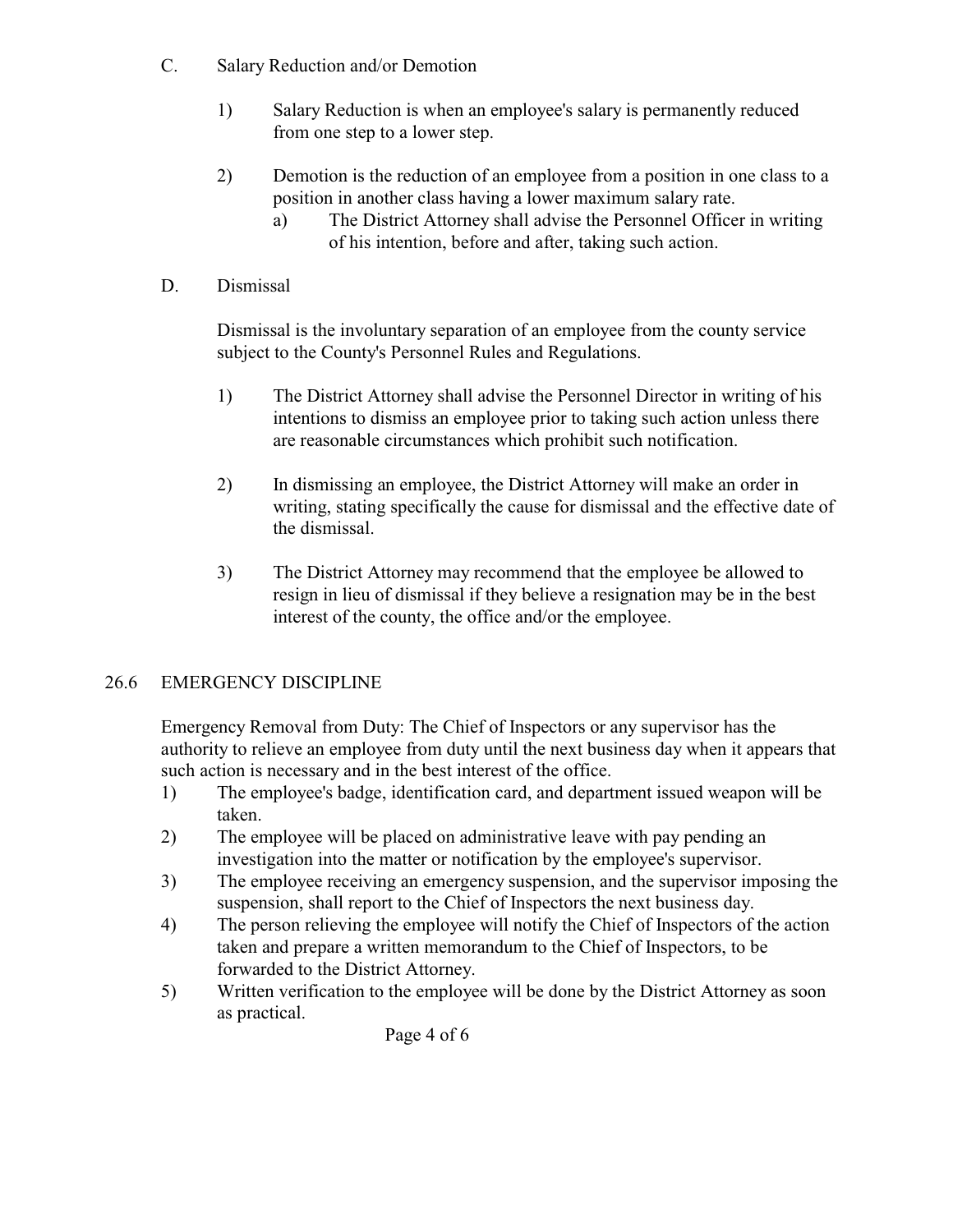C. Salary Reduction and/or Demotion

1) Salary Reduction is when an employee's salary is permanently reduced from one step to a lower step.

2) Demotion is the reduction of an employee from a position in one class to a position in another class having a lower maximum salary rate.
   a) The District Attorney shall advise the Personnel Officer in writing of his intention, before and after, taking such action.

D. Dismissal

Dismissal is the involuntary separation of an employee from the county service subject to the County's Personnel Rules and Regulations.

1) The District Attorney shall advise the Personnel Director in writing of his intentions to dismiss an employee prior to taking such action unless there are reasonable circumstances which prohibit such notification.

2) In dismissing an employee, the District Attorney will make an order in writing, stating specifically the cause for dismissal and the effective date of the dismissal.

3) The District Attorney may recommend that the employee be allowed to resign in lieu of dismissal if they believe a resignation may be in the best interest of the county, the office and/or the employee.

## 26.6 EMERGENCY DISCIPLINE

Emergency Removal from Duty: The Chief of Inspectors or any supervisor has the authority to relieve an employee from duty until the next business day when it appears that such action is necessary and in the best interest of the office.

1) The employee's badge, identification card, and department issued weapon will be taken.
2) The employee will be placed on administrative leave with pay pending an investigation into the matter or notification by the employee's supervisor.
3) The employee receiving an emergency suspension, and the supervisor imposing the suspension, shall report to the Chief of Inspectors the next business day.
4) The person relieving the employee will notify the Chief of Inspectors of the action taken and prepare a written memorandum to the Chief of Inspectors, to be forwarded to the District Attorney.
5) Written verification to the employee will be done by the District Attorney as soon as practical.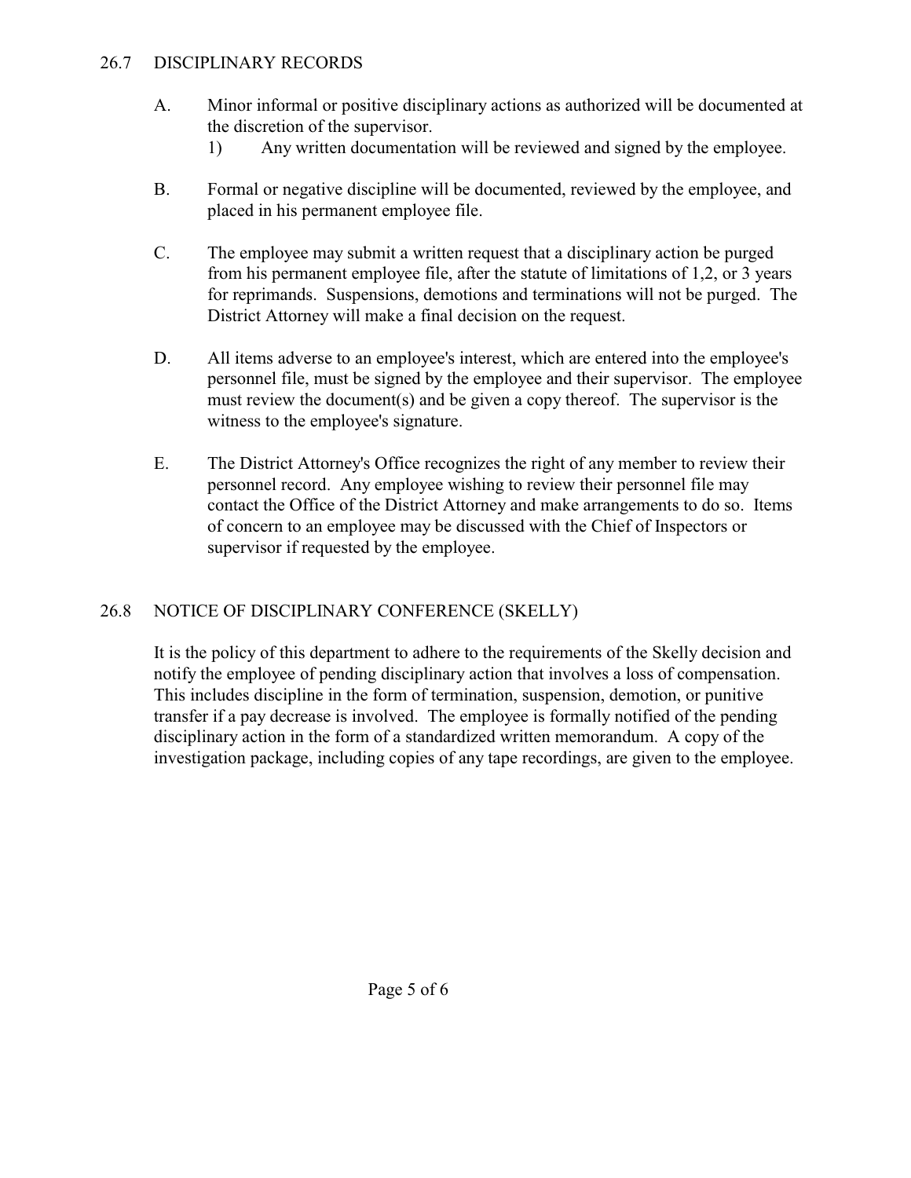## 26.7 DISCIPLINARY RECORDS

A. Minor informal or positive disciplinary actions as authorized will be documented at the discretion of the supervisor.

   1) Any written documentation will be reviewed and signed by the employee.

B. Formal or negative discipline will be documented, reviewed by the employee, and placed in his permanent employee file.

C. The employee may submit a written request that a disciplinary action be purged from his permanent employee file, after the statute of limitations of 1,2, or 3 years for reprimands. Suspensions, demotions and terminations will not be purged. The District Attorney will make a final decision on the request.

D. All items adverse to an employee's interest, which are entered into the employee's personnel file, must be signed by the employee and their supervisor. The employee must review the document(s) and be given a copy thereof. The supervisor is the witness to the employee's signature.

E. The District Attorney's Office recognizes the right of any member to review their personnel record. Any employee wishing to review their personnel file may contact the Office of the District Attorney and make arrangements to do so. Items of concern to an employee may be discussed with the Chief of Inspectors or supervisor if requested by the employee.

## 26.8 NOTICE OF DISCIPLINARY CONFERENCE (SKELLY)

It is the policy of this department to adhere to the requirements of the Skelly decision and notify the employee of pending disciplinary action that involves a loss of compensation. This includes discipline in the form of termination, suspension, demotion, or punitive transfer if a pay decrease is involved. The employee is formally notified of the pending disciplinary action in the form of a standardized written memorandum. A copy of the investigation package, including copies of any tape recordings, are given to the employee.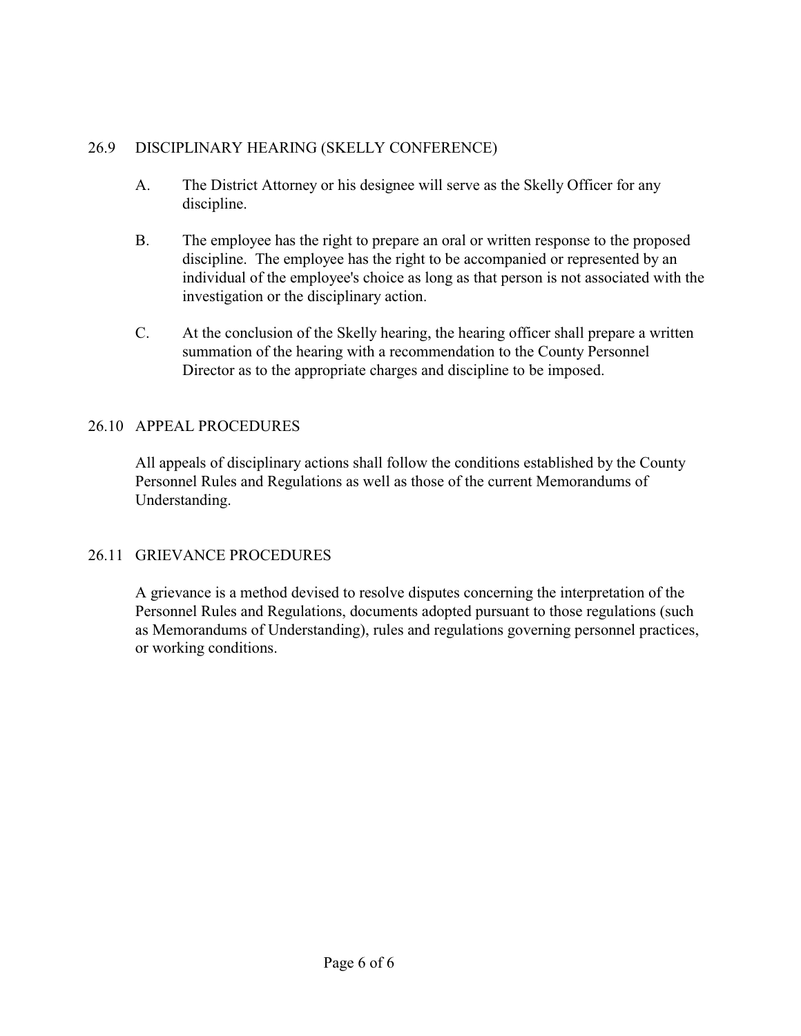## 26.9 DISCIPLINARY HEARING (SKELLY CONFERENCE)

A. The District Attorney or his designee will serve as the Skelly Officer for any discipline.

B. The employee has the right to prepare an oral or written response to the proposed discipline. The employee has the right to be accompanied or represented by an individual of the employee's choice as long as that person is not associated with the investigation or the disciplinary action.

C. At the conclusion of the Skelly hearing, the hearing officer shall prepare a written summation of the hearing with a recommendation to the County Personnel Director as to the appropriate charges and discipline to be imposed.

## 26.10 APPEAL PROCEDURES

All appeals of disciplinary actions shall follow the conditions established by the County Personnel Rules and Regulations as well as those of the current Memorandums of Understanding.

## 26.11 GRIEVANCE PROCEDURES

A grievance is a method devised to resolve disputes concerning the interpretation of the Personnel Rules and Regulations, documents adopted pursuant to those regulations (such as Memorandums of Understanding), rules and regulations governing personnel practices, or working conditions.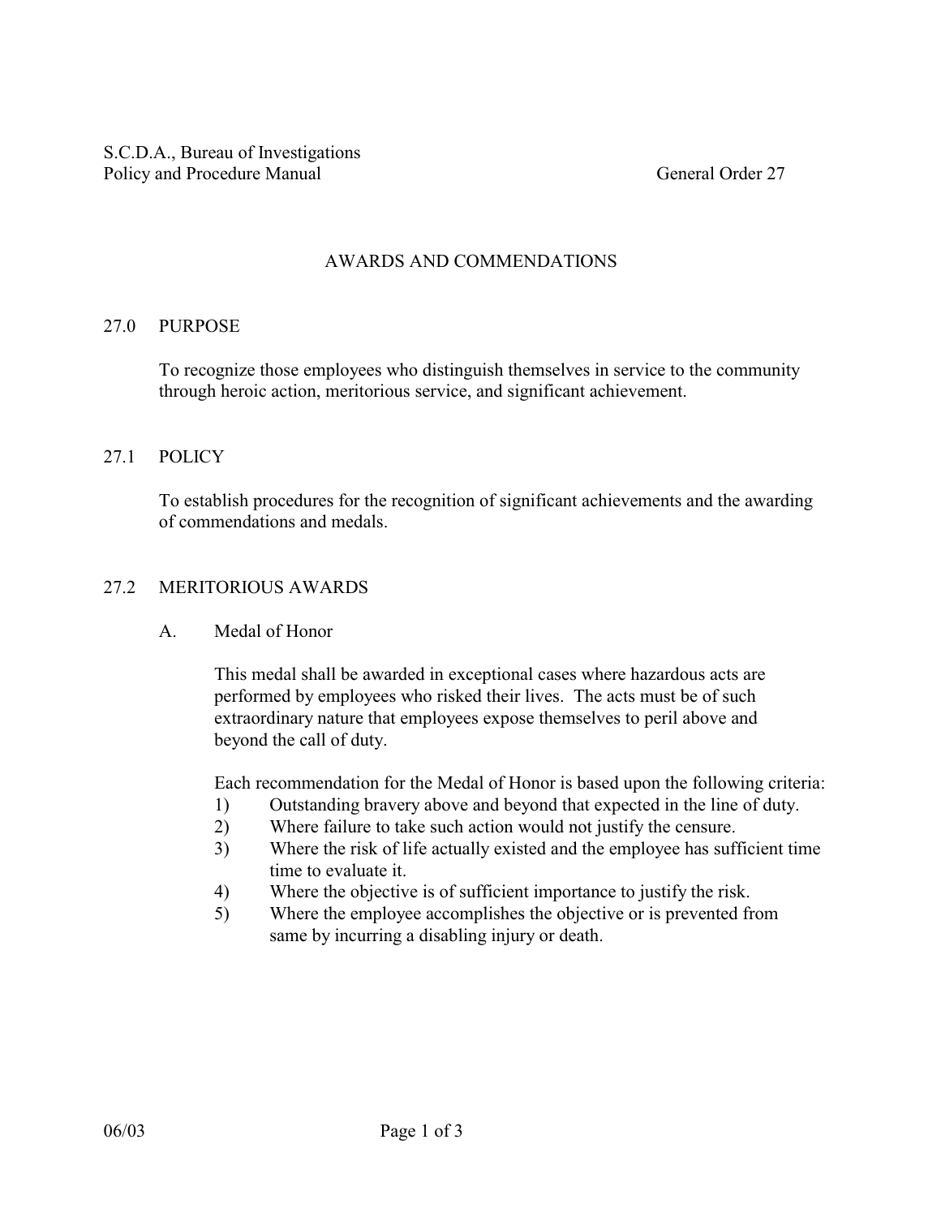S.C.D.A., Bureau of Investigations
Policy and Procedure Manual General Order 27

## AWARDS AND COMMENDATIONS

### 27.0 PURPOSE

To recognize those employees who distinguish themselves in service to the community through heroic action, meritorious service, and significant achievement.

### 27.1 POLICY

To establish procedures for the recognition of significant achievements and the awarding of commendations and medals.

### 27.2 MERITORIOUS AWARDS

A. Medal of Honor

This medal shall be awarded in exceptional cases where hazardous acts are performed by employees who risked their lives. The acts must be of such extraordinary nature that employees expose themselves to peril above and beyond the call of duty.

Each recommendation for the Medal of Honor is based upon the following criteria:

1) Outstanding bravery above and beyond that expected in the line of duty.
2) Where failure to take such action would not justify the censure.
3) Where the risk of life actually existed and the employee has sufficient time time to evaluate it.
4) Where the objective is of sufficient importance to justify the risk.
5) Where the employee accomplishes the objective or is prevented from same by incurring a disabling injury or death.

06/03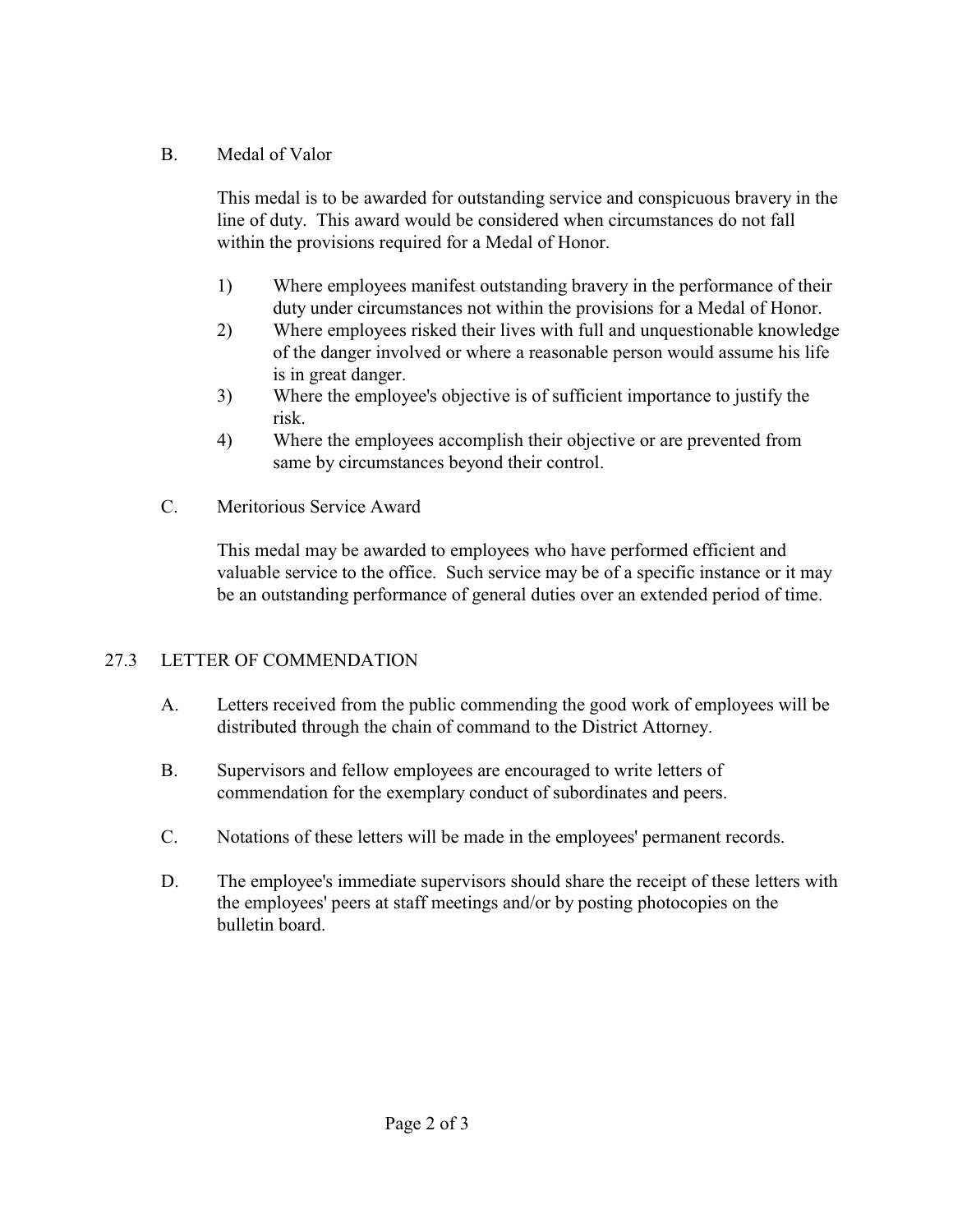B. Medal of Valor

This medal is to be awarded for outstanding service and conspicuous bravery in the line of duty. This award would be considered when circumstances do not fall within the provisions required for a Medal of Honor.

1) Where employees manifest outstanding bravery in the performance of their duty under circumstances not within the provisions for a Medal of Honor.
2) Where employees risked their lives with full and unquestionable knowledge of the danger involved or where a reasonable person would assume his life is in great danger.
3) Where the employee's objective is of sufficient importance to justify the risk.
4) Where the employees accomplish their objective or are prevented from same by circumstances beyond their control.

C. Meritorious Service Award

This medal may be awarded to employees who have performed efficient and valuable service to the office. Such service may be of a specific instance or it may be an outstanding performance of general duties over an extended period of time.

## 27.3 LETTER OF COMMENDATION

A. Letters received from the public commending the good work of employees will be distributed through the chain of command to the District Attorney.

B. Supervisors and fellow employees are encouraged to write letters of commendation for the exemplary conduct of subordinates and peers.

C. Notations of these letters will be made in the employees' permanent records.

D. The employee's immediate supervisors should share the receipt of these letters with the employees' peers at staff meetings and/or by posting photocopies on the bulletin board.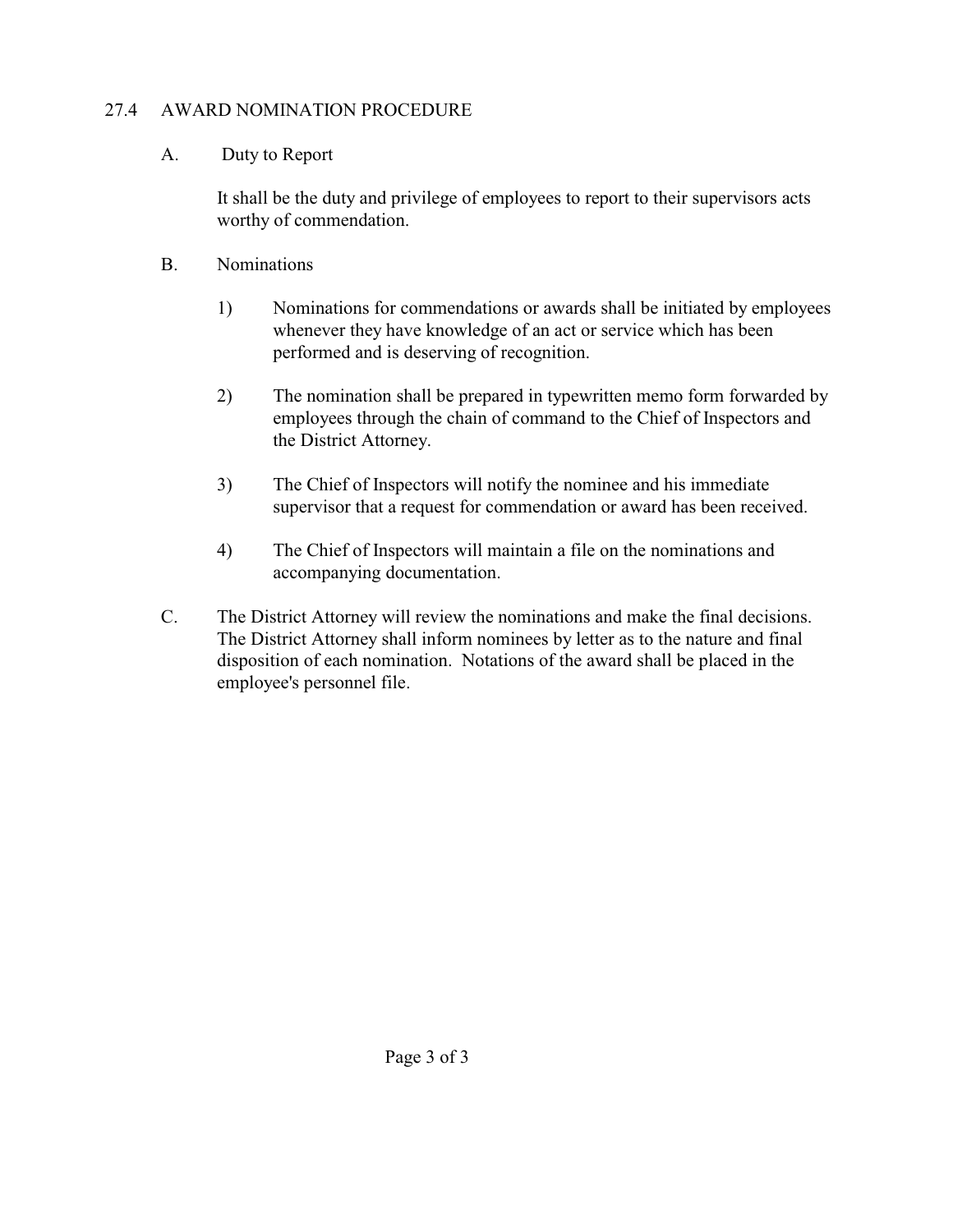## 27.4 AWARD NOMINATION PROCEDURE

A. Duty to Report

It shall be the duty and privilege of employees to report to their supervisors acts worthy of commendation.

B. Nominations

1) Nominations for commendations or awards shall be initiated by employees whenever they have knowledge of an act or service which has been performed and is deserving of recognition.

2) The nomination shall be prepared in typewritten memo form forwarded by employees through the chain of command to the Chief of Inspectors and the District Attorney.

3) The Chief of Inspectors will notify the nominee and his immediate supervisor that a request for commendation or award has been received.

4) The Chief of Inspectors will maintain a file on the nominations and accompanying documentation.

C. The District Attorney will review the nominations and make the final decisions. The District Attorney shall inform nominees by letter as to the nature and final disposition of each nomination. Notations of the award shall be placed in the employee's personnel file.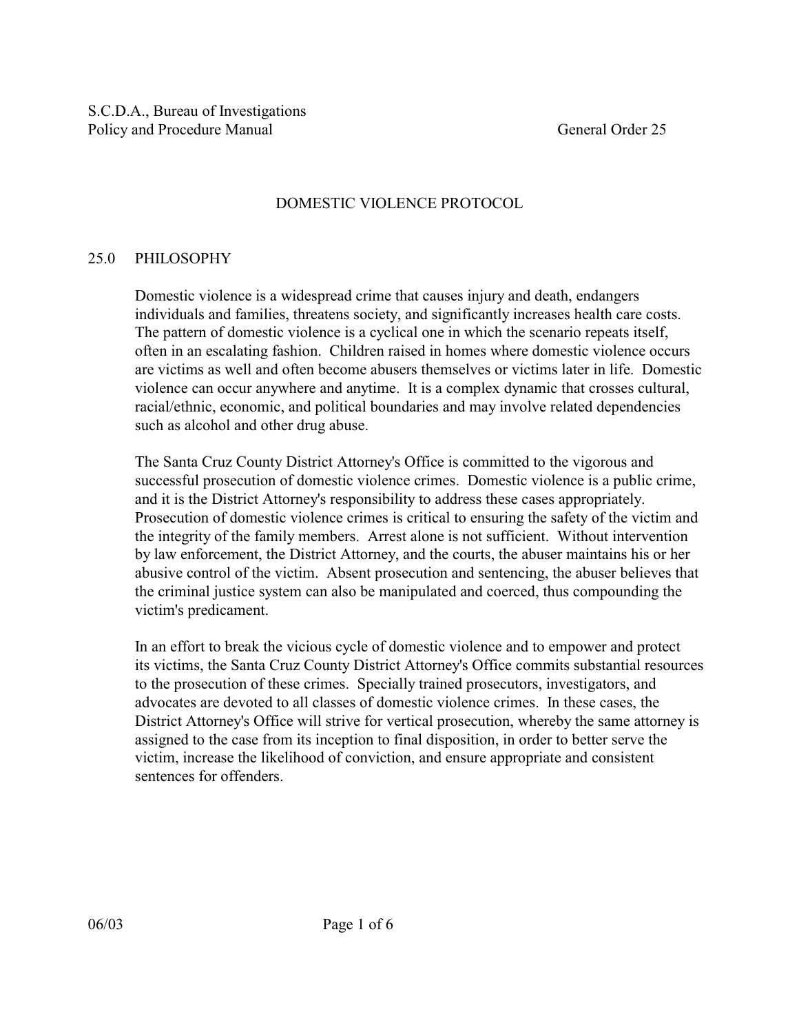S.C.D.A., Bureau of Investigations
Policy and Procedure Manual — General Order 25

# DOMESTIC VIOLENCE PROTOCOL

## 25.0 PHILOSOPHY

Domestic violence is a widespread crime that causes injury and death, endangers individuals and families, threatens society, and significantly increases health care costs. The pattern of domestic violence is a cyclical one in which the scenario repeats itself, often in an escalating fashion. Children raised in homes where domestic violence occurs are victims as well and often become abusers themselves or victims later in life. Domestic violence can occur anywhere and anytime. It is a complex dynamic that crosses cultural, racial/ethnic, economic, and political boundaries and may involve related dependencies such as alcohol and other drug abuse.

The Santa Cruz County District Attorney's Office is committed to the vigorous and successful prosecution of domestic violence crimes. Domestic violence is a public crime, and it is the District Attorney's responsibility to address these cases appropriately. Prosecution of domestic violence crimes is critical to ensuring the safety of the victim and the integrity of the family members. Arrest alone is not sufficient. Without intervention by law enforcement, the District Attorney, and the courts, the abuser maintains his or her abusive control of the victim. Absent prosecution and sentencing, the abuser believes that the criminal justice system can also be manipulated and coerced, thus compounding the victim's predicament.

In an effort to break the vicious cycle of domestic violence and to empower and protect its victims, the Santa Cruz County District Attorney's Office commits substantial resources to the prosecution of these crimes. Specially trained prosecutors, investigators, and advocates are devoted to all classes of domestic violence crimes. In these cases, the District Attorney's Office will strive for vertical prosecution, whereby the same attorney is assigned to the case from its inception to final disposition, in order to better serve the victim, increase the likelihood of conviction, and ensure appropriate and consistent sentences for offenders.

06/03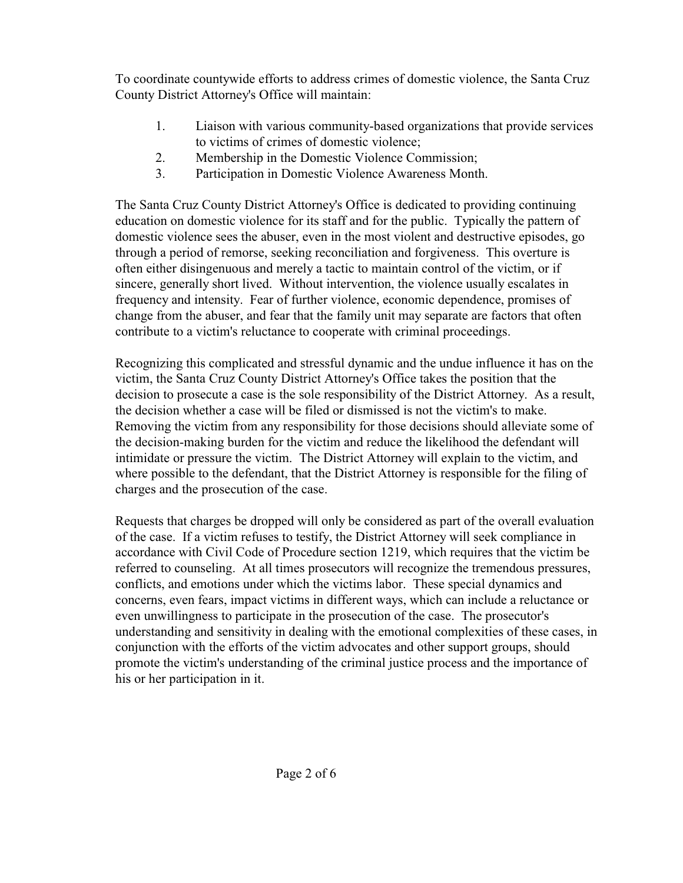To coordinate countywide efforts to address crimes of domestic violence, the Santa Cruz County District Attorney's Office will maintain:

1. Liaison with various community-based organizations that provide services to victims of crimes of domestic violence;
2. Membership in the Domestic Violence Commission;
3. Participation in Domestic Violence Awareness Month.

The Santa Cruz County District Attorney's Office is dedicated to providing continuing education on domestic violence for its staff and for the public. Typically the pattern of domestic violence sees the abuser, even in the most violent and destructive episodes, go through a period of remorse, seeking reconciliation and forgiveness. This overture is often either disingenuous and merely a tactic to maintain control of the victim, or if sincere, generally short lived. Without intervention, the violence usually escalates in frequency and intensity. Fear of further violence, economic dependence, promises of change from the abuser, and fear that the family unit may separate are factors that often contribute to a victim's reluctance to cooperate with criminal proceedings.

Recognizing this complicated and stressful dynamic and the undue influence it has on the victim, the Santa Cruz County District Attorney's Office takes the position that the decision to prosecute a case is the sole responsibility of the District Attorney. As a result, the decision whether a case will be filed or dismissed is not the victim's to make. Removing the victim from any responsibility for those decisions should alleviate some of the decision-making burden for the victim and reduce the likelihood the defendant will intimidate or pressure the victim. The District Attorney will explain to the victim, and where possible to the defendant, that the District Attorney is responsible for the filing of charges and the prosecution of the case.

Requests that charges be dropped will only be considered as part of the overall evaluation of the case. If a victim refuses to testify, the District Attorney will seek compliance in accordance with Civil Code of Procedure section 1219, which requires that the victim be referred to counseling. At all times prosecutors will recognize the tremendous pressures, conflicts, and emotions under which the victims labor. These special dynamics and concerns, even fears, impact victims in different ways, which can include a reluctance or even unwillingness to participate in the prosecution of the case. The prosecutor's understanding and sensitivity in dealing with the emotional complexities of these cases, in conjunction with the efforts of the victim advocates and other support groups, should promote the victim's understanding of the criminal justice process and the importance of his or her participation in it.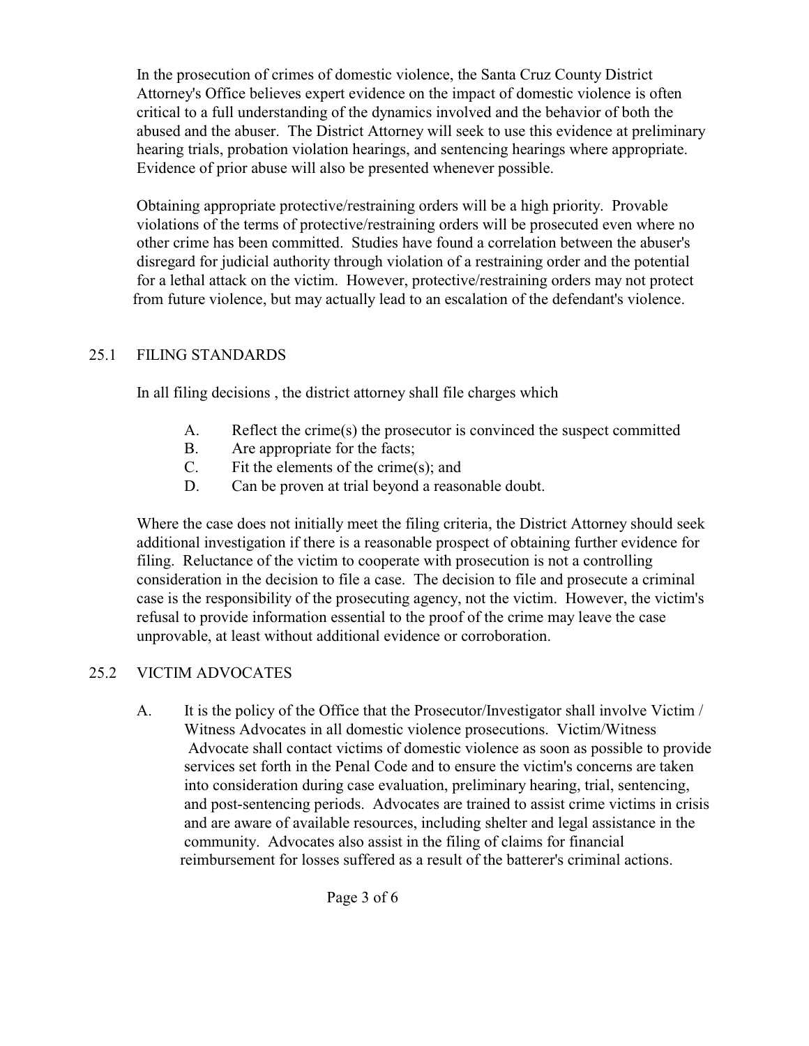In the prosecution of crimes of domestic violence, the Santa Cruz County District Attorney's Office believes expert evidence on the impact of domestic violence is often critical to a full understanding of the dynamics involved and the behavior of both the abused and the abuser. The District Attorney will seek to use this evidence at preliminary hearing trials, probation violation hearings, and sentencing hearings where appropriate. Evidence of prior abuse will also be presented whenever possible.

Obtaining appropriate protective/restraining orders will be a high priority. Provable violations of the terms of protective/restraining orders will be prosecuted even where no other crime has been committed. Studies have found a correlation between the abuser's disregard for judicial authority through violation of a restraining order and the potential for a lethal attack on the victim. However, protective/restraining orders may not protect from future violence, but may actually lead to an escalation of the defendant's violence.

## 25.1 FILING STANDARDS

In all filing decisions , the district attorney shall file charges which

A. Reflect the crime(s) the prosecutor is convinced the suspect committed
B. Are appropriate for the facts;
C. Fit the elements of the crime(s); and
D. Can be proven at trial beyond a reasonable doubt.

Where the case does not initially meet the filing criteria, the District Attorney should seek additional investigation if there is a reasonable prospect of obtaining further evidence for filing. Reluctance of the victim to cooperate with prosecution is not a controlling consideration in the decision to file a case. The decision to file and prosecute a criminal case is the responsibility of the prosecuting agency, not the victim. However, the victim's refusal to provide information essential to the proof of the crime may leave the case unprovable, at least without additional evidence or corroboration.

## 25.2 VICTIM ADVOCATES

A. It is the policy of the Office that the Prosecutor/Investigator shall involve Victim / Witness Advocates in all domestic violence prosecutions. Victim/Witness Advocate shall contact victims of domestic violence as soon as possible to provide services set forth in the Penal Code and to ensure the victim's concerns are taken into consideration during case evaluation, preliminary hearing, trial, sentencing, and post-sentencing periods. Advocates are trained to assist crime victims in crisis and are aware of available resources, including shelter and legal assistance in the community. Advocates also assist in the filing of claims for financial reimbursement for losses suffered as a result of the batterer's criminal actions.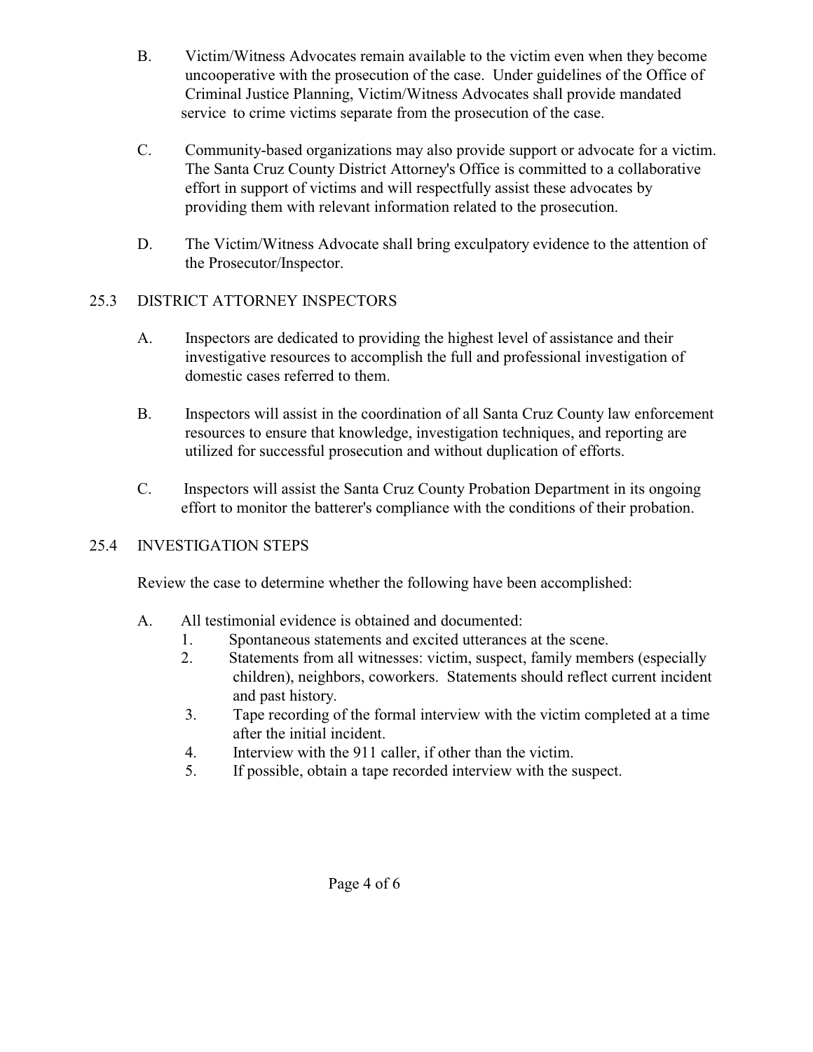B. Victim/Witness Advocates remain available to the victim even when they become uncooperative with the prosecution of the case. Under guidelines of the Office of Criminal Justice Planning, Victim/Witness Advocates shall provide mandated service to crime victims separate from the prosecution of the case.

C. Community-based organizations may also provide support or advocate for a victim. The Santa Cruz County District Attorney's Office is committed to a collaborative effort in support of victims and will respectfully assist these advocates by providing them with relevant information related to the prosecution.

D. The Victim/Witness Advocate shall bring exculpatory evidence to the attention of the Prosecutor/Inspector.

## 25.3 DISTRICT ATTORNEY INSPECTORS

A. Inspectors are dedicated to providing the highest level of assistance and their investigative resources to accomplish the full and professional investigation of domestic cases referred to them.

B. Inspectors will assist in the coordination of all Santa Cruz County law enforcement resources to ensure that knowledge, investigation techniques, and reporting are utilized for successful prosecution and without duplication of efforts.

C. Inspectors will assist the Santa Cruz County Probation Department in its ongoing effort to monitor the batterer's compliance with the conditions of their probation.

## 25.4 INVESTIGATION STEPS

Review the case to determine whether the following have been accomplished:

A. All testimonial evidence is obtained and documented:

1. Spontaneous statements and excited utterances at the scene.
2. Statements from all witnesses: victim, suspect, family members (especially children), neighbors, coworkers. Statements should reflect current incident and past history.
3. Tape recording of the formal interview with the victim completed at a time after the initial incident.
4. Interview with the 911 caller, if other than the victim.
5. If possible, obtain a tape recorded interview with the suspect.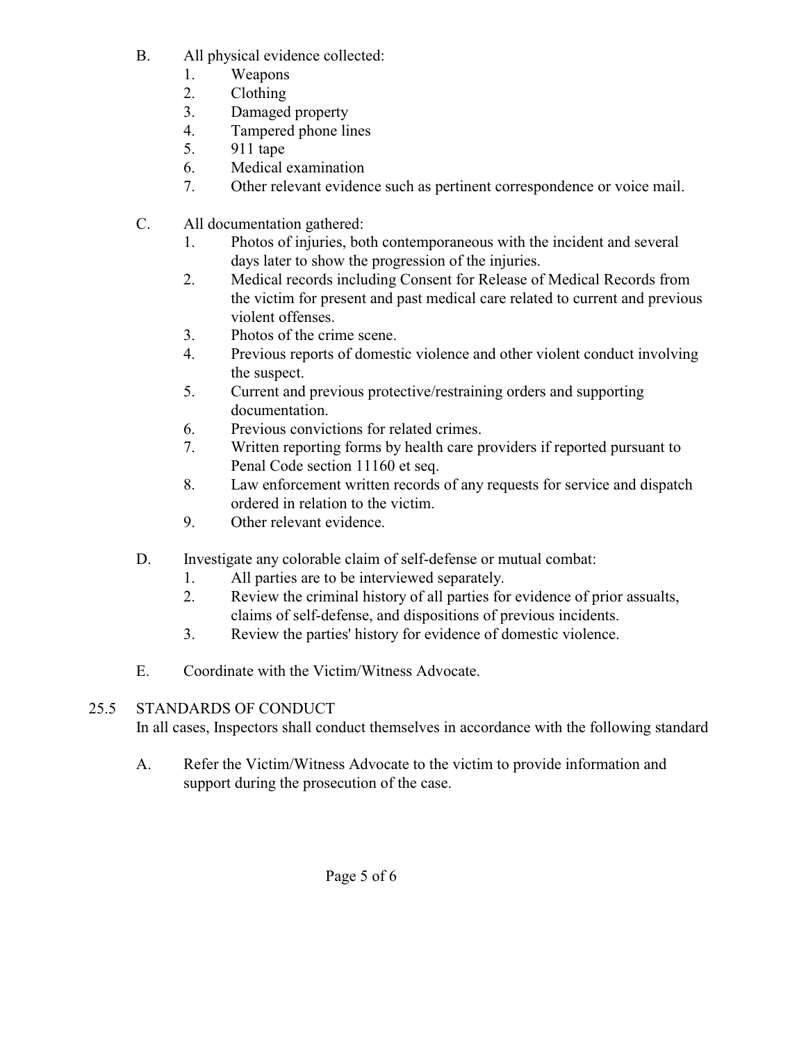B. All physical evidence collected:
   1. Weapons
   2. Clothing
   3. Damaged property
   4. Tampered phone lines
   5. 911 tape
   6. Medical examination
   7. Other relevant evidence such as pertinent correspondence or voice mail.

C. All documentation gathered:
   1. Photos of injuries, both contemporaneous with the incident and several days later to show the progression of the injuries.
   2. Medical records including Consent for Release of Medical Records from the victim for present and past medical care related to current and previous violent offenses.
   3. Photos of the crime scene.
   4. Previous reports of domestic violence and other violent conduct involving the suspect.
   5. Current and previous protective/restraining orders and supporting documentation.
   6. Previous convictions for related crimes.
   7. Written reporting forms by health care providers if reported pursuant to Penal Code section 11160 et seq.
   8. Law enforcement written records of any requests for service and dispatch ordered in relation to the victim.
   9. Other relevant evidence.

D. Investigate any colorable claim of self-defense or mutual combat:
   1. All parties are to be interviewed separately.
   2. Review the criminal history of all parties for evidence of prior assaults, claims of self-defense, and dispositions of previous incidents.
   3. Review the parties' history for evidence of domestic violence.

E. Coordinate with the Victim/Witness Advocate.

## 25.5 STANDARDS OF CONDUCT

In all cases, Inspectors shall conduct themselves in accordance with the following standard

A. Refer the Victim/Witness Advocate to the victim to provide information and support during the prosecution of the case.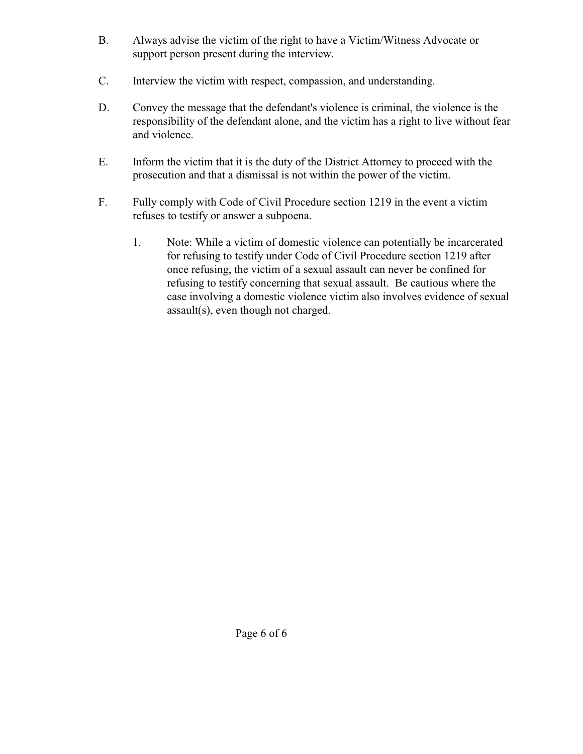B. Always advise the victim of the right to have a Victim/Witness Advocate or support person present during the interview.

C. Interview the victim with respect, compassion, and understanding.

D. Convey the message that the defendant's violence is criminal, the violence is the responsibility of the defendant alone, and the victim has a right to live without fear and violence.

E. Inform the victim that it is the duty of the District Attorney to proceed with the prosecution and that a dismissal is not within the power of the victim.

F. Fully comply with Code of Civil Procedure section 1219 in the event a victim refuses to testify or answer a subpoena.

   1. Note: While a victim of domestic violence can potentially be incarcerated for refusing to testify under Code of Civil Procedure section 1219 after once refusing, the victim of a sexual assault can never be confined for refusing to testify concerning that sexual assault. Be cautious where the case involving a domestic violence victim also involves evidence of sexual assault(s), even though not charged.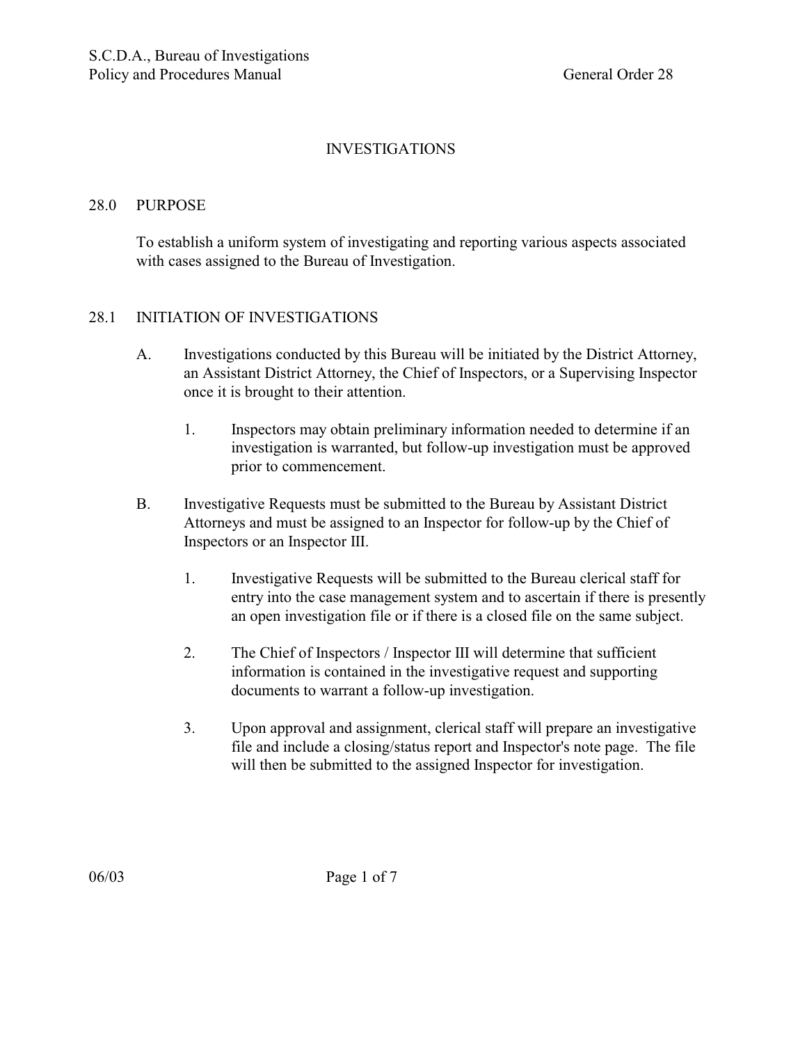# INVESTIGATIONS

## 28.0 PURPOSE

To establish a uniform system of investigating and reporting various aspects associated with cases assigned to the Bureau of Investigation.

## 28.1 INITIATION OF INVESTIGATIONS

A. Investigations conducted by this Bureau will be initiated by the District Attorney, an Assistant District Attorney, the Chief of Inspectors, or a Supervising Inspector once it is brought to their attention.

   1. Inspectors may obtain preliminary information needed to determine if an investigation is warranted, but follow-up investigation must be approved prior to commencement.

B. Investigative Requests must be submitted to the Bureau by Assistant District Attorneys and must be assigned to an Inspector for follow-up by the Chief of Inspectors or an Inspector III.

   1. Investigative Requests will be submitted to the Bureau clerical staff for entry into the case management system and to ascertain if there is presently an open investigation file or if there is a closed file on the same subject.

   2. The Chief of Inspectors / Inspector III will determine that sufficient information is contained in the investigative request and supporting documents to warrant a follow-up investigation.

   3. Upon approval and assignment, clerical staff will prepare an investigative file and include a closing/status report and Inspector's note page. The file will then be submitted to the assigned Inspector for investigation.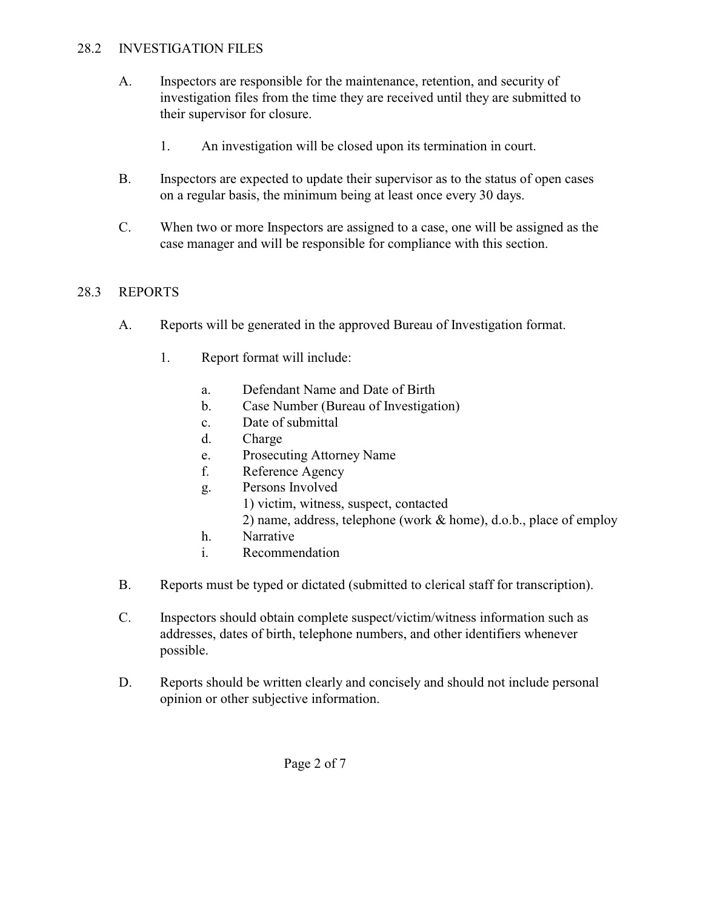## 28.2 INVESTIGATION FILES

A. Inspectors are responsible for the maintenance, retention, and security of investigation files from the time they are received until they are submitted to their supervisor for closure.

   1. An investigation will be closed upon its termination in court.

B. Inspectors are expected to update their supervisor as to the status of open cases on a regular basis, the minimum being at least once every 30 days.

C. When two or more Inspectors are assigned to a case, one will be assigned as the case manager and will be responsible for compliance with this section.

## 28.3 REPORTS

A. Reports will be generated in the approved Bureau of Investigation format.

   1. Report format will include:

      a. Defendant Name and Date of Birth
      b. Case Number (Bureau of Investigation)
      c. Date of submittal
      d. Charge
      e. Prosecuting Attorney Name
      f. Reference Agency
      g. Persons Involved
         1) victim, witness, suspect, contacted
         2) name, address, telephone (work & home), d.o.b., place of employ
      h. Narrative
      i. Recommendation

B. Reports must be typed or dictated (submitted to clerical staff for transcription).

C. Inspectors should obtain complete suspect/victim/witness information such as addresses, dates of birth, telephone numbers, and other identifiers whenever possible.

D. Reports should be written clearly and concisely and should not include personal opinion or other subjective information.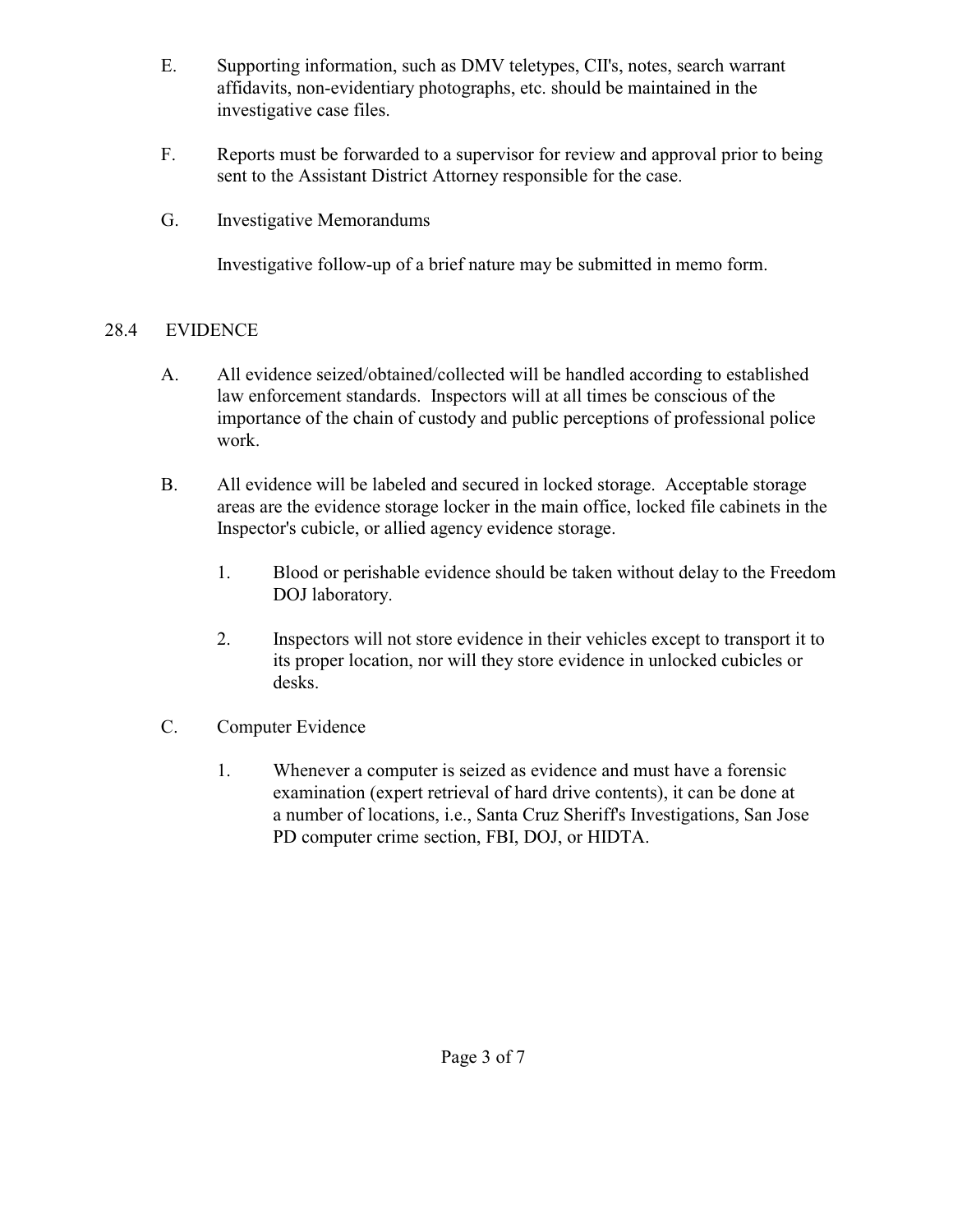E. Supporting information, such as DMV teletypes, CII's, notes, search warrant affidavits, non-evidentiary photographs, etc. should be maintained in the investigative case files.

F. Reports must be forwarded to a supervisor for review and approval prior to being sent to the Assistant District Attorney responsible for the case.

G. Investigative Memorandums

Investigative follow-up of a brief nature may be submitted in memo form.

## 28.4 EVIDENCE

A. All evidence seized/obtained/collected will be handled according to established law enforcement standards. Inspectors will at all times be conscious of the importance of the chain of custody and public perceptions of professional police work.

B. All evidence will be labeled and secured in locked storage. Acceptable storage areas are the evidence storage locker in the main office, locked file cabinets in the Inspector's cubicle, or allied agency evidence storage.

1. Blood or perishable evidence should be taken without delay to the Freedom DOJ laboratory.

2. Inspectors will not store evidence in their vehicles except to transport it to its proper location, nor will they store evidence in unlocked cubicles or desks.

C. Computer Evidence

1. Whenever a computer is seized as evidence and must have a forensic examination (expert retrieval of hard drive contents), it can be done at a number of locations, i.e., Santa Cruz Sheriff's Investigations, San Jose PD computer crime section, FBI, DOJ, or HIDTA.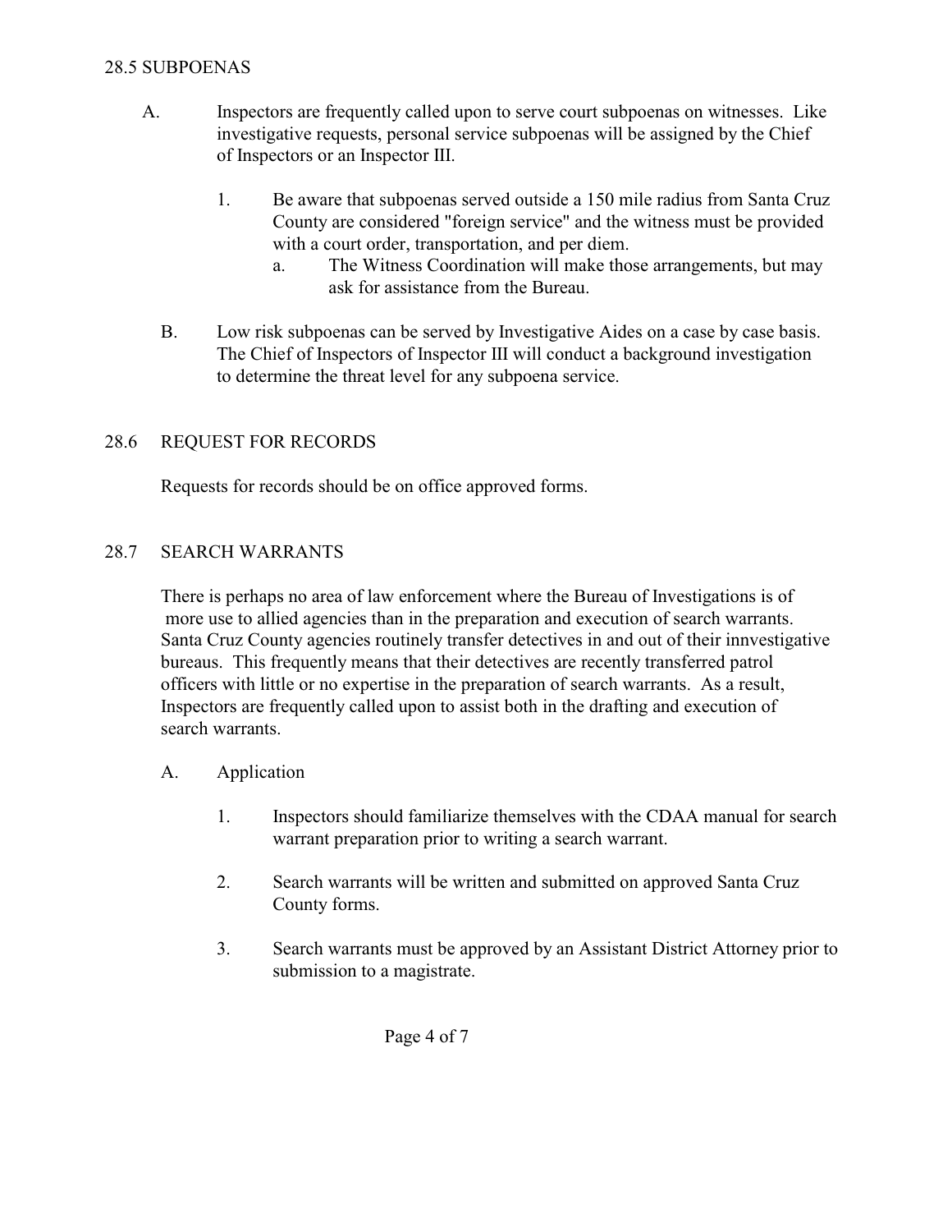## 28.5 SUBPOENAS

A. Inspectors are frequently called upon to serve court subpoenas on witnesses. Like investigative requests, personal service subpoenas will be assigned by the Chief of Inspectors or an Inspector III.

   1. Be aware that subpoenas served outside a 150 mile radius from Santa Cruz County are considered "foreign service" and the witness must be provided with a court order, transportation, and per diem.
      a. The Witness Coordination will make those arrangements, but may ask for assistance from the Bureau.

B. Low risk subpoenas can be served by Investigative Aides on a case by case basis. The Chief of Inspectors of Inspector III will conduct a background investigation to determine the threat level for any subpoena service.

## 28.6 REQUEST FOR RECORDS

Requests for records should be on office approved forms.

## 28.7 SEARCH WARRANTS

There is perhaps no area of law enforcement where the Bureau of Investigations is of more use to allied agencies than in the preparation and execution of search warrants. Santa Cruz County agencies routinely transfer detectives in and out of their innvestigative bureaus. This frequently means that their detectives are recently transferred patrol officers with little or no expertise in the preparation of search warrants. As a result, Inspectors are frequently called upon to assist both in the drafting and execution of search warrants.

A. Application

   1. Inspectors should familiarize themselves with the CDAA manual for search warrant preparation prior to writing a search warrant.

   2. Search warrants will be written and submitted on approved Santa Cruz County forms.

   3. Search warrants must be approved by an Assistant District Attorney prior to submission to a magistrate.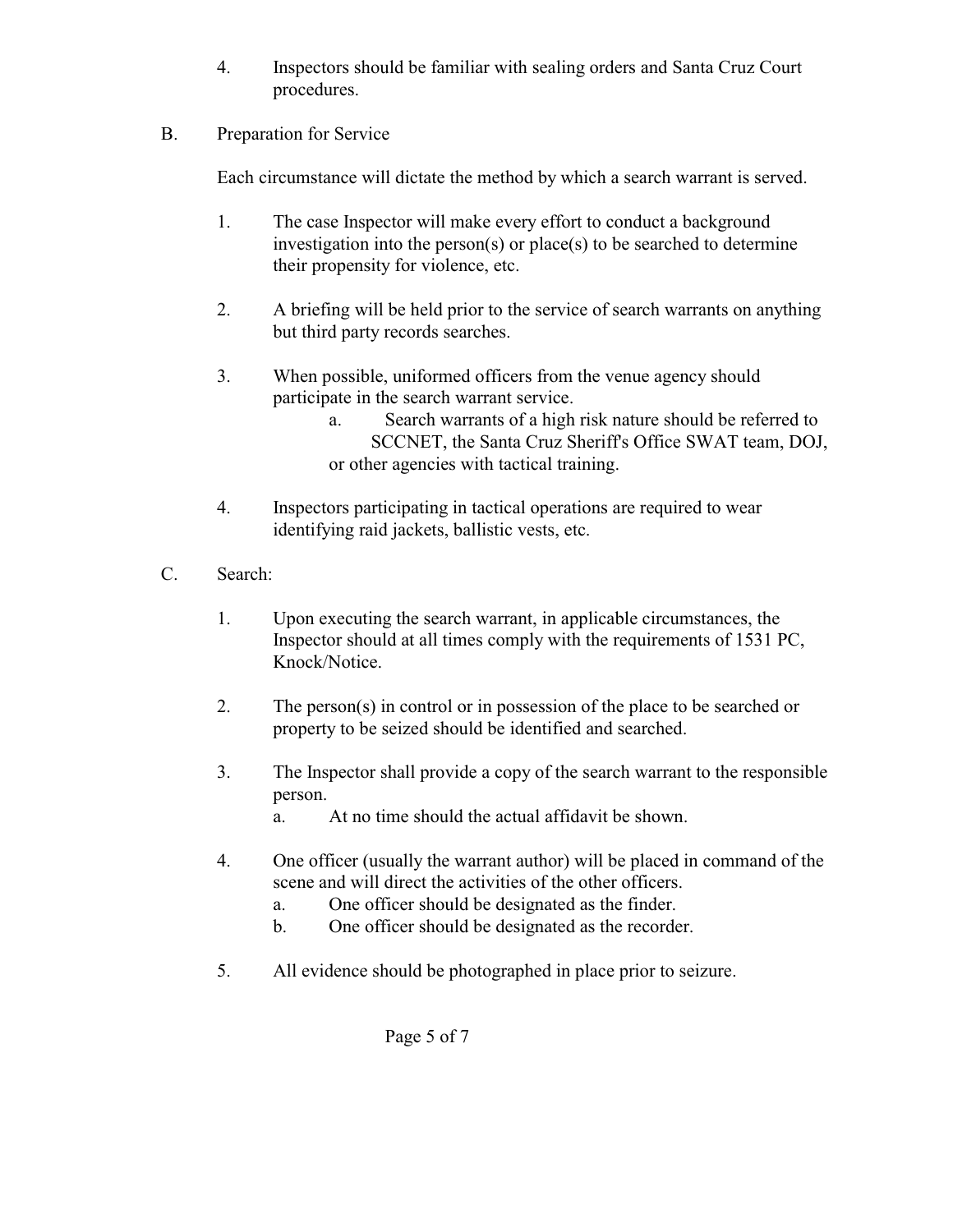4. Inspectors should be familiar with sealing orders and Santa Cruz Court procedures.

B. Preparation for Service

Each circumstance will dictate the method by which a search warrant is served.

1. The case Inspector will make every effort to conduct a background investigation into the person(s) or place(s) to be searched to determine their propensity for violence, etc.

2. A briefing will be held prior to the service of search warrants on anything but third party records searches.

3. When possible, uniformed officers from the venue agency should participate in the search warrant service.
   a. Search warrants of a high risk nature should be referred to SCCNET, the Santa Cruz Sheriff's Office SWAT team, DOJ, or other agencies with tactical training.

4. Inspectors participating in tactical operations are required to wear identifying raid jackets, ballistic vests, etc.

C. Search:

1. Upon executing the search warrant, in applicable circumstances, the Inspector should at all times comply with the requirements of 1531 PC, Knock/Notice.

2. The person(s) in control or in possession of the place to be searched or property to be seized should be identified and searched.

3. The Inspector shall provide a copy of the search warrant to the responsible person.
   a. At no time should the actual affidavit be shown.

4. One officer (usually the warrant author) will be placed in command of the scene and will direct the activities of the other officers.
   a. One officer should be designated as the finder.
   b. One officer should be designated as the recorder.

5. All evidence should be photographed in place prior to seizure.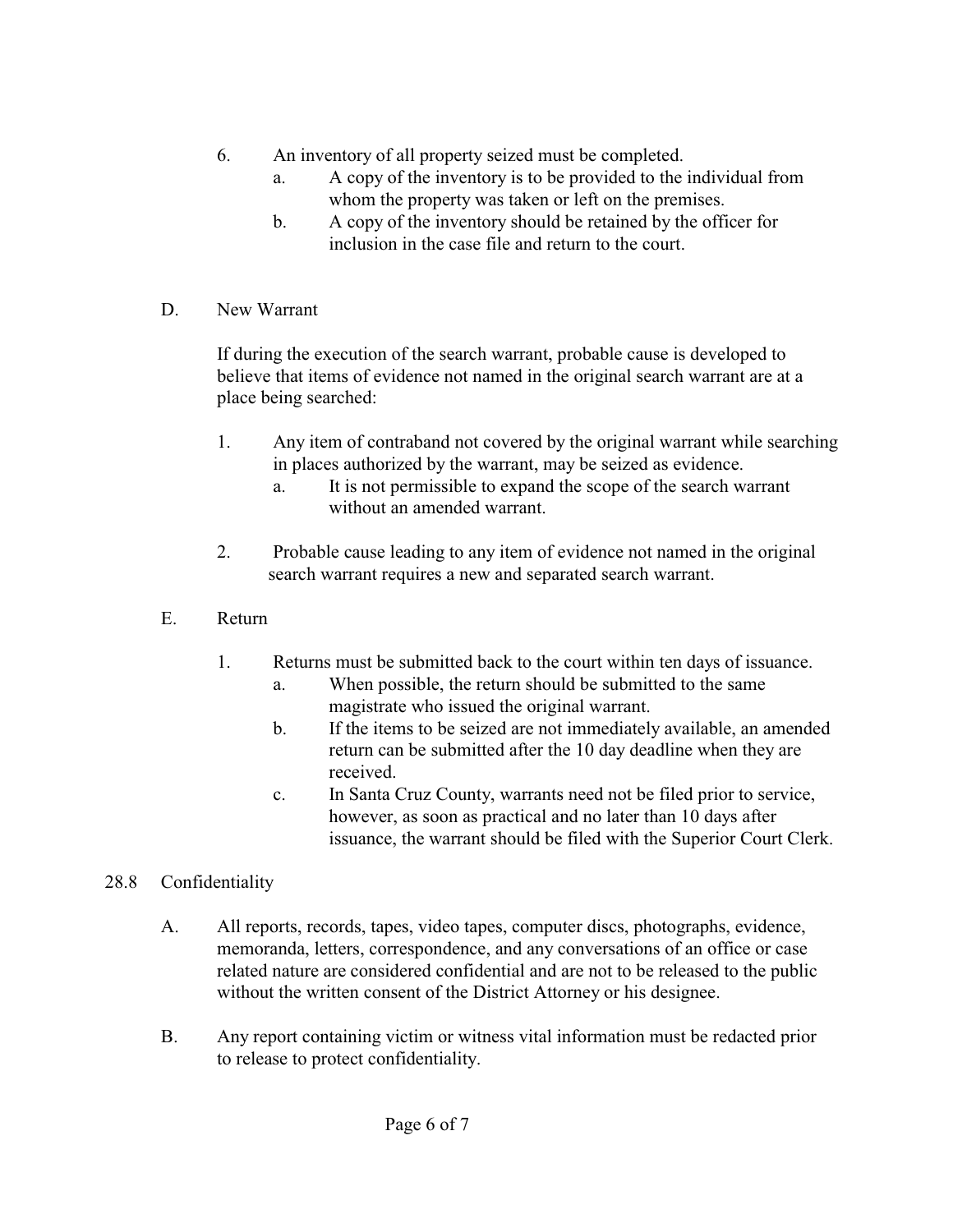6. An inventory of all property seized must be completed.
    a. A copy of the inventory is to be provided to the individual from whom the property was taken or left on the premises.
    b. A copy of the inventory should be retained by the officer for inclusion in the case file and return to the court.

D. New Warrant

If during the execution of the search warrant, probable cause is developed to believe that items of evidence not named in the original search warrant are at a place being searched:

1. Any item of contraband not covered by the original warrant while searching in places authorized by the warrant, may be seized as evidence.
    a. It is not permissible to expand the scope of the search warrant without an amended warrant.

2. Probable cause leading to any item of evidence not named in the original search warrant requires a new and separated search warrant.

E. Return

1. Returns must be submitted back to the court within ten days of issuance.
    a. When possible, the return should be submitted to the same magistrate who issued the original warrant.
    b. If the items to be seized are not immediately available, an amended return can be submitted after the 10 day deadline when they are received.
    c. In Santa Cruz County, warrants need not be filed prior to service, however, as soon as practical and no later than 10 days after issuance, the warrant should be filed with the Superior Court Clerk.

## 28.8 Confidentiality

A. All reports, records, tapes, video tapes, computer discs, photographs, evidence, memoranda, letters, correspondence, and any conversations of an office or case related nature are considered confidential and are not to be released to the public without the written consent of the District Attorney or his designee.

B. Any report containing victim or witness vital information must be redacted prior to release to protect confidentiality.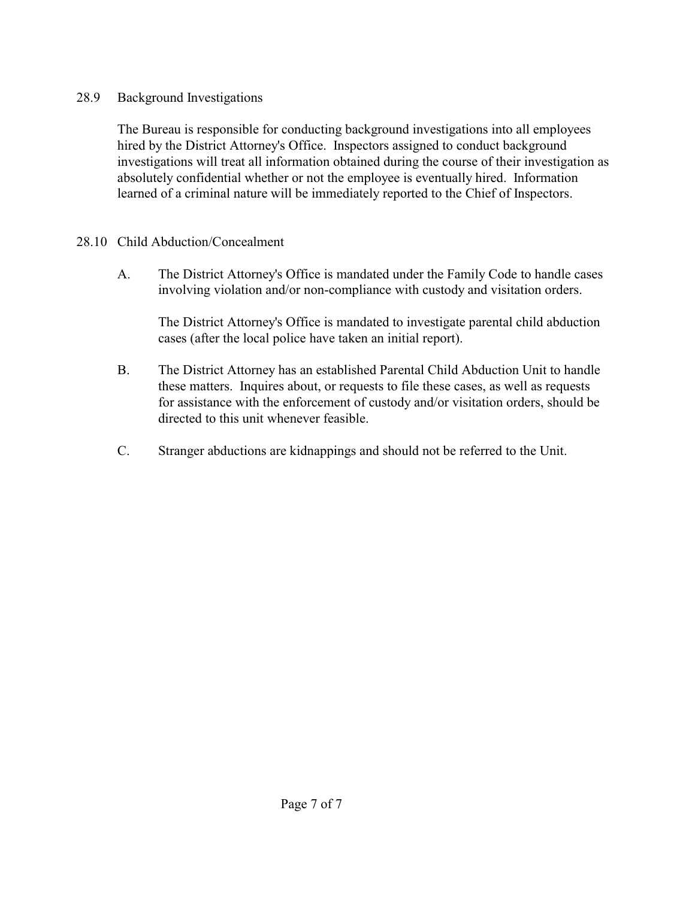## 28.9 Background Investigations

The Bureau is responsible for conducting background investigations into all employees hired by the District Attorney's Office. Inspectors assigned to conduct background investigations will treat all information obtained during the course of their investigation as absolutely confidential whether or not the employee is eventually hired. Information learned of a criminal nature will be immediately reported to the Chief of Inspectors.

## 28.10 Child Abduction/Concealment

A. The District Attorney's Office is mandated under the Family Code to handle cases involving violation and/or non-compliance with custody and visitation orders.

   The District Attorney's Office is mandated to investigate parental child abduction cases (after the local police have taken an initial report).

B. The District Attorney has an established Parental Child Abduction Unit to handle these matters. Inquires about, or requests to file these cases, as well as requests for assistance with the enforcement of custody and/or visitation orders, should be directed to this unit whenever feasible.

C. Stranger abductions are kidnappings and should not be referred to the Unit.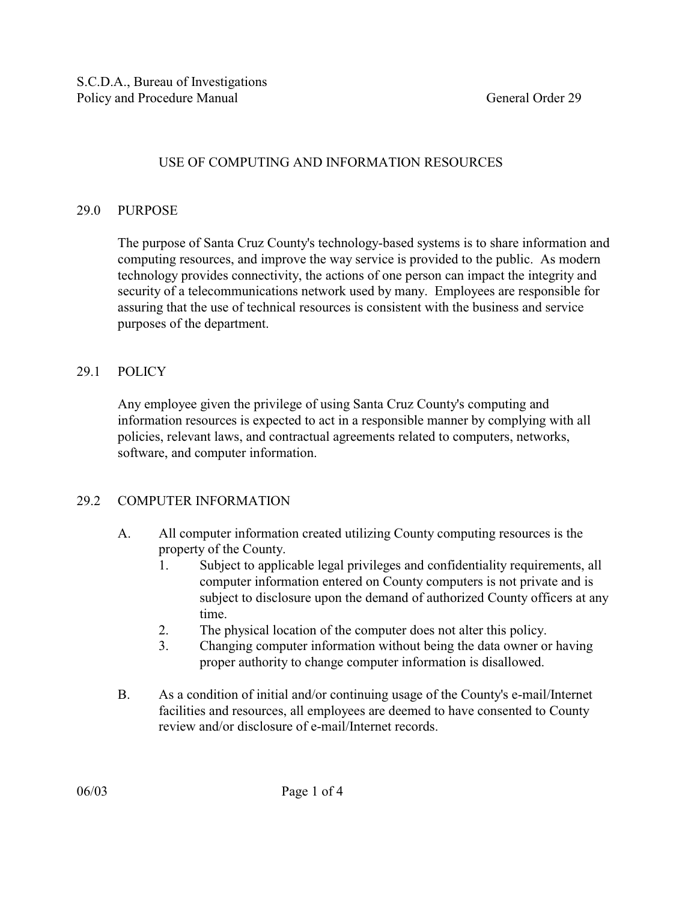S.C.D.A., Bureau of Investigations
Policy and Procedure Manual General Order 29

## USE OF COMPUTING AND INFORMATION RESOURCES

### 29.0 PURPOSE

The purpose of Santa Cruz County's technology-based systems is to share information and computing resources, and improve the way service is provided to the public. As modern technology provides connectivity, the actions of one person can impact the integrity and security of a telecommunications network used by many. Employees are responsible for assuring that the use of technical resources is consistent with the business and service purposes of the department.

### 29.1 POLICY

Any employee given the privilege of using Santa Cruz County's computing and information resources is expected to act in a responsible manner by complying with all policies, relevant laws, and contractual agreements related to computers, networks, software, and computer information.

### 29.2 COMPUTER INFORMATION

A. All computer information created utilizing County computing resources is the property of the County.
   1. Subject to applicable legal privileges and confidentiality requirements, all computer information entered on County computers is not private and is subject to disclosure upon the demand of authorized County officers at any time.
   2. The physical location of the computer does not alter this policy.
   3. Changing computer information without being the data owner or having proper authority to change computer information is disallowed.

B. As a condition of initial and/or continuing usage of the County's e-mail/Internet facilities and resources, all employees are deemed to have consented to County review and/or disclosure of e-mail/Internet records.

06/03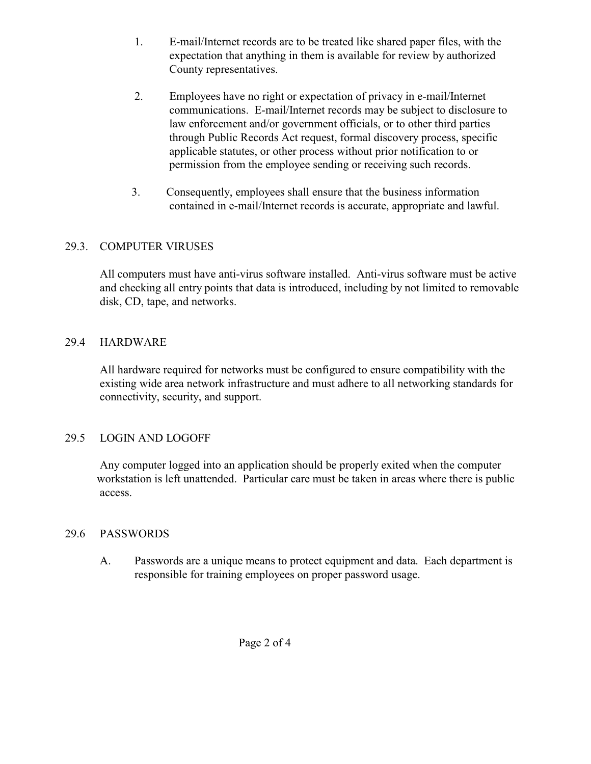1. E-mail/Internet records are to be treated like shared paper files, with the expectation that anything in them is available for review by authorized County representatives.

2. Employees have no right or expectation of privacy in e-mail/Internet communications. E-mail/Internet records may be subject to disclosure to law enforcement and/or government officials, or to other third parties through Public Records Act request, formal discovery process, specific applicable statutes, or other process without prior notification to or permission from the employee sending or receiving such records.

3. Consequently, employees shall ensure that the business information contained in e-mail/Internet records is accurate, appropriate and lawful.

## 29.3. COMPUTER VIRUSES

All computers must have anti-virus software installed. Anti-virus software must be active and checking all entry points that data is introduced, including by not limited to removable disk, CD, tape, and networks.

## 29.4 HARDWARE

All hardware required for networks must be configured to ensure compatibility with the existing wide area network infrastructure and must adhere to all networking standards for connectivity, security, and support.

## 29.5 LOGIN AND LOGOFF

Any computer logged into an application should be properly exited when the computer workstation is left unattended. Particular care must be taken in areas where there is public access.

## 29.6 PASSWORDS

A. Passwords are a unique means to protect equipment and data. Each department is responsible for training employees on proper password usage.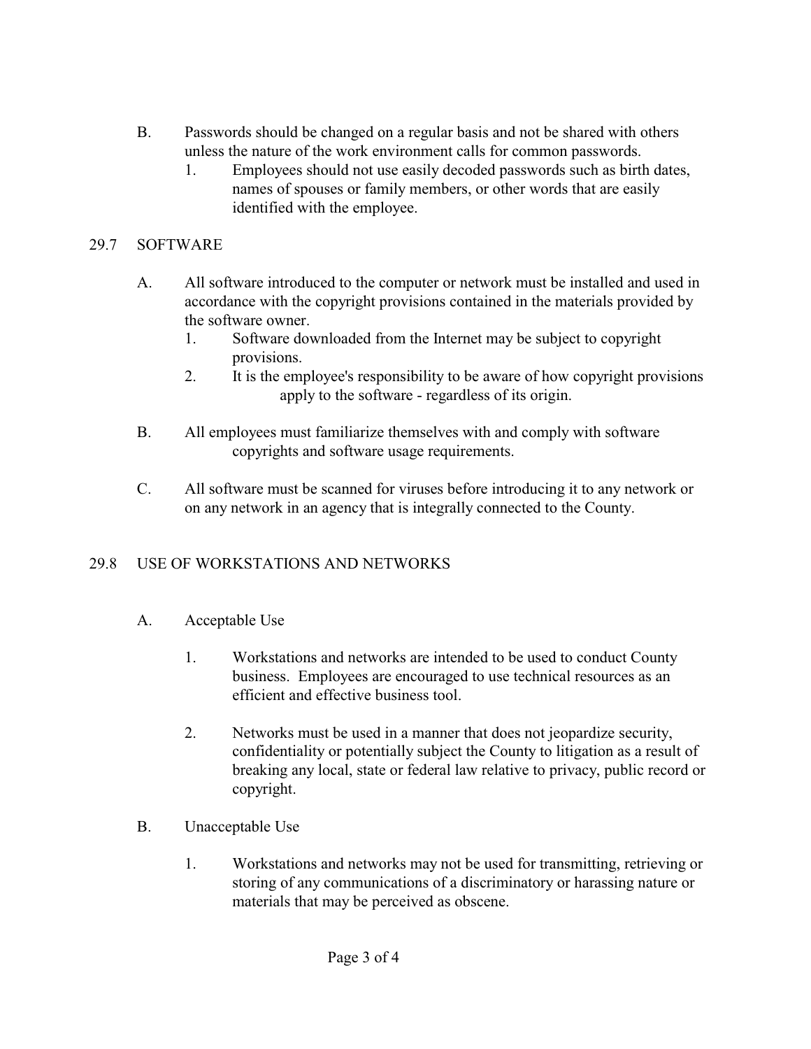B. Passwords should be changed on a regular basis and not be shared with others unless the nature of the work environment calls for common passwords.

   1. Employees should not use easily decoded passwords such as birth dates, names of spouses or family members, or other words that are easily identified with the employee.

## 29.7 SOFTWARE

A. All software introduced to the computer or network must be installed and used in accordance with the copyright provisions contained in the materials provided by the software owner.

   1. Software downloaded from the Internet may be subject to copyright provisions.
   2. It is the employee's responsibility to be aware of how copyright provisions apply to the software - regardless of its origin.

B. All employees must familiarize themselves with and comply with software copyrights and software usage requirements.

C. All software must be scanned for viruses before introducing it to any network or on any network in an agency that is integrally connected to the County.

## 29.8 USE OF WORKSTATIONS AND NETWORKS

A. Acceptable Use

   1. Workstations and networks are intended to be used to conduct County business. Employees are encouraged to use technical resources as an efficient and effective business tool.

   2. Networks must be used in a manner that does not jeopardize security, confidentiality or potentially subject the County to litigation as a result of breaking any local, state or federal law relative to privacy, public record or copyright.

B. Unacceptable Use

   1. Workstations and networks may not be used for transmitting, retrieving or storing of any communications of a discriminatory or harassing nature or materials that may be perceived as obscene.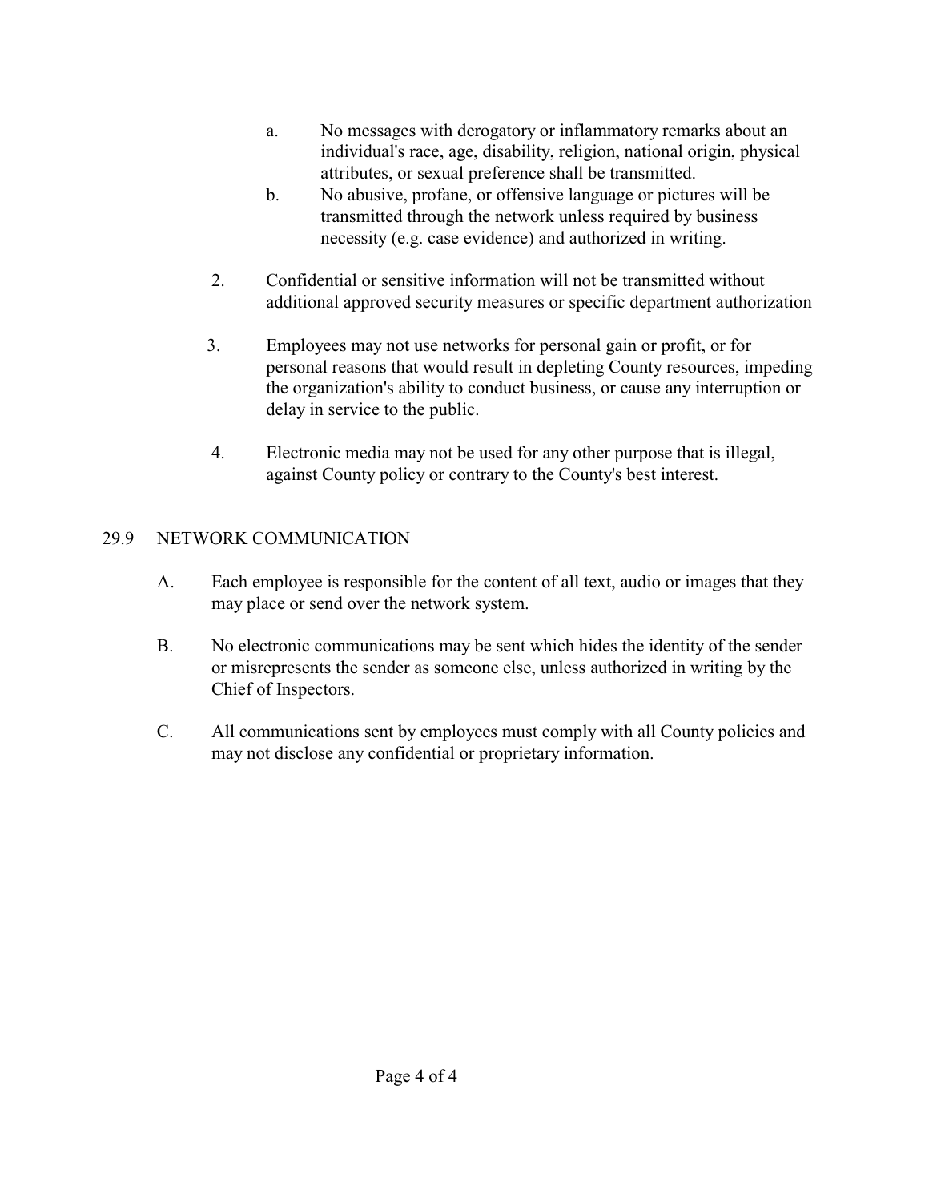a. No messages with derogatory or inflammatory remarks about an individual's race, age, disability, religion, national origin, physical attributes, or sexual preference shall be transmitted.

b. No abusive, profane, or offensive language or pictures will be transmitted through the network unless required by business necessity (e.g. case evidence) and authorized in writing.

2. Confidential or sensitive information will not be transmitted without additional approved security measures or specific department authorization

3. Employees may not use networks for personal gain or profit, or for personal reasons that would result in depleting County resources, impeding the organization's ability to conduct business, or cause any interruption or delay in service to the public.

4. Electronic media may not be used for any other purpose that is illegal, against County policy or contrary to the County's best interest.

## 29.9 NETWORK COMMUNICATION

A. Each employee is responsible for the content of all text, audio or images that they may place or send over the network system.

B. No electronic communications may be sent which hides the identity of the sender or misrepresents the sender as someone else, unless authorized in writing by the Chief of Inspectors.

C. All communications sent by employees must comply with all County policies and may not disclose any confidential or proprietary information.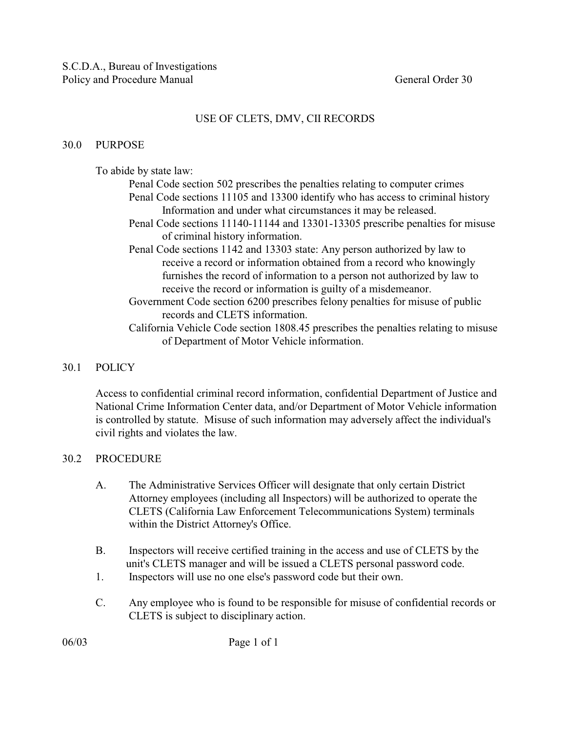S.C.D.A., Bureau of Investigations
Policy and Procedure Manual General Order 30

## USE OF CLETS, DMV, CII RECORDS

### 30.0 PURPOSE

To abide by state law:

- Penal Code section 502 prescribes the penalties relating to computer crimes
- Penal Code sections 11105 and 13300 identify who has access to criminal history Information and under what circumstances it may be released.
- Penal Code sections 11140-11144 and 13301-13305 prescribe penalties for misuse of criminal history information.
- Penal Code sections 1142 and 13303 state: Any person authorized by law to receive a record or information obtained from a record who knowingly furnishes the record of information to a person not authorized by law to receive the record or information is guilty of a misdemeanor.
- Government Code section 6200 prescribes felony penalties for misuse of public records and CLETS information.
- California Vehicle Code section 1808.45 prescribes the penalties relating to misuse of Department of Motor Vehicle information.

### 30.1 POLICY

Access to confidential criminal record information, confidential Department of Justice and National Crime Information Center data, and/or Department of Motor Vehicle information is controlled by statute. Misuse of such information may adversely affect the individual's civil rights and violates the law.

### 30.2 PROCEDURE

A. The Administrative Services Officer will designate that only certain District Attorney employees (including all Inspectors) will be authorized to operate the CLETS (California Law Enforcement Telecommunications System) terminals within the District Attorney's Office.

B. Inspectors will receive certified training in the access and use of CLETS by the unit's CLETS manager and will be issued a CLETS personal password code.

1. Inspectors will use no one else's password code but their own.

C. Any employee who is found to be responsible for misuse of confidential records or CLETS is subject to disciplinary action.

06/03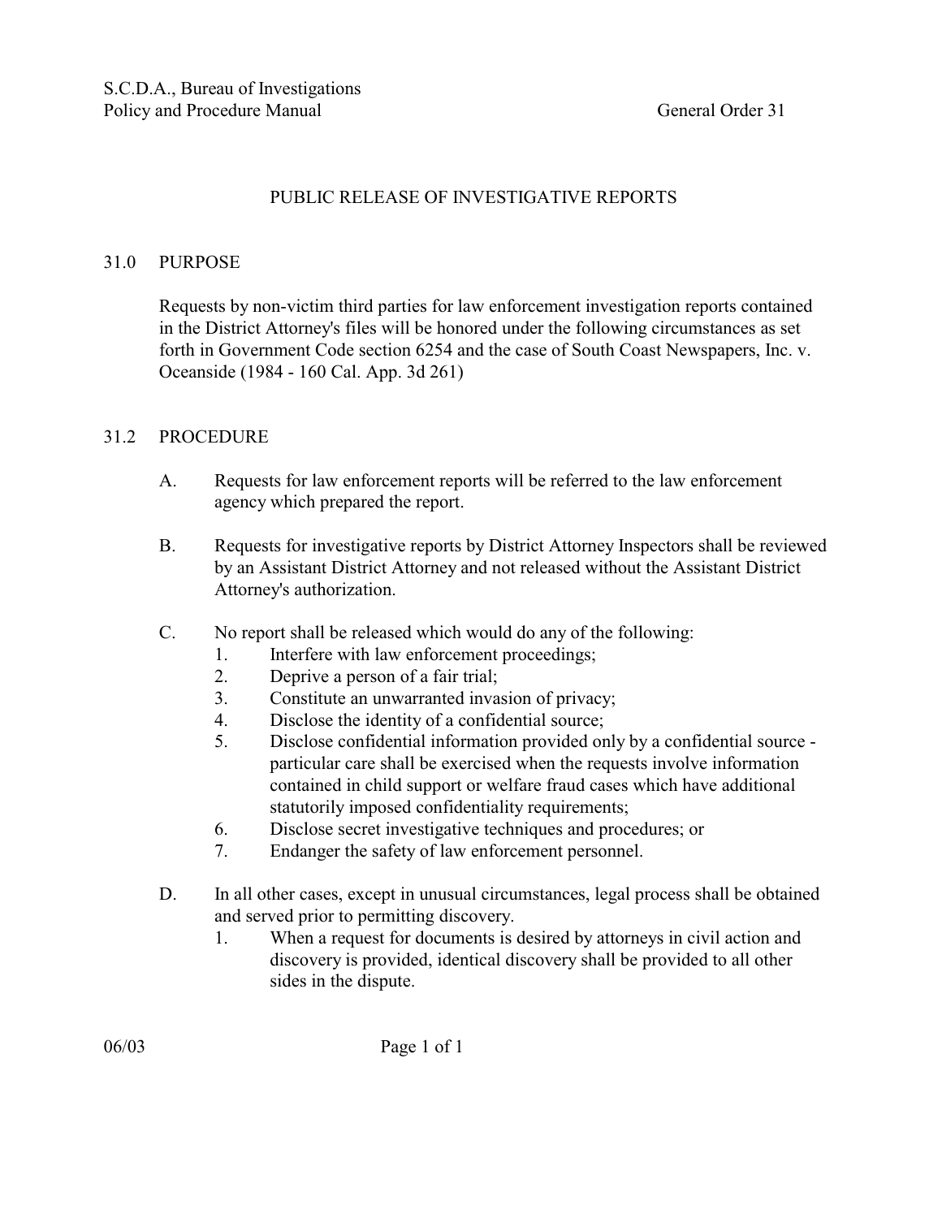S.C.D.A., Bureau of Investigations
Policy and Procedure Manual — General Order 31

# PUBLIC RELEASE OF INVESTIGATIVE REPORTS

## 31.0 PURPOSE

Requests by non-victim third parties for law enforcement investigation reports contained in the District Attorney's files will be honored under the following circumstances as set forth in Government Code section 6254 and the case of South Coast Newspapers, Inc. v. Oceanside (1984 - 160 Cal. App. 3d 261)

## 31.2 PROCEDURE

A. Requests for law enforcement reports will be referred to the law enforcement agency which prepared the report.

B. Requests for investigative reports by District Attorney Inspectors shall be reviewed by an Assistant District Attorney and not released without the Assistant District Attorney's authorization.

C. No report shall be released which would do any of the following:
   1. Interfere with law enforcement proceedings;
   2. Deprive a person of a fair trial;
   3. Constitute an unwarranted invasion of privacy;
   4. Disclose the identity of a confidential source;
   5. Disclose confidential information provided only by a confidential source - particular care shall be exercised when the requests involve information contained in child support or welfare fraud cases which have additional statutorily imposed confidentiality requirements;
   6. Disclose secret investigative techniques and procedures; or
   7. Endanger the safety of law enforcement personnel.

D. In all other cases, except in unusual circumstances, legal process shall be obtained and served prior to permitting discovery.
   1. When a request for documents is desired by attorneys in civil action and discovery is provided, identical discovery shall be provided to all other sides in the dispute.

06/03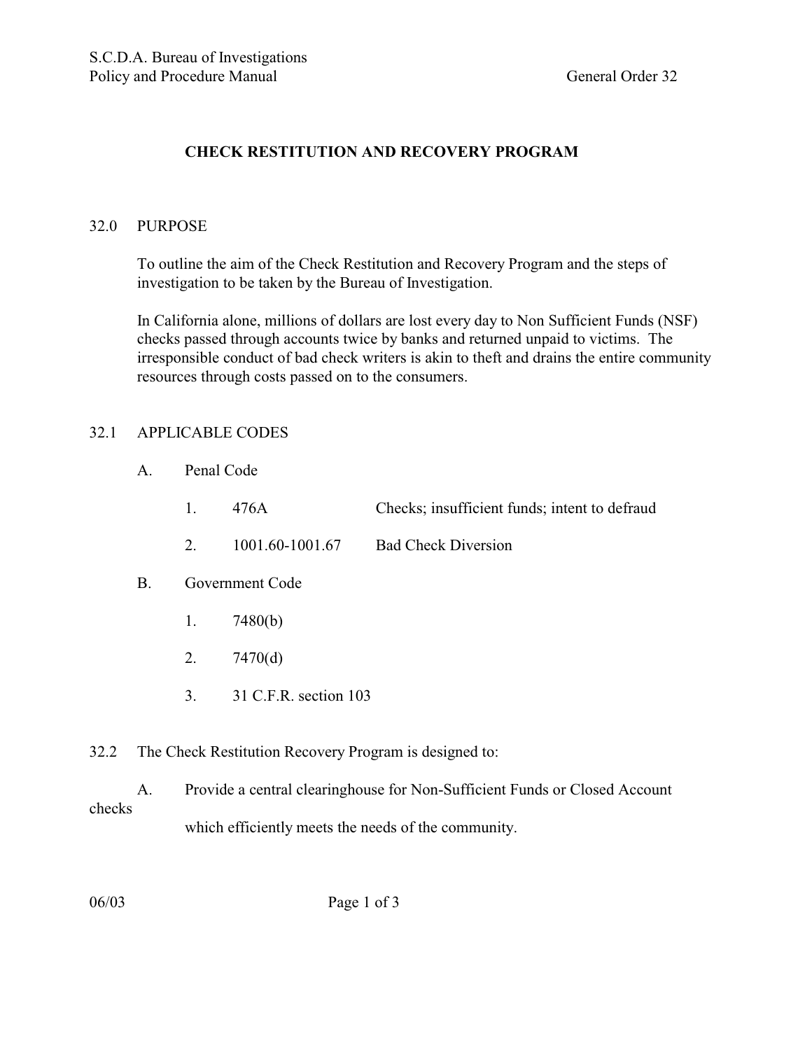S.C.D.A. Bureau of Investigations
Policy and Procedure Manual General Order 32

## CHECK RESTITUTION AND RECOVERY PROGRAM

### 32.0 PURPOSE

To outline the aim of the Check Restitution and Recovery Program and the steps of investigation to be taken by the Bureau of Investigation.

In California alone, millions of dollars are lost every day to Non Sufficient Funds (NSF) checks passed through accounts twice by banks and returned unpaid to victims. The irresponsible conduct of bad check writers is akin to theft and drains the entire community resources through costs passed on to the consumers.

### 32.1 APPLICABLE CODES

A. Penal Code

1. 476A — Checks; insufficient funds; intent to defraud
2. 1001.60-1001.67 — Bad Check Diversion

B. Government Code

1. 7480(b)
2. 7470(d)
3. 31 C.F.R. section 103

### 32.2 The Check Restitution Recovery Program is designed to:

A. Provide a central clearinghouse for Non-Sufficient Funds or Closed Account checks which efficiently meets the needs of the community.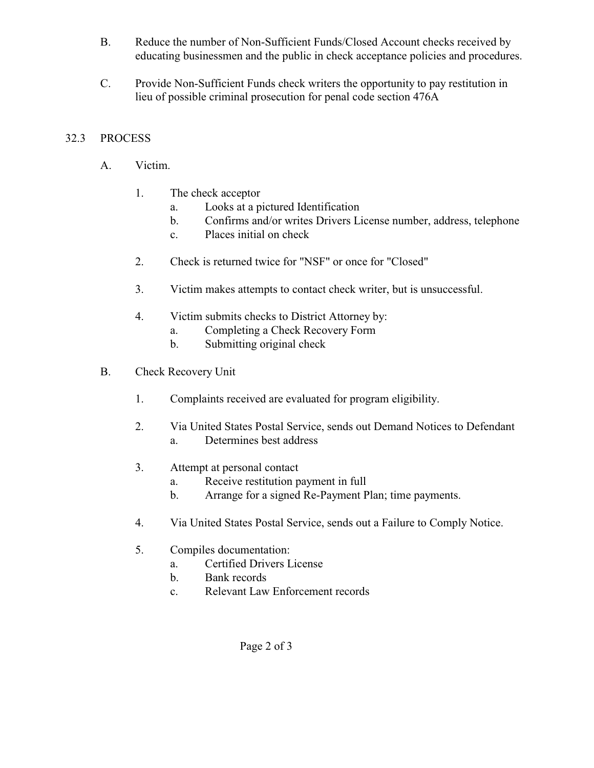B. Reduce the number of Non-Sufficient Funds/Closed Account checks received by educating businessmen and the public in check acceptance policies and procedures.

C. Provide Non-Sufficient Funds check writers the opportunity to pay restitution in lieu of possible criminal prosecution for penal code section 476A

## 32.3 PROCESS

A. Victim.

1. The check acceptor
   a. Looks at a pictured Identification
   b. Confirms and/or writes Drivers License number, address, telephone
   c. Places initial on check

2. Check is returned twice for "NSF" or once for "Closed"

3. Victim makes attempts to contact check writer, but is unsuccessful.

4. Victim submits checks to District Attorney by:
   a. Completing a Check Recovery Form
   b. Submitting original check

B. Check Recovery Unit

1. Complaints received are evaluated for program eligibility.

2. Via United States Postal Service, sends out Demand Notices to Defendant
   a. Determines best address

3. Attempt at personal contact
   a. Receive restitution payment in full
   b. Arrange for a signed Re-Payment Plan; time payments.

4. Via United States Postal Service, sends out a Failure to Comply Notice.

5. Compiles documentation:
   a. Certified Drivers License
   b. Bank records
   c. Relevant Law Enforcement records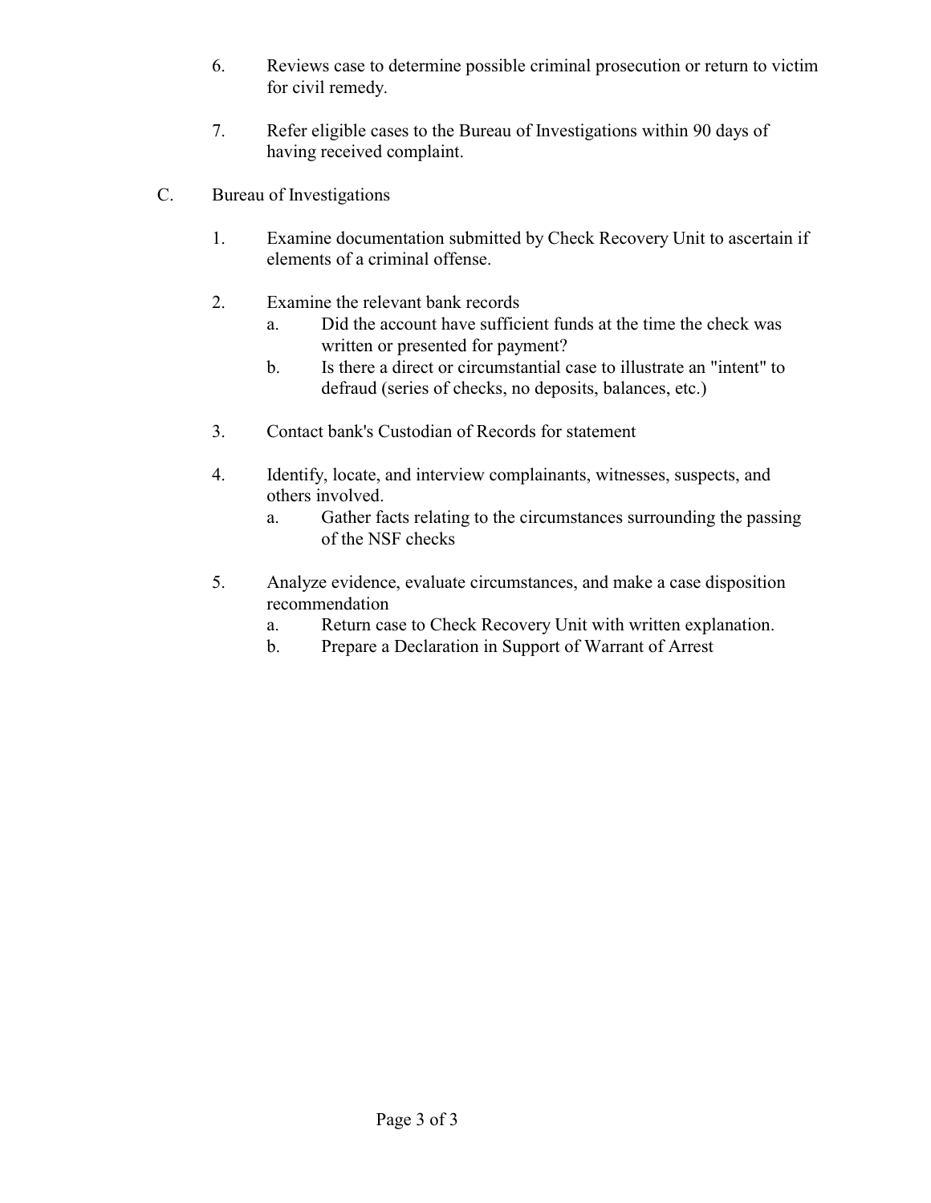6. Reviews case to determine possible criminal prosecution or return to victim for civil remedy.

7. Refer eligible cases to the Bureau of Investigations within 90 days of having received complaint.

C. Bureau of Investigations

1. Examine documentation submitted by Check Recovery Unit to ascertain if elements of a criminal offense.

2. Examine the relevant bank records
   a. Did the account have sufficient funds at the time the check was written or presented for payment?
   b. Is there a direct or circumstantial case to illustrate an "intent" to defraud (series of checks, no deposits, balances, etc.)

3. Contact bank's Custodian of Records for statement

4. Identify, locate, and interview complainants, witnesses, suspects, and others involved.
   a. Gather facts relating to the circumstances surrounding the passing of the NSF checks

5. Analyze evidence, evaluate circumstances, and make a case disposition recommendation
   a. Return case to Check Recovery Unit with written explanation.
   b. Prepare a Declaration in Support of Warrant of Arrest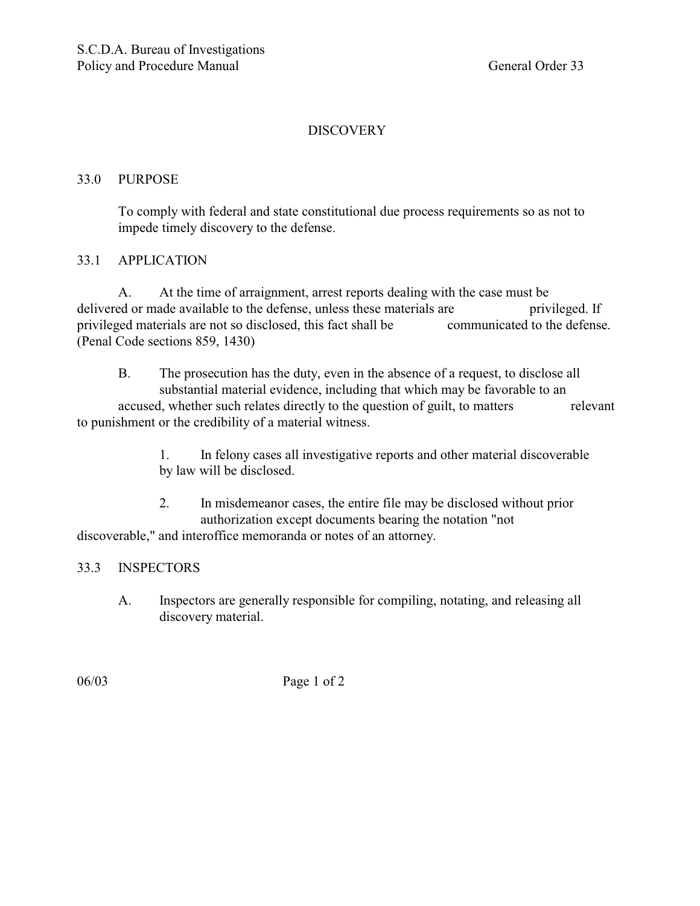S.C.D.A. Bureau of Investigations
Policy and Procedure Manual General Order 33

## DISCOVERY

### 33.0 PURPOSE

To comply with federal and state constitutional due process requirements so as not to impede timely discovery to the defense.

### 33.1 APPLICATION

A. At the time of arraignment, arrest reports dealing with the case must be delivered or made available to the defense, unless these materials are privileged. If privileged materials are not so disclosed, this fact shall be communicated to the defense. (Penal Code sections 859, 1430)

B. The prosecution has the duty, even in the absence of a request, to disclose all substantial material evidence, including that which may be favorable to an accused, whether such relates directly to the question of guilt, to matters relevant to punishment or the credibility of a material witness.

1. In felony cases all investigative reports and other material discoverable by law will be disclosed.

2. In misdemeanor cases, the entire file may be disclosed without prior authorization except documents bearing the notation "not discoverable," and interoffice memoranda or notes of an attorney.

### 33.3 INSPECTORS

A. Inspectors are generally responsible for compiling, notating, and releasing all discovery material.

06/03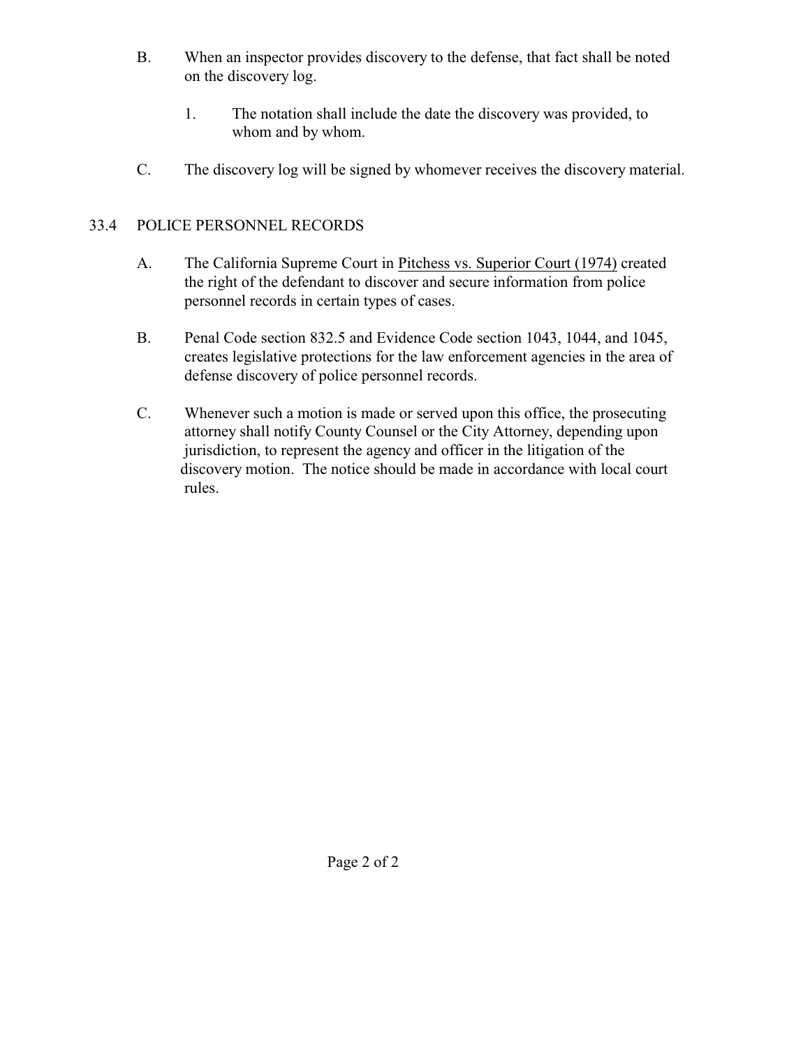B. When an inspector provides discovery to the defense, that fact shall be noted on the discovery log.

   1. The notation shall include the date the discovery was provided, to whom and by whom.

C. The discovery log will be signed by whomever receives the discovery material.

## 33.4 POLICE PERSONNEL RECORDS

A. The California Supreme Court in Pitchess vs. Superior Court (1974) created the right of the defendant to discover and secure information from police personnel records in certain types of cases.

B. Penal Code section 832.5 and Evidence Code section 1043, 1044, and 1045, creates legislative protections for the law enforcement agencies in the area of defense discovery of police personnel records.

C. Whenever such a motion is made or served upon this office, the prosecuting attorney shall notify County Counsel or the City Attorney, depending upon jurisdiction, to represent the agency and officer in the litigation of the discovery motion. The notice should be made in accordance with local court rules.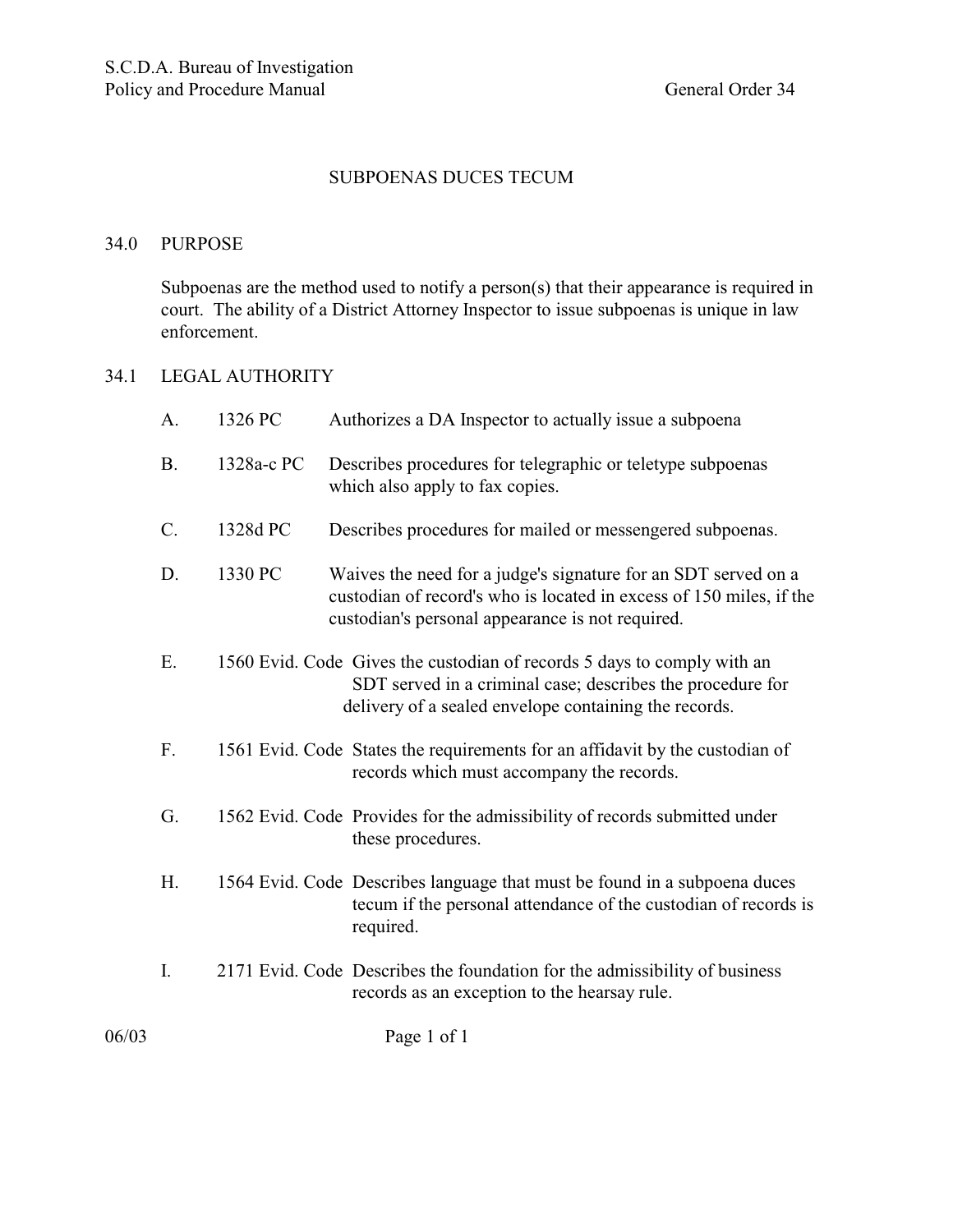# SUBPOENAS DUCES TECUM

## 34.0 PURPOSE

Subpoenas are the method used to notify a person(s) that their appearance is required in court. The ability of a District Attorney Inspector to issue subpoenas is unique in law enforcement.

## 34.1 LEGAL AUTHORITY

A. 1326 PC — Authorizes a DA Inspector to actually issue a subpoena

B. 1328a-c PC — Describes procedures for telegraphic or teletype subpoenas which also apply to fax copies.

C. 1328d PC — Describes procedures for mailed or messengered subpoenas.

D. 1330 PC — Waives the need for a judge's signature for an SDT served on a custodian of record's who is located in excess of 150 miles, if the custodian's personal appearance is not required.

E. 1560 Evid. Code — Gives the custodian of records 5 days to comply with an SDT served in a criminal case; describes the procedure for delivery of a sealed envelope containing the records.

F. 1561 Evid. Code — States the requirements for an affidavit by the custodian of records which must accompany the records.

G. 1562 Evid. Code — Provides for the admissibility of records submitted under these procedures.

H. 1564 Evid. Code — Describes language that must be found in a subpoena duces tecum if the personal attendance of the custodian of records is required.

I. 2171 Evid. Code — Describes the foundation for the admissibility of business records as an exception to the hearsay rule.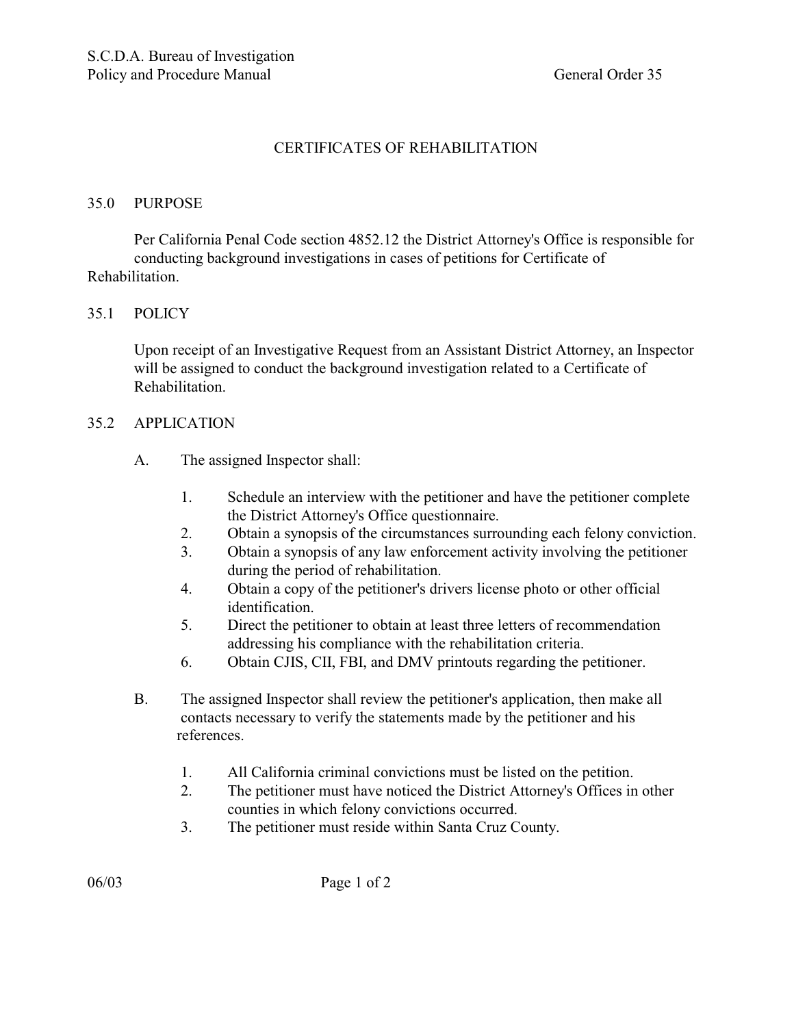# CERTIFICATES OF REHABILITATION

## 35.0 PURPOSE

Per California Penal Code section 4852.12 the District Attorney's Office is responsible for conducting background investigations in cases of petitions for Certificate of Rehabilitation.

## 35.1 POLICY

Upon receipt of an Investigative Request from an Assistant District Attorney, an Inspector will be assigned to conduct the background investigation related to a Certificate of Rehabilitation.

## 35.2 APPLICATION

A. The assigned Inspector shall:

1. Schedule an interview with the petitioner and have the petitioner complete the District Attorney's Office questionnaire.
2. Obtain a synopsis of the circumstances surrounding each felony conviction.
3. Obtain a synopsis of any law enforcement activity involving the petitioner during the period of rehabilitation.
4. Obtain a copy of the petitioner's drivers license photo or other official identification.
5. Direct the petitioner to obtain at least three letters of recommendation addressing his compliance with the rehabilitation criteria.
6. Obtain CJIS, CII, FBI, and DMV printouts regarding the petitioner.

B. The assigned Inspector shall review the petitioner's application, then make all contacts necessary to verify the statements made by the petitioner and his references.

1. All California criminal convictions must be listed on the petition.
2. The petitioner must have noticed the District Attorney's Offices in other counties in which felony convictions occurred.
3. The petitioner must reside within Santa Cruz County.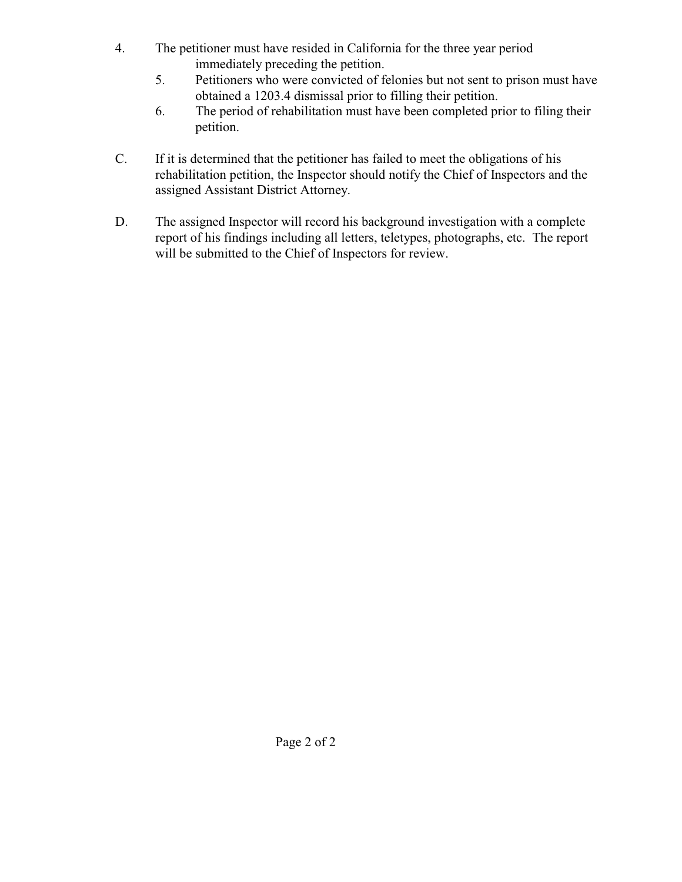4. The petitioner must have resided in California for the three year period immediately preceding the petition.
5. Petitioners who were convicted of felonies but not sent to prison must have obtained a 1203.4 dismissal prior to filling their petition.
6. The period of rehabilitation must have been completed prior to filing their petition.

C. If it is determined that the petitioner has failed to meet the obligations of his rehabilitation petition, the Inspector should notify the Chief of Inspectors and the assigned Assistant District Attorney.

D. The assigned Inspector will record his background investigation with a complete report of his findings including all letters, teletypes, photographs, etc. The report will be submitted to the Chief of Inspectors for review.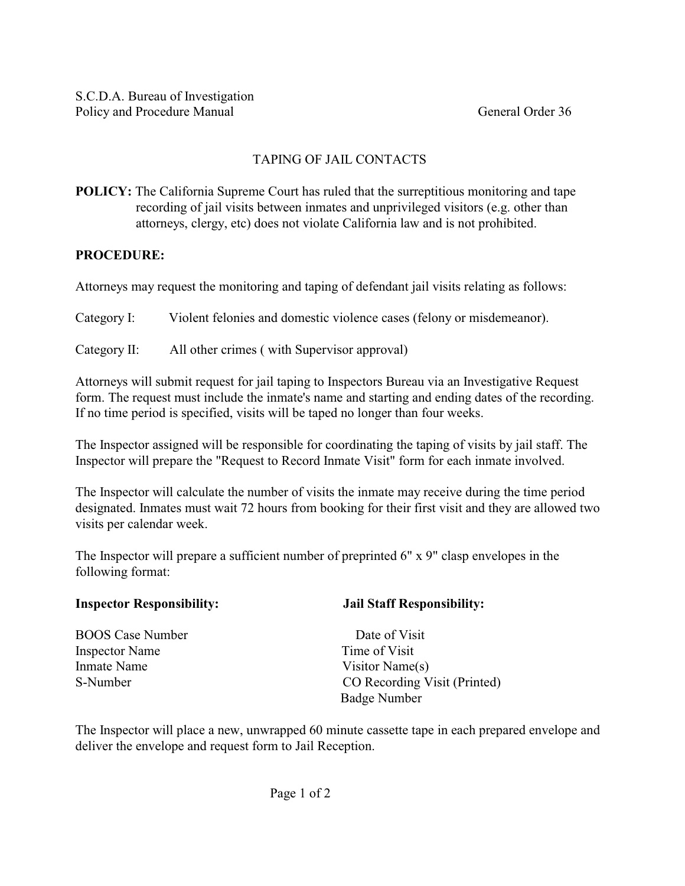S.C.D.A. Bureau of Investigation
Policy and Procedure Manual

General Order 36

## TAPING OF JAIL CONTACTS

**POLICY:** The California Supreme Court has ruled that the surreptitious monitoring and tape recording of jail visits between inmates and unprivileged visitors (e.g. other than attorneys, clergy, etc) does not violate California law and is not prohibited.

**PROCEDURE:**

Attorneys may request the monitoring and taping of defendant jail visits relating as follows:

Category I: Violent felonies and domestic violence cases (felony or misdemeanor).

Category II: All other crimes ( with Supervisor approval)

Attorneys will submit request for jail taping to Inspectors Bureau via an Investigative Request form. The request must include the inmate's name and starting and ending dates of the recording. If no time period is specified, visits will be taped no longer than four weeks.

The Inspector assigned will be responsible for coordinating the taping of visits by jail staff. The Inspector will prepare the "Request to Record Inmate Visit" form for each inmate involved.

The Inspector will calculate the number of visits the inmate may receive during the time period designated. Inmates must wait 72 hours from booking for their first visit and they are allowed two visits per calendar week.

The Inspector will prepare a sufficient number of preprinted 6" x 9" clasp envelopes in the following format:

| **Inspector Responsibility:** | **Jail Staff Responsibility:** |
|---|---|
| BOOS Case Number | Date of Visit |
| Inspector Name | Time of Visit |
| Inmate Name | Visitor Name(s) |
| S-Number | CO Recording Visit (Printed) |
| | Badge Number |

The Inspector will place a new, unwrapped 60 minute cassette tape in each prepared envelope and deliver the envelope and request form to Jail Reception.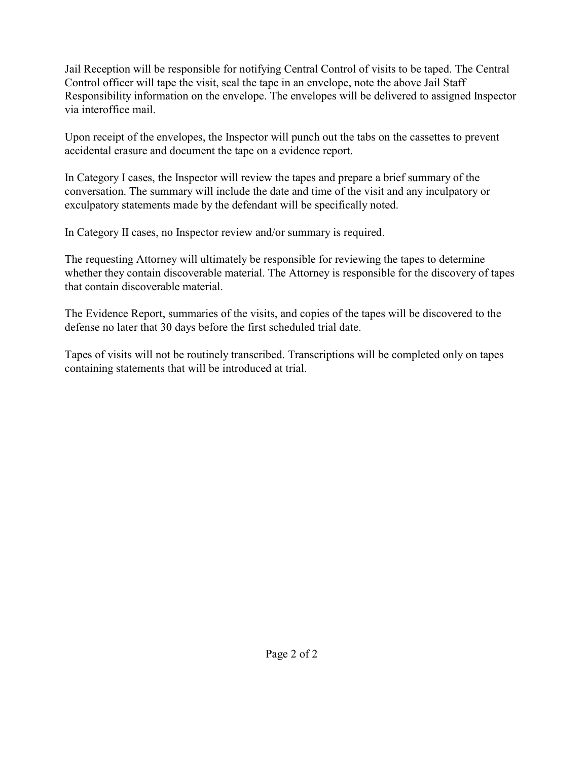Jail Reception will be responsible for notifying Central Control of visits to be taped. The Central Control officer will tape the visit, seal the tape in an envelope, note the above Jail Staff Responsibility information on the envelope. The envelopes will be delivered to assigned Inspector via interoffice mail.

Upon receipt of the envelopes, the Inspector will punch out the tabs on the cassettes to prevent accidental erasure and document the tape on a evidence report.

In Category I cases, the Inspector will review the tapes and prepare a brief summary of the conversation. The summary will include the date and time of the visit and any inculpatory or exculpatory statements made by the defendant will be specifically noted.

In Category II cases, no Inspector review and/or summary is required.

The requesting Attorney will ultimately be responsible for reviewing the tapes to determine whether they contain discoverable material. The Attorney is responsible for the discovery of tapes that contain discoverable material.

The Evidence Report, summaries of the visits, and copies of the tapes will be discovered to the defense no later that 30 days before the first scheduled trial date.

Tapes of visits will not be routinely transcribed. Transcriptions will be completed only on tapes containing statements that will be introduced at trial.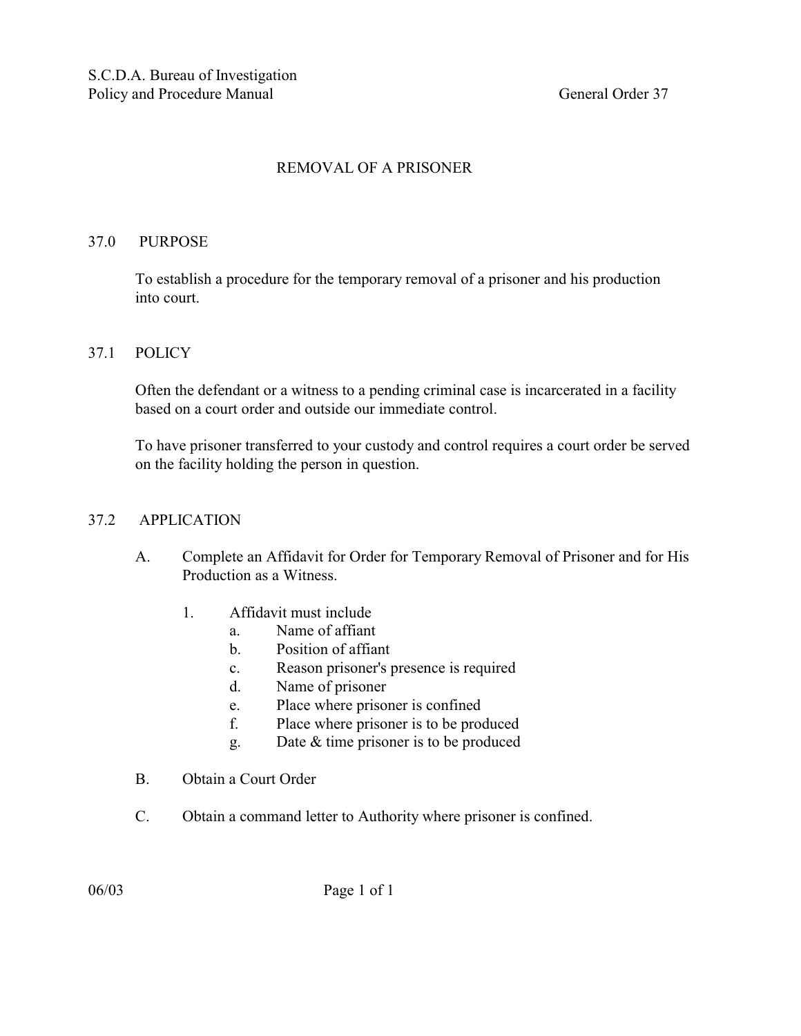# REMOVAL OF A PRISONER

## 37.0 PURPOSE

To establish a procedure for the temporary removal of a prisoner and his production into court.

## 37.1 POLICY

Often the defendant or a witness to a pending criminal case is incarcerated in a facility based on a court order and outside our immediate control.

To have prisoner transferred to your custody and control requires a court order be served on the facility holding the person in question.

## 37.2 APPLICATION

A. Complete an Affidavit for Order for Temporary Removal of Prisoner and for His Production as a Witness.

   1. Affidavit must include
      - a. Name of affiant
      - b. Position of affiant
      - c. Reason prisoner's presence is required
      - d. Name of prisoner
      - e. Place where prisoner is confined
      - f. Place where prisoner is to be produced
      - g. Date & time prisoner is to be produced

B. Obtain a Court Order

C. Obtain a command letter to Authority where prisoner is confined.

06/03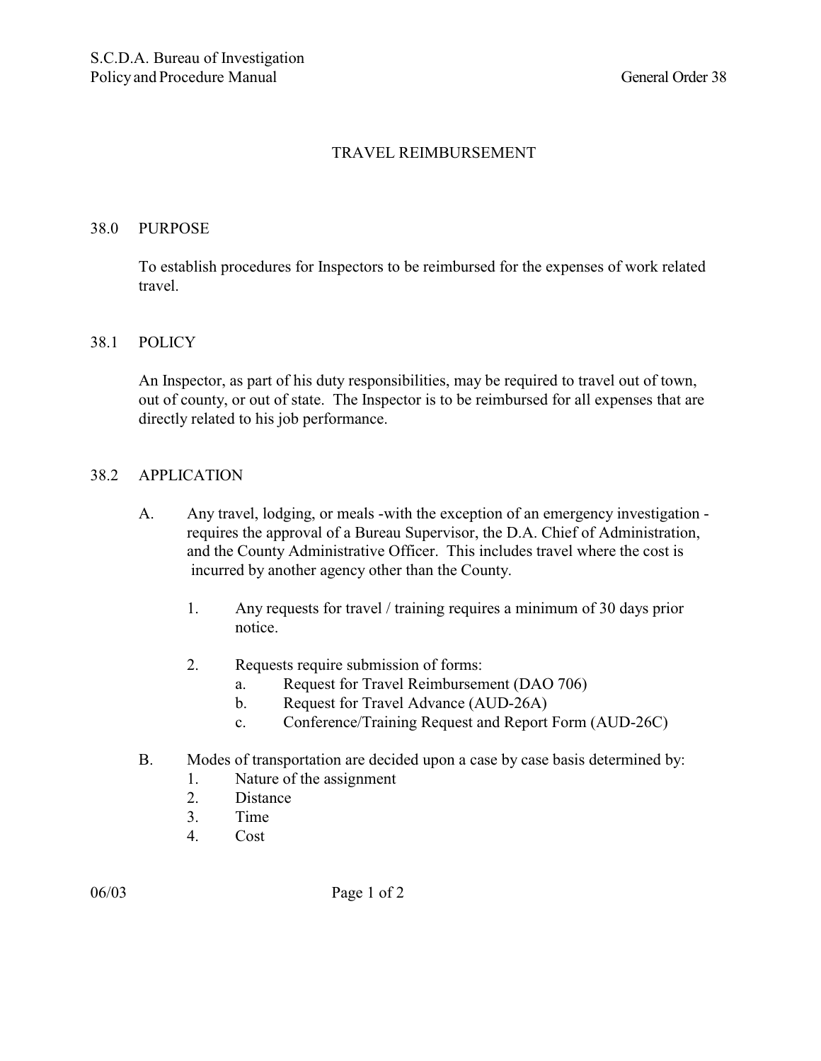## TRAVEL REIMBURSEMENT

### 38.0 PURPOSE

To establish procedures for Inspectors to be reimbursed for the expenses of work related travel.

### 38.1 POLICY

An Inspector, as part of his duty responsibilities, may be required to travel out of town, out of county, or out of state. The Inspector is to be reimbursed for all expenses that are directly related to his job performance.

### 38.2 APPLICATION

A. Any travel, lodging, or meals -with the exception of an emergency investigation - requires the approval of a Bureau Supervisor, the D.A. Chief of Administration, and the County Administrative Officer. This includes travel where the cost is incurred by another agency other than the County.

   1. Any requests for travel / training requires a minimum of 30 days prior notice.

   2. Requests require submission of forms:
      a. Request for Travel Reimbursement (DAO 706)
      b. Request for Travel Advance (AUD-26A)
      c. Conference/Training Request and Report Form (AUD-26C)

B. Modes of transportation are decided upon a case by case basis determined by:
   1. Nature of the assignment
   2. Distance
   3. Time
   4. Cost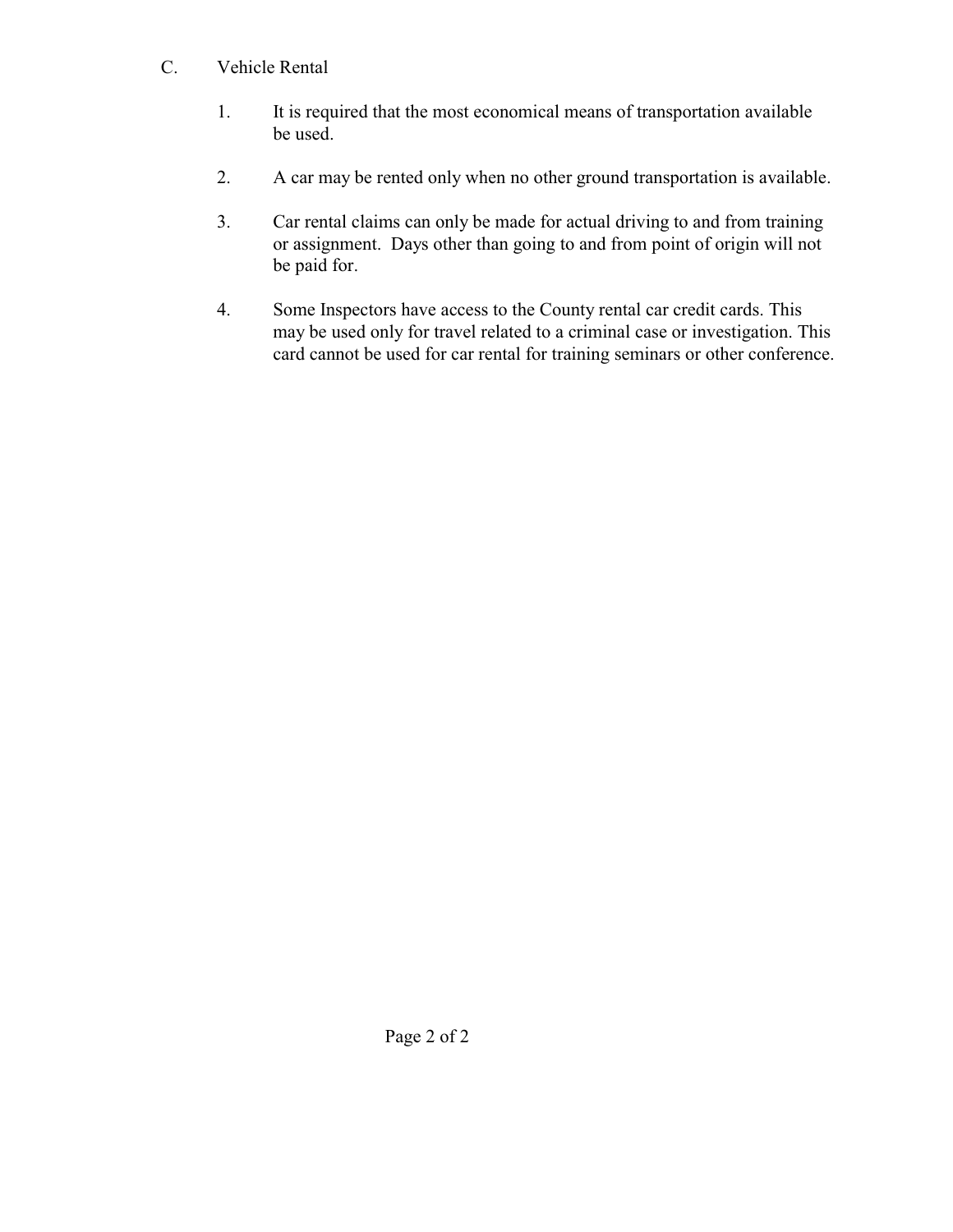C. Vehicle Rental

1. It is required that the most economical means of transportation available be used.

2. A car may be rented only when no other ground transportation is available.

3. Car rental claims can only be made for actual driving to and from training or assignment. Days other than going to and from point of origin will not be paid for.

4. Some Inspectors have access to the County rental car credit cards. This may be used only for travel related to a criminal case or investigation. This card cannot be used for car rental for training seminars or other conference.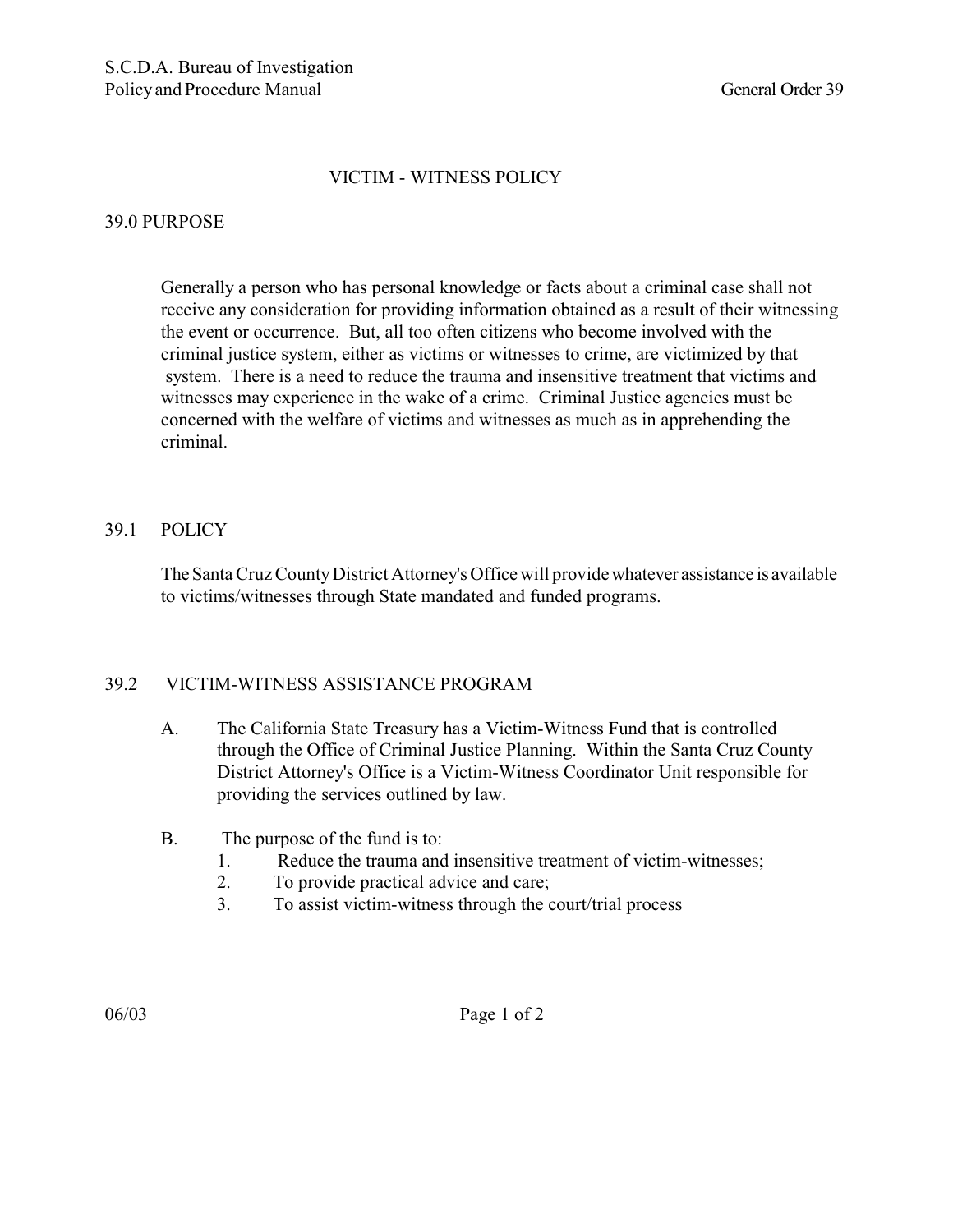# VICTIM - WITNESS POLICY

## 39.0 PURPOSE

Generally a person who has personal knowledge or facts about a criminal case shall not receive any consideration for providing information obtained as a result of their witnessing the event or occurrence. But, all too often citizens who become involved with the criminal justice system, either as victims or witnesses to crime, are victimized by that system. There is a need to reduce the trauma and insensitive treatment that victims and witnesses may experience in the wake of a crime. Criminal Justice agencies must be concerned with the welfare of victims and witnesses as much as in apprehending the criminal.

## 39.1 POLICY

The Santa Cruz County District Attorney's Office will provide whatever assistance is available to victims/witnesses through State mandated and funded programs.

## 39.2 VICTIM-WITNESS ASSISTANCE PROGRAM

A. The California State Treasury has a Victim-Witness Fund that is controlled through the Office of Criminal Justice Planning. Within the Santa Cruz County District Attorney's Office is a Victim-Witness Coordinator Unit responsible for providing the services outlined by law.

B. The purpose of the fund is to:

1. Reduce the trauma and insensitive treatment of victim-witnesses;
2. To provide practical advice and care;
3. To assist victim-witness through the court/trial process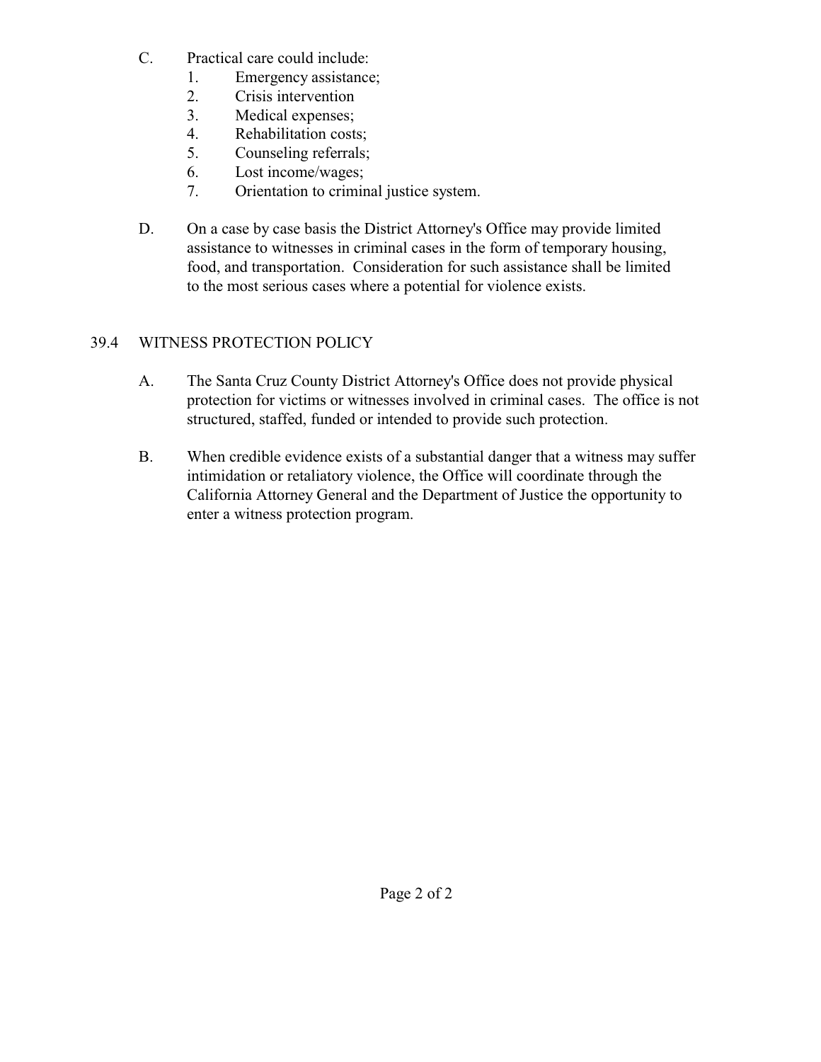C. Practical care could include:
   1. Emergency assistance;
   2. Crisis intervention
   3. Medical expenses;
   4. Rehabilitation costs;
   5. Counseling referrals;
   6. Lost income/wages;
   7. Orientation to criminal justice system.

D. On a case by case basis the District Attorney's Office may provide limited assistance to witnesses in criminal cases in the form of temporary housing, food, and transportation. Consideration for such assistance shall be limited to the most serious cases where a potential for violence exists.

## 39.4 WITNESS PROTECTION POLICY

A. The Santa Cruz County District Attorney's Office does not provide physical protection for victims or witnesses involved in criminal cases. The office is not structured, staffed, funded or intended to provide such protection.

B. When credible evidence exists of a substantial danger that a witness may suffer intimidation or retaliatory violence, the Office will coordinate through the California Attorney General and the Department of Justice the opportunity to enter a witness protection program.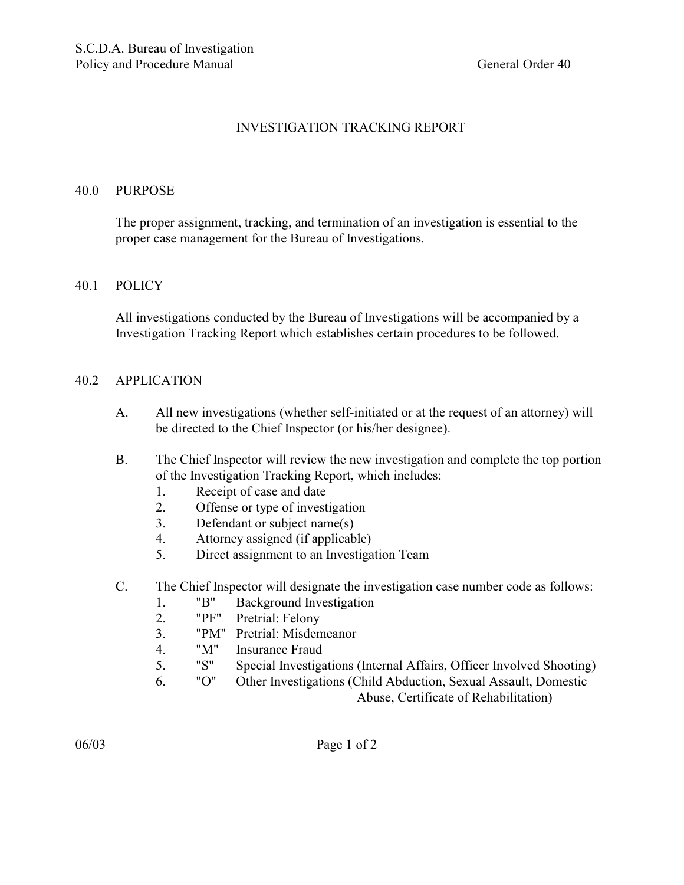# INVESTIGATION TRACKING REPORT

## 40.0 PURPOSE

The proper assignment, tracking, and termination of an investigation is essential to the proper case management for the Bureau of Investigations.

## 40.1 POLICY

All investigations conducted by the Bureau of Investigations will be accompanied by a Investigation Tracking Report which establishes certain procedures to be followed.

## 40.2 APPLICATION

A. All new investigations (whether self-initiated or at the request of an attorney) will be directed to the Chief Inspector (or his/her designee).

B. The Chief Inspector will review the new investigation and complete the top portion of the Investigation Tracking Report, which includes:
   1. Receipt of case and date
   2. Offense or type of investigation
   3. Defendant or subject name(s)
   4. Attorney assigned (if applicable)
   5. Direct assignment to an Investigation Team

C. The Chief Inspector will designate the investigation case number code as follows:
   1. "B" Background Investigation
   2. "PF" Pretrial: Felony
   3. "PM" Pretrial: Misdemeanor
   4. "M" Insurance Fraud
   5. "S" Special Investigations (Internal Affairs, Officer Involved Shooting)
   6. "O" Other Investigations (Child Abduction, Sexual Assault, Domestic Abuse, Certificate of Rehabilitation)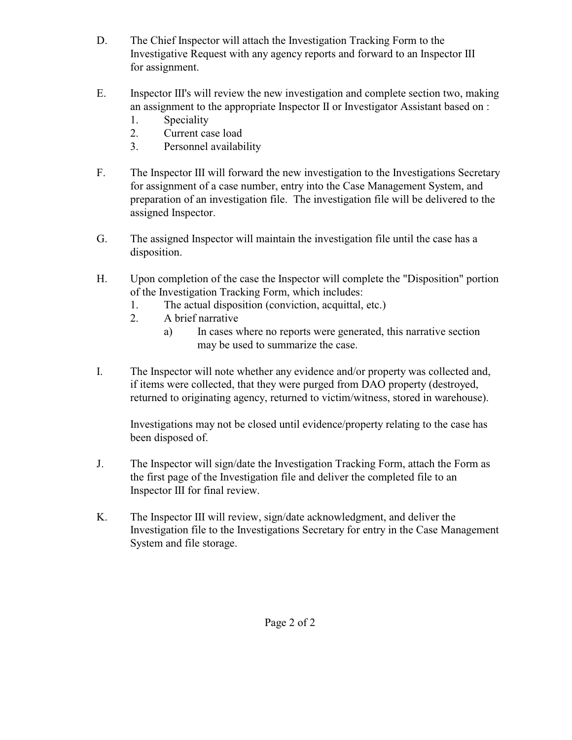D. The Chief Inspector will attach the Investigation Tracking Form to the Investigative Request with any agency reports and forward to an Inspector III for assignment.

E. Inspector III's will review the new investigation and complete section two, making an assignment to the appropriate Inspector II or Investigator Assistant based on :
   1. Speciality
   2. Current case load
   3. Personnel availability

F. The Inspector III will forward the new investigation to the Investigations Secretary for assignment of a case number, entry into the Case Management System, and preparation of an investigation file. The investigation file will be delivered to the assigned Inspector.

G. The assigned Inspector will maintain the investigation file until the case has a disposition.

H. Upon completion of the case the Inspector will complete the "Disposition" portion of the Investigation Tracking Form, which includes:
   1. The actual disposition (conviction, acquittal, etc.)
   2. A brief narrative
      a) In cases where no reports were generated, this narrative section may be used to summarize the case.

I. The Inspector will note whether any evidence and/or property was collected and, if items were collected, that they were purged from DAO property (destroyed, returned to originating agency, returned to victim/witness, stored in warehouse).

   Investigations may not be closed until evidence/property relating to the case has been disposed of.

J. The Inspector will sign/date the Investigation Tracking Form, attach the Form as the first page of the Investigation file and deliver the completed file to an Inspector III for final review.

K. The Inspector III will review, sign/date acknowledgment, and deliver the Investigation file to the Investigations Secretary for entry in the Case Management System and file storage.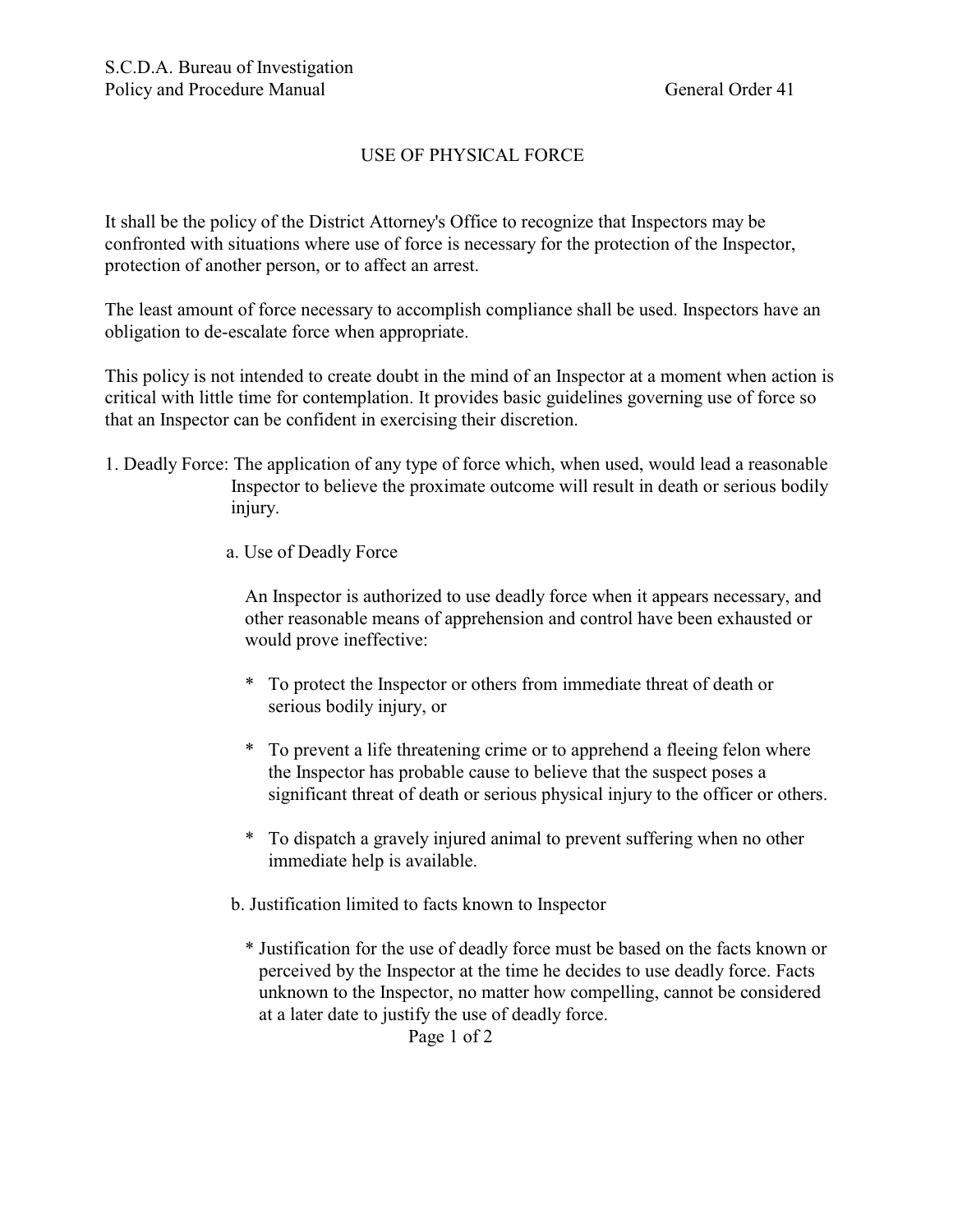S.C.D.A. Bureau of Investigation
Policy and Procedure Manual General Order 41

# USE OF PHYSICAL FORCE

It shall be the policy of the District Attorney's Office to recognize that Inspectors may be confronted with situations where use of force is necessary for the protection of the Inspector, protection of another person, or to affect an arrest.

The least amount of force necessary to accomplish compliance shall be used. Inspectors have an obligation to de-escalate force when appropriate.

This policy is not intended to create doubt in the mind of an Inspector at a moment when action is critical with little time for contemplation. It provides basic guidelines governing use of force so that an Inspector can be confident in exercising their discretion.

1. Deadly Force: The application of any type of force which, when used, would lead a reasonable Inspector to believe the proximate outcome will result in death or serious bodily injury.

   a. Use of Deadly Force

      An Inspector is authorized to use deadly force when it appears necessary, and other reasonable means of apprehension and control have been exhausted or would prove ineffective:

      * To protect the Inspector or others from immediate threat of death or serious bodily injury, or

      * To prevent a life threatening crime or to apprehend a fleeing felon where the Inspector has probable cause to believe that the suspect poses a significant threat of death or serious physical injury to the officer or others.

      * To dispatch a gravely injured animal to prevent suffering when no other immediate help is available.

   b. Justification limited to facts known to Inspector

      * Justification for the use of deadly force must be based on the facts known or perceived by the Inspector at the time he decides to use deadly force. Facts unknown to the Inspector, no matter how compelling, cannot be considered at a later date to justify the use of deadly force.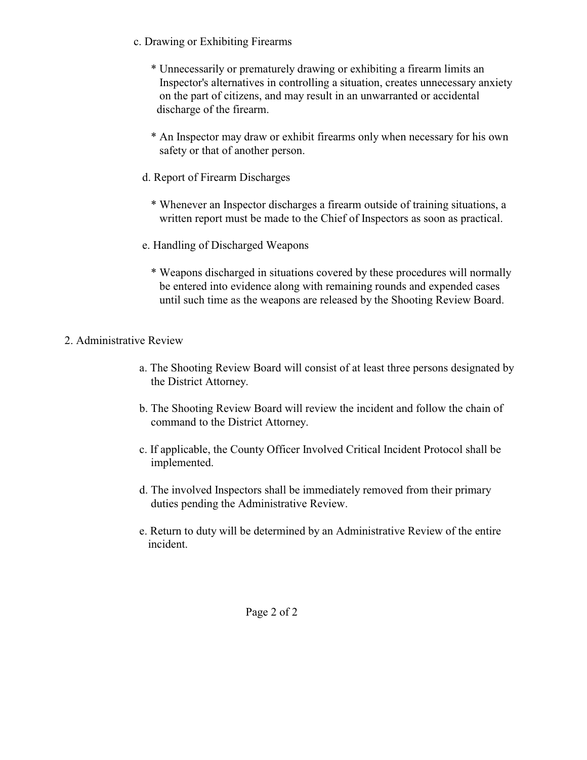c. Drawing or Exhibiting Firearms

* Unnecessarily or prematurely drawing or exhibiting a firearm limits an Inspector's alternatives in controlling a situation, creates unnecessary anxiety on the part of citizens, and may result in an unwarranted or accidental discharge of the firearm.

* An Inspector may draw or exhibit firearms only when necessary for his own safety or that of another person.

d. Report of Firearm Discharges

* Whenever an Inspector discharges a firearm outside of training situations, a written report must be made to the Chief of Inspectors as soon as practical.

e. Handling of Discharged Weapons

* Weapons discharged in situations covered by these procedures will normally be entered into evidence along with remaining rounds and expended cases until such time as the weapons are released by the Shooting Review Board.

2. Administrative Review

a. The Shooting Review Board will consist of at least three persons designated by the District Attorney.

b. The Shooting Review Board will review the incident and follow the chain of command to the District Attorney.

c. If applicable, the County Officer Involved Critical Incident Protocol shall be implemented.

d. The involved Inspectors shall be immediately removed from their primary duties pending the Administrative Review.

e. Return to duty will be determined by an Administrative Review of the entire incident.